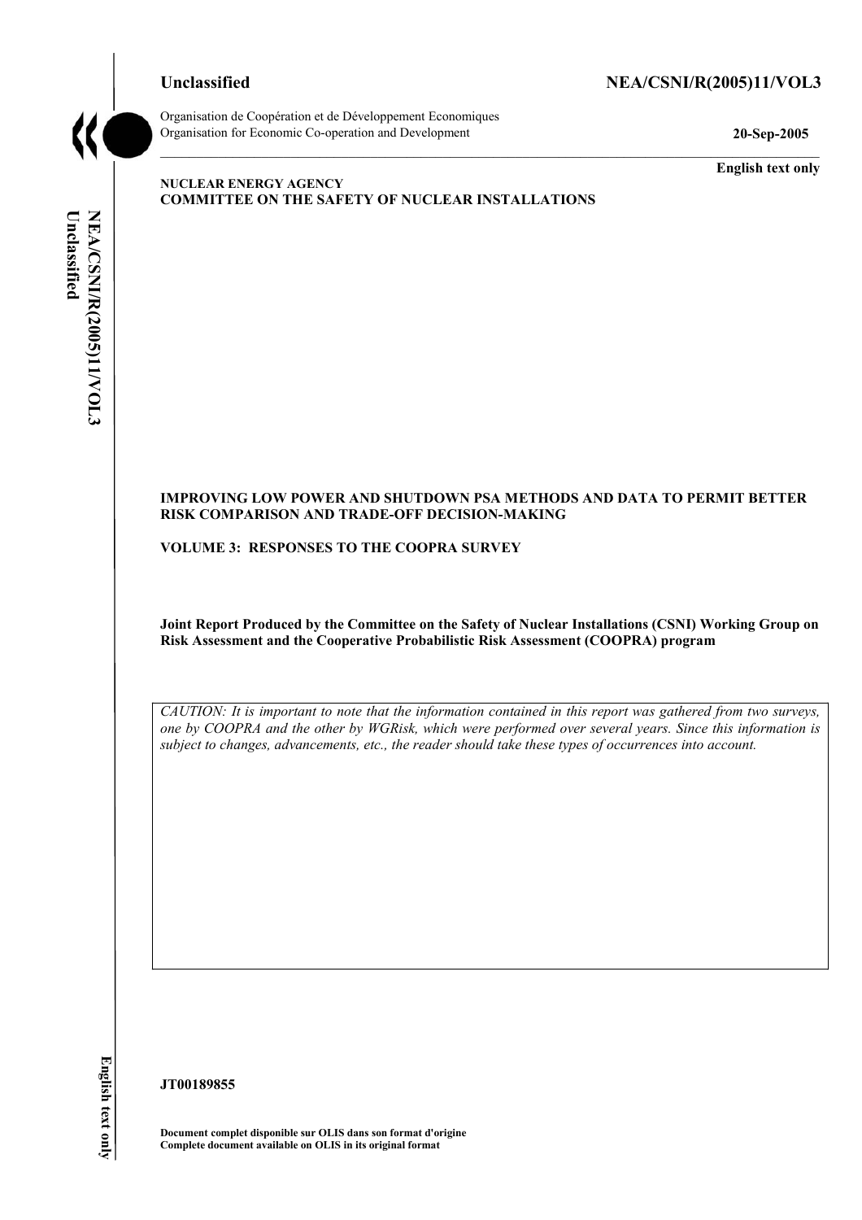**Unclassified** **NEA/CSNI/R(2005)11/VOL3**

Organisation de Coopération et de Développement Economiques
Organisation for Economic Co-operation and Development

**20-Sep-2005**

**English text only**

**NUCLEAR ENERGY AGENCY**
**COMMITTEE ON THE SAFETY OF NUCLEAR INSTALLATIONS**

**IMPROVING LOW POWER AND SHUTDOWN PSA METHODS AND DATA TO PERMIT BETTER RISK COMPARISON AND TRADE-OFF DECISION-MAKING**

**VOLUME 3: RESPONSES TO THE COOPRA SURVEY**

**Joint Report Produced by the Committee on the Safety of Nuclear Installations (CSNI) Working Group on Risk Assessment and the Cooperative Probabilistic Risk Assessment (COOPRA) program**

*CAUTION: It is important to note that the information contained in this report was gathered from two surveys, one by COOPRA and the other by WGRisk, which were performed over several years. Since this information is subject to changes, advancements, etc., the reader should take these types of occurrences into account.*

**JT00189855**

**Document complet disponible sur OLIS dans son format d'origine**
**Complete document available on OLIS in its original format**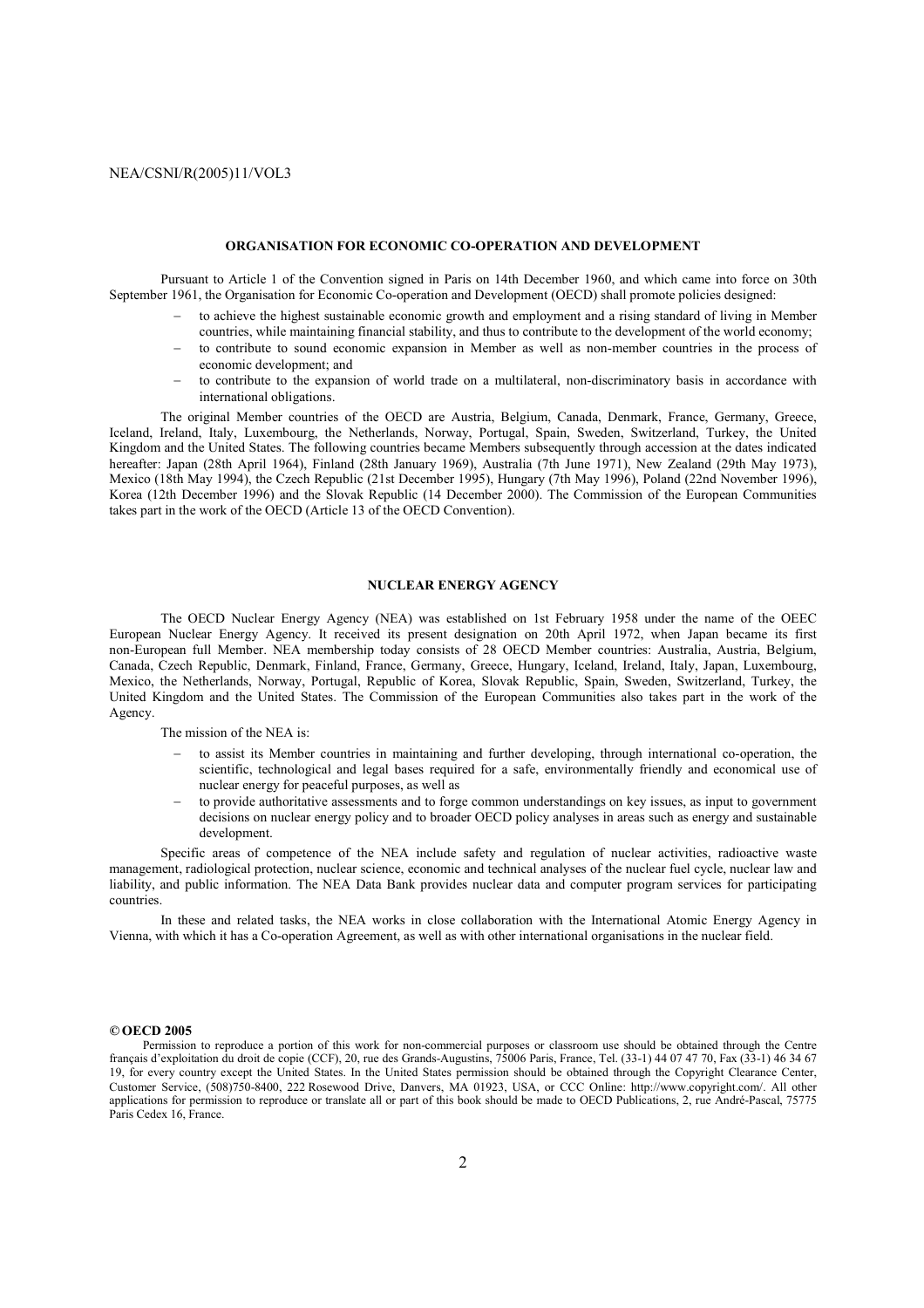## ORGANISATION FOR ECONOMIC CO-OPERATION AND DEVELOPMENT

Pursuant to Article 1 of the Convention signed in Paris on 14th December 1960, and which came into force on 30th September 1961, the Organisation for Economic Co-operation and Development (OECD) shall promote policies designed:

- to achieve the highest sustainable economic growth and employment and a rising standard of living in Member countries, while maintaining financial stability, and thus to contribute to the development of the world economy;
- to contribute to sound economic expansion in Member as well as non-member countries in the process of economic development; and
- to contribute to the expansion of world trade on a multilateral, non-discriminatory basis in accordance with international obligations.

The original Member countries of the OECD are Austria, Belgium, Canada, Denmark, France, Germany, Greece, Iceland, Ireland, Italy, Luxembourg, the Netherlands, Norway, Portugal, Spain, Sweden, Switzerland, Turkey, the United Kingdom and the United States. The following countries became Members subsequently through accession at the dates indicated hereafter: Japan (28th April 1964), Finland (28th January 1969), Australia (7th June 1971), New Zealand (29th May 1973), Mexico (18th May 1994), the Czech Republic (21st December 1995), Hungary (7th May 1996), Poland (22nd November 1996), Korea (12th December 1996) and the Slovak Republic (14 December 2000). The Commission of the European Communities takes part in the work of the OECD (Article 13 of the OECD Convention).

## NUCLEAR ENERGY AGENCY

The OECD Nuclear Energy Agency (NEA) was established on 1st February 1958 under the name of the OEEC European Nuclear Energy Agency. It received its present designation on 20th April 1972, when Japan became its first non-European full Member. NEA membership today consists of 28 OECD Member countries: Australia, Austria, Belgium, Canada, Czech Republic, Denmark, Finland, France, Germany, Greece, Hungary, Iceland, Ireland, Italy, Japan, Luxembourg, Mexico, the Netherlands, Norway, Portugal, Republic of Korea, Slovak Republic, Spain, Sweden, Switzerland, Turkey, the United Kingdom and the United States. The Commission of the European Communities also takes part in the work of the Agency.

The mission of the NEA is:

- to assist its Member countries in maintaining and further developing, through international co-operation, the scientific, technological and legal bases required for a safe, environmentally friendly and economical use of nuclear energy for peaceful purposes, as well as
- to provide authoritative assessments and to forge common understandings on key issues, as input to government decisions on nuclear energy policy and to broader OECD policy analyses in areas such as energy and sustainable development.

Specific areas of competence of the NEA include safety and regulation of nuclear activities, radioactive waste management, radiological protection, nuclear science, economic and technical analyses of the nuclear fuel cycle, nuclear law and liability, and public information. The NEA Data Bank provides nuclear data and computer program services for participating countries.

In these and related tasks, the NEA works in close collaboration with the International Atomic Energy Agency in Vienna, with which it has a Co-operation Agreement, as well as with other international organisations in the nuclear field.

**© OECD 2005**

Permission to reproduce a portion of this work for non-commercial purposes or classroom use should be obtained through the Centre français d'exploitation du droit de copie (CCF), 20, rue des Grands-Augustins, 75006 Paris, France, Tel. (33-1) 44 07 47 70, Fax (33-1) 46 34 67 19, for every country except the United States. In the United States permission should be obtained through the Copyright Clearance Center, Customer Service, (508)750-8400, 222 Rosewood Drive, Danvers, MA 01923, USA, or CCC Online: http://www.copyright.com/. All other applications for permission to reproduce or translate all or part of this book should be made to OECD Publications, 2, rue André-Pascal, 75775 Paris Cedex 16, France.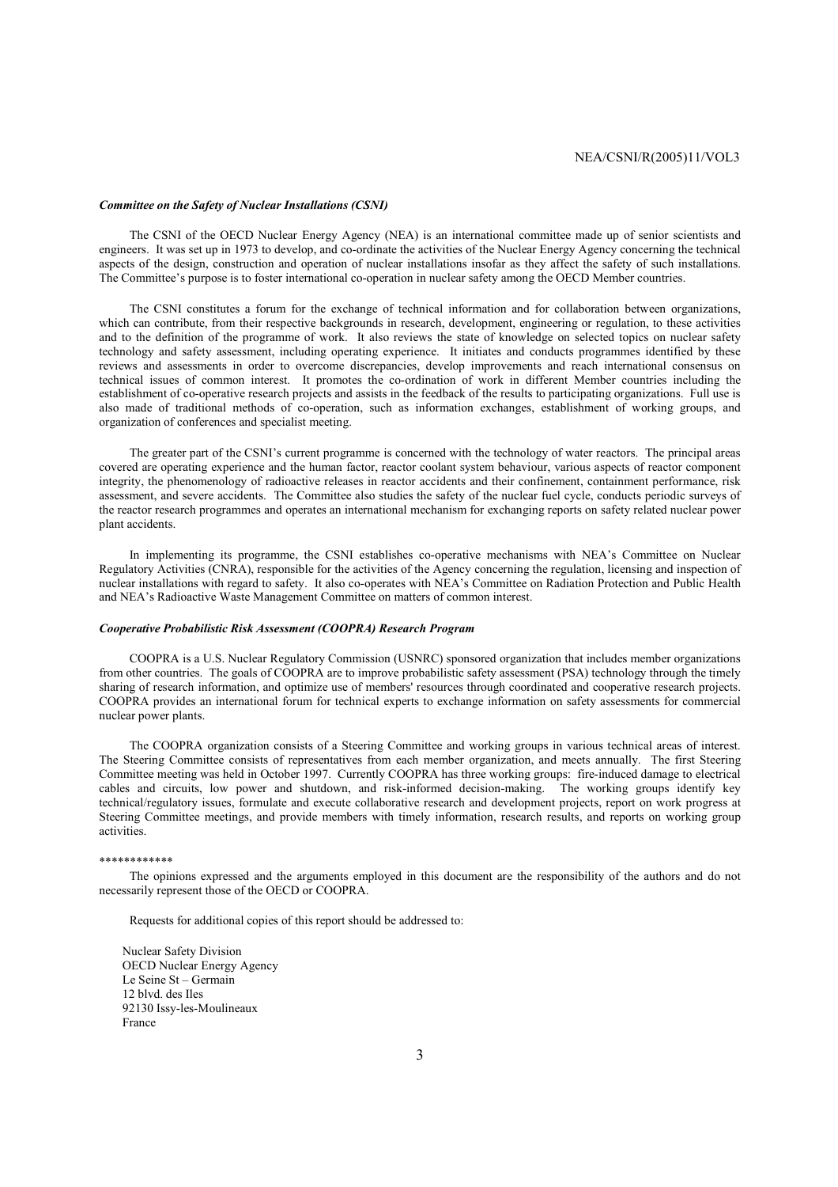***Committee on the Safety of Nuclear Installations (CSNI)***

The CSNI of the OECD Nuclear Energy Agency (NEA) is an international committee made up of senior scientists and engineers. It was set up in 1973 to develop, and co-ordinate the activities of the Nuclear Energy Agency concerning the technical aspects of the design, construction and operation of nuclear installations insofar as they affect the safety of such installations. The Committee's purpose is to foster international co-operation in nuclear safety among the OECD Member countries.

The CSNI constitutes a forum for the exchange of technical information and for collaboration between organizations, which can contribute, from their respective backgrounds in research, development, engineering or regulation, to these activities and to the definition of the programme of work. It also reviews the state of knowledge on selected topics on nuclear safety technology and safety assessment, including operating experience. It initiates and conducts programmes identified by these reviews and assessments in order to overcome discrepancies, develop improvements and reach international consensus on technical issues of common interest. It promotes the co-ordination of work in different Member countries including the establishment of co-operative research projects and assists in the feedback of the results to participating organizations. Full use is also made of traditional methods of co-operation, such as information exchanges, establishment of working groups, and organization of conferences and specialist meeting.

The greater part of the CSNI's current programme is concerned with the technology of water reactors. The principal areas covered are operating experience and the human factor, reactor coolant system behaviour, various aspects of reactor component integrity, the phenomenology of radioactive releases in reactor accidents and their confinement, containment performance, risk assessment, and severe accidents. The Committee also studies the safety of the nuclear fuel cycle, conducts periodic surveys of the reactor research programmes and operates an international mechanism for exchanging reports on safety related nuclear power plant accidents.

In implementing its programme, the CSNI establishes co-operative mechanisms with NEA's Committee on Nuclear Regulatory Activities (CNRA), responsible for the activities of the Agency concerning the regulation, licensing and inspection of nuclear installations with regard to safety. It also co-operates with NEA's Committee on Radiation Protection and Public Health and NEA's Radioactive Waste Management Committee on matters of common interest.

***Cooperative Probabilistic Risk Assessment (COOPRA) Research Program***

COOPRA is a U.S. Nuclear Regulatory Commission (USNRC) sponsored organization that includes member organizations from other countries. The goals of COOPRA are to improve probabilistic safety assessment (PSA) technology through the timely sharing of research information, and optimize use of members' resources through coordinated and cooperative research projects. COOPRA provides an international forum for technical experts to exchange information on safety assessments for commercial nuclear power plants.

The COOPRA organization consists of a Steering Committee and working groups in various technical areas of interest. The Steering Committee consists of representatives from each member organization, and meets annually. The first Steering Committee meeting was held in October 1997. Currently COOPRA has three working groups: fire-induced damage to electrical cables and circuits, low power and shutdown, and risk-informed decision-making. The working groups identify key technical/regulatory issues, formulate and execute collaborative research and development projects, report on work progress at Steering Committee meetings, and provide members with timely information, research results, and reports on working group activities.

\*\*\*\*\*\*\*\*\*\*\*\*

The opinions expressed and the arguments employed in this document are the responsibility of the authors and do not necessarily represent those of the OECD or COOPRA.

Requests for additional copies of this report should be addressed to:

Nuclear Safety Division
OECD Nuclear Energy Agency
Le Seine St – Germain
12 blvd. des Iles
92130 Issy-les-Moulineaux
France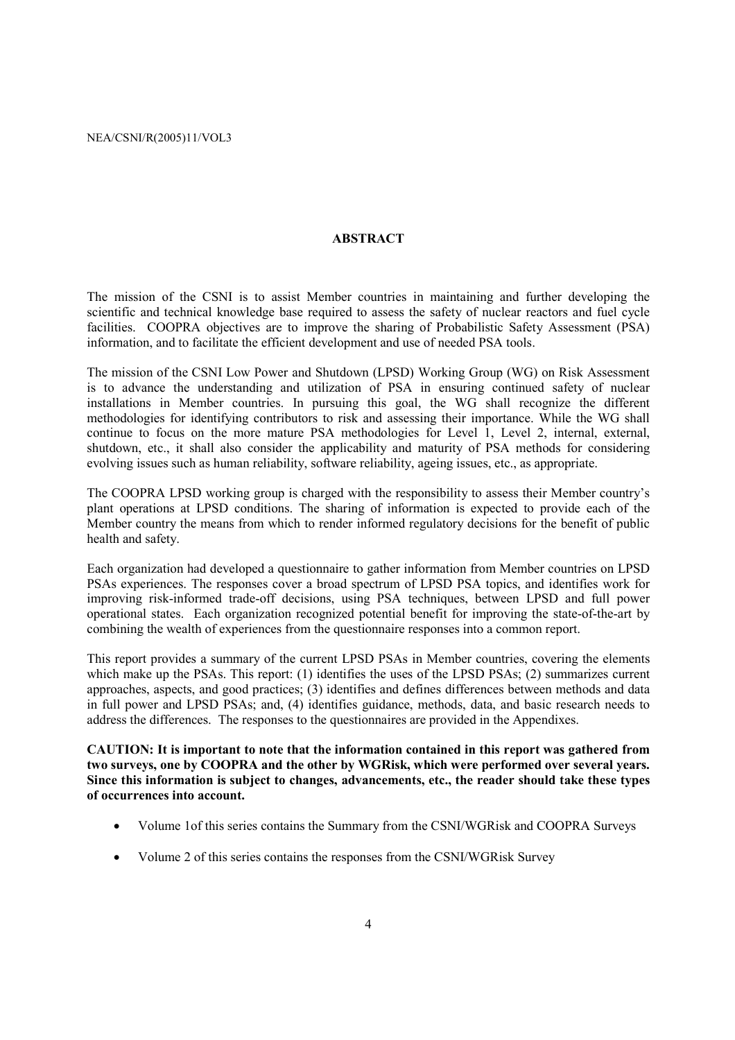## ABSTRACT

The mission of the CSNI is to assist Member countries in maintaining and further developing the scientific and technical knowledge base required to assess the safety of nuclear reactors and fuel cycle facilities. COOPRA objectives are to improve the sharing of Probabilistic Safety Assessment (PSA) information, and to facilitate the efficient development and use of needed PSA tools.

The mission of the CSNI Low Power and Shutdown (LPSD) Working Group (WG) on Risk Assessment is to advance the understanding and utilization of PSA in ensuring continued safety of nuclear installations in Member countries. In pursuing this goal, the WG shall recognize the different methodologies for identifying contributors to risk and assessing their importance. While the WG shall continue to focus on the more mature PSA methodologies for Level 1, Level 2, internal, external, shutdown, etc., it shall also consider the applicability and maturity of PSA methods for considering evolving issues such as human reliability, software reliability, ageing issues, etc., as appropriate.

The COOPRA LPSD working group is charged with the responsibility to assess their Member country's plant operations at LPSD conditions. The sharing of information is expected to provide each of the Member country the means from which to render informed regulatory decisions for the benefit of public health and safety.

Each organization had developed a questionnaire to gather information from Member countries on LPSD PSAs experiences. The responses cover a broad spectrum of LPSD PSA topics, and identifies work for improving risk-informed trade-off decisions, using PSA techniques, between LPSD and full power operational states. Each organization recognized potential benefit for improving the state-of-the-art by combining the wealth of experiences from the questionnaire responses into a common report.

This report provides a summary of the current LPSD PSAs in Member countries, covering the elements which make up the PSAs. This report: (1) identifies the uses of the LPSD PSAs; (2) summarizes current approaches, aspects, and good practices; (3) identifies and defines differences between methods and data in full power and LPSD PSAs; and, (4) identifies guidance, methods, data, and basic research needs to address the differences. The responses to the questionnaires are provided in the Appendixes.

**CAUTION: It is important to note that the information contained in this report was gathered from two surveys, one by COOPRA and the other by WGRisk, which were performed over several years. Since this information is subject to changes, advancements, etc., the reader should take these types of occurrences into account.**

- Volume 1of this series contains the Summary from the CSNI/WGRisk and COOPRA Surveys
- Volume 2 of this series contains the responses from the CSNI/WGRisk Survey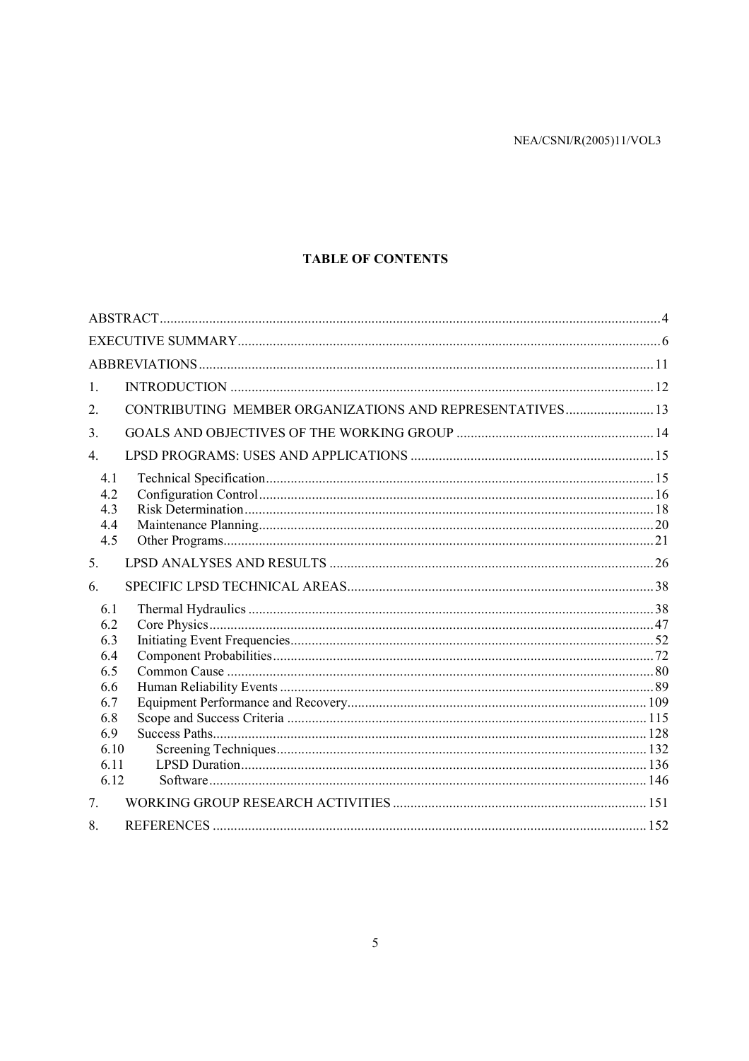# TABLE OF CONTENTS

| | | |
|---|---|---|
| ABSTRACT | | 4 |
| EXECUTIVE SUMMARY | | 6 |
| ABBREVIATIONS | | 11 |
| 1. | INTRODUCTION | 12 |
| 2. | CONTRIBUTING MEMBER ORGANIZATIONS AND REPRESENTATIVES | 13 |
| 3. | GOALS AND OBJECTIVES OF THE WORKING GROUP | 14 |
| 4. | LPSD PROGRAMS: USES AND APPLICATIONS | 15 |
| 4.1 | Technical Specification | 15 |
| 4.2 | Configuration Control | 16 |
| 4.3 | Risk Determination | 18 |
| 4.4 | Maintenance Planning | 20 |
| 4.5 | Other Programs | 21 |
| 5. | LPSD ANALYSES AND RESULTS | 26 |
| 6. | SPECIFIC LPSD TECHNICAL AREAS | 38 |
| 6.1 | Thermal Hydraulics | 38 |
| 6.2 | Core Physics | 47 |
| 6.3 | Initiating Event Frequencies | 52 |
| 6.4 | Component Probabilities | 72 |
| 6.5 | Common Cause | 80 |
| 6.6 | Human Reliability Events | 89 |
| 6.7 | Equipment Performance and Recovery | 109 |
| 6.8 | Scope and Success Criteria | 115 |
| 6.9 | Success Paths | 128 |
| 6.10 | Screening Techniques | 132 |
| 6.11 | LPSD Duration | 136 |
| 6.12 | Software | 146 |
| 7. | WORKING GROUP RESEARCH ACTIVITIES | 151 |
| 8. | REFERENCES | 152 |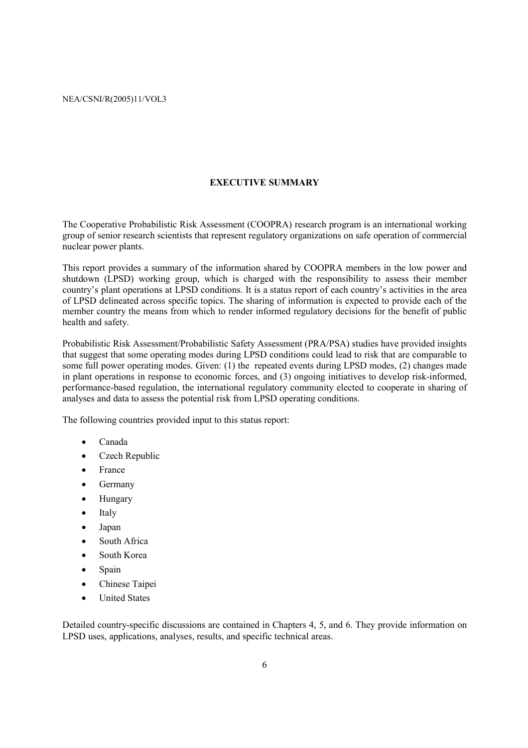# EXECUTIVE SUMMARY

The Cooperative Probabilistic Risk Assessment (COOPRA) research program is an international working group of senior research scientists that represent regulatory organizations on safe operation of commercial nuclear power plants.

This report provides a summary of the information shared by COOPRA members in the low power and shutdown (LPSD) working group, which is charged with the responsibility to assess their member country's plant operations at LPSD conditions. It is a status report of each country's activities in the area of LPSD delineated across specific topics. The sharing of information is expected to provide each of the member country the means from which to render informed regulatory decisions for the benefit of public health and safety.

Probabilistic Risk Assessment/Probabilistic Safety Assessment (PRA/PSA) studies have provided insights that suggest that some operating modes during LPSD conditions could lead to risk that are comparable to some full power operating modes. Given: (1) the repeated events during LPSD modes, (2) changes made in plant operations in response to economic forces, and (3) ongoing initiatives to develop risk-informed, performance-based regulation, the international regulatory community elected to cooperate in sharing of analyses and data to assess the potential risk from LPSD operating conditions.

The following countries provided input to this status report:

- Canada
- Czech Republic
- France
- Germany
- Hungary
- Italy
- Japan
- South Africa
- South Korea
- Spain
- Chinese Taipei
- United States

Detailed country-specific discussions are contained in Chapters 4, 5, and 6. They provide information on LPSD uses, applications, analyses, results, and specific technical areas.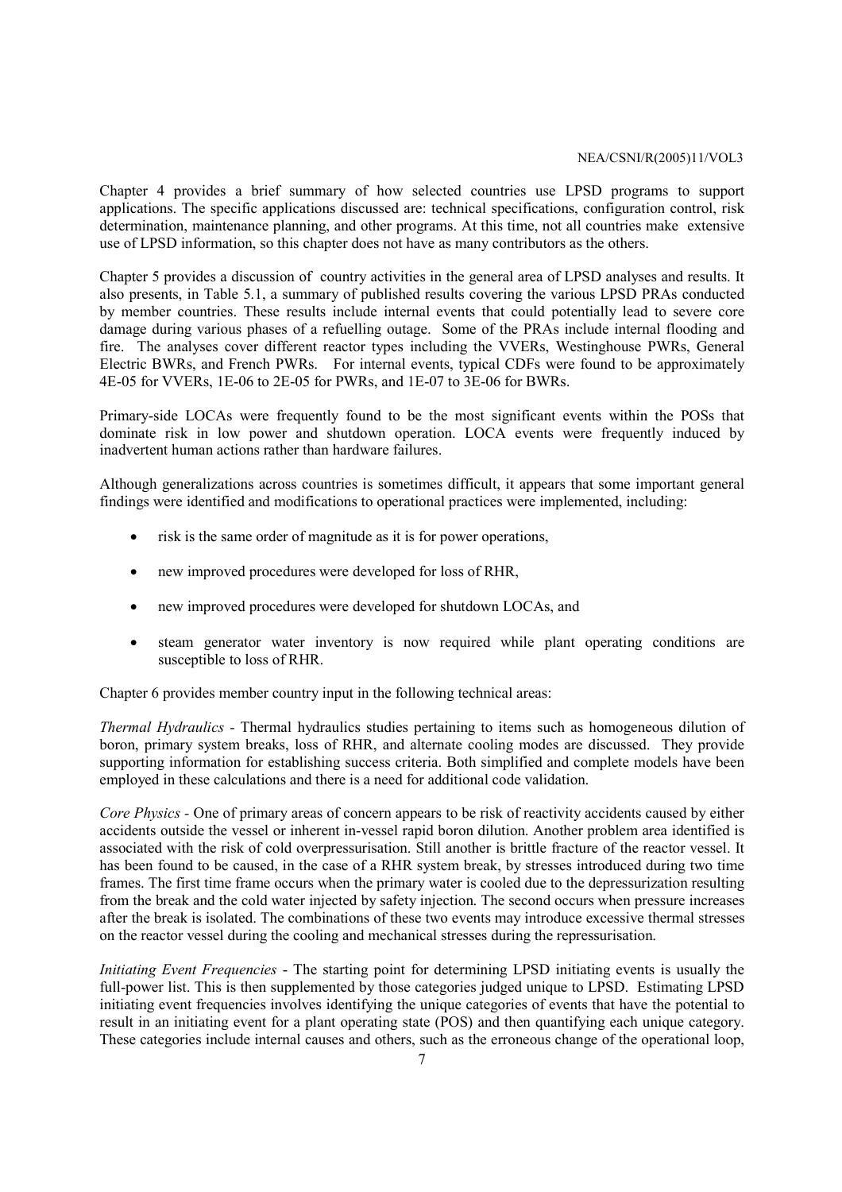Chapter 4 provides a brief summary of how selected countries use LPSD programs to support applications. The specific applications discussed are: technical specifications, configuration control, risk determination, maintenance planning, and other programs. At this time, not all countries make extensive use of LPSD information, so this chapter does not have as many contributors as the others.

Chapter 5 provides a discussion of country activities in the general area of LPSD analyses and results. It also presents, in Table 5.1, a summary of published results covering the various LPSD PRAs conducted by member countries. These results include internal events that could potentially lead to severe core damage during various phases of a refuelling outage. Some of the PRAs include internal flooding and fire. The analyses cover different reactor types including the VVERs, Westinghouse PWRs, General Electric BWRs, and French PWRs. For internal events, typical CDFs were found to be approximately 4E-05 for VVERs, 1E-06 to 2E-05 for PWRs, and 1E-07 to 3E-06 for BWRs.

Primary-side LOCAs were frequently found to be the most significant events within the POSs that dominate risk in low power and shutdown operation. LOCA events were frequently induced by inadvertent human actions rather than hardware failures.

Although generalizations across countries is sometimes difficult, it appears that some important general findings were identified and modifications to operational practices were implemented, including:

- risk is the same order of magnitude as it is for power operations,
- new improved procedures were developed for loss of RHR,
- new improved procedures were developed for shutdown LOCAs, and
- steam generator water inventory is now required while plant operating conditions are susceptible to loss of RHR.

Chapter 6 provides member country input in the following technical areas:

*Thermal Hydraulics* - Thermal hydraulics studies pertaining to items such as homogeneous dilution of boron, primary system breaks, loss of RHR, and alternate cooling modes are discussed. They provide supporting information for establishing success criteria. Both simplified and complete models have been employed in these calculations and there is a need for additional code validation.

*Core Physics* - One of primary areas of concern appears to be risk of reactivity accidents caused by either accidents outside the vessel or inherent in-vessel rapid boron dilution. Another problem area identified is associated with the risk of cold overpressurisation. Still another is brittle fracture of the reactor vessel. It has been found to be caused, in the case of a RHR system break, by stresses introduced during two time frames. The first time frame occurs when the primary water is cooled due to the depressurization resulting from the break and the cold water injected by safety injection. The second occurs when pressure increases after the break is isolated. The combinations of these two events may introduce excessive thermal stresses on the reactor vessel during the cooling and mechanical stresses during the repressurisation.

*Initiating Event Frequencies* - The starting point for determining LPSD initiating events is usually the full-power list. This is then supplemented by those categories judged unique to LPSD. Estimating LPSD initiating event frequencies involves identifying the unique categories of events that have the potential to result in an initiating event for a plant operating state (POS) and then quantifying each unique category. These categories include internal causes and others, such as the erroneous change of the operational loop,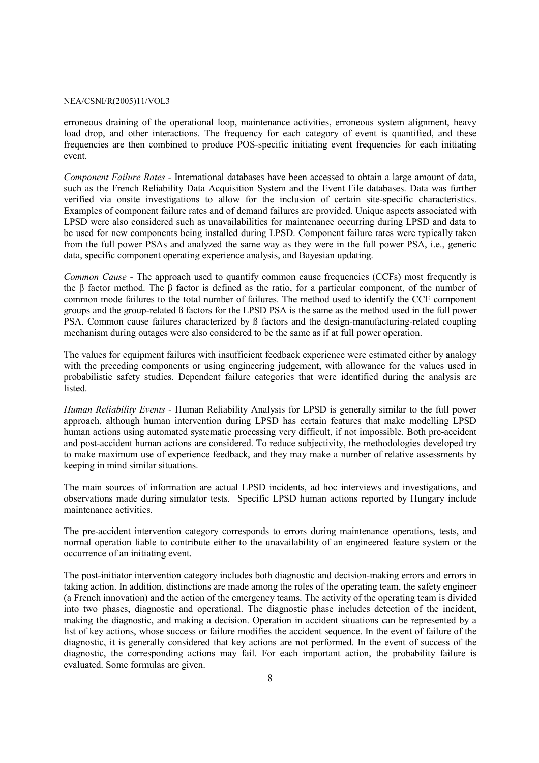erroneous draining of the operational loop, maintenance activities, erroneous system alignment, heavy load drop, and other interactions. The frequency for each category of event is quantified, and these frequencies are then combined to produce POS-specific initiating event frequencies for each initiating event.

*Component Failure Rates* - International databases have been accessed to obtain a large amount of data, such as the French Reliability Data Acquisition System and the Event File databases. Data was further verified via onsite investigations to allow for the inclusion of certain site-specific characteristics. Examples of component failure rates and of demand failures are provided. Unique aspects associated with LPSD were also considered such as unavailabilities for maintenance occurring during LPSD and data to be used for new components being installed during LPSD. Component failure rates were typically taken from the full power PSAs and analyzed the same way as they were in the full power PSA, i.e., generic data, specific component operating experience analysis, and Bayesian updating.

*Common Cause* - The approach used to quantify common cause frequencies (CCFs) most frequently is the β factor method. The β factor is defined as the ratio, for a particular component, of the number of common mode failures to the total number of failures. The method used to identify the CCF component groups and the group-related ß factors for the LPSD PSA is the same as the method used in the full power PSA. Common cause failures characterized by ß factors and the design-manufacturing-related coupling mechanism during outages were also considered to be the same as if at full power operation.

The values for equipment failures with insufficient feedback experience were estimated either by analogy with the preceding components or using engineering judgement, with allowance for the values used in probabilistic safety studies. Dependent failure categories that were identified during the analysis are listed.

*Human Reliability Events* - Human Reliability Analysis for LPSD is generally similar to the full power approach, although human intervention during LPSD has certain features that make modelling LPSD human actions using automated systematic processing very difficult, if not impossible. Both pre-accident and post-accident human actions are considered. To reduce subjectivity, the methodologies developed try to make maximum use of experience feedback, and they may make a number of relative assessments by keeping in mind similar situations.

The main sources of information are actual LPSD incidents, ad hoc interviews and investigations, and observations made during simulator tests. Specific LPSD human actions reported by Hungary include maintenance activities.

The pre-accident intervention category corresponds to errors during maintenance operations, tests, and normal operation liable to contribute either to the unavailability of an engineered feature system or the occurrence of an initiating event.

The post-initiator intervention category includes both diagnostic and decision-making errors and errors in taking action. In addition, distinctions are made among the roles of the operating team, the safety engineer (a French innovation) and the action of the emergency teams. The activity of the operating team is divided into two phases, diagnostic and operational. The diagnostic phase includes detection of the incident, making the diagnostic, and making a decision. Operation in accident situations can be represented by a list of key actions, whose success or failure modifies the accident sequence. In the event of failure of the diagnostic, it is generally considered that key actions are not performed. In the event of success of the diagnostic, the corresponding actions may fail. For each important action, the probability failure is evaluated. Some formulas are given.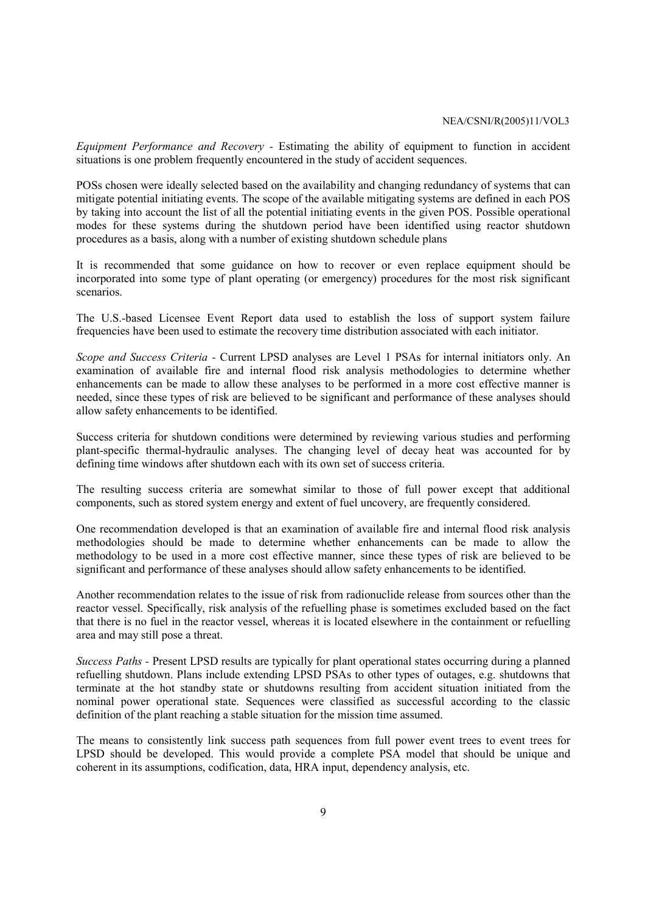*Equipment Performance and Recovery* - Estimating the ability of equipment to function in accident situations is one problem frequently encountered in the study of accident sequences.

POSs chosen were ideally selected based on the availability and changing redundancy of systems that can mitigate potential initiating events. The scope of the available mitigating systems are defined in each POS by taking into account the list of all the potential initiating events in the given POS. Possible operational modes for these systems during the shutdown period have been identified using reactor shutdown procedures as a basis, along with a number of existing shutdown schedule plans

It is recommended that some guidance on how to recover or even replace equipment should be incorporated into some type of plant operating (or emergency) procedures for the most risk significant scenarios.

The U.S.-based Licensee Event Report data used to establish the loss of support system failure frequencies have been used to estimate the recovery time distribution associated with each initiator.

*Scope and Success Criteria* - Current LPSD analyses are Level 1 PSAs for internal initiators only. An examination of available fire and internal flood risk analysis methodologies to determine whether enhancements can be made to allow these analyses to be performed in a more cost effective manner is needed, since these types of risk are believed to be significant and performance of these analyses should allow safety enhancements to be identified.

Success criteria for shutdown conditions were determined by reviewing various studies and performing plant-specific thermal-hydraulic analyses. The changing level of decay heat was accounted for by defining time windows after shutdown each with its own set of success criteria.

The resulting success criteria are somewhat similar to those of full power except that additional components, such as stored system energy and extent of fuel uncovery, are frequently considered.

One recommendation developed is that an examination of available fire and internal flood risk analysis methodologies should be made to determine whether enhancements can be made to allow the methodology to be used in a more cost effective manner, since these types of risk are believed to be significant and performance of these analyses should allow safety enhancements to be identified.

Another recommendation relates to the issue of risk from radionuclide release from sources other than the reactor vessel. Specifically, risk analysis of the refuelling phase is sometimes excluded based on the fact that there is no fuel in the reactor vessel, whereas it is located elsewhere in the containment or refuelling area and may still pose a threat.

*Success Paths* - Present LPSD results are typically for plant operational states occurring during a planned refuelling shutdown. Plans include extending LPSD PSAs to other types of outages, e.g. shutdowns that terminate at the hot standby state or shutdowns resulting from accident situation initiated from the nominal power operational state. Sequences were classified as successful according to the classic definition of the plant reaching a stable situation for the mission time assumed.

The means to consistently link success path sequences from full power event trees to event trees for LPSD should be developed. This would provide a complete PSA model that should be unique and coherent in its assumptions, codification, data, HRA input, dependency analysis, etc.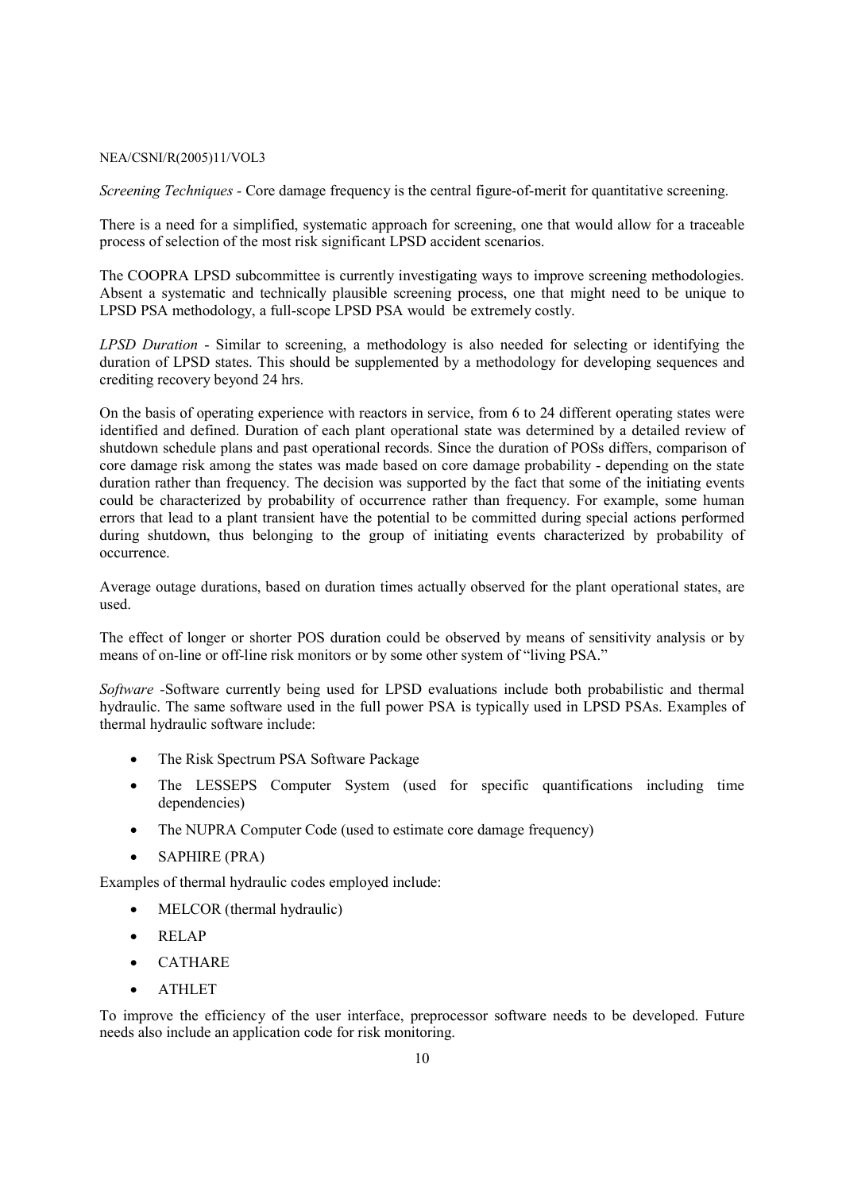*Screening Techniques* - Core damage frequency is the central figure-of-merit for quantitative screening.

There is a need for a simplified, systematic approach for screening, one that would allow for a traceable process of selection of the most risk significant LPSD accident scenarios.

The COOPRA LPSD subcommittee is currently investigating ways to improve screening methodologies. Absent a systematic and technically plausible screening process, one that might need to be unique to LPSD PSA methodology, a full-scope LPSD PSA would be extremely costly.

*LPSD Duration* - Similar to screening, a methodology is also needed for selecting or identifying the duration of LPSD states. This should be supplemented by a methodology for developing sequences and crediting recovery beyond 24 hrs.

On the basis of operating experience with reactors in service, from 6 to 24 different operating states were identified and defined. Duration of each plant operational state was determined by a detailed review of shutdown schedule plans and past operational records. Since the duration of POSs differs, comparison of core damage risk among the states was made based on core damage probability - depending on the state duration rather than frequency. The decision was supported by the fact that some of the initiating events could be characterized by probability of occurrence rather than frequency. For example, some human errors that lead to a plant transient have the potential to be committed during special actions performed during shutdown, thus belonging to the group of initiating events characterized by probability of occurrence.

Average outage durations, based on duration times actually observed for the plant operational states, are used.

The effect of longer or shorter POS duration could be observed by means of sensitivity analysis or by means of on-line or off-line risk monitors or by some other system of "living PSA."

*Software* -Software currently being used for LPSD evaluations include both probabilistic and thermal hydraulic. The same software used in the full power PSA is typically used in LPSD PSAs. Examples of thermal hydraulic software include:

- The Risk Spectrum PSA Software Package
- The LESSEPS Computer System (used for specific quantifications including time dependencies)
- The NUPRA Computer Code (used to estimate core damage frequency)
- SAPHIRE (PRA)

Examples of thermal hydraulic codes employed include:

- MELCOR (thermal hydraulic)
- RELAP
- CATHARE
- ATHLET

To improve the efficiency of the user interface, preprocessor software needs to be developed. Future needs also include an application code for risk monitoring.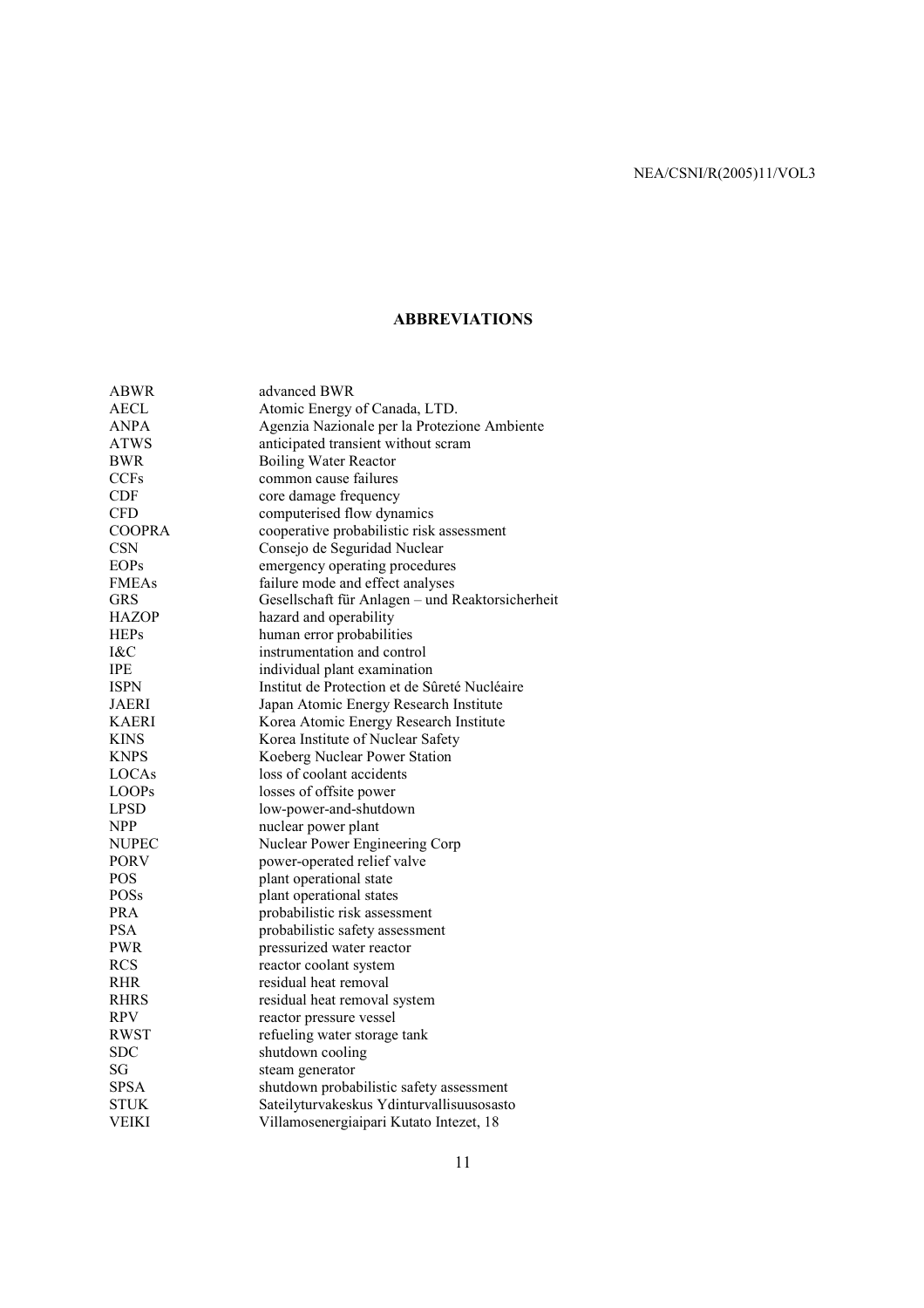## ABBREVIATIONS

| | |
|---|---|
| ABWR | advanced BWR |
| AECL | Atomic Energy of Canada, LTD. |
| ANPA | Agenzia Nazionale per la Protezione Ambiente |
| ATWS | anticipated transient without scram |
| BWR | Boiling Water Reactor |
| CCFs | common cause failures |
| CDF | core damage frequency |
| CFD | computerised flow dynamics |
| COOPRA | cooperative probabilistic risk assessment |
| CSN | Consejo de Seguridad Nuclear |
| EOPs | emergency operating procedures |
| FMEAs | failure mode and effect analyses |
| GRS | Gesellschaft für Anlagen – und Reaktorsicherheit |
| HAZOP | hazard and operability |
| HEPs | human error probabilities |
| I&C | instrumentation and control |
| IPE | individual plant examination |
| ISPN | Institut de Protection et de Sûreté Nucléaire |
| JAERI | Japan Atomic Energy Research Institute |
| KAERI | Korea Atomic Energy Research Institute |
| KINS | Korea Institute of Nuclear Safety |
| KNPS | Koeberg Nuclear Power Station |
| LOCAs | loss of coolant accidents |
| LOOPs | losses of offsite power |
| LPSD | low-power-and-shutdown |
| NPP | nuclear power plant |
| NUPEC | Nuclear Power Engineering Corp |
| PORV | power-operated relief valve |
| POS | plant operational state |
| POSs | plant operational states |
| PRA | probabilistic risk assessment |
| PSA | probabilistic safety assessment |
| PWR | pressurized water reactor |
| RCS | reactor coolant system |
| RHR | residual heat removal |
| RHRS | residual heat removal system |
| RPV | reactor pressure vessel |
| RWST | refueling water storage tank |
| SDC | shutdown cooling |
| SG | steam generator |
| SPSA | shutdown probabilistic safety assessment |
| STUK | Sateilyturvakeskus Ydinturvallisuusosasto |
| VEIKI | Villamosenergiaipari Kutato Intezet, 18 |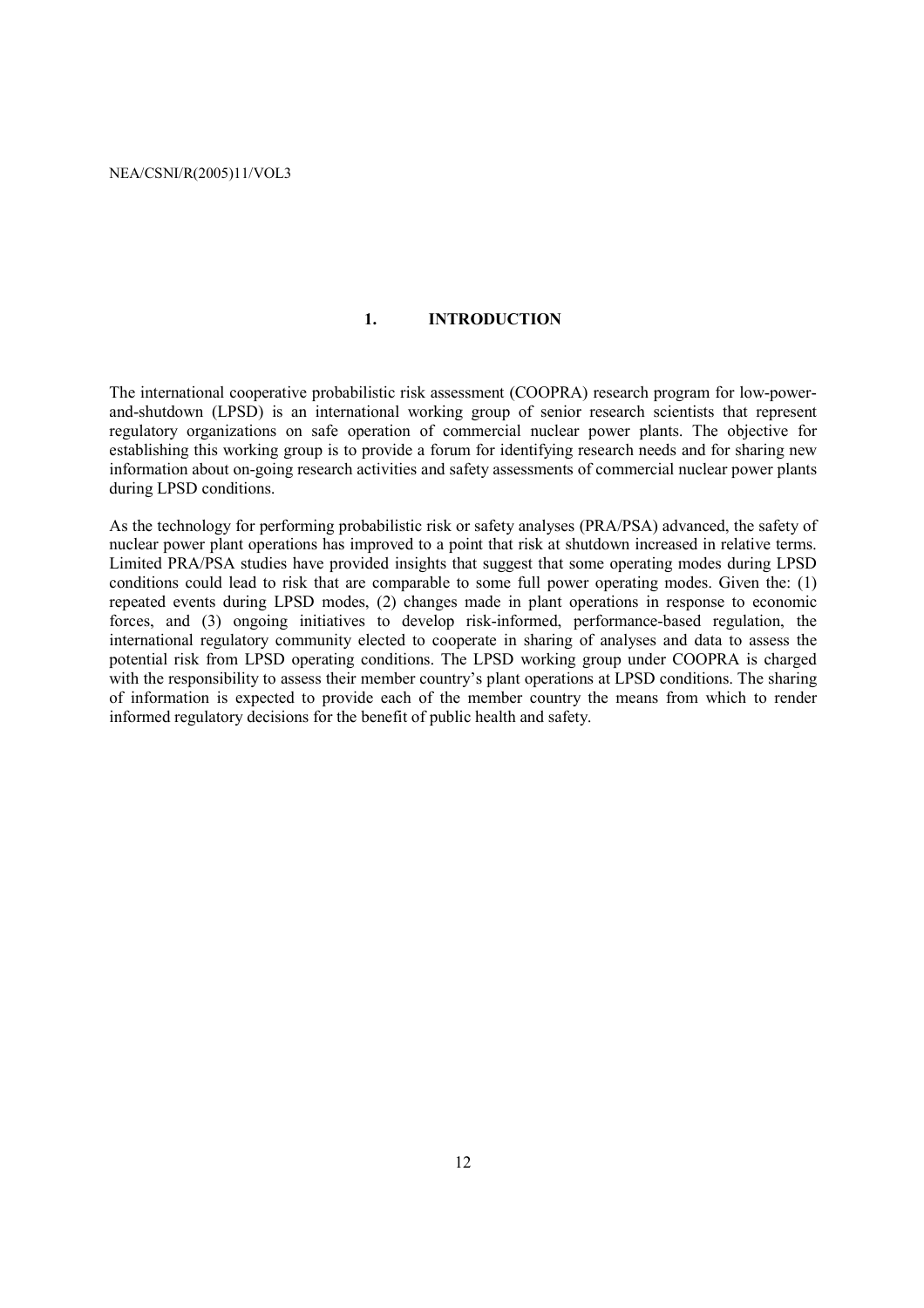# 1. INTRODUCTION

The international cooperative probabilistic risk assessment (COOPRA) research program for low-power-and-shutdown (LPSD) is an international working group of senior research scientists that represent regulatory organizations on safe operation of commercial nuclear power plants. The objective for establishing this working group is to provide a forum for identifying research needs and for sharing new information about on-going research activities and safety assessments of commercial nuclear power plants during LPSD conditions.

As the technology for performing probabilistic risk or safety analyses (PRA/PSA) advanced, the safety of nuclear power plant operations has improved to a point that risk at shutdown increased in relative terms. Limited PRA/PSA studies have provided insights that suggest that some operating modes during LPSD conditions could lead to risk that are comparable to some full power operating modes. Given the: (1) repeated events during LPSD modes, (2) changes made in plant operations in response to economic forces, and (3) ongoing initiatives to develop risk-informed, performance-based regulation, the international regulatory community elected to cooperate in sharing of analyses and data to assess the potential risk from LPSD operating conditions. The LPSD working group under COOPRA is charged with the responsibility to assess their member country's plant operations at LPSD conditions. The sharing of information is expected to provide each of the member country the means from which to render informed regulatory decisions for the benefit of public health and safety.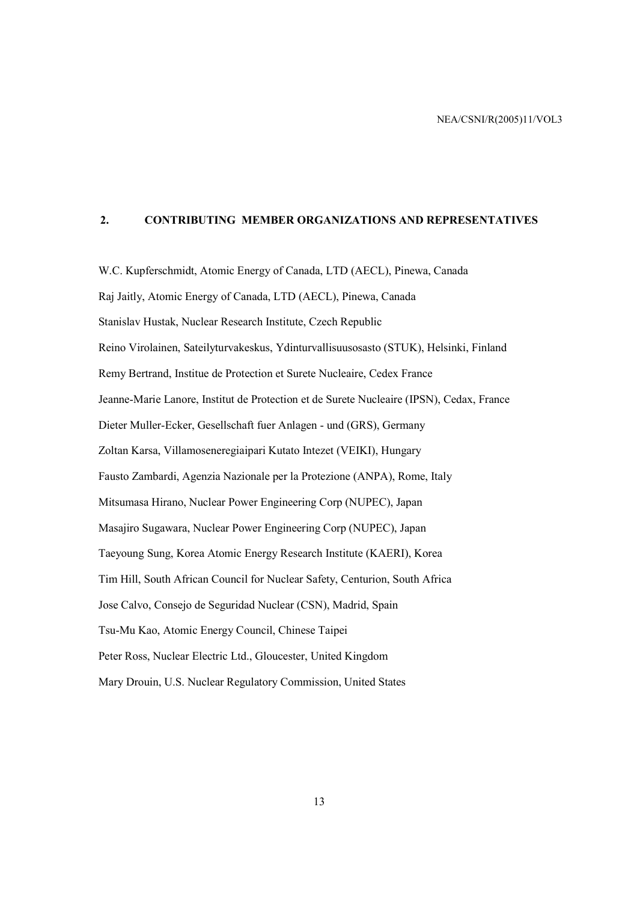## 2. CONTRIBUTING MEMBER ORGANIZATIONS AND REPRESENTATIVES

W.C. Kupferschmidt, Atomic Energy of Canada, LTD (AECL), Pinewa, Canada

Raj Jaitly, Atomic Energy of Canada, LTD (AECL), Pinewa, Canada

Stanislav Hustak, Nuclear Research Institute, Czech Republic

Reino Virolainen, Sateilyturvakeskus, Ydinturvallisuusosasto (STUK), Helsinki, Finland

Remy Bertrand, Institue de Protection et Surete Nucleaire, Cedex France

Jeanne-Marie Lanore, Institut de Protection et de Surete Nucleaire (IPSN), Cedax, France

Dieter Muller-Ecker, Gesellschaft fuer Anlagen - und (GRS), Germany

Zoltan Karsa, Villamoseneregiaipari Kutato Intezet (VEIKI), Hungary

Fausto Zambardi, Agenzia Nazionale per la Protezione (ANPA), Rome, Italy

Mitsumasa Hirano, Nuclear Power Engineering Corp (NUPEC), Japan

Masajiro Sugawara, Nuclear Power Engineering Corp (NUPEC), Japan

Taeyoung Sung, Korea Atomic Energy Research Institute (KAERI), Korea

Tim Hill, South African Council for Nuclear Safety, Centurion, South Africa

Jose Calvo, Consejo de Seguridad Nuclear (CSN), Madrid, Spain

Tsu-Mu Kao, Atomic Energy Council, Chinese Taipei

Peter Ross, Nuclear Electric Ltd., Gloucester, United Kingdom

Mary Drouin, U.S. Nuclear Regulatory Commission, United States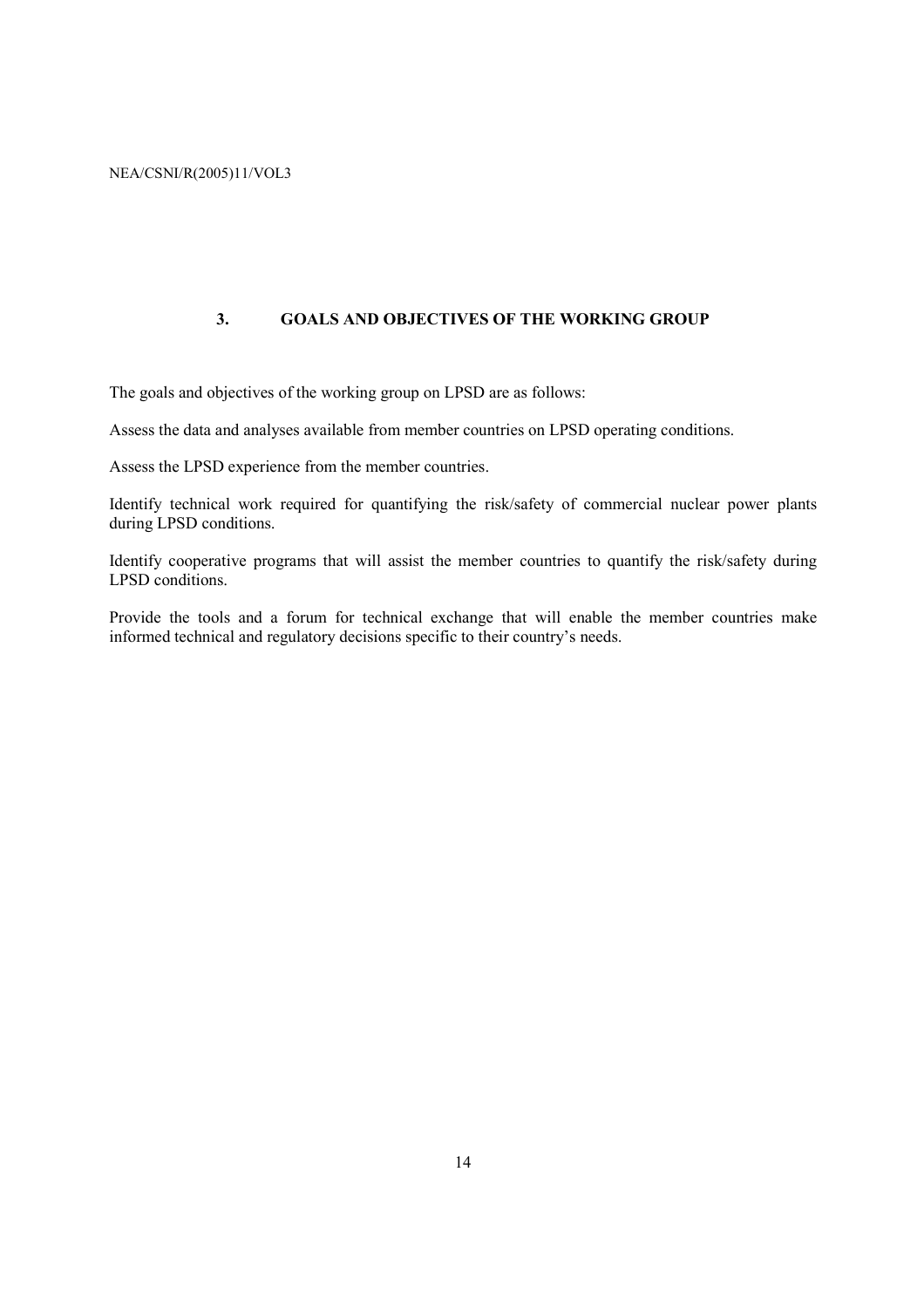## 3. GOALS AND OBJECTIVES OF THE WORKING GROUP

The goals and objectives of the working group on LPSD are as follows:

Assess the data and analyses available from member countries on LPSD operating conditions.

Assess the LPSD experience from the member countries.

Identify technical work required for quantifying the risk/safety of commercial nuclear power plants during LPSD conditions.

Identify cooperative programs that will assist the member countries to quantify the risk/safety during LPSD conditions.

Provide the tools and a forum for technical exchange that will enable the member countries make informed technical and regulatory decisions specific to their country's needs.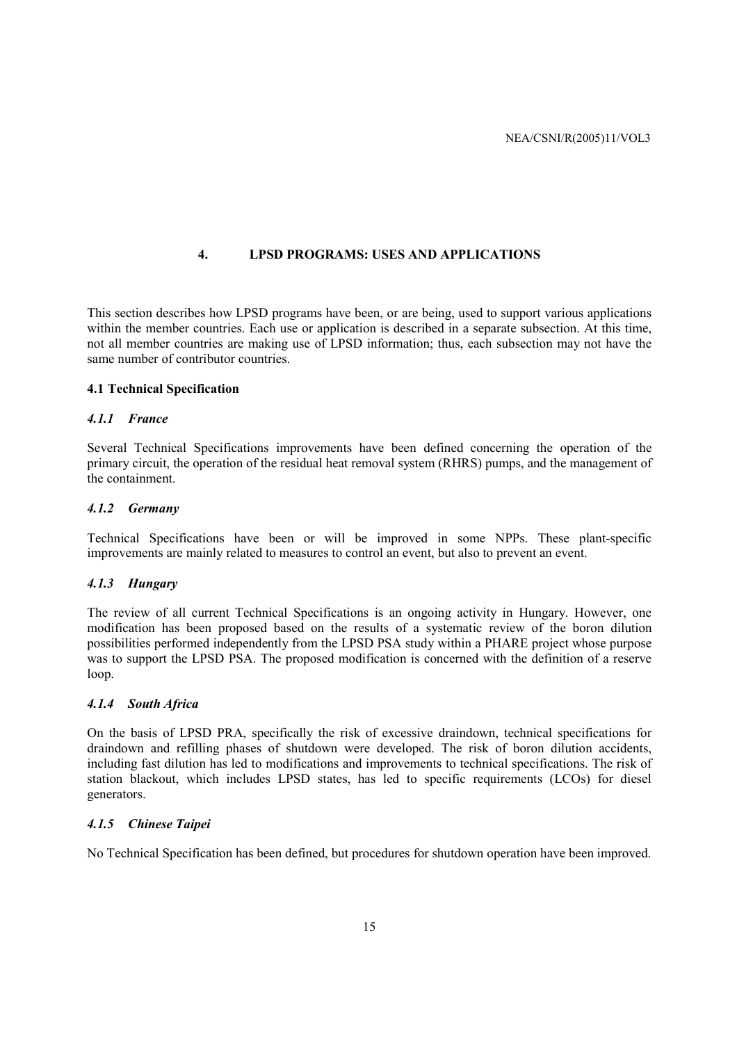# 4. LPSD PROGRAMS: USES AND APPLICATIONS

This section describes how LPSD programs have been, or are being, used to support various applications within the member countries. Each use or application is described in a separate subsection. At this time, not all member countries are making use of LPSD information; thus, each subsection may not have the same number of contributor countries.

## 4.1 Technical Specification

### *4.1.1 France*

Several Technical Specifications improvements have been defined concerning the operation of the primary circuit, the operation of the residual heat removal system (RHRS) pumps, and the management of the containment.

### *4.1.2 Germany*

Technical Specifications have been or will be improved in some NPPs. These plant-specific improvements are mainly related to measures to control an event, but also to prevent an event.

### *4.1.3 Hungary*

The review of all current Technical Specifications is an ongoing activity in Hungary. However, one modification has been proposed based on the results of a systematic review of the boron dilution possibilities performed independently from the LPSD PSA study within a PHARE project whose purpose was to support the LPSD PSA. The proposed modification is concerned with the definition of a reserve loop.

### *4.1.4 South Africa*

On the basis of LPSD PRA, specifically the risk of excessive draindown, technical specifications for draindown and refilling phases of shutdown were developed. The risk of boron dilution accidents, including fast dilution has led to modifications and improvements to technical specifications. The risk of station blackout, which includes LPSD states, has led to specific requirements (LCOs) for diesel generators.

### *4.1.5 Chinese Taipei*

No Technical Specification has been defined, but procedures for shutdown operation have been improved.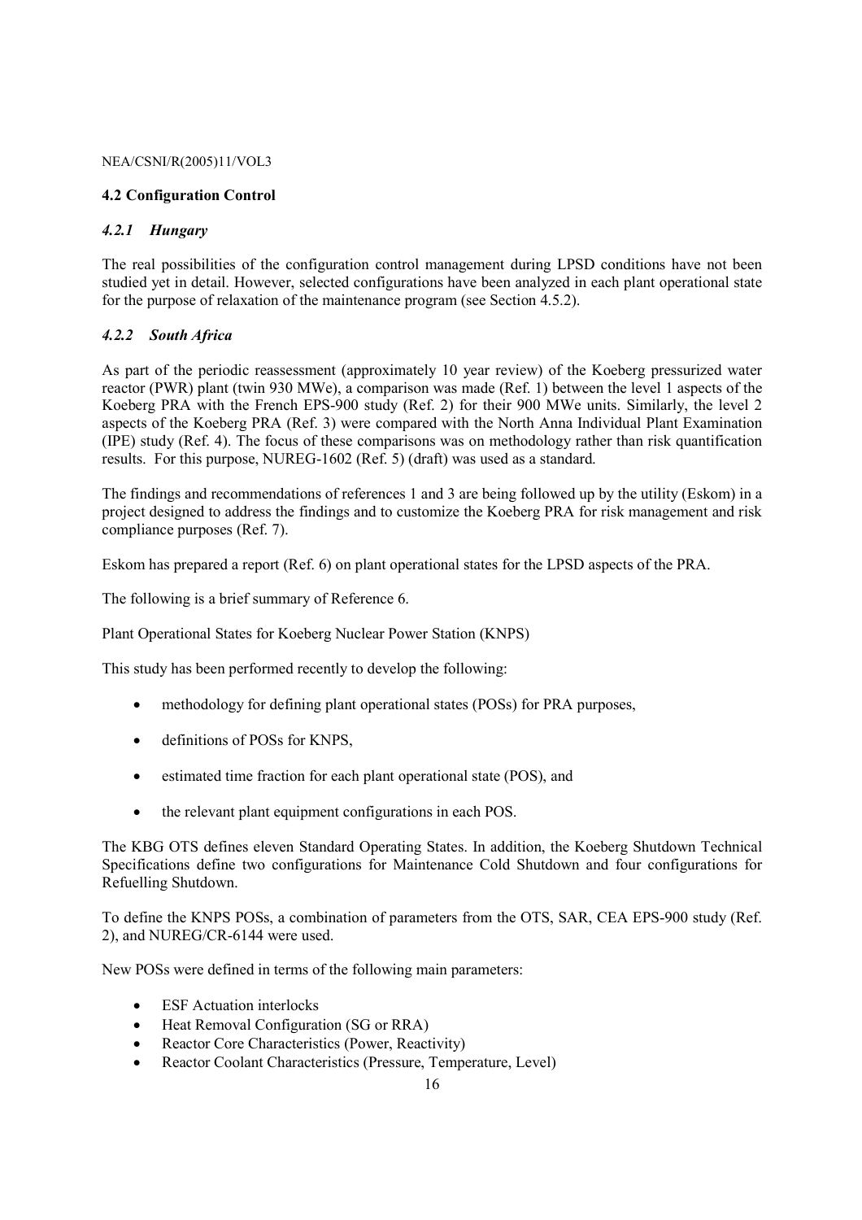## 4.2 Configuration Control

### *4.2.1 Hungary*

The real possibilities of the configuration control management during LPSD conditions have not been studied yet in detail. However, selected configurations have been analyzed in each plant operational state for the purpose of relaxation of the maintenance program (see Section 4.5.2).

### *4.2.2 South Africa*

As part of the periodic reassessment (approximately 10 year review) of the Koeberg pressurized water reactor (PWR) plant (twin 930 MWe), a comparison was made (Ref. 1) between the level 1 aspects of the Koeberg PRA with the French EPS-900 study (Ref. 2) for their 900 MWe units. Similarly, the level 2 aspects of the Koeberg PRA (Ref. 3) were compared with the North Anna Individual Plant Examination (IPE) study (Ref. 4). The focus of these comparisons was on methodology rather than risk quantification results. For this purpose, NUREG-1602 (Ref. 5) (draft) was used as a standard.

The findings and recommendations of references 1 and 3 are being followed up by the utility (Eskom) in a project designed to address the findings and to customize the Koeberg PRA for risk management and risk compliance purposes (Ref. 7).

Eskom has prepared a report (Ref. 6) on plant operational states for the LPSD aspects of the PRA.

The following is a brief summary of Reference 6.

Plant Operational States for Koeberg Nuclear Power Station (KNPS)

This study has been performed recently to develop the following:

- methodology for defining plant operational states (POSs) for PRA purposes,
- definitions of POSs for KNPS,
- estimated time fraction for each plant operational state (POS), and
- the relevant plant equipment configurations in each POS.

The KBG OTS defines eleven Standard Operating States. In addition, the Koeberg Shutdown Technical Specifications define two configurations for Maintenance Cold Shutdown and four configurations for Refuelling Shutdown.

To define the KNPS POSs, a combination of parameters from the OTS, SAR, CEA EPS-900 study (Ref. 2), and NUREG/CR-6144 were used.

New POSs were defined in terms of the following main parameters:

- ESF Actuation interlocks
- Heat Removal Configuration (SG or RRA)
- Reactor Core Characteristics (Power, Reactivity)
- Reactor Coolant Characteristics (Pressure, Temperature, Level)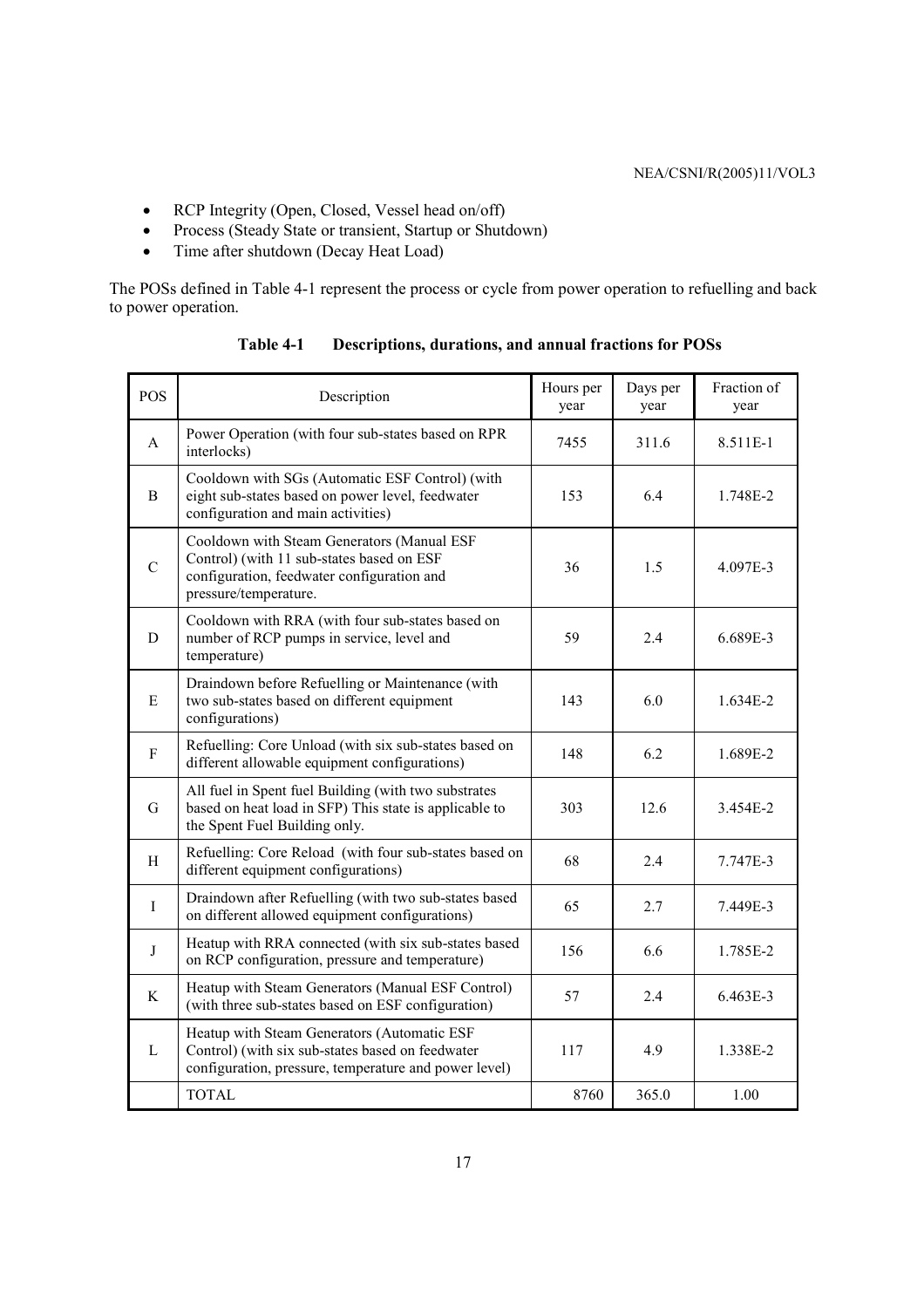- RCP Integrity (Open, Closed, Vessel head on/off)
- Process (Steady State or transient, Startup or Shutdown)
- Time after shutdown (Decay Heat Load)

The POSs defined in Table 4-1 represent the process or cycle from power operation to refuelling and back to power operation.

**Table 4-1 Descriptions, durations, and annual fractions for POSs**

| POS | Description | Hours per year | Days per year | Fraction of year |
|---|---|---|---|---|
| A | Power Operation (with four sub-states based on RPR interlocks) | 7455 | 311.6 | 8.511E-1 |
| B | Cooldown with SGs (Automatic ESF Control) (with eight sub-states based on power level, feedwater configuration and main activities) | 153 | 6.4 | 1.748E-2 |
| C | Cooldown with Steam Generators (Manual ESF Control) (with 11 sub-states based on ESF configuration, feedwater configuration and pressure/temperature. | 36 | 1.5 | 4.097E-3 |
| D | Cooldown with RRA (with four sub-states based on number of RCP pumps in service, level and temperature) | 59 | 2.4 | 6.689E-3 |
| E | Draindown before Refuelling or Maintenance (with two sub-states based on different equipment configurations) | 143 | 6.0 | 1.634E-2 |
| F | Refuelling: Core Unload (with six sub-states based on different allowable equipment configurations) | 148 | 6.2 | 1.689E-2 |
| G | All fuel in Spent fuel Building (with two substrates based on heat load in SFP) This state is applicable to the Spent Fuel Building only. | 303 | 12.6 | 3.454E-2 |
| H | Refuelling: Core Reload (with four sub-states based on different equipment configurations) | 68 | 2.4 | 7.747E-3 |
| I | Draindown after Refuelling (with two sub-states based on different allowed equipment configurations) | 65 | 2.7 | 7.449E-3 |
| J | Heatup with RRA connected (with six sub-states based on RCP configuration, pressure and temperature) | 156 | 6.6 | 1.785E-2 |
| K | Heatup with Steam Generators (Manual ESF Control) (with three sub-states based on ESF configuration) | 57 | 2.4 | 6.463E-3 |
| L | Heatup with Steam Generators (Automatic ESF Control) (with six sub-states based on feedwater configuration, pressure, temperature and power level) | 117 | 4.9 | 1.338E-2 |
| | TOTAL | 8760 | 365.0 | 1.00 |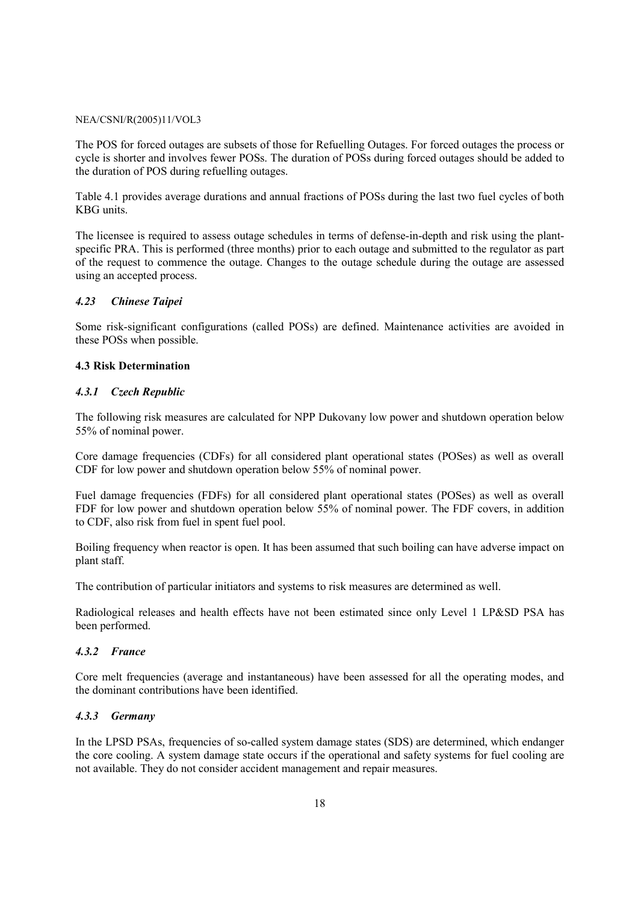The POS for forced outages are subsets of those for Refuelling Outages. For forced outages the process or cycle is shorter and involves fewer POSs. The duration of POSs during forced outages should be added to the duration of POS during refuelling outages.

Table 4.1 provides average durations and annual fractions of POSs during the last two fuel cycles of both KBG units.

The licensee is required to assess outage schedules in terms of defense-in-depth and risk using the plant-specific PRA. This is performed (three months) prior to each outage and submitted to the regulator as part of the request to commence the outage. Changes to the outage schedule during the outage are assessed using an accepted process.

#### *4.23 Chinese Taipei*

Some risk-significant configurations (called POSs) are defined. Maintenance activities are avoided in these POSs when possible.

### 4.3 Risk Determination

#### *4.3.1 Czech Republic*

The following risk measures are calculated for NPP Dukovany low power and shutdown operation below 55% of nominal power.

Core damage frequencies (CDFs) for all considered plant operational states (POSes) as well as overall CDF for low power and shutdown operation below 55% of nominal power.

Fuel damage frequencies (FDFs) for all considered plant operational states (POSes) as well as overall FDF for low power and shutdown operation below 55% of nominal power. The FDF covers, in addition to CDF, also risk from fuel in spent fuel pool.

Boiling frequency when reactor is open. It has been assumed that such boiling can have adverse impact on plant staff.

The contribution of particular initiators and systems to risk measures are determined as well.

Radiological releases and health effects have not been estimated since only Level 1 LP&SD PSA has been performed.

#### *4.3.2 France*

Core melt frequencies (average and instantaneous) have been assessed for all the operating modes, and the dominant contributions have been identified.

#### *4.3.3 Germany*

In the LPSD PSAs, frequencies of so-called system damage states (SDS) are determined, which endanger the core cooling. A system damage state occurs if the operational and safety systems for fuel cooling are not available. They do not consider accident management and repair measures.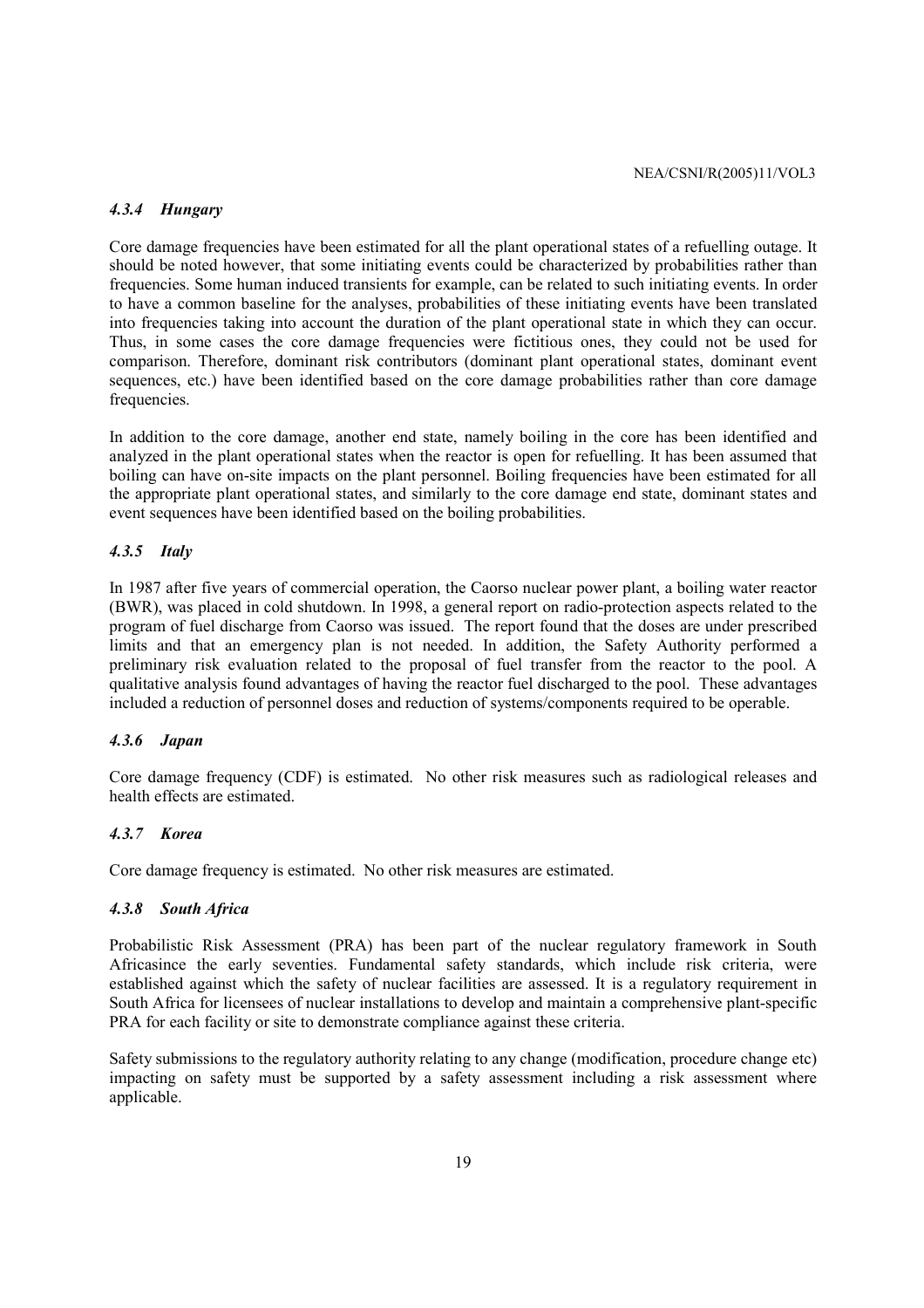#### *4.3.4 Hungary*

Core damage frequencies have been estimated for all the plant operational states of a refuelling outage. It should be noted however, that some initiating events could be characterized by probabilities rather than frequencies. Some human induced transients for example, can be related to such initiating events. In order to have a common baseline for the analyses, probabilities of these initiating events have been translated into frequencies taking into account the duration of the plant operational state in which they can occur. Thus, in some cases the core damage frequencies were fictitious ones, they could not be used for comparison. Therefore, dominant risk contributors (dominant plant operational states, dominant event sequences, etc.) have been identified based on the core damage probabilities rather than core damage frequencies.

In addition to the core damage, another end state, namely boiling in the core has been identified and analyzed in the plant operational states when the reactor is open for refuelling. It has been assumed that boiling can have on-site impacts on the plant personnel. Boiling frequencies have been estimated for all the appropriate plant operational states, and similarly to the core damage end state, dominant states and event sequences have been identified based on the boiling probabilities.

#### *4.3.5 Italy*

In 1987 after five years of commercial operation, the Caorso nuclear power plant, a boiling water reactor (BWR), was placed in cold shutdown. In 1998, a general report on radio-protection aspects related to the program of fuel discharge from Caorso was issued. The report found that the doses are under prescribed limits and that an emergency plan is not needed. In addition, the Safety Authority performed a preliminary risk evaluation related to the proposal of fuel transfer from the reactor to the pool. A qualitative analysis found advantages of having the reactor fuel discharged to the pool. These advantages included a reduction of personnel doses and reduction of systems/components required to be operable.

#### *4.3.6 Japan*

Core damage frequency (CDF) is estimated. No other risk measures such as radiological releases and health effects are estimated.

#### *4.3.7 Korea*

Core damage frequency is estimated. No other risk measures are estimated.

#### *4.3.8 South Africa*

Probabilistic Risk Assessment (PRA) has been part of the nuclear regulatory framework in South Africasince the early seventies. Fundamental safety standards, which include risk criteria, were established against which the safety of nuclear facilities are assessed. It is a regulatory requirement in South Africa for licensees of nuclear installations to develop and maintain a comprehensive plant-specific PRA for each facility or site to demonstrate compliance against these criteria.

Safety submissions to the regulatory authority relating to any change (modification, procedure change etc) impacting on safety must be supported by a safety assessment including a risk assessment where applicable.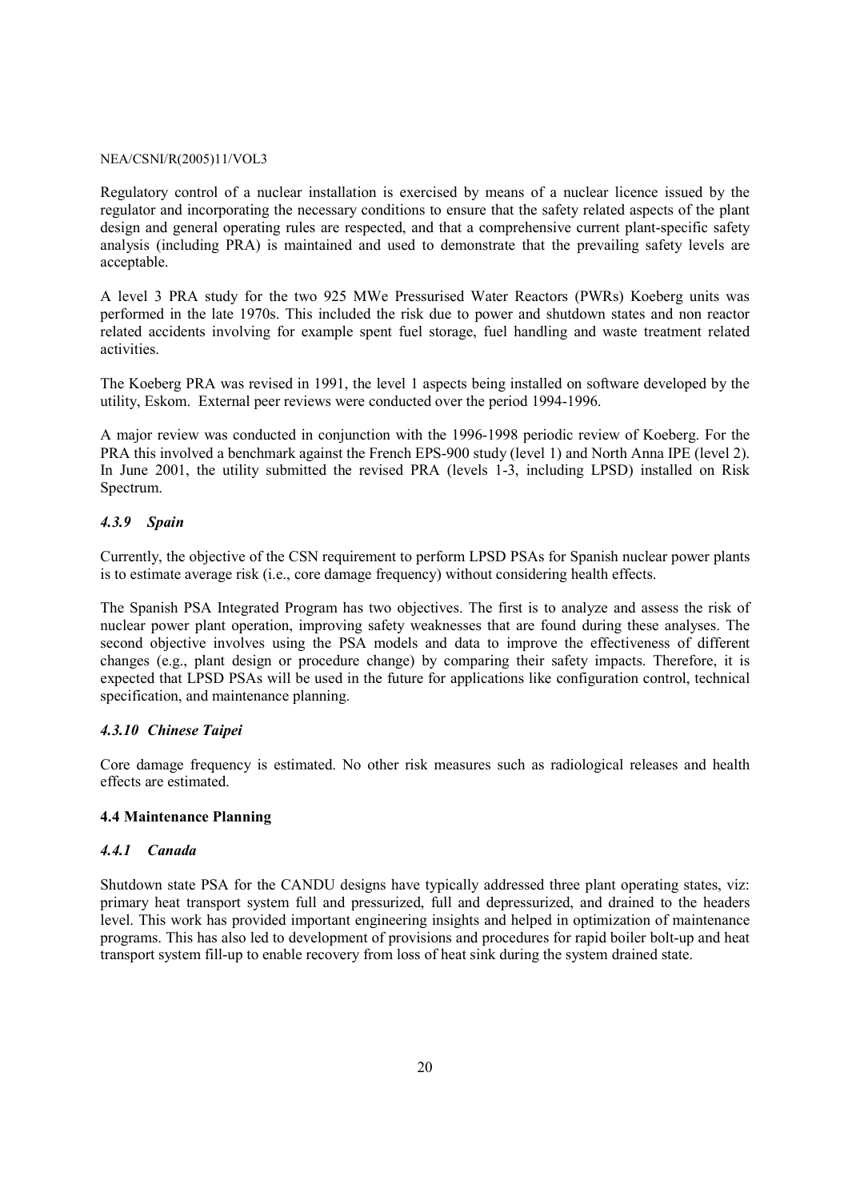Regulatory control of a nuclear installation is exercised by means of a nuclear licence issued by the regulator and incorporating the necessary conditions to ensure that the safety related aspects of the plant design and general operating rules are respected, and that a comprehensive current plant-specific safety analysis (including PRA) is maintained and used to demonstrate that the prevailing safety levels are acceptable.

A level 3 PRA study for the two 925 MWe Pressurised Water Reactors (PWRs) Koeberg units was performed in the late 1970s. This included the risk due to power and shutdown states and non reactor related accidents involving for example spent fuel storage, fuel handling and waste treatment related activities.

The Koeberg PRA was revised in 1991, the level 1 aspects being installed on software developed by the utility, Eskom. External peer reviews were conducted over the period 1994-1996.

A major review was conducted in conjunction with the 1996-1998 periodic review of Koeberg. For the PRA this involved a benchmark against the French EPS-900 study (level 1) and North Anna IPE (level 2). In June 2001, the utility submitted the revised PRA (levels 1-3, including LPSD) installed on Risk Spectrum.

### *4.3.9 Spain*

Currently, the objective of the CSN requirement to perform LPSD PSAs for Spanish nuclear power plants is to estimate average risk (i.e., core damage frequency) without considering health effects.

The Spanish PSA Integrated Program has two objectives. The first is to analyze and assess the risk of nuclear power plant operation, improving safety weaknesses that are found during these analyses. The second objective involves using the PSA models and data to improve the effectiveness of different changes (e.g., plant design or procedure change) by comparing their safety impacts. Therefore, it is expected that LPSD PSAs will be used in the future for applications like configuration control, technical specification, and maintenance planning.

### *4.3.10 Chinese Taipei*

Core damage frequency is estimated. No other risk measures such as radiological releases and health effects are estimated.

## 4.4 Maintenance Planning

### *4.4.1 Canada*

Shutdown state PSA for the CANDU designs have typically addressed three plant operating states, viz: primary heat transport system full and pressurized, full and depressurized, and drained to the headers level. This work has provided important engineering insights and helped in optimization of maintenance programs. This has also led to development of provisions and procedures for rapid boiler bolt-up and heat transport system fill-up to enable recovery from loss of heat sink during the system drained state.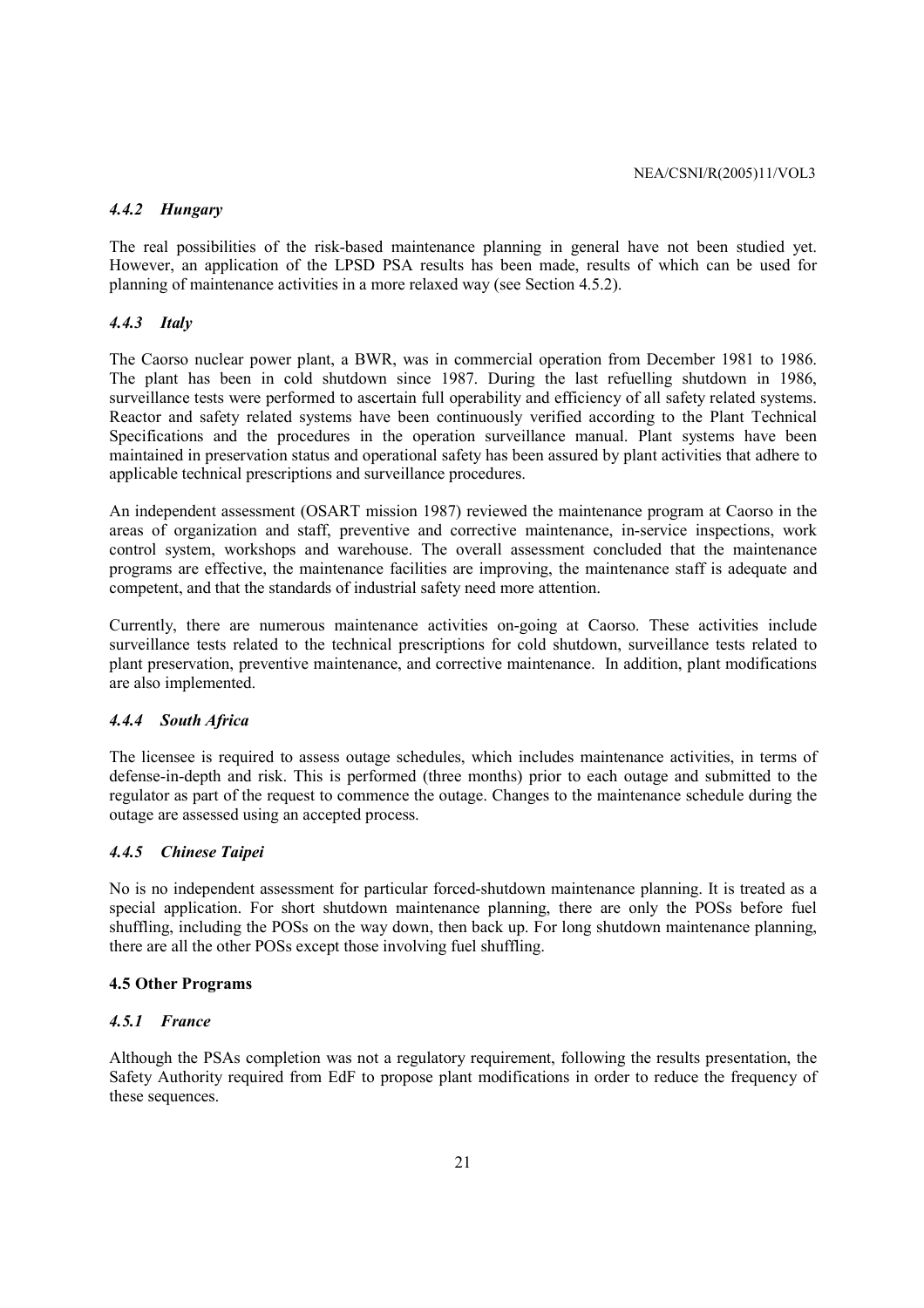### *4.4.2 Hungary*

The real possibilities of the risk-based maintenance planning in general have not been studied yet. However, an application of the LPSD PSA results has been made, results of which can be used for planning of maintenance activities in a more relaxed way (see Section 4.5.2).

### *4.4.3 Italy*

The Caorso nuclear power plant, a BWR, was in commercial operation from December 1981 to 1986. The plant has been in cold shutdown since 1987. During the last refuelling shutdown in 1986, surveillance tests were performed to ascertain full operability and efficiency of all safety related systems. Reactor and safety related systems have been continuously verified according to the Plant Technical Specifications and the procedures in the operation surveillance manual. Plant systems have been maintained in preservation status and operational safety has been assured by plant activities that adhere to applicable technical prescriptions and surveillance procedures.

An independent assessment (OSART mission 1987) reviewed the maintenance program at Caorso in the areas of organization and staff, preventive and corrective maintenance, in-service inspections, work control system, workshops and warehouse. The overall assessment concluded that the maintenance programs are effective, the maintenance facilities are improving, the maintenance staff is adequate and competent, and that the standards of industrial safety need more attention.

Currently, there are numerous maintenance activities on-going at Caorso. These activities include surveillance tests related to the technical prescriptions for cold shutdown, surveillance tests related to plant preservation, preventive maintenance, and corrective maintenance. In addition, plant modifications are also implemented.

### *4.4.4 South Africa*

The licensee is required to assess outage schedules, which includes maintenance activities, in terms of defense-in-depth and risk. This is performed (three months) prior to each outage and submitted to the regulator as part of the request to commence the outage. Changes to the maintenance schedule during the outage are assessed using an accepted process.

### *4.4.5 Chinese Taipei*

No is no independent assessment for particular forced-shutdown maintenance planning. It is treated as a special application. For short shutdown maintenance planning, there are only the POSs before fuel shuffling, including the POSs on the way down, then back up. For long shutdown maintenance planning, there are all the other POSs except those involving fuel shuffling.

## **4.5 Other Programs**

### *4.5.1 France*

Although the PSAs completion was not a regulatory requirement, following the results presentation, the Safety Authority required from EdF to propose plant modifications in order to reduce the frequency of these sequences.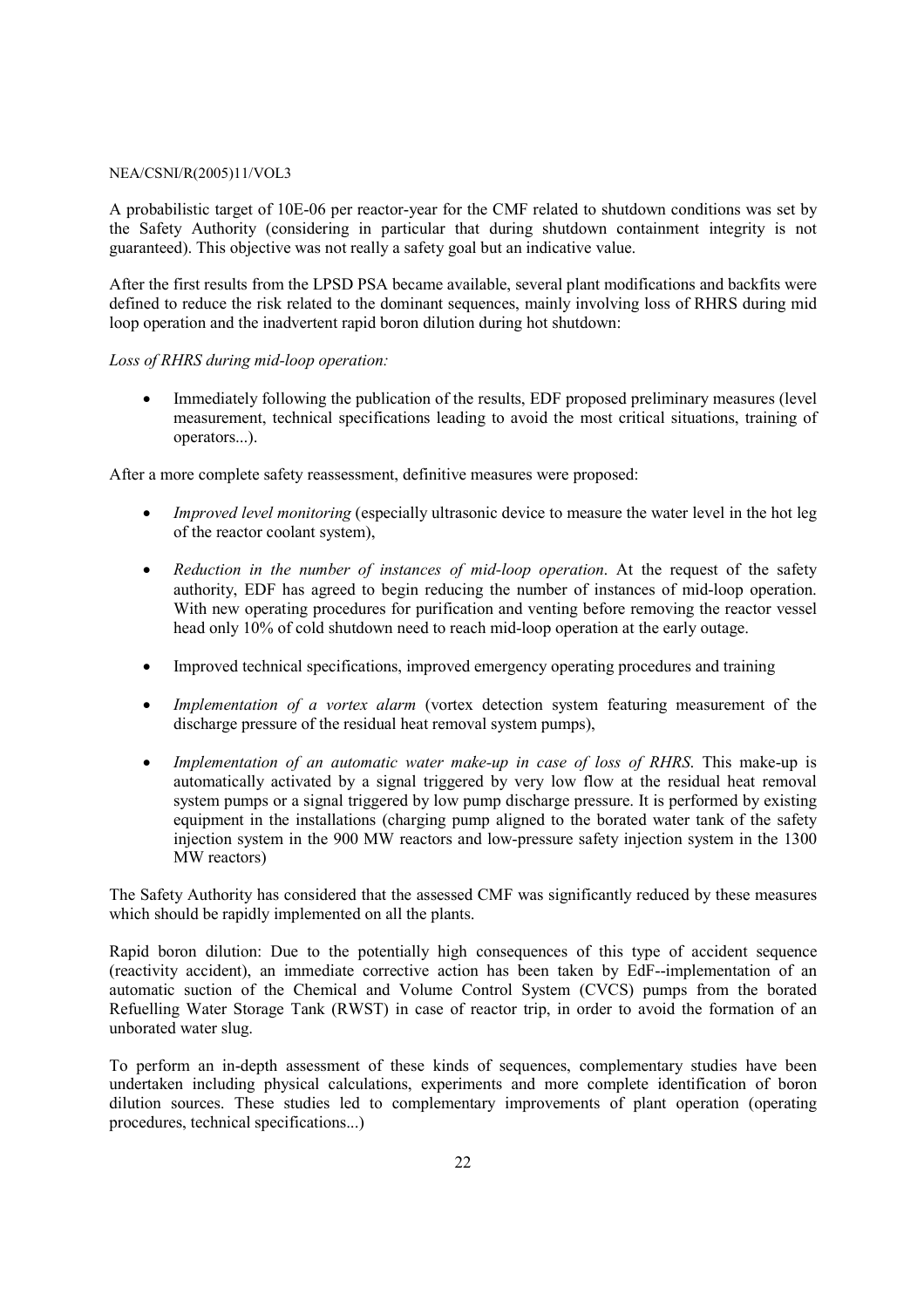A probabilistic target of 10E-06 per reactor-year for the CMF related to shutdown conditions was set by the Safety Authority (considering in particular that during shutdown containment integrity is not guaranteed). This objective was not really a safety goal but an indicative value.

After the first results from the LPSD PSA became available, several plant modifications and backfits were defined to reduce the risk related to the dominant sequences, mainly involving loss of RHRS during mid loop operation and the inadvertent rapid boron dilution during hot shutdown:

*Loss of RHRS during mid-loop operation:*

- Immediately following the publication of the results, EDF proposed preliminary measures (level measurement, technical specifications leading to avoid the most critical situations, training of operators...).

After a more complete safety reassessment, definitive measures were proposed:

- *Improved level monitoring* (especially ultrasonic device to measure the water level in the hot leg of the reactor coolant system),
- *Reduction in the number of instances of mid-loop operation*. At the request of the safety authority, EDF has agreed to begin reducing the number of instances of mid-loop operation. With new operating procedures for purification and venting before removing the reactor vessel head only 10% of cold shutdown need to reach mid-loop operation at the early outage.
- Improved technical specifications, improved emergency operating procedures and training
- *Implementation of a vortex alarm* (vortex detection system featuring measurement of the discharge pressure of the residual heat removal system pumps),
- *Implementation of an automatic water make-up in case of loss of RHRS*. This make-up is automatically activated by a signal triggered by very low flow at the residual heat removal system pumps or a signal triggered by low pump discharge pressure. It is performed by existing equipment in the installations (charging pump aligned to the borated water tank of the safety injection system in the 900 MW reactors and low-pressure safety injection system in the 1300 MW reactors)

The Safety Authority has considered that the assessed CMF was significantly reduced by these measures which should be rapidly implemented on all the plants.

Rapid boron dilution: Due to the potentially high consequences of this type of accident sequence (reactivity accident), an immediate corrective action has been taken by EdF--implementation of an automatic suction of the Chemical and Volume Control System (CVCS) pumps from the borated Refuelling Water Storage Tank (RWST) in case of reactor trip, in order to avoid the formation of an unborated water slug.

To perform an in-depth assessment of these kinds of sequences, complementary studies have been undertaken including physical calculations, experiments and more complete identification of boron dilution sources. These studies led to complementary improvements of plant operation (operating procedures, technical specifications...)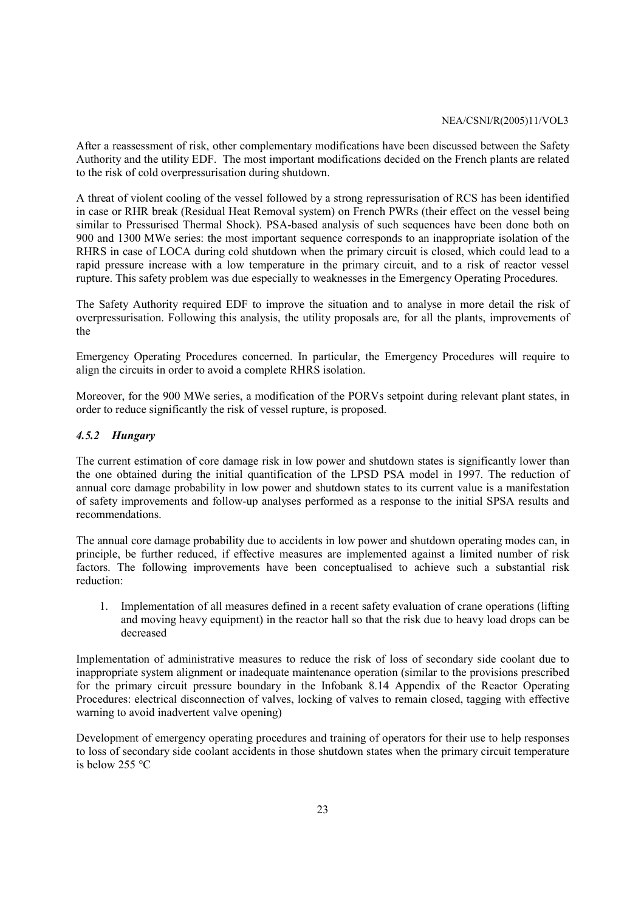After a reassessment of risk, other complementary modifications have been discussed between the Safety Authority and the utility EDF. The most important modifications decided on the French plants are related to the risk of cold overpressurisation during shutdown.

A threat of violent cooling of the vessel followed by a strong repressurisation of RCS has been identified in case or RHR break (Residual Heat Removal system) on French PWRs (their effect on the vessel being similar to Pressurised Thermal Shock). PSA-based analysis of such sequences have been done both on 900 and 1300 MWe series: the most important sequence corresponds to an inappropriate isolation of the RHRS in case of LOCA during cold shutdown when the primary circuit is closed, which could lead to a rapid pressure increase with a low temperature in the primary circuit, and to a risk of reactor vessel rupture. This safety problem was due especially to weaknesses in the Emergency Operating Procedures.

The Safety Authority required EDF to improve the situation and to analyse in more detail the risk of overpressurisation. Following this analysis, the utility proposals are, for all the plants, improvements of the

Emergency Operating Procedures concerned. In particular, the Emergency Procedures will require to align the circuits in order to avoid a complete RHRS isolation.

Moreover, for the 900 MWe series, a modification of the PORVs setpoint during relevant plant states, in order to reduce significantly the risk of vessel rupture, is proposed.

### *4.5.2 Hungary*

The current estimation of core damage risk in low power and shutdown states is significantly lower than the one obtained during the initial quantification of the LPSD PSA model in 1997. The reduction of annual core damage probability in low power and shutdown states to its current value is a manifestation of safety improvements and follow-up analyses performed as a response to the initial SPSA results and recommendations.

The annual core damage probability due to accidents in low power and shutdown operating modes can, in principle, be further reduced, if effective measures are implemented against a limited number of risk factors. The following improvements have been conceptualised to achieve such a substantial risk reduction:

1. Implementation of all measures defined in a recent safety evaluation of crane operations (lifting and moving heavy equipment) in the reactor hall so that the risk due to heavy load drops can be decreased

Implementation of administrative measures to reduce the risk of loss of secondary side coolant due to inappropriate system alignment or inadequate maintenance operation (similar to the provisions prescribed for the primary circuit pressure boundary in the Infobank 8.14 Appendix of the Reactor Operating Procedures: electrical disconnection of valves, locking of valves to remain closed, tagging with effective warning to avoid inadvertent valve opening)

Development of emergency operating procedures and training of operators for their use to help responses to loss of secondary side coolant accidents in those shutdown states when the primary circuit temperature is below 255 °C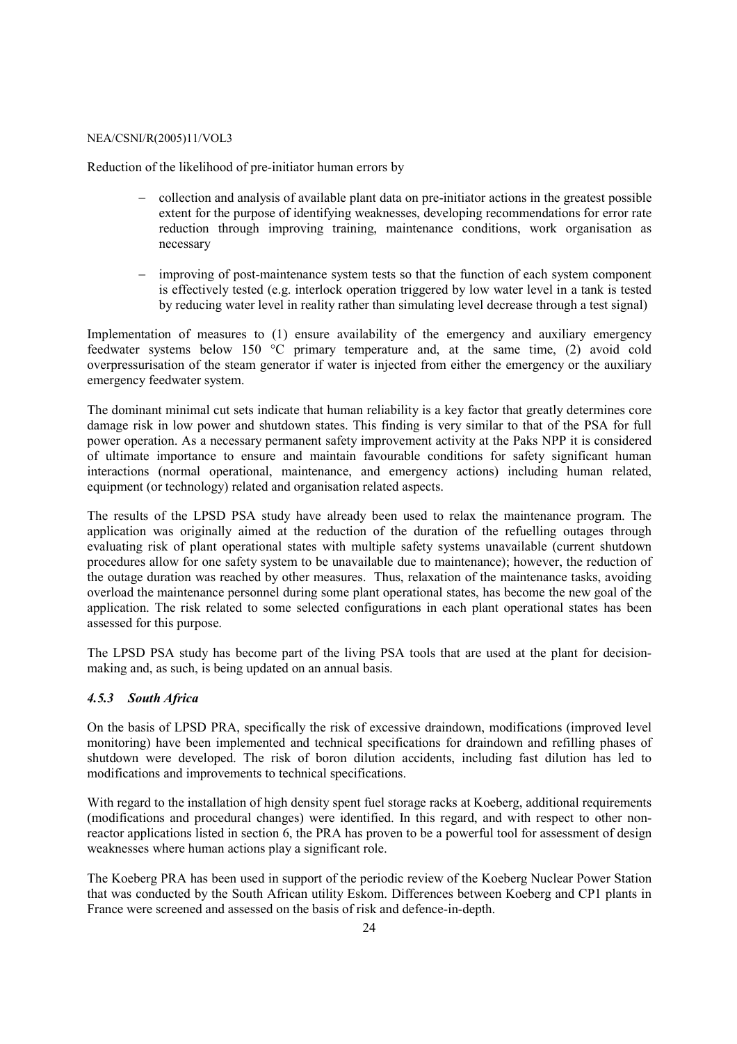Reduction of the likelihood of pre-initiator human errors by

- collection and analysis of available plant data on pre-initiator actions in the greatest possible extent for the purpose of identifying weaknesses, developing recommendations for error rate reduction through improving training, maintenance conditions, work organisation as necessary
- improving of post-maintenance system tests so that the function of each system component is effectively tested (e.g. interlock operation triggered by low water level in a tank is tested by reducing water level in reality rather than simulating level decrease through a test signal)

Implementation of measures to (1) ensure availability of the emergency and auxiliary emergency feedwater systems below 150 °C primary temperature and, at the same time, (2) avoid cold overpressurisation of the steam generator if water is injected from either the emergency or the auxiliary emergency feedwater system.

The dominant minimal cut sets indicate that human reliability is a key factor that greatly determines core damage risk in low power and shutdown states. This finding is very similar to that of the PSA for full power operation. As a necessary permanent safety improvement activity at the Paks NPP it is considered of ultimate importance to ensure and maintain favourable conditions for safety significant human interactions (normal operational, maintenance, and emergency actions) including human related, equipment (or technology) related and organisation related aspects.

The results of the LPSD PSA study have already been used to relax the maintenance program. The application was originally aimed at the reduction of the duration of the refuelling outages through evaluating risk of plant operational states with multiple safety systems unavailable (current shutdown procedures allow for one safety system to be unavailable due to maintenance); however, the reduction of the outage duration was reached by other measures. Thus, relaxation of the maintenance tasks, avoiding overload the maintenance personnel during some plant operational states, has become the new goal of the application. The risk related to some selected configurations in each plant operational states has been assessed for this purpose.

The LPSD PSA study has become part of the living PSA tools that are used at the plant for decision-making and, as such, is being updated on an annual basis.

### *4.5.3 South Africa*

On the basis of LPSD PRA, specifically the risk of excessive draindown, modifications (improved level monitoring) have been implemented and technical specifications for draindown and refilling phases of shutdown were developed. The risk of boron dilution accidents, including fast dilution has led to modifications and improvements to technical specifications.

With regard to the installation of high density spent fuel storage racks at Koeberg, additional requirements (modifications and procedural changes) were identified. In this regard, and with respect to other non-reactor applications listed in section 6, the PRA has proven to be a powerful tool for assessment of design weaknesses where human actions play a significant role.

The Koeberg PRA has been used in support of the periodic review of the Koeberg Nuclear Power Station that was conducted by the South African utility Eskom. Differences between Koeberg and CP1 plants in France were screened and assessed on the basis of risk and defence-in-depth.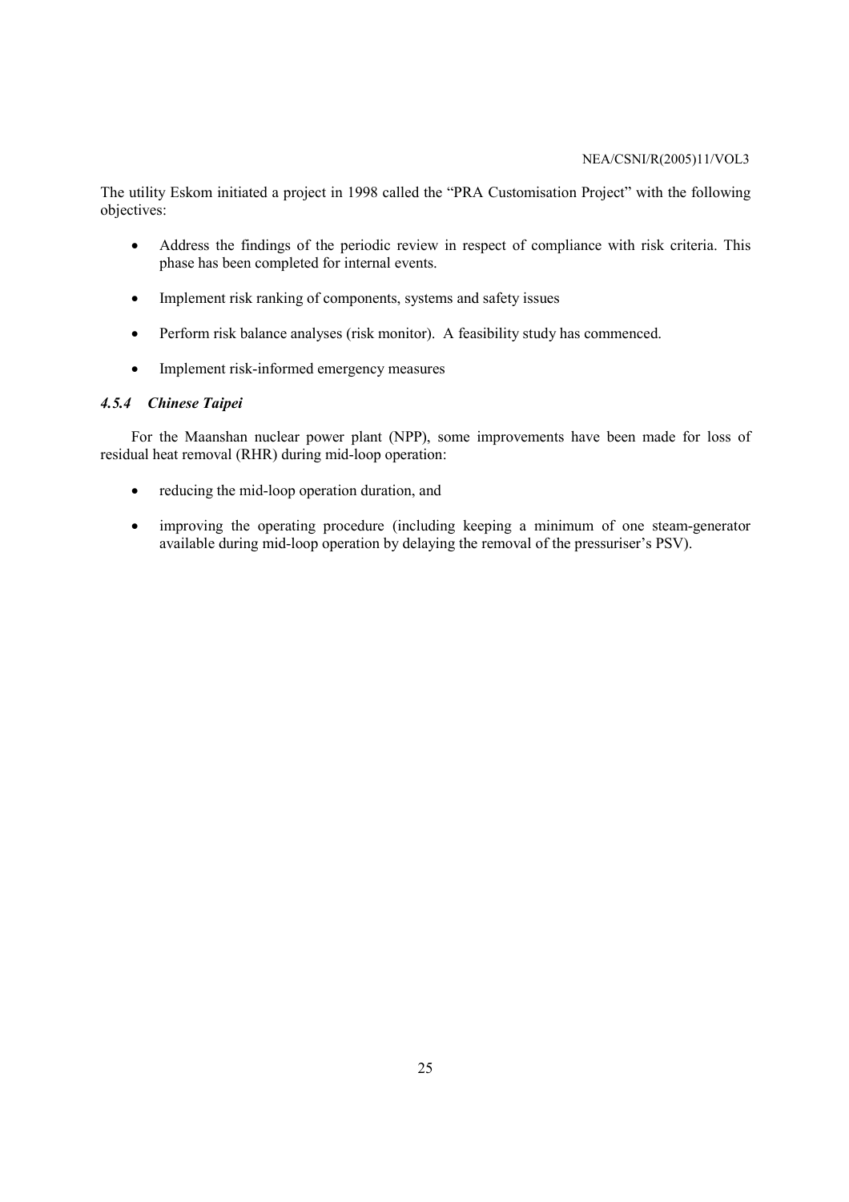The utility Eskom initiated a project in 1998 called the "PRA Customisation Project" with the following objectives:

- Address the findings of the periodic review in respect of compliance with risk criteria. This phase has been completed for internal events.
- Implement risk ranking of components, systems and safety issues
- Perform risk balance analyses (risk monitor). A feasibility study has commenced.
- Implement risk-informed emergency measures

### *4.5.4 Chinese Taipei*

For the Maanshan nuclear power plant (NPP), some improvements have been made for loss of residual heat removal (RHR) during mid-loop operation:

- reducing the mid-loop operation duration, and
- improving the operating procedure (including keeping a minimum of one steam-generator available during mid-loop operation by delaying the removal of the pressuriser's PSV).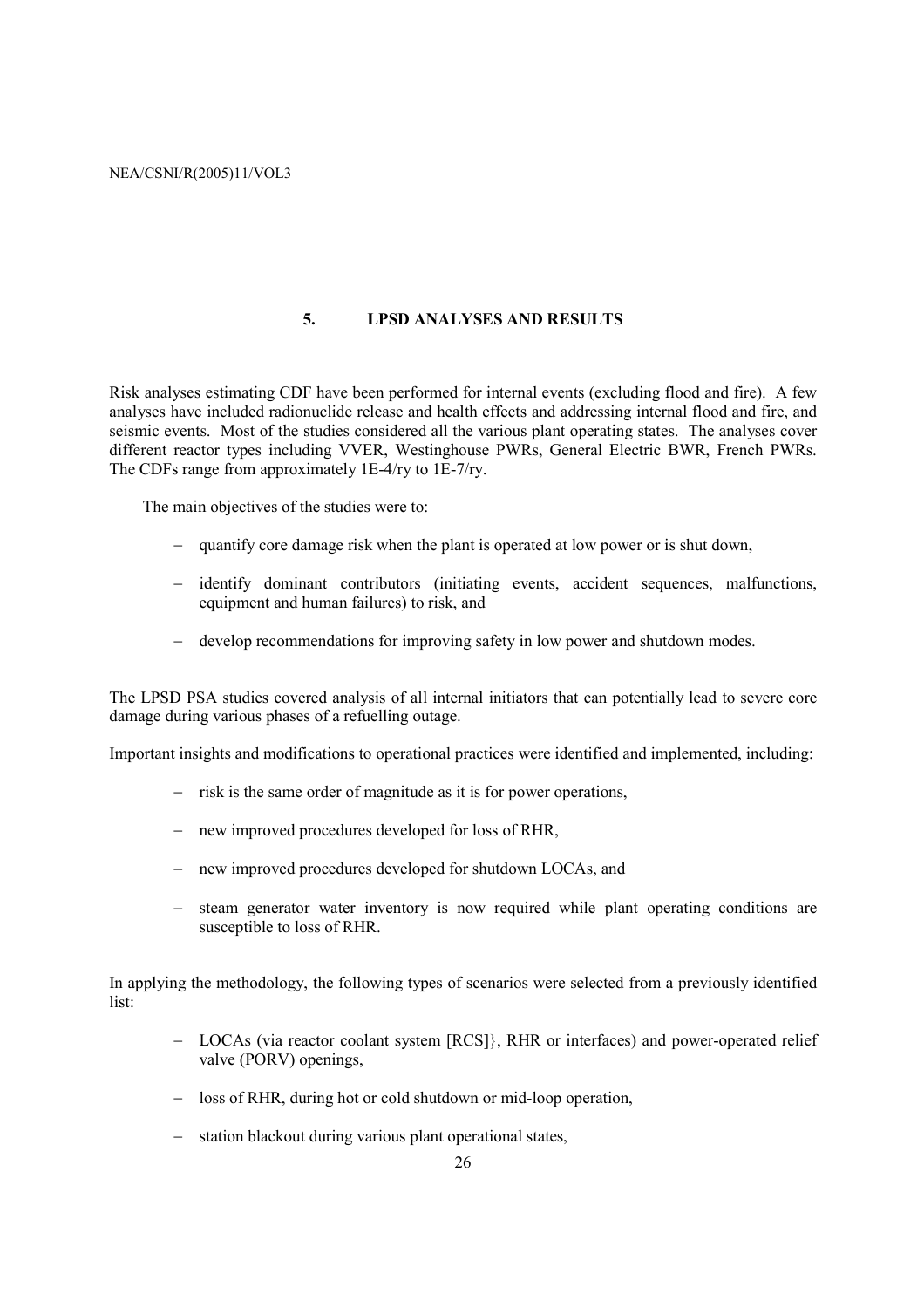## 5. LPSD ANALYSES AND RESULTS

Risk analyses estimating CDF have been performed for internal events (excluding flood and fire). A few analyses have included radionuclide release and health effects and addressing internal flood and fire, and seismic events. Most of the studies considered all the various plant operating states. The analyses cover different reactor types including VVER, Westinghouse PWRs, General Electric BWR, French PWRs. The CDFs range from approximately 1E-4/ry to 1E-7/ry.

The main objectives of the studies were to:

- quantify core damage risk when the plant is operated at low power or is shut down,
- identify dominant contributors (initiating events, accident sequences, malfunctions, equipment and human failures) to risk, and
- develop recommendations for improving safety in low power and shutdown modes.

The LPSD PSA studies covered analysis of all internal initiators that can potentially lead to severe core damage during various phases of a refuelling outage.

Important insights and modifications to operational practices were identified and implemented, including:

- risk is the same order of magnitude as it is for power operations,
- new improved procedures developed for loss of RHR,
- new improved procedures developed for shutdown LOCAs, and
- steam generator water inventory is now required while plant operating conditions are susceptible to loss of RHR.

In applying the methodology, the following types of scenarios were selected from a previously identified list:

- LOCAs (via reactor coolant system [RCS]}, RHR or interfaces) and power-operated relief valve (PORV) openings,
- loss of RHR, during hot or cold shutdown or mid-loop operation,
- station blackout during various plant operational states,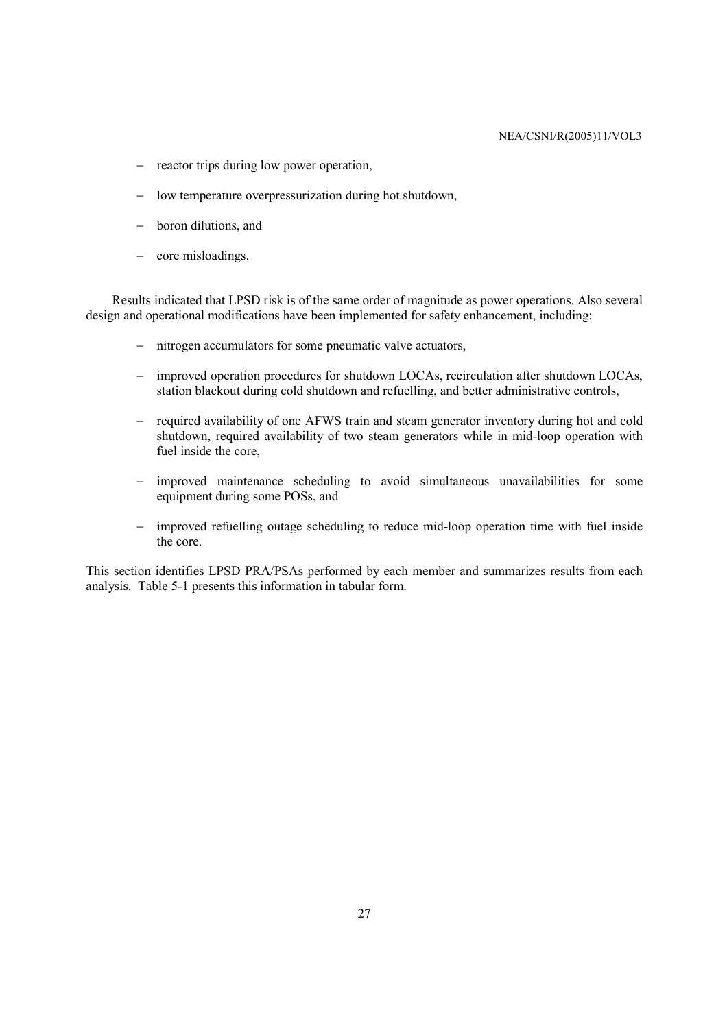- reactor trips during low power operation,
- low temperature overpressurization during hot shutdown,
- boron dilutions, and
- core misloadings.

Results indicated that LPSD risk is of the same order of magnitude as power operations. Also several design and operational modifications have been implemented for safety enhancement, including:

- nitrogen accumulators for some pneumatic valve actuators,
- improved operation procedures for shutdown LOCAs, recirculation after shutdown LOCAs, station blackout during cold shutdown and refuelling, and better administrative controls,
- required availability of one AFWS train and steam generator inventory during hot and cold shutdown, required availability of two steam generators while in mid-loop operation with fuel inside the core,
- improved maintenance scheduling to avoid simultaneous unavailabilities for some equipment during some POSs, and
- improved refuelling outage scheduling to reduce mid-loop operation time with fuel inside the core.

This section identifies LPSD PRA/PSAs performed by each member and summarizes results from each analysis. Table 5-1 presents this information in tabular form.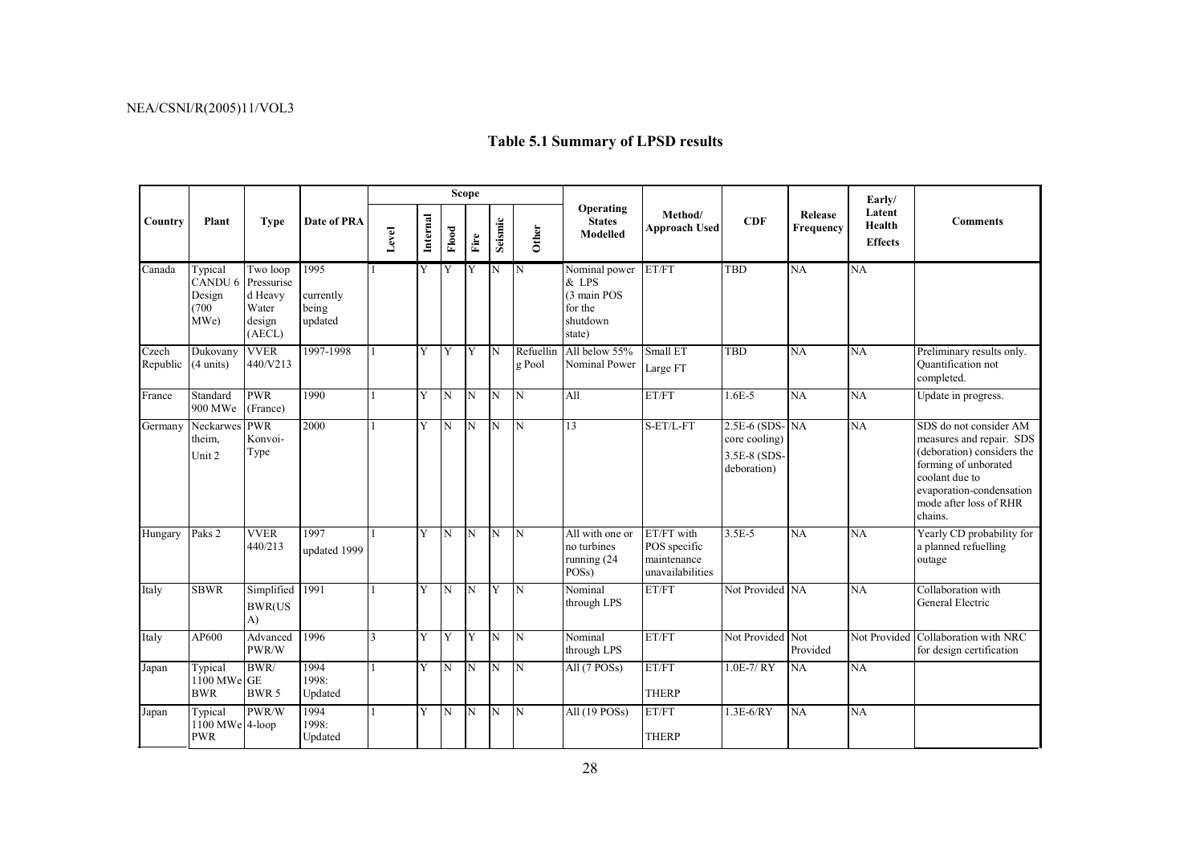## Table 5.1 Summary of LPSD results

| Country | Plant | Type | Date of PRA | Scope | | | | | | Operating States Modelled | Method/ Approach Used | CDF | Release Frequency | Early/ Latent Health Effects | Comments |
|---|---|---|---|---|---|---|---|---|---|---|---|---|---|---|---|
| | | | | Level | Internal | Flood | Fire | Seismic | Other | | | | | | |
| Canada | Typical CANDU 6 Design (700 MWe) | Two loop Pressurised Heavy Water design (AECL) | 1995 currently being updated | 1 | Y | Y | Y | N | N | Nominal power & LPS (3 main POS for the shutdown state) | ET/FT | TBD | NA | NA | |
| Czech Republic | Dukovany (4 units) | VVER 440/V213 | 1997-1998 | 1 | Y | Y | Y | N | Refuelling Pool | All below 55% Nominal Power | Small ET Large FT | TBD | NA | NA | Preliminary results only. Quantification not completed. |
| France | Standard 900 MWe | PWR (France) | 1990 | 1 | Y | N | N | N | N | All | ET/FT | 1.6E-5 | NA | NA | Update in progress. |
| Germany | Neckarwestheim, Unit 2 | PWR Konvoi-Type | 2000 | 1 | Y | N | N | N | N | 13 | S-ET/L-FT | 2.5E-6 (SDS-core cooling) 3.5E-8 (SDS-deboration) | NA | NA | SDS do not consider AM measures and repair. SDS (deboration) considers the forming of unborated coolant due to evaporation-condensation mode after loss of RHR chains. |
| Hungary | Paks 2 | VVER 440/213 | 1997 updated 1999 | 1 | Y | N | N | N | N | All with one or no turbines running (24 POSs) | ET/FT with POS specific maintenance unavailabilities | 3.5E-5 | NA | NA | Yearly CD probability for a planned refuelling outage |
| Italy | SBWR | Simplified BWR(USA) | 1991 | 1 | Y | N | N | Y | N | Nominal through LPS | ET/FT | Not Provided | NA | NA | Collaboration with General Electric |
| Italy | AP600 | Advanced PWR/W | 1996 | 3 | Y | Y | Y | N | N | Nominal through LPS | ET/FT | Not Provided | Not Provided | Not Provided | Collaboration with NRC for design certification |
| Japan | Typical 1100 MWe BWR | BWR/ GE BWR 5 | 1994 1998: Updated | 1 | Y | N | N | N | N | All (7 POSs) | ET/FT THERP | 1.0E-7/ RY | NA | NA | |
| Japan | Typical 1100 MWe PWR | PWR/W 4-loop | 1994 1998: Updated | 1 | Y | N | N | N | N | All (19 POSs) | ET/FT THERP | 1.3E-6/RY | NA | NA | |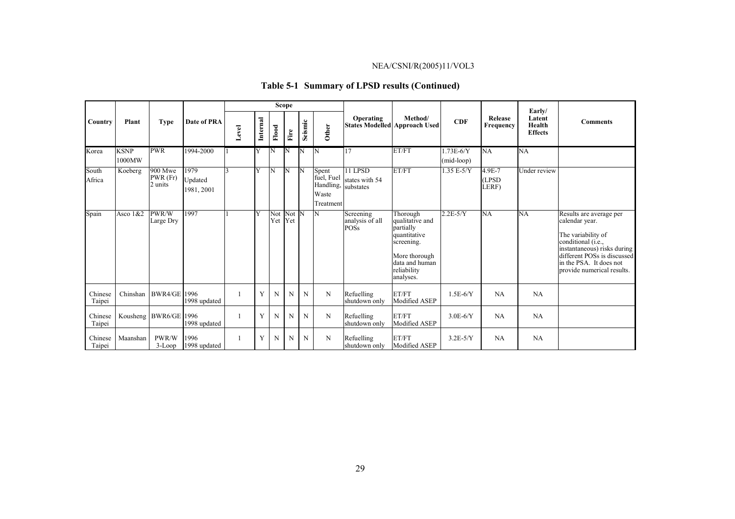## Table 5-1 Summary of LPSD results (Continued)

| Country | Plant | Type | Date of PRA | Scope | | | | | | Operating States Modelled | Method/ Approach Used | CDF | Release Frequency | Early/ Latent Health Effects | Comments |
|---|---|---|---|---|---|---|---|---|---|---|---|---|---|---|---|
| | | | | Level | Internal | Flood | Fire | Seismic | Other | | | | | | |
| Korea | KSNP 1000MW | PWR | 1994-2000 | 1 | Y | N | N | N | N | 17 | ET/FT | 1.73E-6/Y (mid-loop) | NA | NA | |
| South Africa | Koeberg | 900 Mwe PWR (Fr) 2 units | 1979 Updated 1981, 2001 | 3 | Y | N | N | N | Spent fuel, Fuel Handling, Waste Treatment | 11 LPSD states with 54 substates | ET/FT | 1.35 E-5/Y | 4.9E-7 (LPSD LERF) | Under review | |
| Spain | Asco 1&2 | PWR/W Large Dry | 1997 | 1 | Y | Not Yet | Not Yet | N | N | Screening analysis of all POSs | Thorough qualitative and partially quantitative screening. More thorough data and human reliability analyses. | 2.2E-5/Y | NA | NA | Results are average per calendar year. The variability of conditional (i.e., instantaneous) risks during different POSs is discussed in the PSA. It does not provide numerical results. |
| Chinese Taipei | Chinshan | BWR4/GE | 1996 1998 updated | 1 | Y | N | N | N | N | Refuelling shutdown only | ET/FT Modified ASEP | 1.5E-6/Y | NA | NA | |
| Chinese Taipei | Kousheng | BWR6/GE | 1996 1998 updated | 1 | Y | N | N | N | N | Refuelling shutdown only | ET/FT Modified ASEP | 3.0E-6/Y | NA | NA | |
| Chinese Taipei | Maanshan | PWR/W 3-Loop | 1996 1998 updated | 1 | Y | N | N | N | N | Refuelling shutdown only | ET/FT Modified ASEP | 3.2E-5/Y | NA | NA | |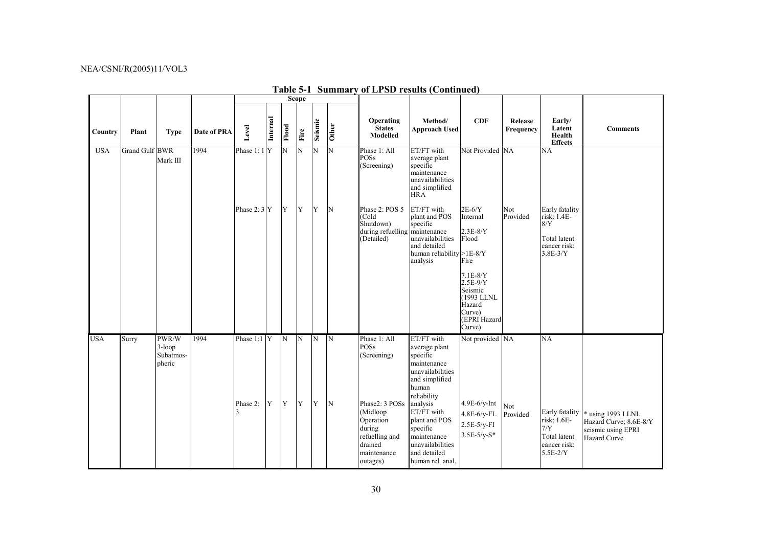**Table 5-1 Summary of LPSD results (Continued)**

| Country | Plant | Type | Date of PRA | Scope | | | | | | Operating States Modelled | Method/ Approach Used | CDF | Release Frequency | Early/ Latent Health Effects | Comments |
|---|---|---|---|---|---|---|---|---|---|---|---|---|---|---|---|
| | | | | Level | Internal | Flood | Fire | Seismic | Other | | | | | | |
| USA | Grand Gulf | BWR Mark III | 1994 | Phase 1: 1 | Y | N | N | N | N | Phase 1: All POSs (Screening) | ET/FT with average plant specific maintenance unavailabilities and simplified HRA | Not Provided | NA | NA | |
| | | | | Phase 2: 3 | Y | Y | Y | Y | N | Phase 2: POS 5 (Cold Shutdown) during refuelling (Detailed) | ET/FT with plant and POS specific maintenance unavailabilities and detailed human reliability analysis | 2E-6/Y Internal<br>2.3E-8/Y Flood<br>>1E-8/Y Fire<br>7.1E-8/Y<br>2.5E-9/Y Seismic (1993 LLNL Hazard Curve) (EPRI Hazard Curve) | Not Provided | Early fatality risk: 1.4E-8/Y<br>Total latent cancer risk: 3.8E-3/Y | |
| USA | Surry | PWR/W 3-loop Subatmospheric | 1994 | Phase 1:1 | Y | N | N | N | N | Phase 1: All POSs (Screening) | ET/FT with average plant specific maintenance unavailabilities and simplified human reliability analysis | Not provided | NA | NA | |
| | | | | Phase 2: 3 | Y | Y | Y | Y | N | Phase2: 3 POSs (Midloop Operation during refuelling and drained maintenance outages) | ET/FT with plant and POS specific maintenance unavailabilities and detailed human rel. anal. | 4.9E-6/y-Int<br>4.8E-6/y-FL<br>2.5E-5/y-FI<br>3.5E-5/y-S* | Not Provided | Early fatality risk: 1.6E-7/Y<br>Total latent cancer risk: 5.5E-2/Y | * using 1993 LLNL Hazard Curve; 8.6E-8/Y seismic using EPRI Hazard Curve |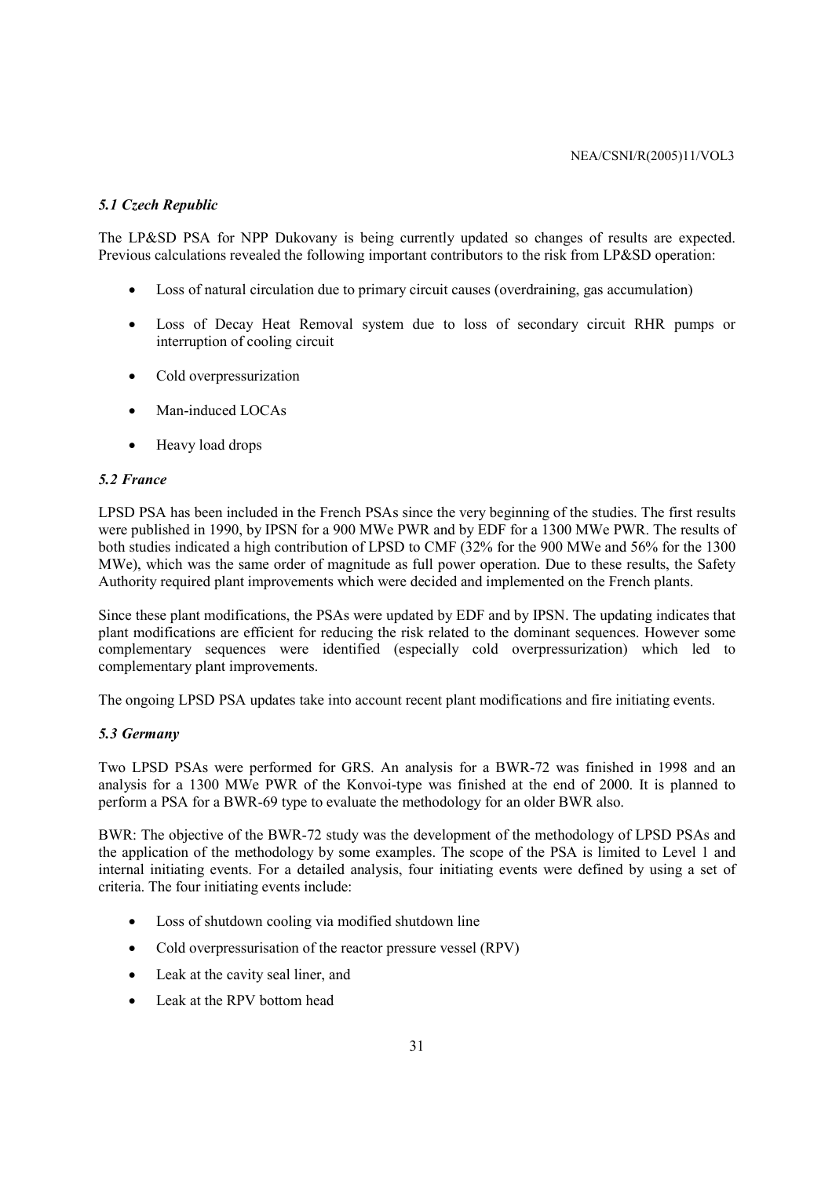### *5.1 Czech Republic*

The LP&SD PSA for NPP Dukovany is being currently updated so changes of results are expected. Previous calculations revealed the following important contributors to the risk from LP&SD operation:

- Loss of natural circulation due to primary circuit causes (overdraining, gas accumulation)
- Loss of Decay Heat Removal system due to loss of secondary circuit RHR pumps or interruption of cooling circuit
- Cold overpressurization
- Man-induced LOCAs
- Heavy load drops

### *5.2 France*

LPSD PSA has been included in the French PSAs since the very beginning of the studies. The first results were published in 1990, by IPSN for a 900 MWe PWR and by EDF for a 1300 MWe PWR. The results of both studies indicated a high contribution of LPSD to CMF (32% for the 900 MWe and 56% for the 1300 MWe), which was the same order of magnitude as full power operation. Due to these results, the Safety Authority required plant improvements which were decided and implemented on the French plants.

Since these plant modifications, the PSAs were updated by EDF and by IPSN. The updating indicates that plant modifications are efficient for reducing the risk related to the dominant sequences. However some complementary sequences were identified (especially cold overpressurization) which led to complementary plant improvements.

The ongoing LPSD PSA updates take into account recent plant modifications and fire initiating events.

### *5.3 Germany*

Two LPSD PSAs were performed for GRS. An analysis for a BWR-72 was finished in 1998 and an analysis for a 1300 MWe PWR of the Konvoi-type was finished at the end of 2000. It is planned to perform a PSA for a BWR-69 type to evaluate the methodology for an older BWR also.

BWR: The objective of the BWR-72 study was the development of the methodology of LPSD PSAs and the application of the methodology by some examples. The scope of the PSA is limited to Level 1 and internal initiating events. For a detailed analysis, four initiating events were defined by using a set of criteria. The four initiating events include:

- Loss of shutdown cooling via modified shutdown line
- Cold overpressurisation of the reactor pressure vessel (RPV)
- Leak at the cavity seal liner, and
- Leak at the RPV bottom head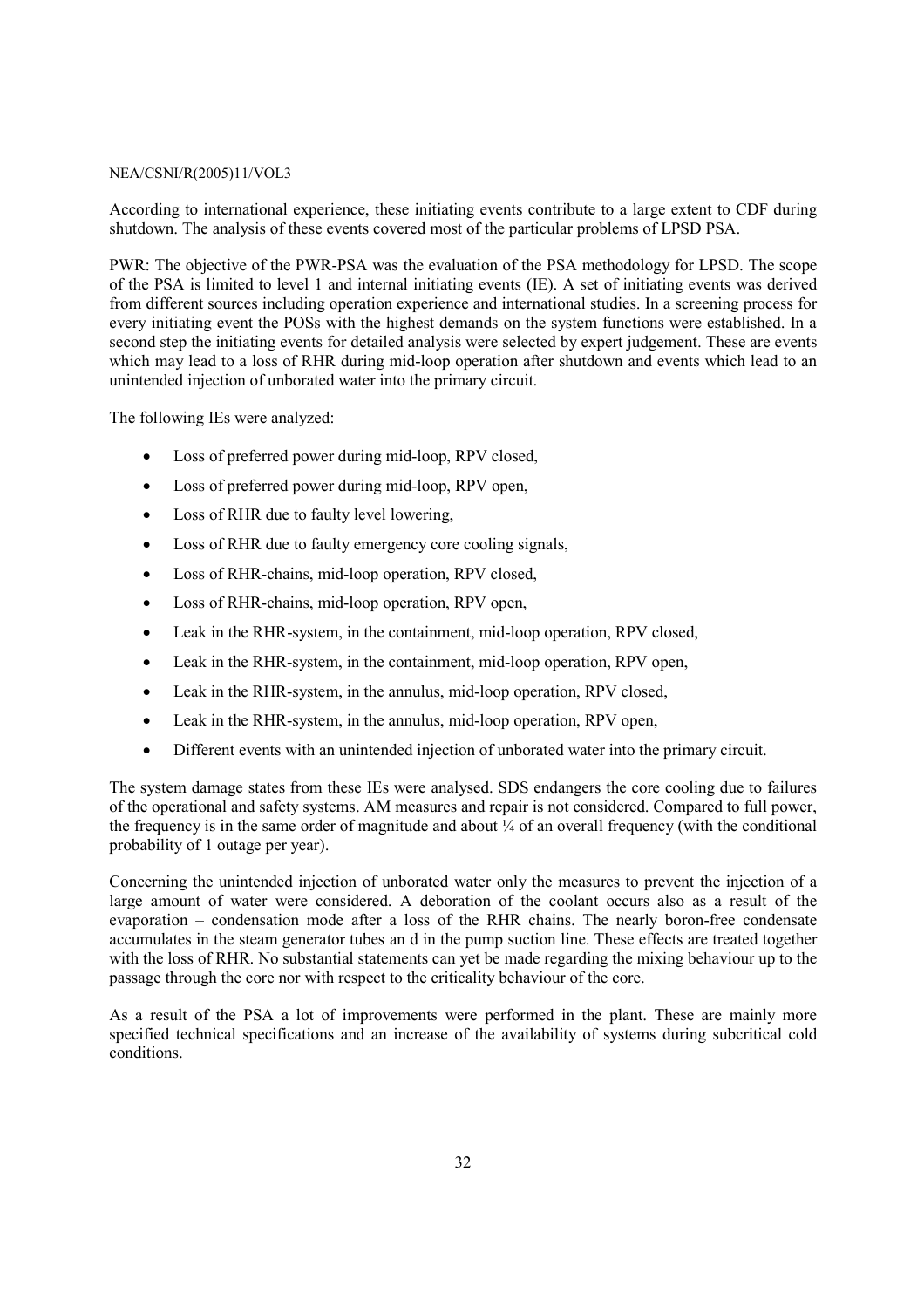According to international experience, these initiating events contribute to a large extent to CDF during shutdown. The analysis of these events covered most of the particular problems of LPSD PSA.

PWR: The objective of the PWR-PSA was the evaluation of the PSA methodology for LPSD. The scope of the PSA is limited to level 1 and internal initiating events (IE). A set of initiating events was derived from different sources including operation experience and international studies. In a screening process for every initiating event the POSs with the highest demands on the system functions were established. In a second step the initiating events for detailed analysis were selected by expert judgement. These are events which may lead to a loss of RHR during mid-loop operation after shutdown and events which lead to an unintended injection of unborated water into the primary circuit.

The following IEs were analyzed:

- Loss of preferred power during mid-loop, RPV closed,
- Loss of preferred power during mid-loop, RPV open,
- Loss of RHR due to faulty level lowering,
- Loss of RHR due to faulty emergency core cooling signals,
- Loss of RHR-chains, mid-loop operation, RPV closed,
- Loss of RHR-chains, mid-loop operation, RPV open,
- Leak in the RHR-system, in the containment, mid-loop operation, RPV closed,
- Leak in the RHR-system, in the containment, mid-loop operation, RPV open,
- Leak in the RHR-system, in the annulus, mid-loop operation, RPV closed,
- Leak in the RHR-system, in the annulus, mid-loop operation, RPV open,
- Different events with an unintended injection of unborated water into the primary circuit.

The system damage states from these IEs were analysed. SDS endangers the core cooling due to failures of the operational and safety systems. AM measures and repair is not considered. Compared to full power, the frequency is in the same order of magnitude and about ¼ of an overall frequency (with the conditional probability of 1 outage per year).

Concerning the unintended injection of unborated water only the measures to prevent the injection of a large amount of water were considered. A deboration of the coolant occurs also as a result of the evaporation – condensation mode after a loss of the RHR chains. The nearly boron-free condensate accumulates in the steam generator tubes an d in the pump suction line. These effects are treated together with the loss of RHR. No substantial statements can yet be made regarding the mixing behaviour up to the passage through the core nor with respect to the criticality behaviour of the core.

As a result of the PSA a lot of improvements were performed in the plant. These are mainly more specified technical specifications and an increase of the availability of systems during subcritical cold conditions.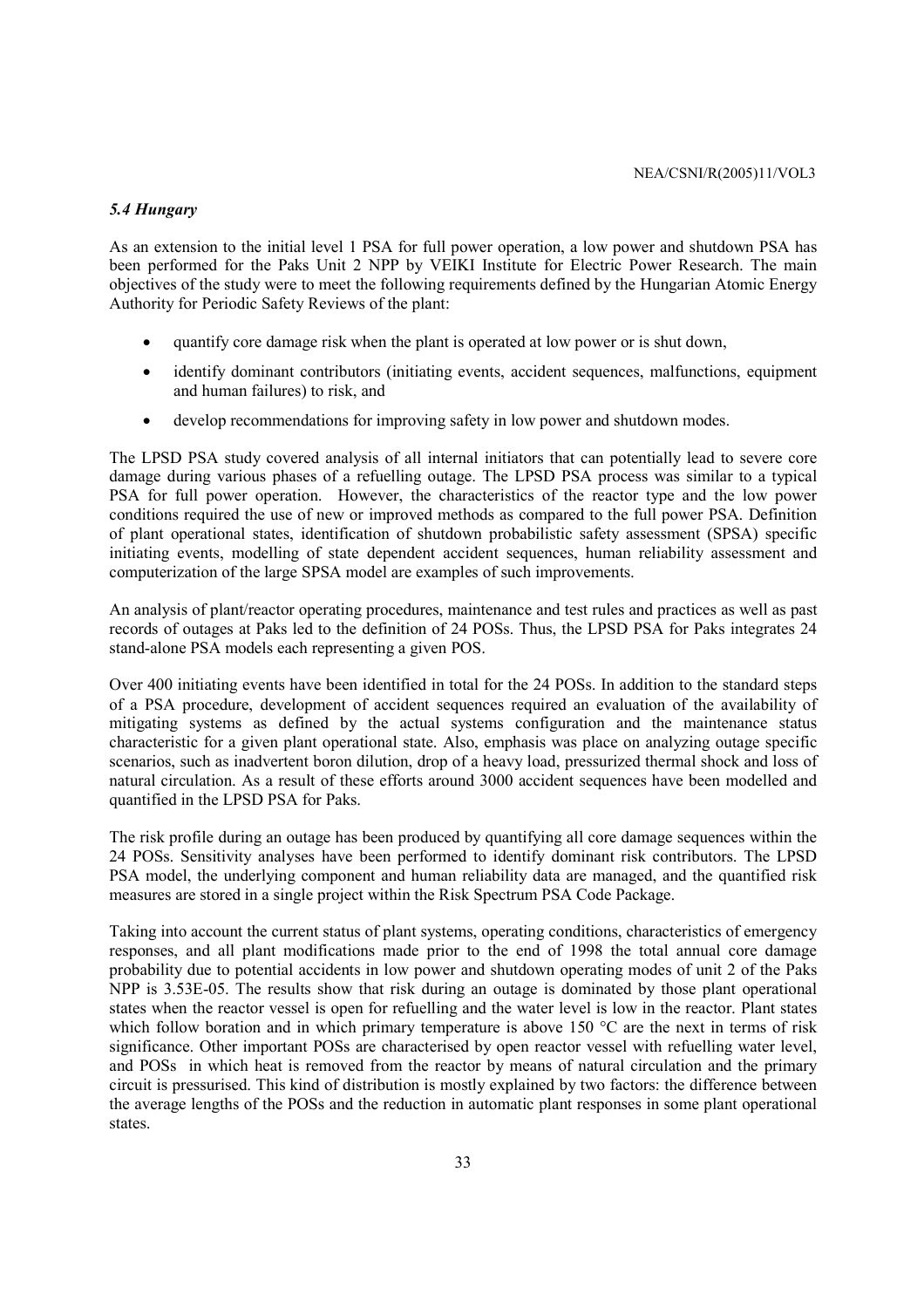### *5.4 Hungary*

As an extension to the initial level 1 PSA for full power operation, a low power and shutdown PSA has been performed for the Paks Unit 2 NPP by VEIKI Institute for Electric Power Research. The main objectives of the study were to meet the following requirements defined by the Hungarian Atomic Energy Authority for Periodic Safety Reviews of the plant:

- quantify core damage risk when the plant is operated at low power or is shut down,
- identify dominant contributors (initiating events, accident sequences, malfunctions, equipment and human failures) to risk, and
- develop recommendations for improving safety in low power and shutdown modes.

The LPSD PSA study covered analysis of all internal initiators that can potentially lead to severe core damage during various phases of a refuelling outage. The LPSD PSA process was similar to a typical PSA for full power operation. However, the characteristics of the reactor type and the low power conditions required the use of new or improved methods as compared to the full power PSA. Definition of plant operational states, identification of shutdown probabilistic safety assessment (SPSA) specific initiating events, modelling of state dependent accident sequences, human reliability assessment and computerization of the large SPSA model are examples of such improvements.

An analysis of plant/reactor operating procedures, maintenance and test rules and practices as well as past records of outages at Paks led to the definition of 24 POSs. Thus, the LPSD PSA for Paks integrates 24 stand-alone PSA models each representing a given POS.

Over 400 initiating events have been identified in total for the 24 POSs. In addition to the standard steps of a PSA procedure, development of accident sequences required an evaluation of the availability of mitigating systems as defined by the actual systems configuration and the maintenance status characteristic for a given plant operational state. Also, emphasis was place on analyzing outage specific scenarios, such as inadvertent boron dilution, drop of a heavy load, pressurized thermal shock and loss of natural circulation. As a result of these efforts around 3000 accident sequences have been modelled and quantified in the LPSD PSA for Paks.

The risk profile during an outage has been produced by quantifying all core damage sequences within the 24 POSs. Sensitivity analyses have been performed to identify dominant risk contributors. The LPSD PSA model, the underlying component and human reliability data are managed, and the quantified risk measures are stored in a single project within the Risk Spectrum PSA Code Package.

Taking into account the current status of plant systems, operating conditions, characteristics of emergency responses, and all plant modifications made prior to the end of 1998 the total annual core damage probability due to potential accidents in low power and shutdown operating modes of unit 2 of the Paks NPP is 3.53E-05. The results show that risk during an outage is dominated by those plant operational states when the reactor vessel is open for refuelling and the water level is low in the reactor. Plant states which follow boration and in which primary temperature is above 150 °C are the next in terms of risk significance. Other important POSs are characterised by open reactor vessel with refuelling water level, and POSs in which heat is removed from the reactor by means of natural circulation and the primary circuit is pressurised. This kind of distribution is mostly explained by two factors: the difference between the average lengths of the POSs and the reduction in automatic plant responses in some plant operational states.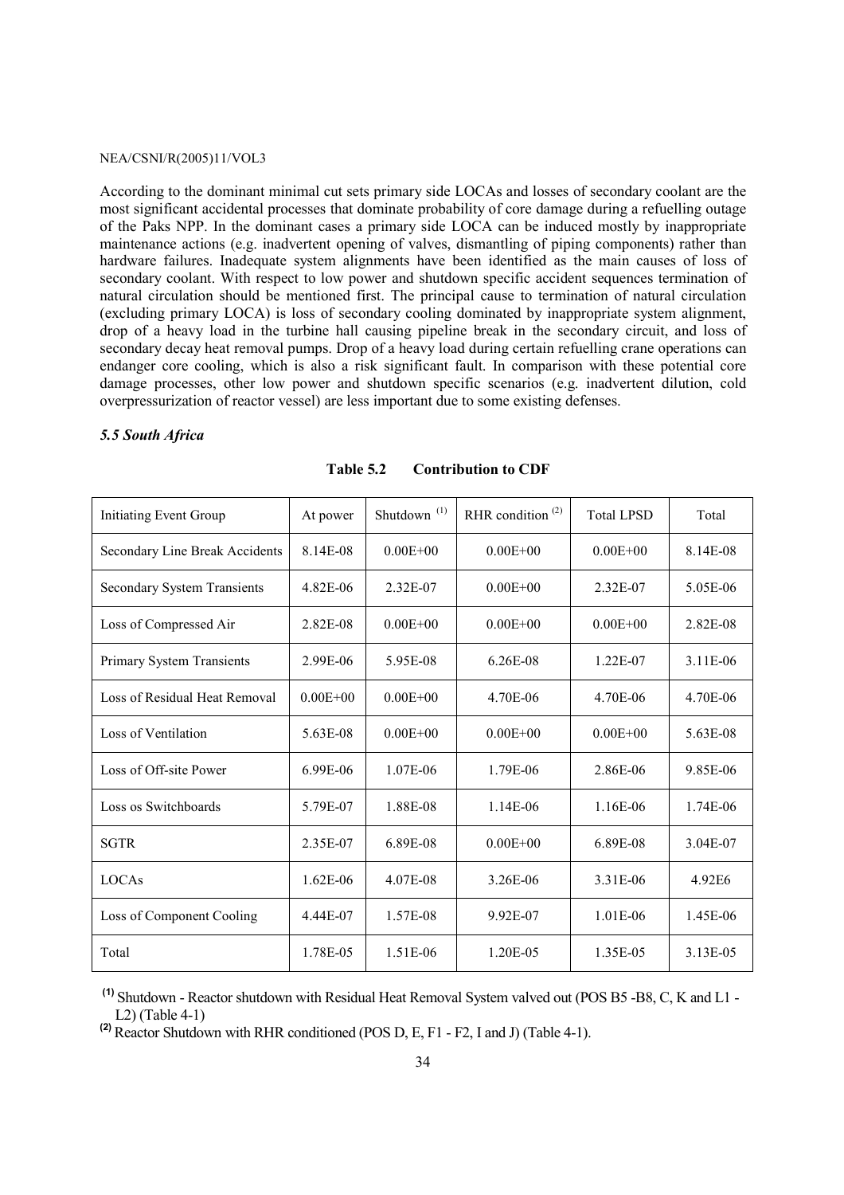According to the dominant minimal cut sets primary side LOCAs and losses of secondary coolant are the most significant accidental processes that dominate probability of core damage during a refuelling outage of the Paks NPP. In the dominant cases a primary side LOCA can be induced mostly by inappropriate maintenance actions (e.g. inadvertent opening of valves, dismantling of piping components) rather than hardware failures. Inadequate system alignments have been identified as the main causes of loss of secondary coolant. With respect to low power and shutdown specific accident sequences termination of natural circulation should be mentioned first. The principal cause to termination of natural circulation (excluding primary LOCA) is loss of secondary cooling dominated by inappropriate system alignment, drop of a heavy load in the turbine hall causing pipeline break in the secondary circuit, and loss of secondary decay heat removal pumps. Drop of a heavy load during certain refuelling crane operations can endanger core cooling, which is also a risk significant fault. In comparison with these potential core damage processes, other low power and shutdown specific scenarios (e.g. inadvertent dilution, cold overpressurization of reactor vessel) are less important due to some existing defenses.

### *5.5 South Africa*

**Table 5.2 Contribution to CDF**

| Initiating Event Group | At power | Shutdown [(1)] | RHR condition [(2)] | Total LPSD | Total |
|---|---|---|---|---|---|
| Secondary Line Break Accidents | 8.14E-08 | 0.00E+00 | 0.00E+00 | 0.00E+00 | 8.14E-08 |
| Secondary System Transients | 4.82E-06 | 2.32E-07 | 0.00E+00 | 2.32E-07 | 5.05E-06 |
| Loss of Compressed Air | 2.82E-08 | 0.00E+00 | 0.00E+00 | 0.00E+00 | 2.82E-08 |
| Primary System Transients | 2.99E-06 | 5.95E-08 | 6.26E-08 | 1.22E-07 | 3.11E-06 |
| Loss of Residual Heat Removal | 0.00E+00 | 0.00E+00 | 4.70E-06 | 4.70E-06 | 4.70E-06 |
| Loss of Ventilation | 5.63E-08 | 0.00E+00 | 0.00E+00 | 0.00E+00 | 5.63E-08 |
| Loss of Off-site Power | 6.99E-06 | 1.07E-06 | 1.79E-06 | 2.86E-06 | 9.85E-06 |
| Loss os Switchboards | 5.79E-07 | 1.88E-08 | 1.14E-06 | 1.16E-06 | 1.74E-06 |
| SGTR | 2.35E-07 | 6.89E-08 | 0.00E+00 | 6.89E-08 | 3.04E-07 |
| LOCAs | 1.62E-06 | 4.07E-08 | 3.26E-06 | 3.31E-06 | 4.92E6 |
| Loss of Component Cooling | 4.44E-07 | 1.57E-08 | 9.92E-07 | 1.01E-06 | 1.45E-06 |
| Total | 1.78E-05 | 1.51E-06 | 1.20E-05 | 1.35E-05 | 3.13E-05 |

**(1)** Shutdown - Reactor shutdown with Residual Heat Removal System valved out (POS B5 -B8, C, K and L1 - L2) (Table 4-1)

**(2)** Reactor Shutdown with RHR conditioned (POS D, E, F1 - F2, I and J) (Table 4-1).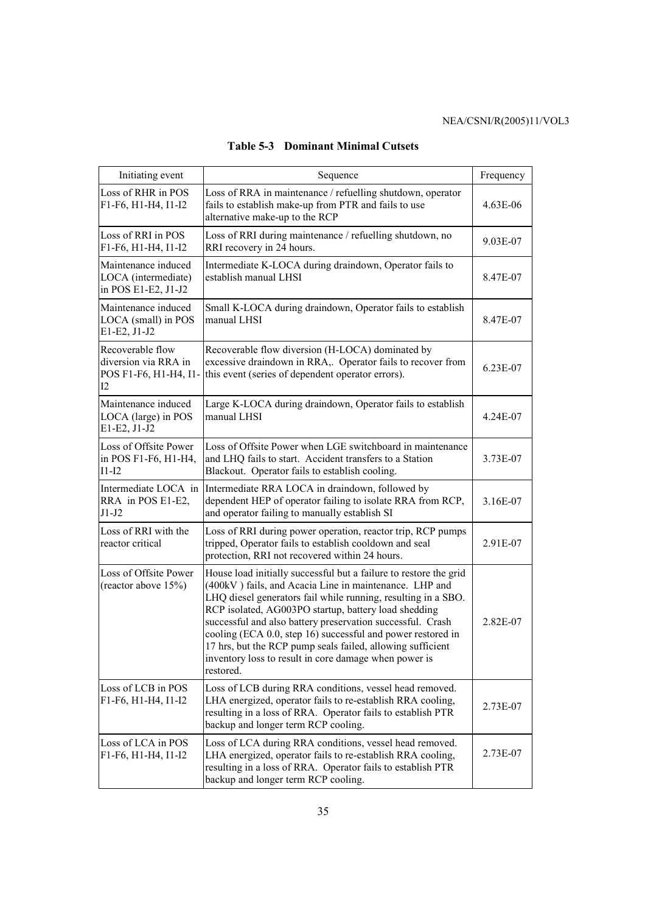**Table 5-3 Dominant Minimal Cutsets**

| Initiating event | Sequence | Frequency |
|---|---|---|
| Loss of RHR in POS F1-F6, H1-H4, I1-I2 | Loss of RRA in maintenance / refuelling shutdown, operator fails to establish make-up from PTR and fails to use alternative make-up to the RCP | 4.63E-06 |
| Loss of RRI in POS F1-F6, H1-H4, I1-I2 | Loss of RRI during maintenance / refuelling shutdown, no RRI recovery in 24 hours. | 9.03E-07 |
| Maintenance induced LOCA (intermediate) in POS E1-E2, J1-J2 | Intermediate K-LOCA during draindown, Operator fails to establish manual LHSI | 8.47E-07 |
| Maintenance induced LOCA (small) in POS E1-E2, J1-J2 | Small K-LOCA during draindown, Operator fails to establish manual LHSI | 8.47E-07 |
| Recoverable flow diversion via RRA in POS F1-F6, H1-H4, I1-I2 | Recoverable flow diversion (H-LOCA) dominated by excessive draindown in RRA,. Operator fails to recover from this event (series of dependent operator errors). | 6.23E-07 |
| Maintenance induced LOCA (large) in POS E1-E2, J1-J2 | Large K-LOCA during draindown, Operator fails to establish manual LHSI | 4.24E-07 |
| Loss of Offsite Power in POS F1-F6, H1-H4, I1-I2 | Loss of Offsite Power when LGE switchboard in maintenance and LHQ fails to start. Accident transfers to a Station Blackout. Operator fails to establish cooling. | 3.73E-07 |
| Intermediate LOCA in RRA in POS E1-E2, J1-J2 | Intermediate RRA LOCA in draindown, followed by dependent HEP of operator failing to isolate RRA from RCP, and operator failing to manually establish SI | 3.16E-07 |
| Loss of RRI with the reactor critical | Loss of RRI during power operation, reactor trip, RCP pumps tripped, Operator fails to establish cooldown and seal protection, RRI not recovered within 24 hours. | 2.91E-07 |
| Loss of Offsite Power (reactor above 15%) | House load initially successful but a failure to restore the grid (400kV ) fails, and Acacia Line in maintenance. LHP and LHQ diesel generators fail while running, resulting in a SBO. RCP isolated, AG003PO startup, battery load shedding successful and also battery preservation successful. Crash cooling (ECA 0.0, step 16) successful and power restored in 17 hrs, but the RCP pump seals failed, allowing sufficient inventory loss to result in core damage when power is restored. | 2.82E-07 |
| Loss of LCB in POS F1-F6, H1-H4, I1-I2 | Loss of LCB during RRA conditions, vessel head removed. LHA energized, operator fails to re-establish RRA cooling, resulting in a loss of RRA. Operator fails to establish PTR backup and longer term RCP cooling. | 2.73E-07 |
| Loss of LCA in POS F1-F6, H1-H4, I1-I2 | Loss of LCA during RRA conditions, vessel head removed. LHA energized, operator fails to re-establish RRA cooling, resulting in a loss of RRA. Operator fails to establish PTR backup and longer term RCP cooling. | 2.73E-07 |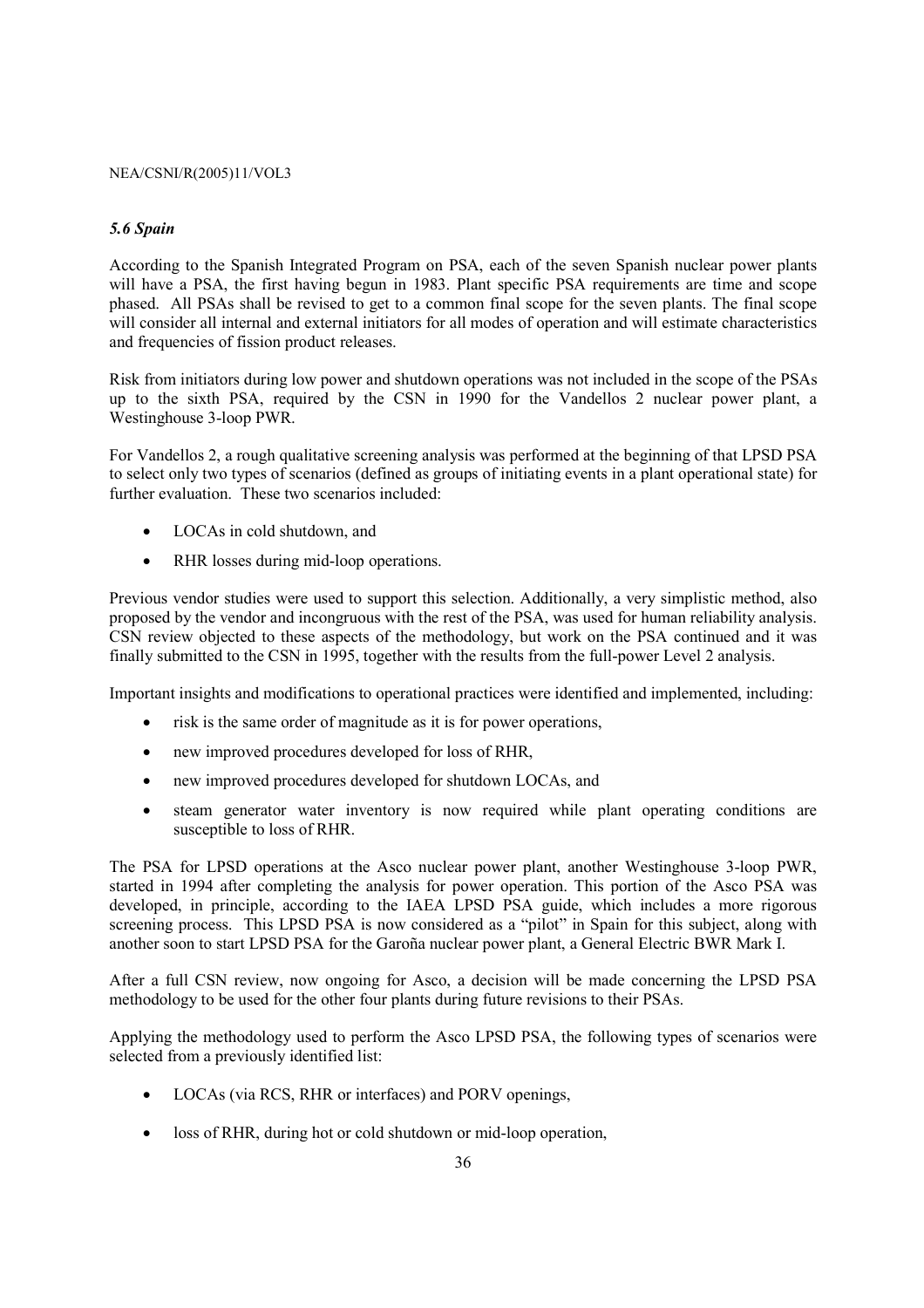### *5.6 Spain*

According to the Spanish Integrated Program on PSA, each of the seven Spanish nuclear power plants will have a PSA, the first having begun in 1983. Plant specific PSA requirements are time and scope phased. All PSAs shall be revised to get to a common final scope for the seven plants. The final scope will consider all internal and external initiators for all modes of operation and will estimate characteristics and frequencies of fission product releases.

Risk from initiators during low power and shutdown operations was not included in the scope of the PSAs up to the sixth PSA, required by the CSN in 1990 for the Vandellos 2 nuclear power plant, a Westinghouse 3-loop PWR.

For Vandellos 2, a rough qualitative screening analysis was performed at the beginning of that LPSD PSA to select only two types of scenarios (defined as groups of initiating events in a plant operational state) for further evaluation. These two scenarios included:

- LOCAs in cold shutdown, and
- RHR losses during mid-loop operations.

Previous vendor studies were used to support this selection. Additionally, a very simplistic method, also proposed by the vendor and incongruous with the rest of the PSA, was used for human reliability analysis. CSN review objected to these aspects of the methodology, but work on the PSA continued and it was finally submitted to the CSN in 1995, together with the results from the full-power Level 2 analysis.

Important insights and modifications to operational practices were identified and implemented, including:

- risk is the same order of magnitude as it is for power operations,
- new improved procedures developed for loss of RHR,
- new improved procedures developed for shutdown LOCAs, and
- steam generator water inventory is now required while plant operating conditions are susceptible to loss of RHR.

The PSA for LPSD operations at the Asco nuclear power plant, another Westinghouse 3-loop PWR, started in 1994 after completing the analysis for power operation. This portion of the Asco PSA was developed, in principle, according to the IAEA LPSD PSA guide, which includes a more rigorous screening process. This LPSD PSA is now considered as a "pilot" in Spain for this subject, along with another soon to start LPSD PSA for the Garoña nuclear power plant, a General Electric BWR Mark I.

After a full CSN review, now ongoing for Asco, a decision will be made concerning the LPSD PSA methodology to be used for the other four plants during future revisions to their PSAs.

Applying the methodology used to perform the Asco LPSD PSA, the following types of scenarios were selected from a previously identified list:

- LOCAs (via RCS, RHR or interfaces) and PORV openings,
- loss of RHR, during hot or cold shutdown or mid-loop operation,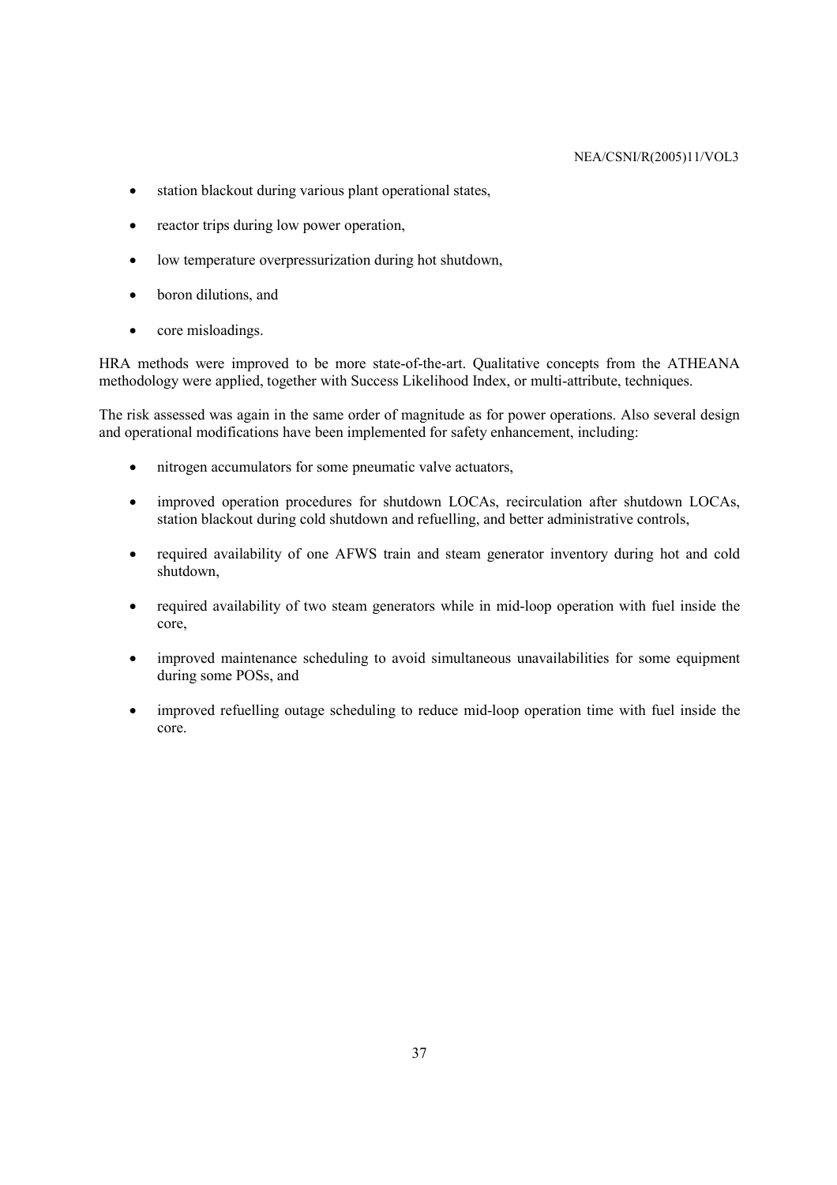- station blackout during various plant operational states,
- reactor trips during low power operation,
- low temperature overpressurization during hot shutdown,
- boron dilutions, and
- core misloadings.

HRA methods were improved to be more state-of-the-art. Qualitative concepts from the ATHEANA methodology were applied, together with Success Likelihood Index, or multi-attribute, techniques.

The risk assessed was again in the same order of magnitude as for power operations. Also several design and operational modifications have been implemented for safety enhancement, including:

- nitrogen accumulators for some pneumatic valve actuators,
- improved operation procedures for shutdown LOCAs, recirculation after shutdown LOCAs, station blackout during cold shutdown and refuelling, and better administrative controls,
- required availability of one AFWS train and steam generator inventory during hot and cold shutdown,
- required availability of two steam generators while in mid-loop operation with fuel inside the core,
- improved maintenance scheduling to avoid simultaneous unavailabilities for some equipment during some POSs, and
- improved refuelling outage scheduling to reduce mid-loop operation time with fuel inside the core.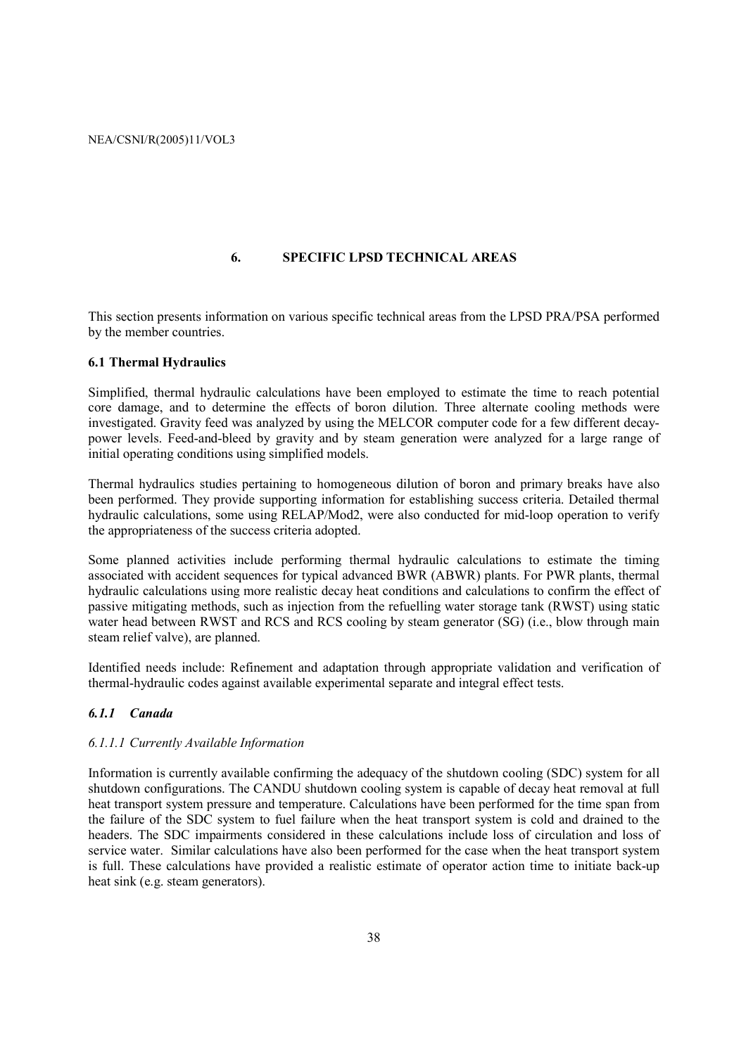# 6. SPECIFIC LPSD TECHNICAL AREAS

This section presents information on various specific technical areas from the LPSD PRA/PSA performed by the member countries.

## 6.1 Thermal Hydraulics

Simplified, thermal hydraulic calculations have been employed to estimate the time to reach potential core damage, and to determine the effects of boron dilution. Three alternate cooling methods were investigated. Gravity feed was analyzed by using the MELCOR computer code for a few different decay-power levels. Feed-and-bleed by gravity and by steam generation were analyzed for a large range of initial operating conditions using simplified models.

Thermal hydraulics studies pertaining to homogeneous dilution of boron and primary breaks have also been performed. They provide supporting information for establishing success criteria. Detailed thermal hydraulic calculations, some using RELAP/Mod2, were also conducted for mid-loop operation to verify the appropriateness of the success criteria adopted.

Some planned activities include performing thermal hydraulic calculations to estimate the timing associated with accident sequences for typical advanced BWR (ABWR) plants. For PWR plants, thermal hydraulic calculations using more realistic decay heat conditions and calculations to confirm the effect of passive mitigating methods, such as injection from the refuelling water storage tank (RWST) using static water head between RWST and RCS and RCS cooling by steam generator (SG) (i.e., blow through main steam relief valve), are planned.

Identified needs include: Refinement and adaptation through appropriate validation and verification of thermal-hydraulic codes against available experimental separate and integral effect tests.

### *6.1.1 Canada*

#### *6.1.1.1 Currently Available Information*

Information is currently available confirming the adequacy of the shutdown cooling (SDC) system for all shutdown configurations. The CANDU shutdown cooling system is capable of decay heat removal at full heat transport system pressure and temperature. Calculations have been performed for the time span from the failure of the SDC system to fuel failure when the heat transport system is cold and drained to the headers. The SDC impairments considered in these calculations include loss of circulation and loss of service water. Similar calculations have also been performed for the case when the heat transport system is full. These calculations have provided a realistic estimate of operator action time to initiate back-up heat sink (e.g. steam generators).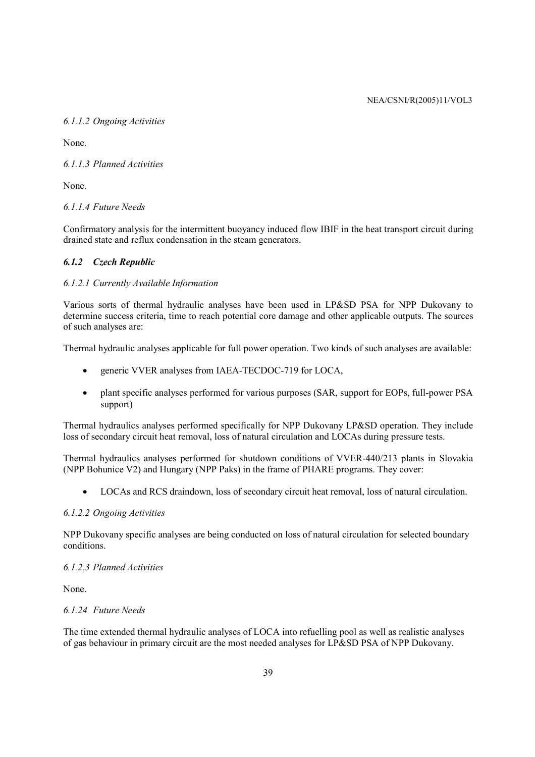*6.1.1.2 Ongoing Activities*

None.

*6.1.1.3 Planned Activities*

None.

*6.1.1.4 Future Needs*

Confirmatory analysis for the intermittent buoyancy induced flow IBIF in the heat transport circuit during drained state and reflux condensation in the steam generators.

### *6.1.2 Czech Republic*

*6.1.2.1 Currently Available Information*

Various sorts of thermal hydraulic analyses have been used in LP&SD PSA for NPP Dukovany to determine success criteria, time to reach potential core damage and other applicable outputs. The sources of such analyses are:

Thermal hydraulic analyses applicable for full power operation. Two kinds of such analyses are available:

- generic VVER analyses from IAEA-TECDOC-719 for LOCA,
- plant specific analyses performed for various purposes (SAR, support for EOPs, full-power PSA support)

Thermal hydraulics analyses performed specifically for NPP Dukovany LP&SD operation. They include loss of secondary circuit heat removal, loss of natural circulation and LOCAs during pressure tests.

Thermal hydraulics analyses performed for shutdown conditions of VVER-440/213 plants in Slovakia (NPP Bohunice V2) and Hungary (NPP Paks) in the frame of PHARE programs. They cover:

- LOCAs and RCS draindown, loss of secondary circuit heat removal, loss of natural circulation.

*6.1.2.2 Ongoing Activities*

NPP Dukovany specific analyses are being conducted on loss of natural circulation for selected boundary conditions.

*6.1.2.3 Planned Activities*

None.

*6.1.24 Future Needs*

The time extended thermal hydraulic analyses of LOCA into refuelling pool as well as realistic analyses of gas behaviour in primary circuit are the most needed analyses for LP&SD PSA of NPP Dukovany.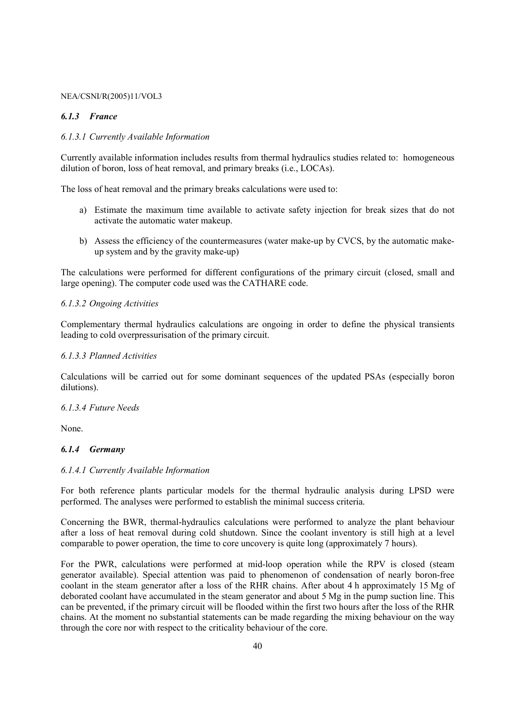### *6.1.3 France*

#### *6.1.3.1 Currently Available Information*

Currently available information includes results from thermal hydraulics studies related to: homogeneous dilution of boron, loss of heat removal, and primary breaks (i.e., LOCAs).

The loss of heat removal and the primary breaks calculations were used to:

a) Estimate the maximum time available to activate safety injection for break sizes that do not activate the automatic water makeup.

b) Assess the efficiency of the countermeasures (water make-up by CVCS, by the automatic make-up system and by the gravity make-up)

The calculations were performed for different configurations of the primary circuit (closed, small and large opening). The computer code used was the CATHARE code.

#### *6.1.3.2 Ongoing Activities*

Complementary thermal hydraulics calculations are ongoing in order to define the physical transients leading to cold overpressurisation of the primary circuit.

#### *6.1.3.3 Planned Activities*

Calculations will be carried out for some dominant sequences of the updated PSAs (especially boron dilutions).

#### *6.1.3.4 Future Needs*

None.

### *6.1.4 Germany*

#### *6.1.4.1 Currently Available Information*

For both reference plants particular models for the thermal hydraulic analysis during LPSD were performed. The analyses were performed to establish the minimal success criteria.

Concerning the BWR, thermal-hydraulics calculations were performed to analyze the plant behaviour after a loss of heat removal during cold shutdown. Since the coolant inventory is still high at a level comparable to power operation, the time to core uncovery is quite long (approximately 7 hours).

For the PWR, calculations were performed at mid-loop operation while the RPV is closed (steam generator available). Special attention was paid to phenomenon of condensation of nearly boron-free coolant in the steam generator after a loss of the RHR chains. After about 4 h approximately 15 Mg of deborated coolant have accumulated in the steam generator and about 5 Mg in the pump suction line. This can be prevented, if the primary circuit will be flooded within the first two hours after the loss of the RHR chains. At the moment no substantial statements can be made regarding the mixing behaviour on the way through the core nor with respect to the criticality behaviour of the core.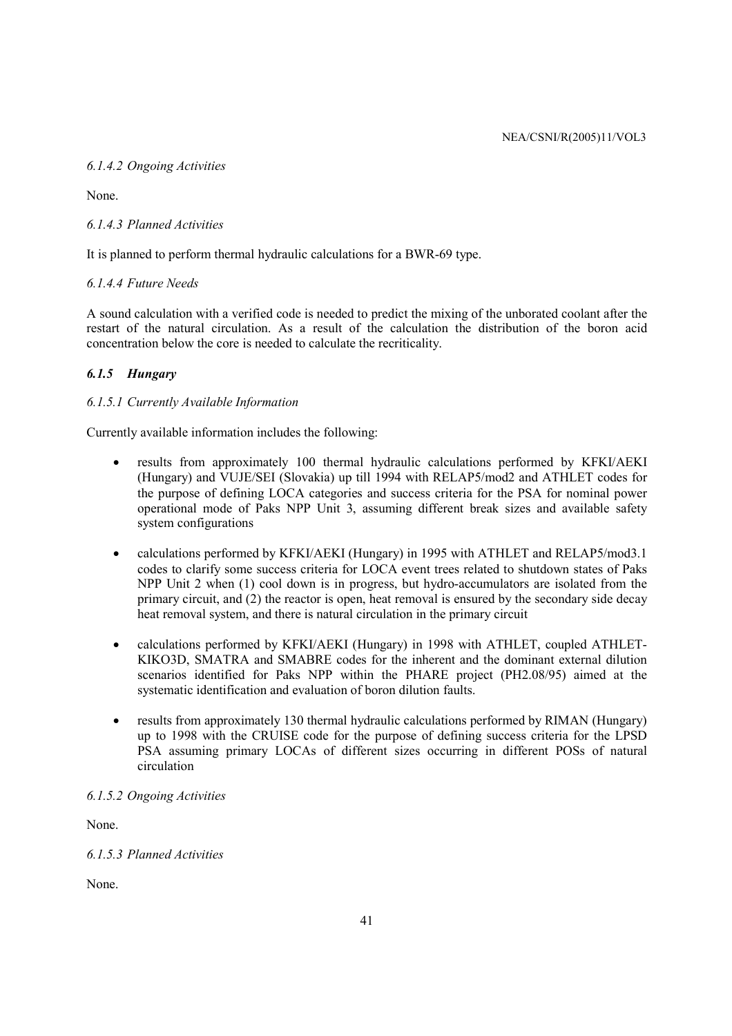*6.1.4.2 Ongoing Activities*

None.

*6.1.4.3 Planned Activities*

It is planned to perform thermal hydraulic calculations for a BWR-69 type.

*6.1.4.4 Future Needs*

A sound calculation with a verified code is needed to predict the mixing of the unborated coolant after the restart of the natural circulation. As a result of the calculation the distribution of the boron acid concentration below the core is needed to calculate the recriticality.

### *6.1.5 Hungary*

*6.1.5.1 Currently Available Information*

Currently available information includes the following:

- results from approximately 100 thermal hydraulic calculations performed by KFKI/AEKI (Hungary) and VUJE/SEI (Slovakia) up till 1994 with RELAP5/mod2 and ATHLET codes for the purpose of defining LOCA categories and success criteria for the PSA for nominal power operational mode of Paks NPP Unit 3, assuming different break sizes and available safety system configurations

- calculations performed by KFKI/AEKI (Hungary) in 1995 with ATHLET and RELAP5/mod3.1 codes to clarify some success criteria for LOCA event trees related to shutdown states of Paks NPP Unit 2 when (1) cool down is in progress, but hydro-accumulators are isolated from the primary circuit, and (2) the reactor is open, heat removal is ensured by the secondary side decay heat removal system, and there is natural circulation in the primary circuit

- calculations performed by KFKI/AEKI (Hungary) in 1998 with ATHLET, coupled ATHLET-KIKO3D, SMATRA and SMABRE codes for the inherent and the dominant external dilution scenarios identified for Paks NPP within the PHARE project (PH2.08/95) aimed at the systematic identification and evaluation of boron dilution faults.

- results from approximately 130 thermal hydraulic calculations performed by RIMAN (Hungary) up to 1998 with the CRUISE code for the purpose of defining success criteria for the LPSD PSA assuming primary LOCAs of different sizes occurring in different POSs of natural circulation

*6.1.5.2 Ongoing Activities*

None.

*6.1.5.3 Planned Activities*

None.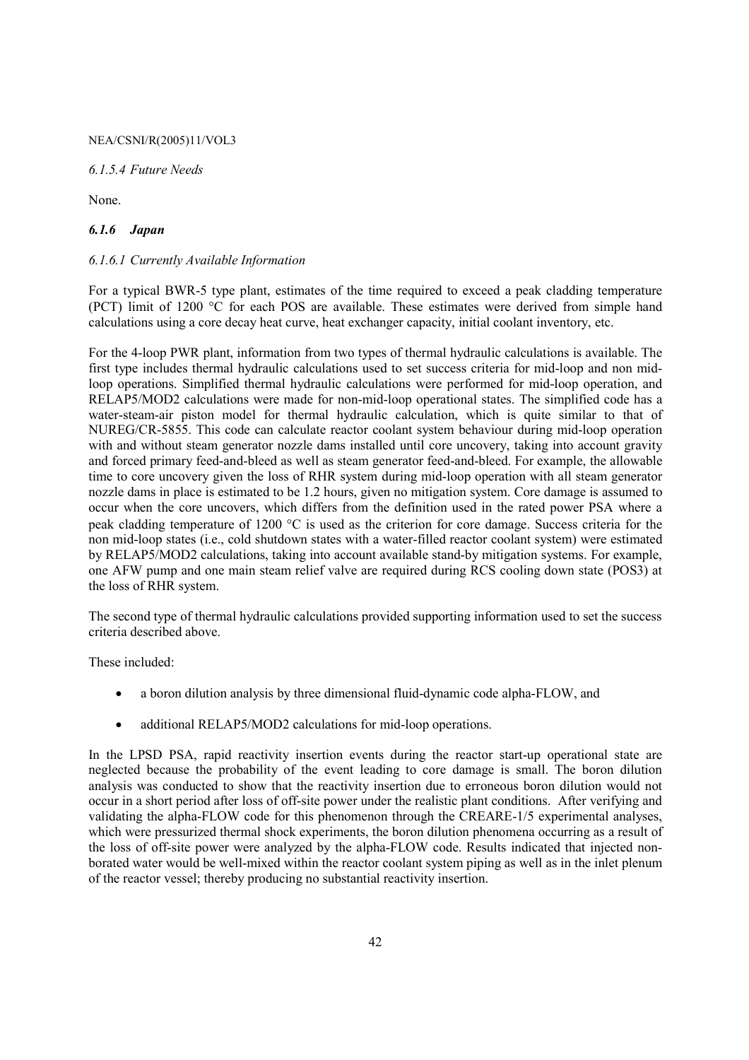#### *6.1.5.4 Future Needs*

None.

### *6.1.6 Japan*

#### *6.1.6.1 Currently Available Information*

For a typical BWR-5 type plant, estimates of the time required to exceed a peak cladding temperature (PCT) limit of 1200 °C for each POS are available. These estimates were derived from simple hand calculations using a core decay heat curve, heat exchanger capacity, initial coolant inventory, etc.

For the 4-loop PWR plant, information from two types of thermal hydraulic calculations is available. The first type includes thermal hydraulic calculations used to set success criteria for mid-loop and non mid-loop operations. Simplified thermal hydraulic calculations were performed for mid-loop operation, and RELAP5/MOD2 calculations were made for non-mid-loop operational states. The simplified code has a water-steam-air piston model for thermal hydraulic calculation, which is quite similar to that of NUREG/CR-5855. This code can calculate reactor coolant system behaviour during mid-loop operation with and without steam generator nozzle dams installed until core uncovery, taking into account gravity and forced primary feed-and-bleed as well as steam generator feed-and-bleed. For example, the allowable time to core uncovery given the loss of RHR system during mid-loop operation with all steam generator nozzle dams in place is estimated to be 1.2 hours, given no mitigation system. Core damage is assumed to occur when the core uncovers, which differs from the definition used in the rated power PSA where a peak cladding temperature of 1200 °C is used as the criterion for core damage. Success criteria for the non mid-loop states (i.e., cold shutdown states with a water-filled reactor coolant system) were estimated by RELAP5/MOD2 calculations, taking into account available stand-by mitigation systems. For example, one AFW pump and one main steam relief valve are required during RCS cooling down state (POS3) at the loss of RHR system.

The second type of thermal hydraulic calculations provided supporting information used to set the success criteria described above.

These included:

- a boron dilution analysis by three dimensional fluid-dynamic code alpha-FLOW, and
- additional RELAP5/MOD2 calculations for mid-loop operations.

In the LPSD PSA, rapid reactivity insertion events during the reactor start-up operational state are neglected because the probability of the event leading to core damage is small. The boron dilution analysis was conducted to show that the reactivity insertion due to erroneous boron dilution would not occur in a short period after loss of off-site power under the realistic plant conditions. After verifying and validating the alpha-FLOW code for this phenomenon through the CREARE-1/5 experimental analyses, which were pressurized thermal shock experiments, the boron dilution phenomena occurring as a result of the loss of off-site power were analyzed by the alpha-FLOW code. Results indicated that injected non-borated water would be well-mixed within the reactor coolant system piping as well as in the inlet plenum of the reactor vessel; thereby producing no substantial reactivity insertion.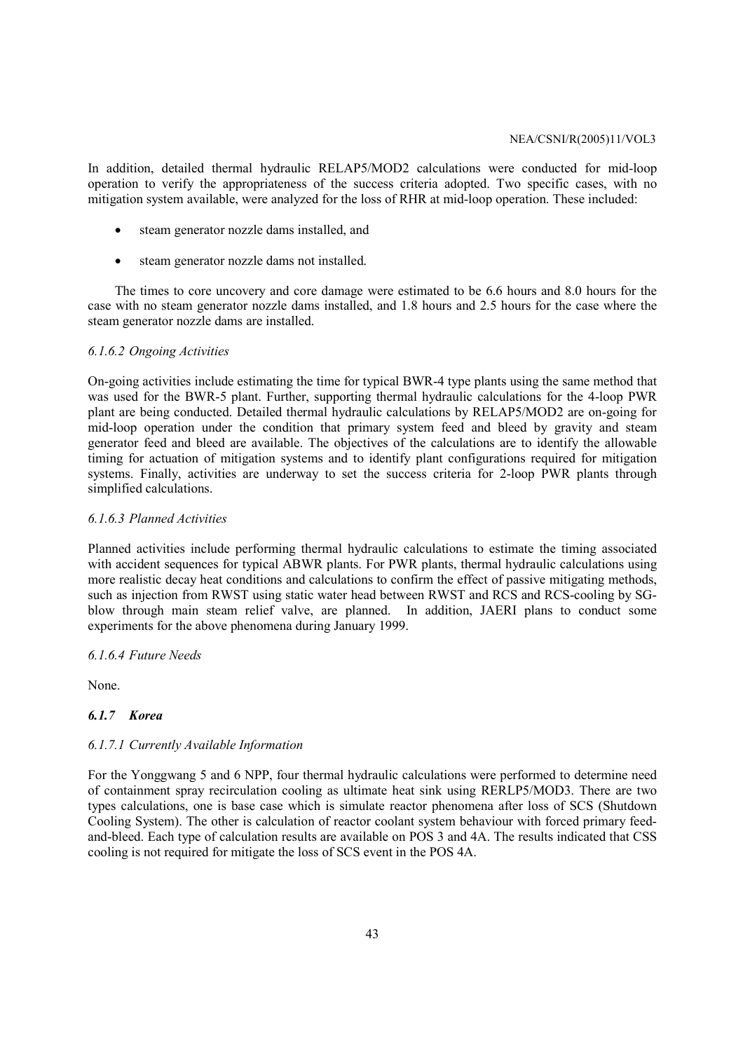In addition, detailed thermal hydraulic RELAP5/MOD2 calculations were conducted for mid-loop operation to verify the appropriateness of the success criteria adopted. Two specific cases, with no mitigation system available, were analyzed for the loss of RHR at mid-loop operation. These included:

- steam generator nozzle dams installed, and
- steam generator nozzle dams not installed.

The times to core uncovery and core damage were estimated to be 6.6 hours and 8.0 hours for the case with no steam generator nozzle dams installed, and 1.8 hours and 2.5 hours for the case where the steam generator nozzle dams are installed.

#### *6.1.6.2 Ongoing Activities*

On-going activities include estimating the time for typical BWR-4 type plants using the same method that was used for the BWR-5 plant. Further, supporting thermal hydraulic calculations for the 4-loop PWR plant are being conducted. Detailed thermal hydraulic calculations by RELAP5/MOD2 are on-going for mid-loop operation under the condition that primary system feed and bleed by gravity and steam generator feed and bleed are available. The objectives of the calculations are to identify the allowable timing for actuation of mitigation systems and to identify plant configurations required for mitigation systems. Finally, activities are underway to set the success criteria for 2-loop PWR plants through simplified calculations.

#### *6.1.6.3 Planned Activities*

Planned activities include performing thermal hydraulic calculations to estimate the timing associated with accident sequences for typical ABWR plants. For PWR plants, thermal hydraulic calculations using more realistic decay heat conditions and calculations to confirm the effect of passive mitigating methods, such as injection from RWST using static water head between RWST and RCS and RCS-cooling by SG-blow through main steam relief valve, are planned. In addition, JAERI plans to conduct some experiments for the above phenomena during January 1999.

#### *6.1.6.4 Future Needs*

None.

### ***6.1.7 Korea***

#### *6.1.7.1 Currently Available Information*

For the Yonggwang 5 and 6 NPP, four thermal hydraulic calculations were performed to determine need of containment spray recirculation cooling as ultimate heat sink using RERLP5/MOD3. There are two types calculations, one is base case which is simulate reactor phenomena after loss of SCS (Shutdown Cooling System). The other is calculation of reactor coolant system behaviour with forced primary feed-and-bleed. Each type of calculation results are available on POS 3 and 4A. The results indicated that CSS cooling is not required for mitigate the loss of SCS event in the POS 4A.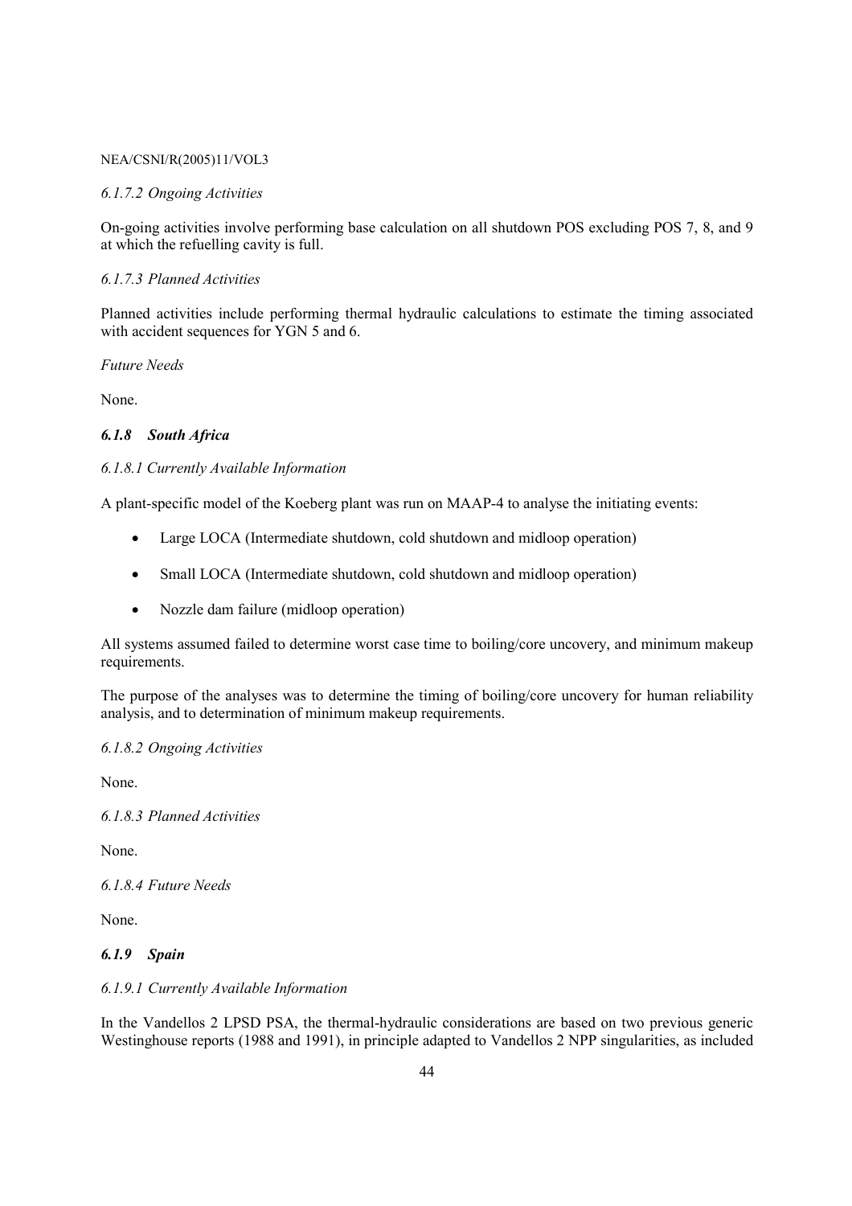*6.1.7.2 Ongoing Activities*

On-going activities involve performing base calculation on all shutdown POS excluding POS 7, 8, and 9 at which the refuelling cavity is full.

*6.1.7.3 Planned Activities*

Planned activities include performing thermal hydraulic calculations to estimate the timing associated with accident sequences for YGN 5 and 6.

*Future Needs*

None.

### *6.1.8 South Africa*

*6.1.8.1 Currently Available Information*

A plant-specific model of the Koeberg plant was run on MAAP-4 to analyse the initiating events:

- Large LOCA (Intermediate shutdown, cold shutdown and midloop operation)
- Small LOCA (Intermediate shutdown, cold shutdown and midloop operation)
- Nozzle dam failure (midloop operation)

All systems assumed failed to determine worst case time to boiling/core uncovery, and minimum makeup requirements.

The purpose of the analyses was to determine the timing of boiling/core uncovery for human reliability analysis, and to determination of minimum makeup requirements.

*6.1.8.2 Ongoing Activities*

None.

*6.1.8.3 Planned Activities*

None.

*6.1.8.4 Future Needs*

None.

### *6.1.9 Spain*

*6.1.9.1 Currently Available Information*

In the Vandellos 2 LPSD PSA, the thermal-hydraulic considerations are based on two previous generic Westinghouse reports (1988 and 1991), in principle adapted to Vandellos 2 NPP singularities, as included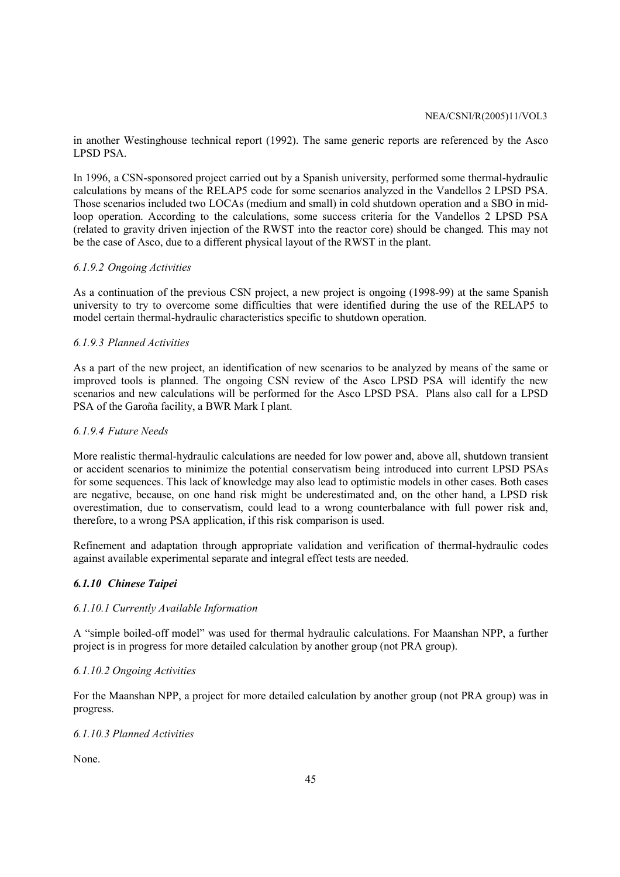in another Westinghouse technical report (1992). The same generic reports are referenced by the Asco LPSD PSA.

In 1996, a CSN-sponsored project carried out by a Spanish university, performed some thermal-hydraulic calculations by means of the RELAP5 code for some scenarios analyzed in the Vandellos 2 LPSD PSA. Those scenarios included two LOCAs (medium and small) in cold shutdown operation and a SBO in mid-loop operation. According to the calculations, some success criteria for the Vandellos 2 LPSD PSA (related to gravity driven injection of the RWST into the reactor core) should be changed. This may not be the case of Asco, due to a different physical layout of the RWST in the plant.

#### *6.1.9.2 Ongoing Activities*

As a continuation of the previous CSN project, a new project is ongoing (1998-99) at the same Spanish university to try to overcome some difficulties that were identified during the use of the RELAP5 to model certain thermal-hydraulic characteristics specific to shutdown operation.

#### *6.1.9.3 Planned Activities*

As a part of the new project, an identification of new scenarios to be analyzed by means of the same or improved tools is planned. The ongoing CSN review of the Asco LPSD PSA will identify the new scenarios and new calculations will be performed for the Asco LPSD PSA. Plans also call for a LPSD PSA of the Garoña facility, a BWR Mark I plant.

#### *6.1.9.4 Future Needs*

More realistic thermal-hydraulic calculations are needed for low power and, above all, shutdown transient or accident scenarios to minimize the potential conservatism being introduced into current LPSD PSAs for some sequences. This lack of knowledge may also lead to optimistic models in other cases. Both cases are negative, because, on one hand risk might be underestimated and, on the other hand, a LPSD risk overestimation, due to conservatism, could lead to a wrong counterbalance with full power risk and, therefore, to a wrong PSA application, if this risk comparison is used.

Refinement and adaptation through appropriate validation and verification of thermal-hydraulic codes against available experimental separate and integral effect tests are needed.

### ***6.1.10 Chinese Taipei***

#### *6.1.10.1 Currently Available Information*

A "simple boiled-off model" was used for thermal hydraulic calculations. For Maanshan NPP, a further project is in progress for more detailed calculation by another group (not PRA group).

#### *6.1.10.2 Ongoing Activities*

For the Maanshan NPP, a project for more detailed calculation by another group (not PRA group) was in progress.

#### *6.1.10.3 Planned Activities*

None.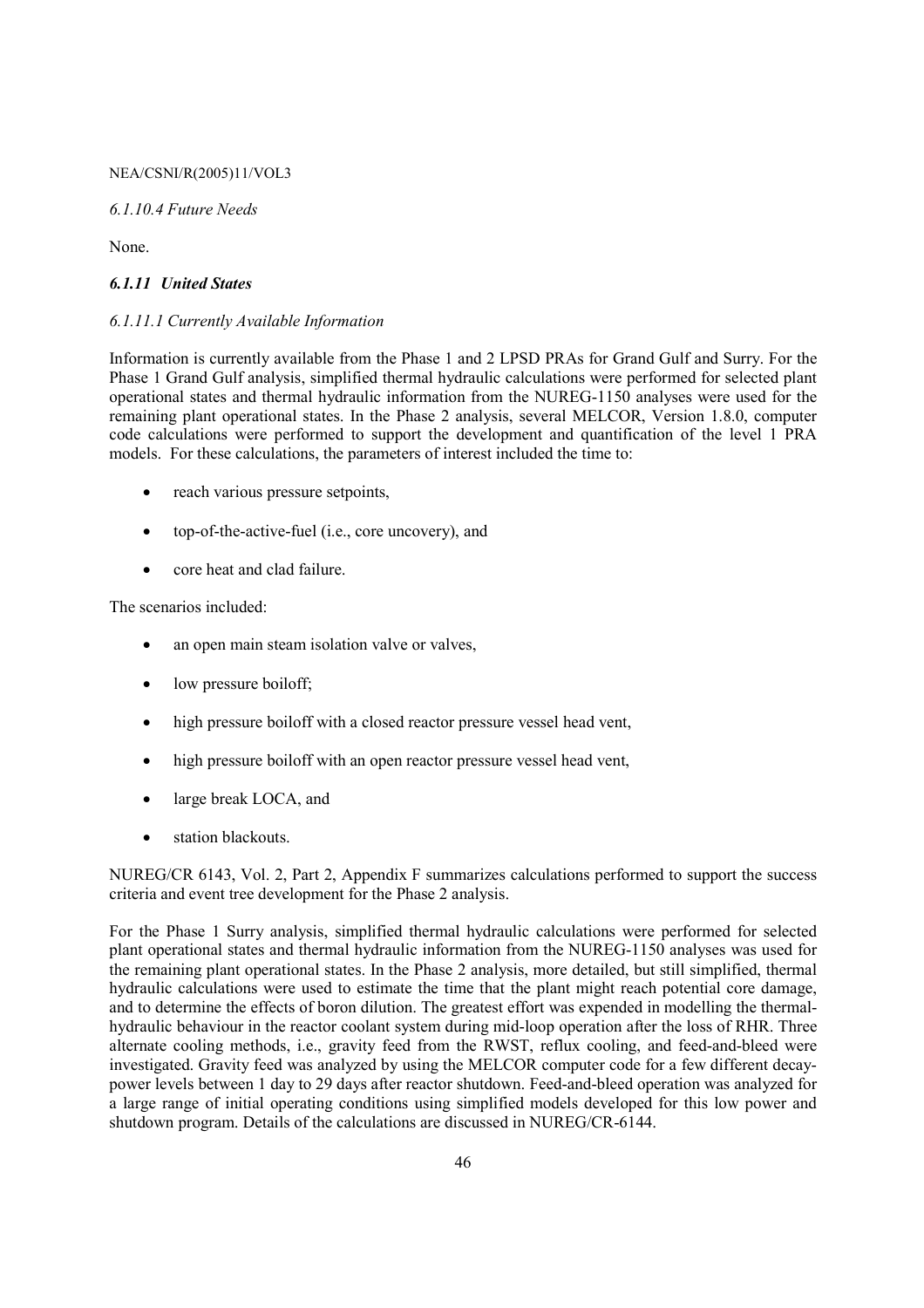#### *6.1.10.4 Future Needs*

None.

### *6.1.11 United States*

#### *6.1.11.1 Currently Available Information*

Information is currently available from the Phase 1 and 2 LPSD PRAs for Grand Gulf and Surry. For the Phase 1 Grand Gulf analysis, simplified thermal hydraulic calculations were performed for selected plant operational states and thermal hydraulic information from the NUREG-1150 analyses were used for the remaining plant operational states. In the Phase 2 analysis, several MELCOR, Version 1.8.0, computer code calculations were performed to support the development and quantification of the level 1 PRA models. For these calculations, the parameters of interest included the time to:

- reach various pressure setpoints,
- top-of-the-active-fuel (i.e., core uncovery), and
- core heat and clad failure.

The scenarios included:

- an open main steam isolation valve or valves,
- low pressure boiloff;
- high pressure boiloff with a closed reactor pressure vessel head vent,
- high pressure boiloff with an open reactor pressure vessel head vent,
- large break LOCA, and
- station blackouts.

NUREG/CR 6143, Vol. 2, Part 2, Appendix F summarizes calculations performed to support the success criteria and event tree development for the Phase 2 analysis.

For the Phase 1 Surry analysis, simplified thermal hydraulic calculations were performed for selected plant operational states and thermal hydraulic information from the NUREG-1150 analyses was used for the remaining plant operational states. In the Phase 2 analysis, more detailed, but still simplified, thermal hydraulic calculations were used to estimate the time that the plant might reach potential core damage, and to determine the effects of boron dilution. The greatest effort was expended in modelling the thermal-hydraulic behaviour in the reactor coolant system during mid-loop operation after the loss of RHR. Three alternate cooling methods, i.e., gravity feed from the RWST, reflux cooling, and feed-and-bleed were investigated. Gravity feed was analyzed by using the MELCOR computer code for a few different decay-power levels between 1 day to 29 days after reactor shutdown. Feed-and-bleed operation was analyzed for a large range of initial operating conditions using simplified models developed for this low power and shutdown program. Details of the calculations are discussed in NUREG/CR-6144.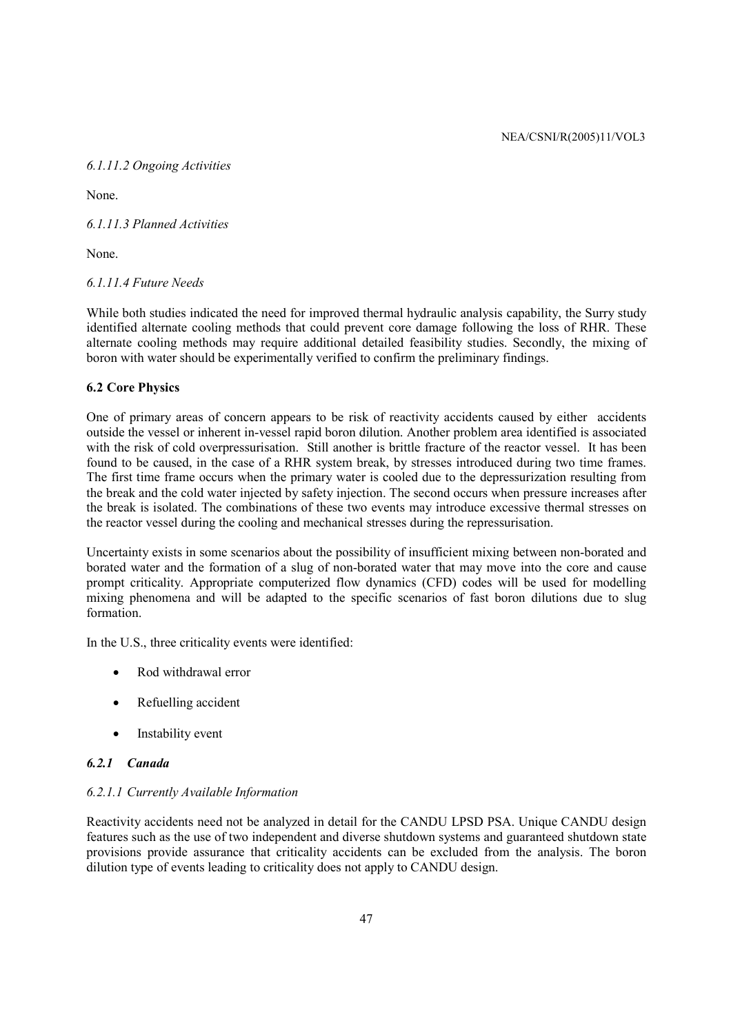*6.1.11.2 Ongoing Activities*

None.

*6.1.11.3 Planned Activities*

None.

*6.1.11.4 Future Needs*

While both studies indicated the need for improved thermal hydraulic analysis capability, the Surry study identified alternate cooling methods that could prevent core damage following the loss of RHR. These alternate cooling methods may require additional detailed feasibility studies. Secondly, the mixing of boron with water should be experimentally verified to confirm the preliminary findings.

**6.2 Core Physics**

One of primary areas of concern appears to be risk of reactivity accidents caused by either accidents outside the vessel or inherent in-vessel rapid boron dilution. Another problem area identified is associated with the risk of cold overpressurisation. Still another is brittle fracture of the reactor vessel. It has been found to be caused, in the case of a RHR system break, by stresses introduced during two time frames. The first time frame occurs when the primary water is cooled due to the depressurization resulting from the break and the cold water injected by safety injection. The second occurs when pressure increases after the break is isolated. The combinations of these two events may introduce excessive thermal stresses on the reactor vessel during the cooling and mechanical stresses during the repressurisation.

Uncertainty exists in some scenarios about the possibility of insufficient mixing between non-borated and borated water and the formation of a slug of non-borated water that may move into the core and cause prompt criticality. Appropriate computerized flow dynamics (CFD) codes will be used for modelling mixing phenomena and will be adapted to the specific scenarios of fast boron dilutions due to slug formation.

In the U.S., three criticality events were identified:

- Rod withdrawal error
- Refuelling accident
- Instability event

***6.2.1 Canada***

*6.2.1.1 Currently Available Information*

Reactivity accidents need not be analyzed in detail for the CANDU LPSD PSA. Unique CANDU design features such as the use of two independent and diverse shutdown systems and guaranteed shutdown state provisions provide assurance that criticality accidents can be excluded from the analysis. The boron dilution type of events leading to criticality does not apply to CANDU design.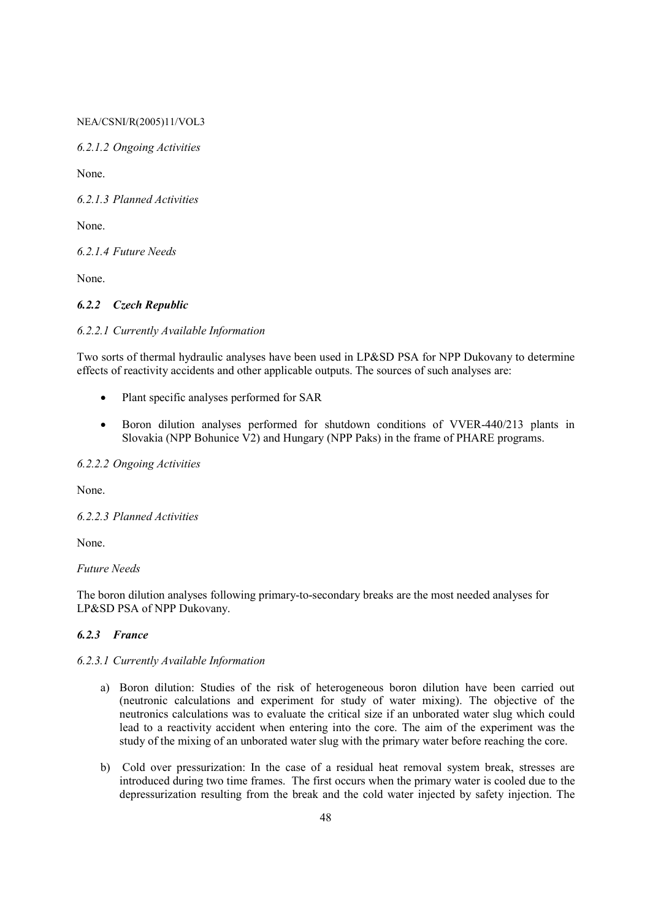*6.2.1.2 Ongoing Activities*

None.

*6.2.1.3 Planned Activities*

None.

*6.2.1.4 Future Needs*

None.

### *6.2.2 Czech Republic*

*6.2.2.1 Currently Available Information*

Two sorts of thermal hydraulic analyses have been used in LP&SD PSA for NPP Dukovany to determine effects of reactivity accidents and other applicable outputs. The sources of such analyses are:

- Plant specific analyses performed for SAR
- Boron dilution analyses performed for shutdown conditions of VVER-440/213 plants in Slovakia (NPP Bohunice V2) and Hungary (NPP Paks) in the frame of PHARE programs.

*6.2.2.2 Ongoing Activities*

None.

*6.2.2.3 Planned Activities*

None.

*Future Needs*

The boron dilution analyses following primary-to-secondary breaks are the most needed analyses for LP&SD PSA of NPP Dukovany.

### *6.2.3 France*

*6.2.3.1 Currently Available Information*

a) Boron dilution: Studies of the risk of heterogeneous boron dilution have been carried out (neutronic calculations and experiment for study of water mixing). The objective of the neutronics calculations was to evaluate the critical size if an unborated water slug which could lead to a reactivity accident when entering into the core. The aim of the experiment was the study of the mixing of an unborated water slug with the primary water before reaching the core.

b) Cold over pressurization: In the case of a residual heat removal system break, stresses are introduced during two time frames. The first occurs when the primary water is cooled due to the depressurization resulting from the break and the cold water injected by safety injection. The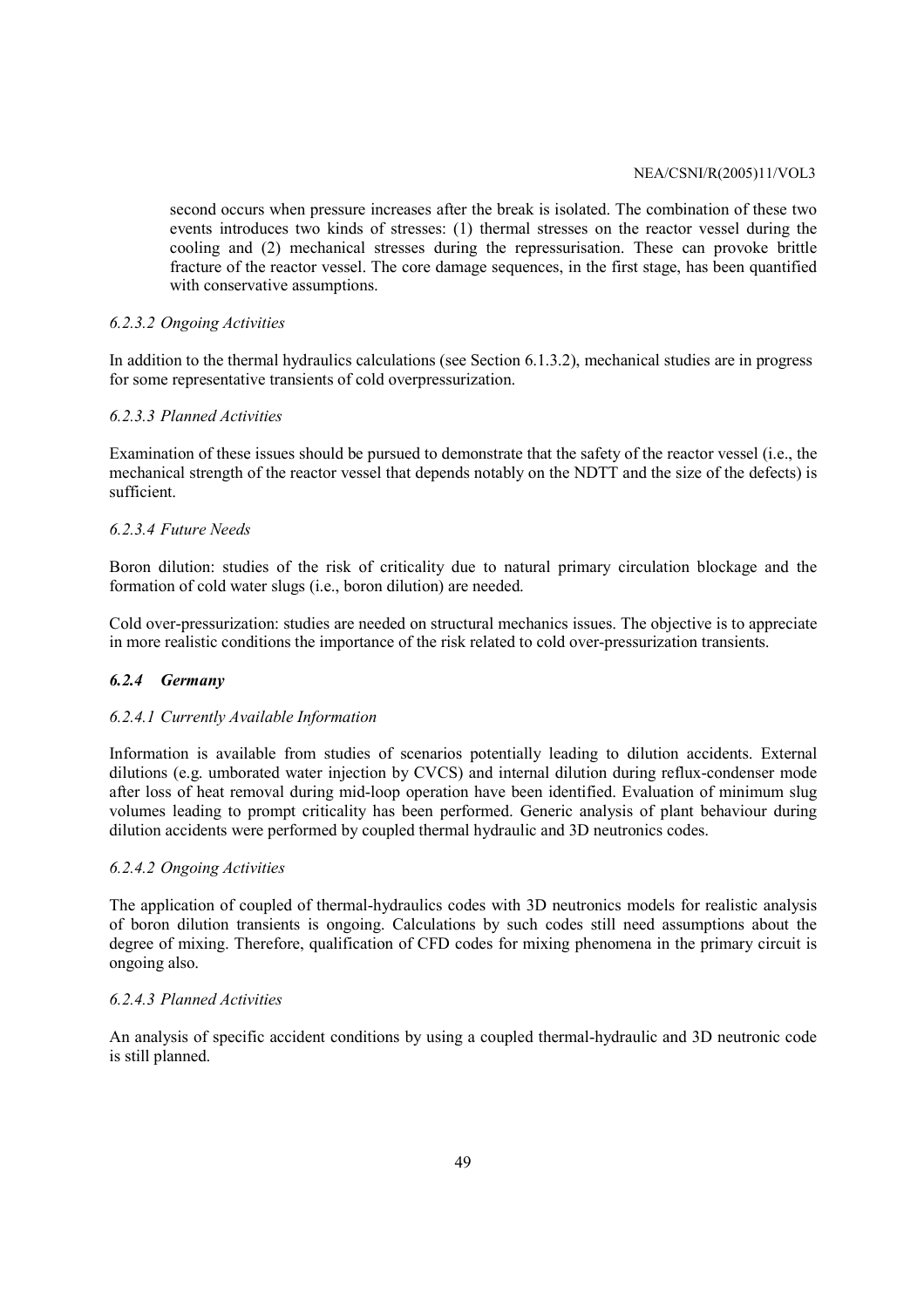second occurs when pressure increases after the break is isolated. The combination of these two events introduces two kinds of stresses: (1) thermal stresses on the reactor vessel during the cooling and (2) mechanical stresses during the repressurisation. These can provoke brittle fracture of the reactor vessel. The core damage sequences, in the first stage, has been quantified with conservative assumptions.

*6.2.3.2 Ongoing Activities*

In addition to the thermal hydraulics calculations (see Section 6.1.3.2), mechanical studies are in progress for some representative transients of cold overpressurization.

*6.2.3.3 Planned Activities*

Examination of these issues should be pursued to demonstrate that the safety of the reactor vessel (i.e., the mechanical strength of the reactor vessel that depends notably on the NDTT and the size of the defects) is sufficient.

*6.2.3.4 Future Needs*

Boron dilution: studies of the risk of criticality due to natural primary circulation blockage and the formation of cold water slugs (i.e., boron dilution) are needed.

Cold over-pressurization: studies are needed on structural mechanics issues. The objective is to appreciate in more realistic conditions the importance of the risk related to cold over-pressurization transients.

### *6.2.4 Germany*

*6.2.4.1 Currently Available Information*

Information is available from studies of scenarios potentially leading to dilution accidents. External dilutions (e.g. umborated water injection by CVCS) and internal dilution during reflux-condenser mode after loss of heat removal during mid-loop operation have been identified. Evaluation of minimum slug volumes leading to prompt criticality has been performed. Generic analysis of plant behaviour during dilution accidents were performed by coupled thermal hydraulic and 3D neutronics codes.

*6.2.4.2 Ongoing Activities*

The application of coupled of thermal-hydraulics codes with 3D neutronics models for realistic analysis of boron dilution transients is ongoing. Calculations by such codes still need assumptions about the degree of mixing. Therefore, qualification of CFD codes for mixing phenomena in the primary circuit is ongoing also.

*6.2.4.3 Planned Activities*

An analysis of specific accident conditions by using a coupled thermal-hydraulic and 3D neutronic code is still planned.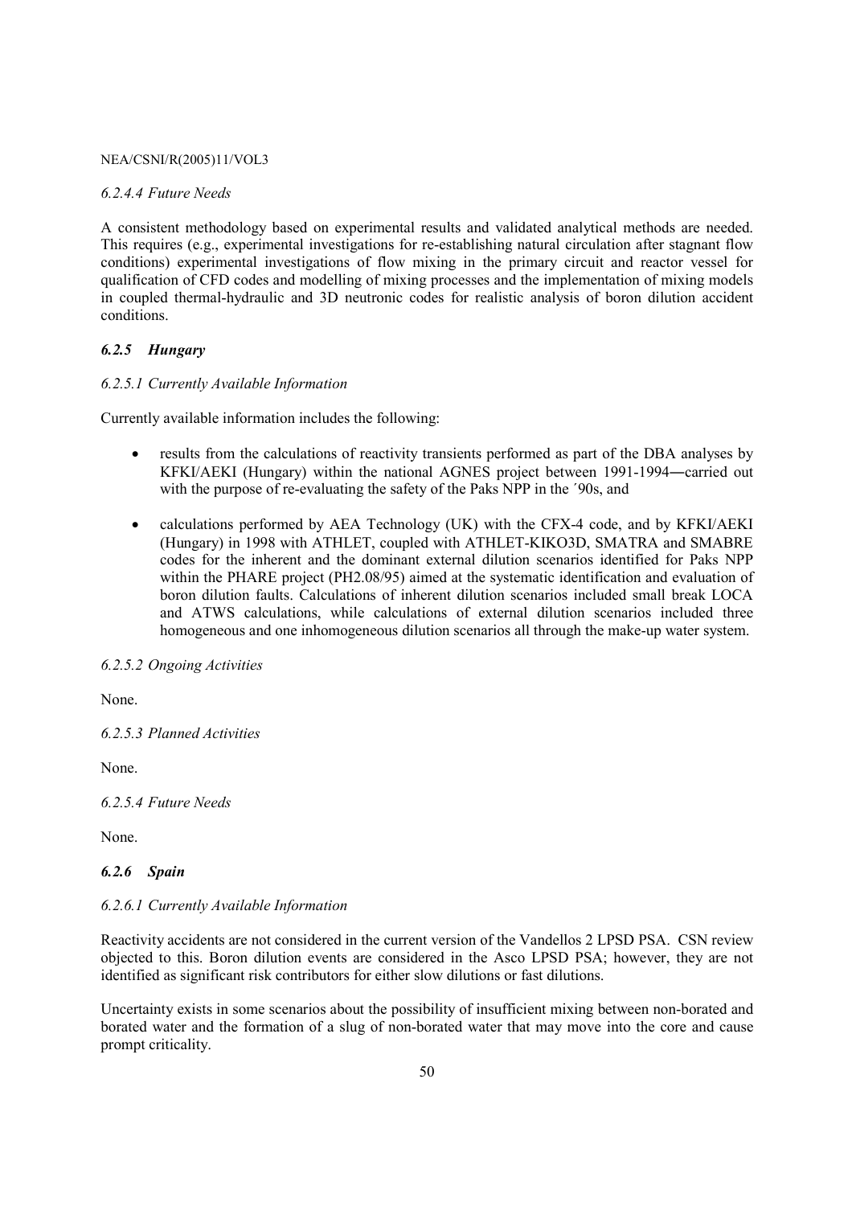*6.2.4.4 Future Needs*

A consistent methodology based on experimental results and validated analytical methods are needed. This requires (e.g., experimental investigations for re-establishing natural circulation after stagnant flow conditions) experimental investigations of flow mixing in the primary circuit and reactor vessel for qualification of CFD codes and modelling of mixing processes and the implementation of mixing models in coupled thermal-hydraulic and 3D neutronic codes for realistic analysis of boron dilution accident conditions.

### *6.2.5 Hungary*

*6.2.5.1 Currently Available Information*

Currently available information includes the following:

- results from the calculations of reactivity transients performed as part of the DBA analyses by KFKI/AEKI (Hungary) within the national AGNES project between 1991-1994―carried out with the purpose of re-evaluating the safety of the Paks NPP in the ´90s, and
- calculations performed by AEA Technology (UK) with the CFX-4 code, and by KFKI/AEKI (Hungary) in 1998 with ATHLET, coupled with ATHLET-KIKO3D, SMATRA and SMABRE codes for the inherent and the dominant external dilution scenarios identified for Paks NPP within the PHARE project (PH2.08/95) aimed at the systematic identification and evaluation of boron dilution faults. Calculations of inherent dilution scenarios included small break LOCA and ATWS calculations, while calculations of external dilution scenarios included three homogeneous and one inhomogeneous dilution scenarios all through the make-up water system.

*6.2.5.2 Ongoing Activities*

None.

*6.2.5.3 Planned Activities*

None.

*6.2.5.4 Future Needs*

None.

### *6.2.6 Spain*

*6.2.6.1 Currently Available Information*

Reactivity accidents are not considered in the current version of the Vandellos 2 LPSD PSA. CSN review objected to this. Boron dilution events are considered in the Asco LPSD PSA; however, they are not identified as significant risk contributors for either slow dilutions or fast dilutions.

Uncertainty exists in some scenarios about the possibility of insufficient mixing between non-borated and borated water and the formation of a slug of non-borated water that may move into the core and cause prompt criticality.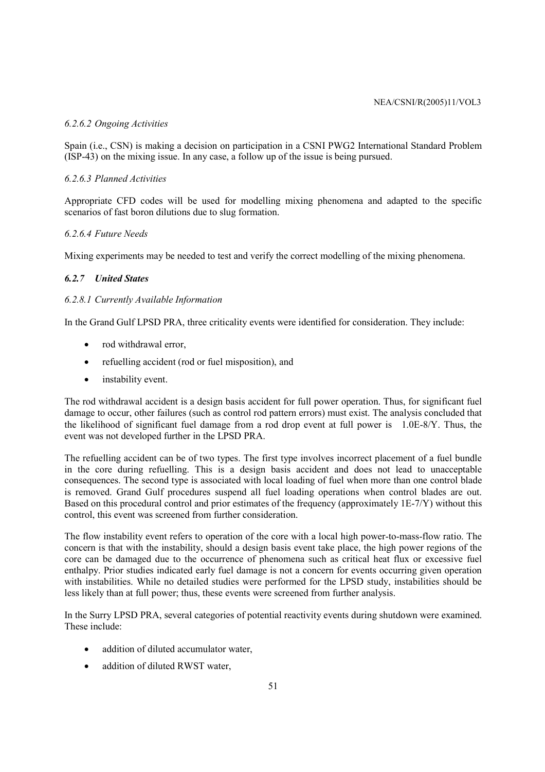#### 6.2.6.2 Ongoing Activities

Spain (i.e., CSN) is making a decision on participation in a CSNI PWG2 International Standard Problem (ISP-43) on the mixing issue. In any case, a follow up of the issue is being pursued.

#### 6.2.6.3 Planned Activities

Appropriate CFD codes will be used for modelling mixing phenomena and adapted to the specific scenarios of fast boron dilutions due to slug formation.

#### 6.2.6.4 Future Needs

Mixing experiments may be needed to test and verify the correct modelling of the mixing phenomena.

### *6.2.7 United States*

#### 6.2.8.1 Currently Available Information

In the Grand Gulf LPSD PRA, three criticality events were identified for consideration. They include:

- rod withdrawal error,
- refuelling accident (rod or fuel misposition), and
- instability event.

The rod withdrawal accident is a design basis accident for full power operation. Thus, for significant fuel damage to occur, other failures (such as control rod pattern errors) must exist. The analysis concluded that the likelihood of significant fuel damage from a rod drop event at full power is 1.0E-8/Y. Thus, the event was not developed further in the LPSD PRA.

The refuelling accident can be of two types. The first type involves incorrect placement of a fuel bundle in the core during refuelling. This is a design basis accident and does not lead to unacceptable consequences. The second type is associated with local loading of fuel when more than one control blade is removed. Grand Gulf procedures suspend all fuel loading operations when control blades are out. Based on this procedural control and prior estimates of the frequency (approximately 1E-7/Y) without this control, this event was screened from further consideration.

The flow instability event refers to operation of the core with a local high power-to-mass-flow ratio. The concern is that with the instability, should a design basis event take place, the high power regions of the core can be damaged due to the occurrence of phenomena such as critical heat flux or excessive fuel enthalpy. Prior studies indicated early fuel damage is not a concern for events occurring given operation with instabilities. While no detailed studies were performed for the LPSD study, instabilities should be less likely than at full power; thus, these events were screened from further analysis.

In the Surry LPSD PRA, several categories of potential reactivity events during shutdown were examined. These include:

- addition of diluted accumulator water,
- addition of diluted RWST water,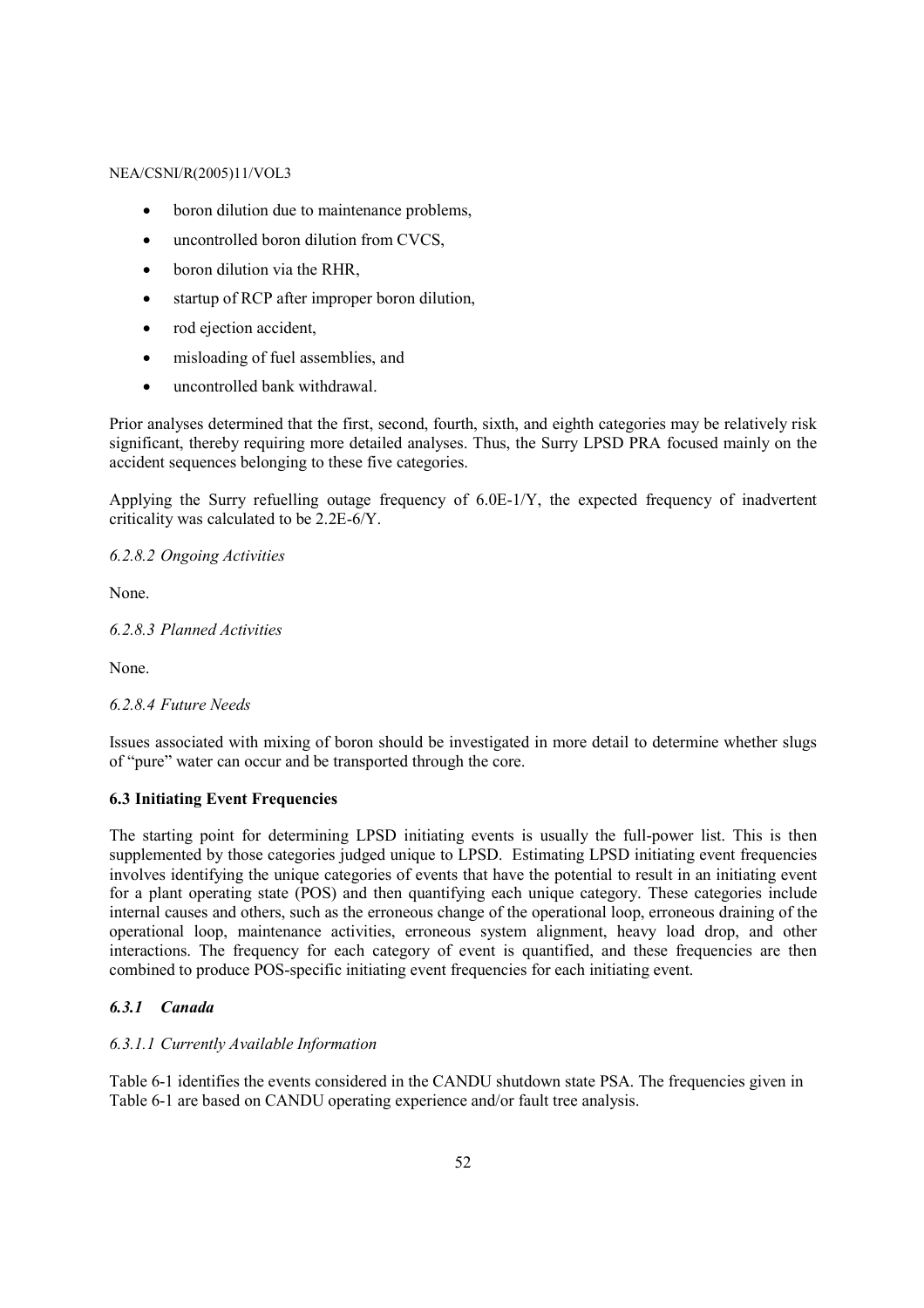- boron dilution due to maintenance problems,
- uncontrolled boron dilution from CVCS,
- boron dilution via the RHR,
- startup of RCP after improper boron dilution,
- rod ejection accident,
- misloading of fuel assemblies, and
- uncontrolled bank withdrawal.

Prior analyses determined that the first, second, fourth, sixth, and eighth categories may be relatively risk significant, thereby requiring more detailed analyses. Thus, the Surry LPSD PRA focused mainly on the accident sequences belonging to these five categories.

Applying the Surry refuelling outage frequency of 6.0E-1/Y, the expected frequency of inadvertent criticality was calculated to be 2.2E-6/Y.

*6.2.8.2 Ongoing Activities*

None.

*6.2.8.3 Planned Activities*

None.

*6.2.8.4 Future Needs*

Issues associated with mixing of boron should be investigated in more detail to determine whether slugs of "pure" water can occur and be transported through the core.

## 6.3 Initiating Event Frequencies

The starting point for determining LPSD initiating events is usually the full-power list. This is then supplemented by those categories judged unique to LPSD. Estimating LPSD initiating event frequencies involves identifying the unique categories of events that have the potential to result in an initiating event for a plant operating state (POS) and then quantifying each unique category. These categories include internal causes and others, such as the erroneous change of the operational loop, erroneous draining of the operational loop, maintenance activities, erroneous system alignment, heavy load drop, and other interactions. The frequency for each category of event is quantified, and these frequencies are then combined to produce POS-specific initiating event frequencies for each initiating event.

### *6.3.1 Canada*

*6.3.1.1 Currently Available Information*

Table 6-1 identifies the events considered in the CANDU shutdown state PSA. The frequencies given in Table 6-1 are based on CANDU operating experience and/or fault tree analysis.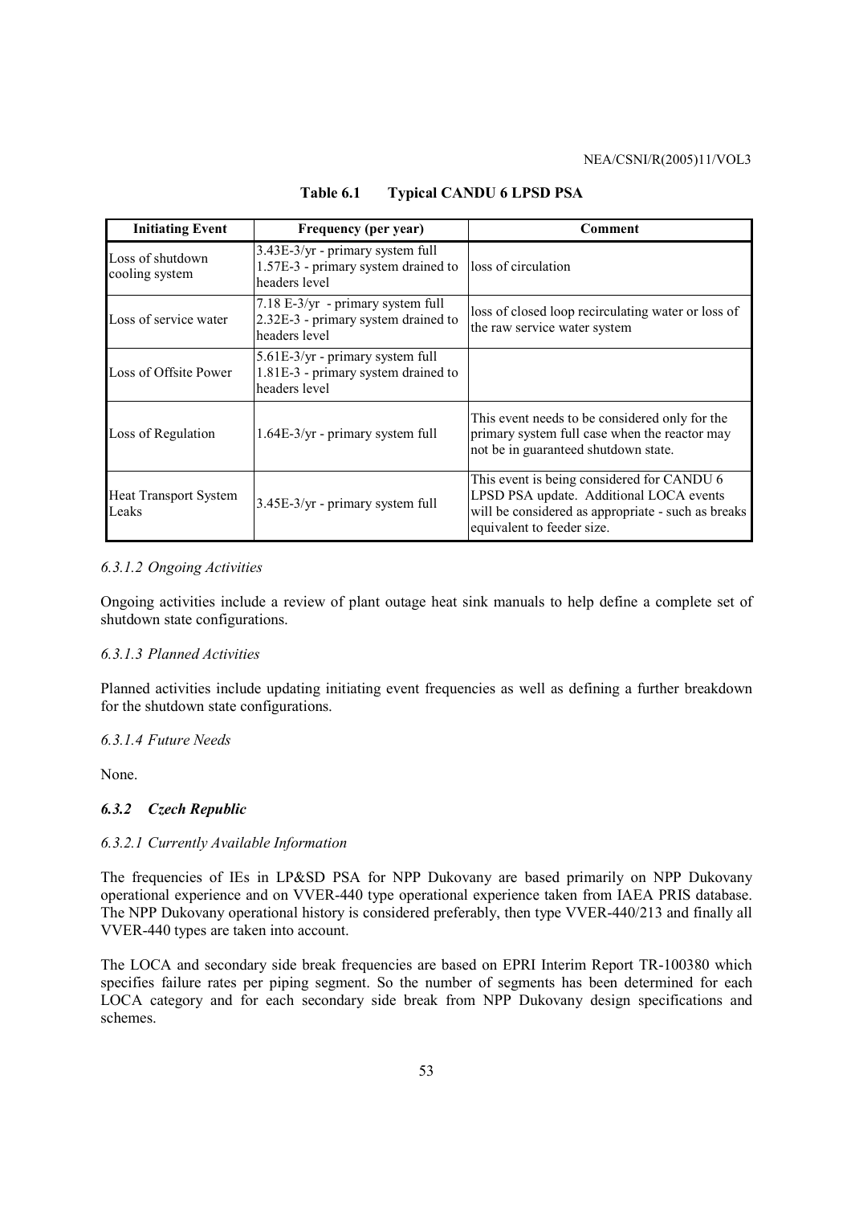**Table 6.1 Typical CANDU 6 LPSD PSA**

| Initiating Event | Frequency (per year) | Comment |
|---|---|---|
| Loss of shutdown cooling system | 3.43E-3/yr - primary system full<br>1.57E-3 - primary system drained to headers level | loss of circulation |
| Loss of service water | 7.18 E-3/yr - primary system full<br>2.32E-3 - primary system drained to headers level | loss of closed loop recirculating water or loss of the raw service water system |
| Loss of Offsite Power | 5.61E-3/yr - primary system full<br>1.81E-3 - primary system drained to headers level | |
| Loss of Regulation | 1.64E-3/yr - primary system full | This event needs to be considered only for the primary system full case when the reactor may not be in guaranteed shutdown state. |
| Heat Transport System Leaks | 3.45E-3/yr - primary system full | This event is being considered for CANDU 6 LPSD PSA update. Additional LOCA events will be considered as appropriate - such as breaks equivalent to feeder size. |

*6.3.1.2 Ongoing Activities*

Ongoing activities include a review of plant outage heat sink manuals to help define a complete set of shutdown state configurations.

*6.3.1.3 Planned Activities*

Planned activities include updating initiating event frequencies as well as defining a further breakdown for the shutdown state configurations.

*6.3.1.4 Future Needs*

None.

### *6.3.2 Czech Republic*

*6.3.2.1 Currently Available Information*

The frequencies of IEs in LP&SD PSA for NPP Dukovany are based primarily on NPP Dukovany operational experience and on VVER-440 type operational experience taken from IAEA PRIS database. The NPP Dukovany operational history is considered preferably, then type VVER-440/213 and finally all VVER-440 types are taken into account.

The LOCA and secondary side break frequencies are based on EPRI Interim Report TR-100380 which specifies failure rates per piping segment. So the number of segments has been determined for each LOCA category and for each secondary side break from NPP Dukovany design specifications and schemes.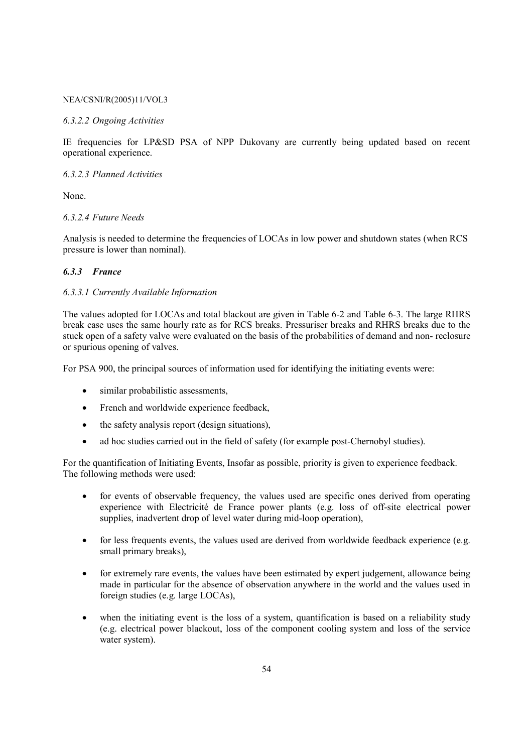*6.3.2.2 Ongoing Activities*

IE frequencies for LP&SD PSA of NPP Dukovany are currently being updated based on recent operational experience.

*6.3.2.3 Planned Activities*

None.

*6.3.2.4 Future Needs*

Analysis is needed to determine the frequencies of LOCAs in low power and shutdown states (when RCS pressure is lower than nominal).

### *6.3.3 France*

*6.3.3.1 Currently Available Information*

The values adopted for LOCAs and total blackout are given in Table 6-2 and Table 6-3. The large RHRS break case uses the same hourly rate as for RCS breaks. Pressuriser breaks and RHRS breaks due to the stuck open of a safety valve were evaluated on the basis of the probabilities of demand and non- reclosure or spurious opening of valves.

For PSA 900, the principal sources of information used for identifying the initiating events were:

- similar probabilistic assessments,
- French and worldwide experience feedback,
- the safety analysis report (design situations),
- ad hoc studies carried out in the field of safety (for example post-Chernobyl studies).

For the quantification of Initiating Events, Insofar as possible, priority is given to experience feedback. The following methods were used:

- for events of observable frequency, the values used are specific ones derived from operating experience with Electricité de France power plants (e.g. loss of off-site electrical power supplies, inadvertent drop of level water during mid-loop operation),
- for less frequents events, the values used are derived from worldwide feedback experience (e.g. small primary breaks),
- for extremely rare events, the values have been estimated by expert judgement, allowance being made in particular for the absence of observation anywhere in the world and the values used in foreign studies (e.g. large LOCAs),
- when the initiating event is the loss of a system, quantification is based on a reliability study (e.g. electrical power blackout, loss of the component cooling system and loss of the service water system).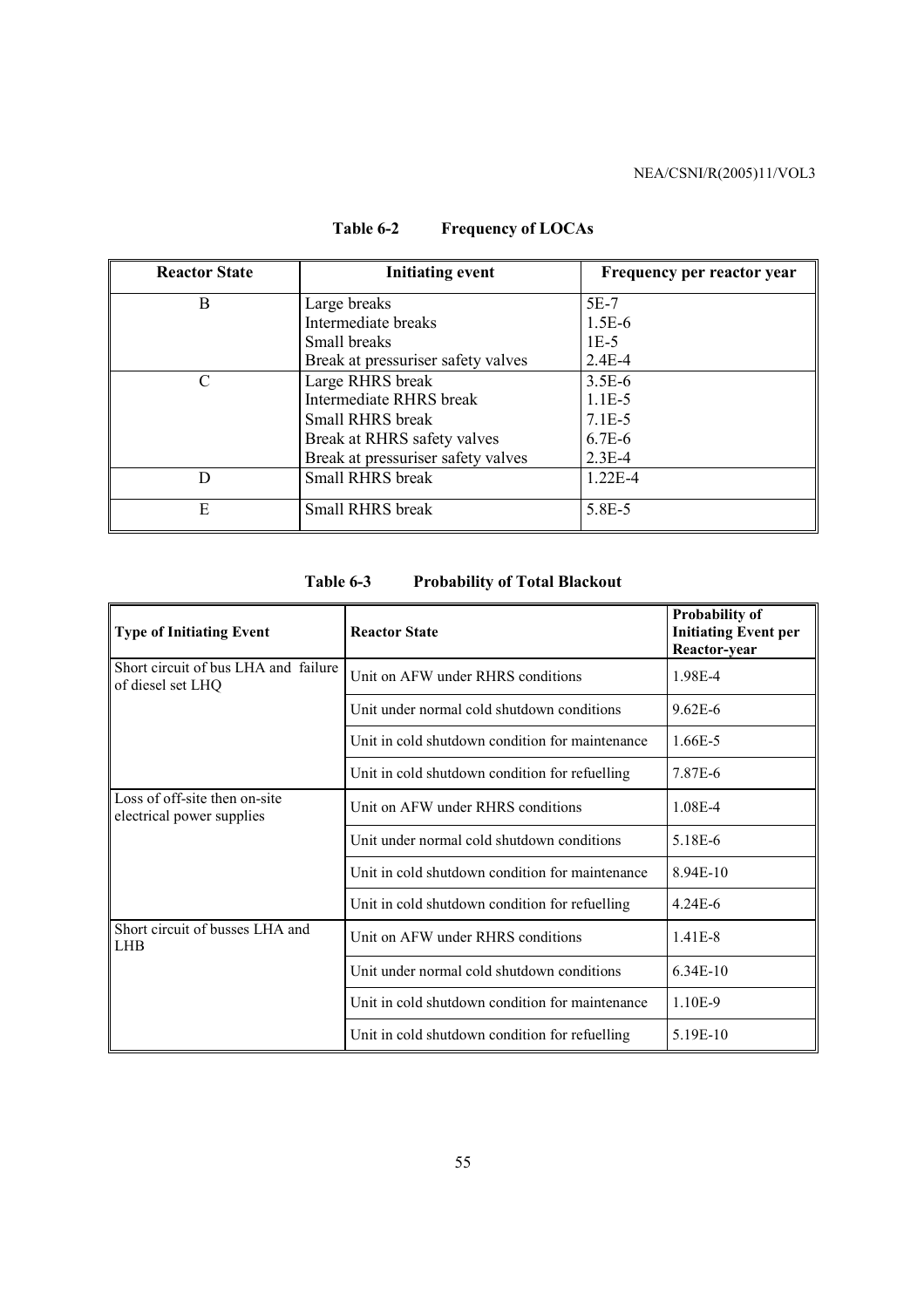**Table 6-2 Frequency of LOCAs**

| Reactor State | Initiating event | Frequency per reactor year |
|---|---|---|
| B | Large breaks | 5E-7 |
| | Intermediate breaks | 1.5E-6 |
| | Small breaks | 1E-5 |
| | Break at pressuriser safety valves | 2.4E-4 |
| C | Large RHRS break | 3.5E-6 |
| | Intermediate RHRS break | 1.1E-5 |
| | Small RHRS break | 7.1E-5 |
| | Break at RHRS safety valves | 6.7E-6 |
| | Break at pressuriser safety valves | 2.3E-4 |
| D | Small RHRS break | 1.22E-4 |
| E | Small RHRS break | 5.8E-5 |

**Table 6-3 Probability of Total Blackout**

| Type of Initiating Event | Reactor State | Probability of Initiating Event per Reactor-year |
|---|---|---|
| Short circuit of bus LHA and failure of diesel set LHQ | Unit on AFW under RHRS conditions | 1.98E-4 |
| | Unit under normal cold shutdown conditions | 9.62E-6 |
| | Unit in cold shutdown condition for maintenance | 1.66E-5 |
| | Unit in cold shutdown condition for refuelling | 7.87E-6 |
| Loss of off-site then on-site electrical power supplies | Unit on AFW under RHRS conditions | 1.08E-4 |
| | Unit under normal cold shutdown conditions | 5.18E-6 |
| | Unit in cold shutdown condition for maintenance | 8.94E-10 |
| | Unit in cold shutdown condition for refuelling | 4.24E-6 |
| Short circuit of busses LHA and LHB | Unit on AFW under RHRS conditions | 1.41E-8 |
| | Unit under normal cold shutdown conditions | 6.34E-10 |
| | Unit in cold shutdown condition for maintenance | 1.10E-9 |
| | Unit in cold shutdown condition for refuelling | 5.19E-10 |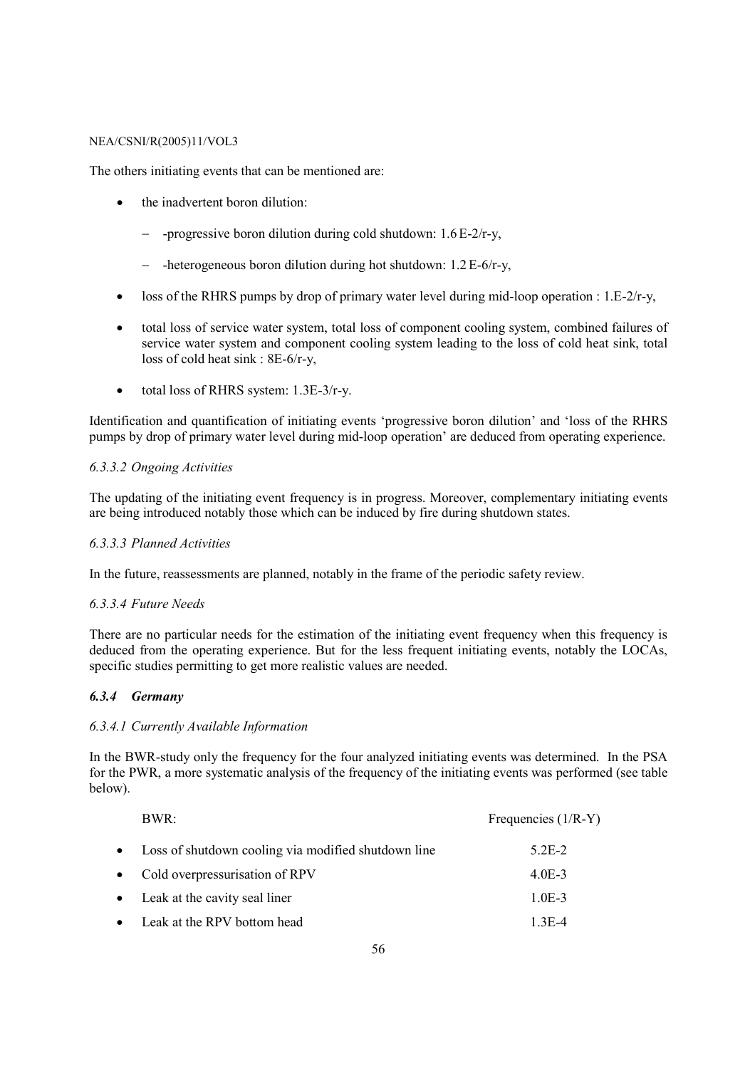The others initiating events that can be mentioned are:

- the inadvertent boron dilution:
  - -progressive boron dilution during cold shutdown: 1.6 E-2/r-y,
  - -heterogeneous boron dilution during hot shutdown: 1.2 E-6/r-y,
- loss of the RHRS pumps by drop of primary water level during mid-loop operation : 1.E-2/r-y,
- total loss of service water system, total loss of component cooling system, combined failures of service water system and component cooling system leading to the loss of cold heat sink, total loss of cold heat sink : 8E-6/r-y,
- total loss of RHRS system: 1.3E-3/r-y.

Identification and quantification of initiating events 'progressive boron dilution' and 'loss of the RHRS pumps by drop of primary water level during mid-loop operation' are deduced from operating experience.

#### *6.3.3.2 Ongoing Activities*

The updating of the initiating event frequency is in progress. Moreover, complementary initiating events are being introduced notably those which can be induced by fire during shutdown states.

#### *6.3.3.3 Planned Activities*

In the future, reassessments are planned, notably in the frame of the periodic safety review.

#### *6.3.3.4 Future Needs*

There are no particular needs for the estimation of the initiating event frequency when this frequency is deduced from the operating experience. But for the less frequent initiating events, notably the LOCAs, specific studies permitting to get more realistic values are needed.

### ***6.3.4 Germany***

#### *6.3.4.1 Currently Available Information*

In the BWR-study only the frequency for the four analyzed initiating events was determined. In the PSA for the PWR, a more systematic analysis of the frequency of the initiating events was performed (see table below).

| BWR: | Frequencies (1/R-Y) |
|---|---|
| • Loss of shutdown cooling via modified shutdown line | 5.2E-2 |
| • Cold overpressurisation of RPV | 4.0E-3 |
| • Leak at the cavity seal liner | 1.0E-3 |
| • Leak at the RPV bottom head | 1.3E-4 |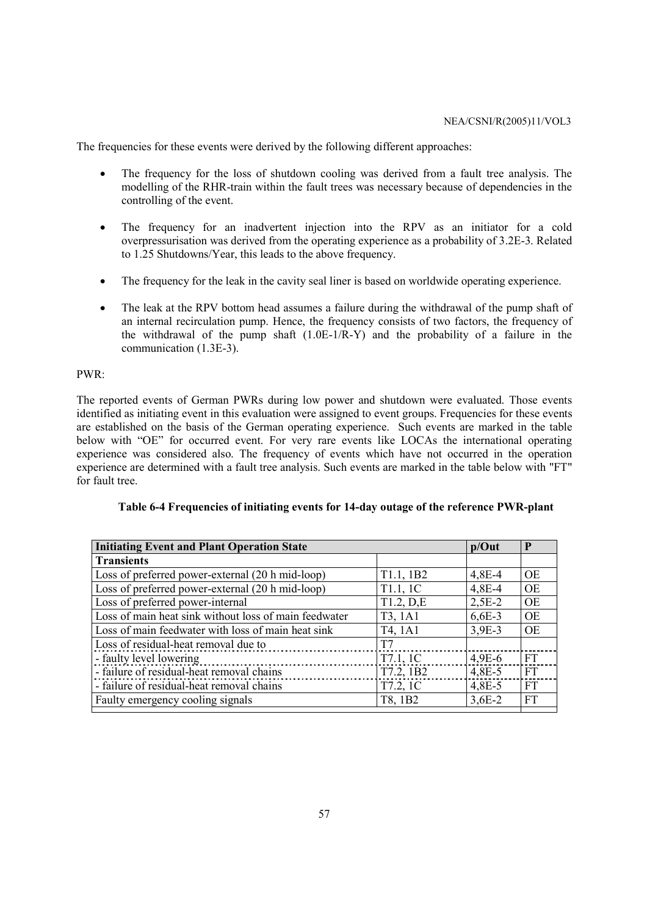The frequencies for these events were derived by the following different approaches:

- The frequency for the loss of shutdown cooling was derived from a fault tree analysis. The modelling of the RHR-train within the fault trees was necessary because of dependencies in the controlling of the event.
- The frequency for an inadvertent injection into the RPV as an initiator for a cold overpressurisation was derived from the operating experience as a probability of 3.2E-3. Related to 1.25 Shutdowns/Year, this leads to the above frequency.
- The frequency for the leak in the cavity seal liner is based on worldwide operating experience.
- The leak at the RPV bottom head assumes a failure during the withdrawal of the pump shaft of an internal recirculation pump. Hence, the frequency consists of two factors, the frequency of the withdrawal of the pump shaft (1.0E-1/R-Y) and the probability of a failure in the communication (1.3E-3).

PWR:

The reported events of German PWRs during low power and shutdown were evaluated. Those events identified as initiating event in this evaluation were assigned to event groups. Frequencies for these events are established on the basis of the German operating experience. Such events are marked in the table below with "OE" for occurred event. For very rare events like LOCAs the international operating experience was considered also. The frequency of events which have not occurred in the operation experience are determined with a fault tree analysis. Such events are marked in the table below with "FT" for fault tree.

**Table 6-4 Frequencies of initiating events for 14-day outage of the reference PWR-plant**

| Initiating Event and Plant Operation State | | p/Out | P |
|---|---|---|---|
| **Transients** | | | |
| Loss of preferred power-external (20 h mid-loop) | T1.1, 1B2 | 4,8E-4 | OE |
| Loss of preferred power-external (20 h mid-loop) | T1.1, 1C | 4,8E-4 | OE |
| Loss of preferred power-internal | T1.2, D,E | 2,5E-2 | OE |
| Loss of main heat sink without loss of main feedwater | T3, 1A1 | 6,6E-3 | OE |
| Loss of main feedwater with loss of main heat sink | T4, 1A1 | 3,9E-3 | OE |
| Loss of residual-heat removal due to | T7 | | |
| - faulty level lowering | T7.1, 1C | 4,9E-6 | FT |
| - failure of residual-heat removal chains | T7.2, 1B2 | 4,8E-5 | FT |
| - failure of residual-heat removal chains | T7.2, 1C | 4,8E-5 | FT |
| Faulty emergency cooling signals | T8, 1B2 | 3,6E-2 | FT |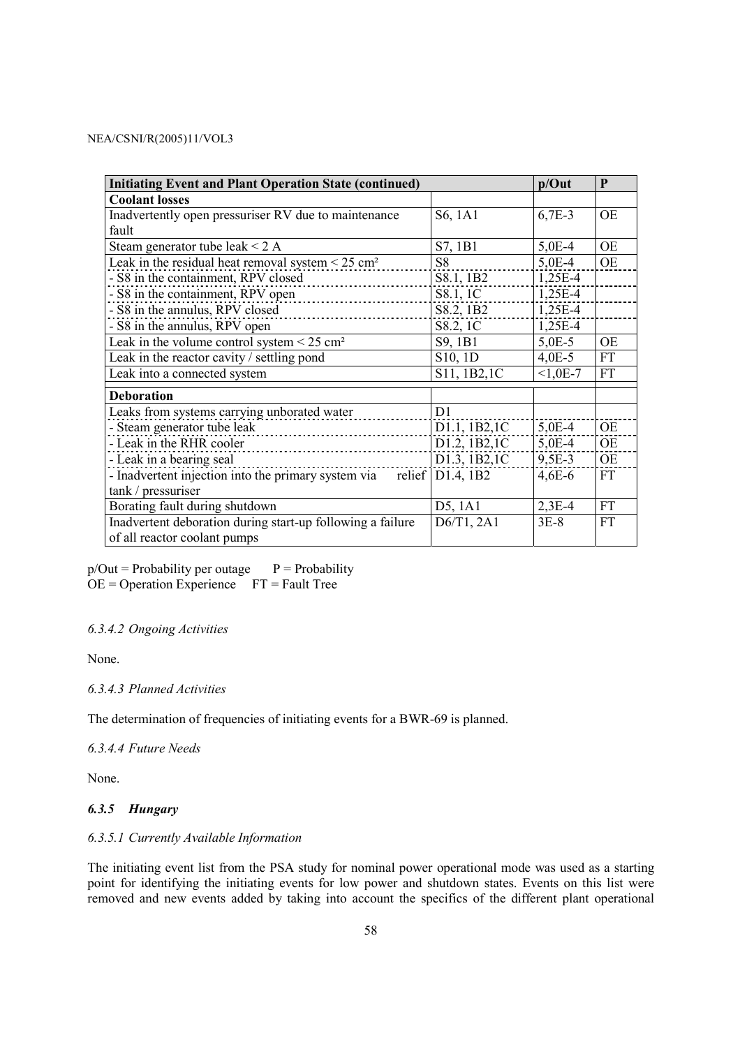| Initiating Event and Plant Operation State (continued) | | p/Out | P |
|---|---|---|---|
| **Coolant losses** | | | |
| Inadvertently open pressuriser RV due to maintenance fault | S6, 1A1 | 6,7E-3 | OE |
| Steam generator tube leak < 2 A | S7, 1B1 | 5,0E-4 | OE |
| Leak in the residual heat removal system < 25 cm² | S8 | 5,0E-4 | OE |
| - S8 in the containment, RPV closed | S8.1, 1B2 | 1,25E-4 | |
| - S8 in the containment, RPV open | S8.1, 1C | 1,25E-4 | |
| - S8 in the annulus, RPV closed | S8.2, 1B2 | 1,25E-4 | |
| - S8 in the annulus, RPV open | S8.2, 1C | 1,25E-4 | |
| Leak in the volume control system < 25 cm² | S9, 1B1 | 5,0E-5 | OE |
| Leak in the reactor cavity / settling pond | S10, 1D | 4,0E-5 | FT |
| Leak into a connected system | S11, 1B2,1C | <1,0E-7 | FT |
| **Deboration** | | | |
| Leaks from systems carrying unborated water | D1 | | |
| - Steam generator tube leak | D1.1, 1B2,1C | 5,0E-4 | OE |
| - Leak in the RHR cooler | D1.2, 1B2,1C | 5,0E-4 | OE |
| - Leak in a bearing seal | D1.3, 1B2,1C | 9,5E-3 | OE |
| - Inadvertent injection into the primary system via relief tank / pressuriser | D1.4, 1B2 | 4,6E-6 | FT |
| Borating fault during shutdown | D5, 1A1 | 2,3E-4 | FT |
| Inadvertent deboration during start-up following a failure of all reactor coolant pumps | D6/T1, 2A1 | 3E-8 | FT |

p/Out = Probability per outage P = Probability
OE = Operation Experience FT = Fault Tree

#### *6.3.4.2 Ongoing Activities*

None.

#### *6.3.4.3 Planned Activities*

The determination of frequencies of initiating events for a BWR-69 is planned.

#### *6.3.4.4 Future Needs*

None.

### *6.3.5 Hungary*

#### *6.3.5.1 Currently Available Information*

The initiating event list from the PSA study for nominal power operational mode was used as a starting point for identifying the initiating events for low power and shutdown states. Events on this list were removed and new events added by taking into account the specifics of the different plant operational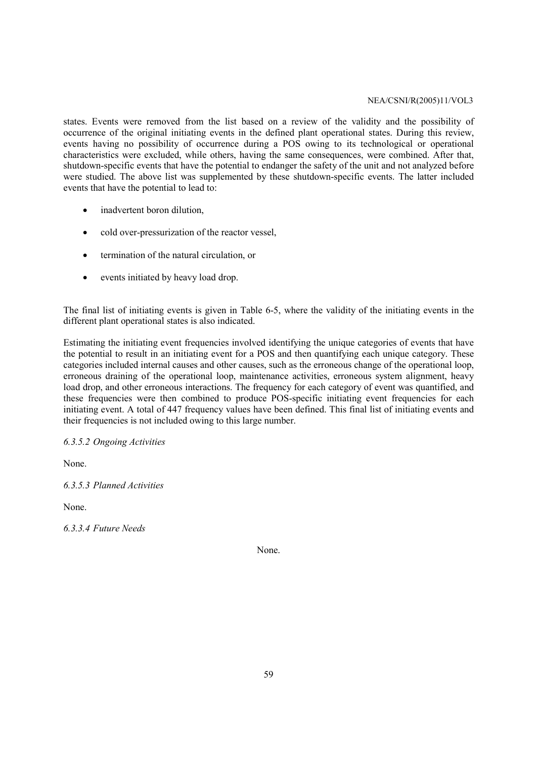states. Events were removed from the list based on a review of the validity and the possibility of occurrence of the original initiating events in the defined plant operational states. During this review, events having no possibility of occurrence during a POS owing to its technological or operational characteristics were excluded, while others, having the same consequences, were combined. After that, shutdown-specific events that have the potential to endanger the safety of the unit and not analyzed before were studied. The above list was supplemented by these shutdown-specific events. The latter included events that have the potential to lead to:

- inadvertent boron dilution,
- cold over-pressurization of the reactor vessel,
- termination of the natural circulation, or
- events initiated by heavy load drop.

The final list of initiating events is given in Table 6-5, where the validity of the initiating events in the different plant operational states is also indicated.

Estimating the initiating event frequencies involved identifying the unique categories of events that have the potential to result in an initiating event for a POS and then quantifying each unique category. These categories included internal causes and other causes, such as the erroneous change of the operational loop, erroneous draining of the operational loop, maintenance activities, erroneous system alignment, heavy load drop, and other erroneous interactions. The frequency for each category of event was quantified, and these frequencies were then combined to produce POS-specific initiating event frequencies for each initiating event. A total of 447 frequency values have been defined. This final list of initiating events and their frequencies is not included owing to this large number.

*6.3.5.2 Ongoing Activities*

None.

*6.3.5.3 Planned Activities*

None.

*6.3.3.4 Future Needs*

None.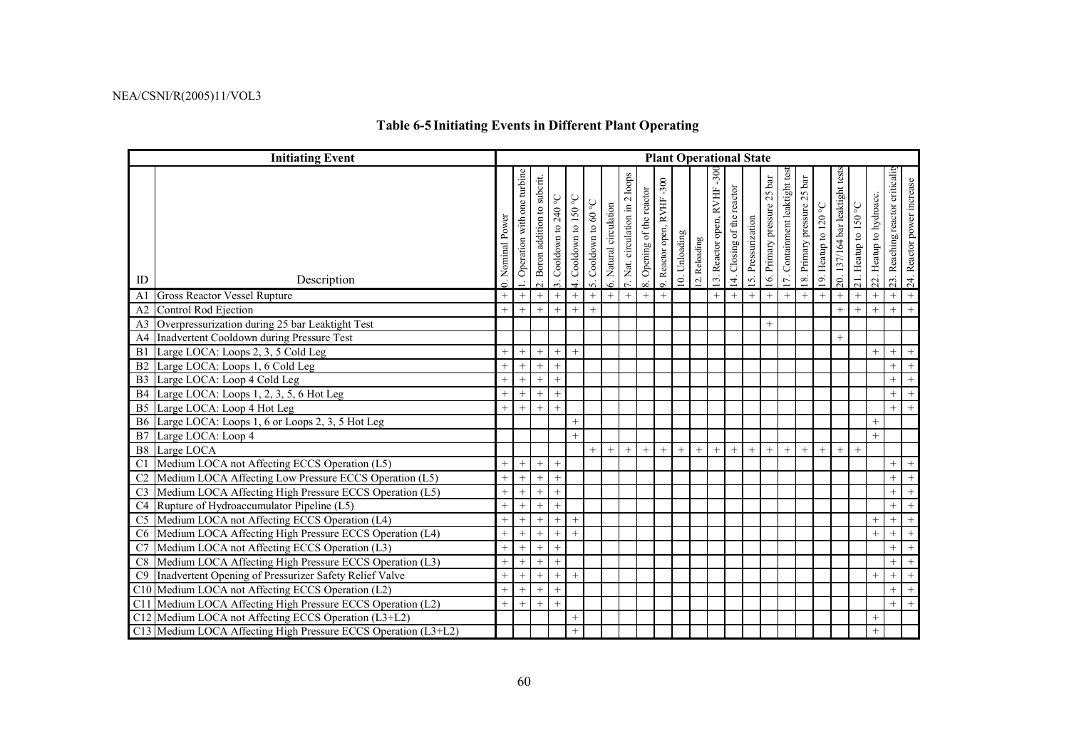## Table 6-5 Initiating Events in Different Plant Operating

| Initiating Event | | Plant Operational State | | | | | | | | | | | | | | | | | | | | | | | |
|---|---|---|---|---|---|---|---|---|---|---|---|---|---|---|---|---|---|---|---|---|---|---|---|---|---|
| ID | Description | 0. Nominal Power | 1. Operation with one turbine | 2. Boron addition to subcrit. | 3. Cooldown to 240 °C | 4. Cooldown to 150 °C | 5. Cooldown to 60 °C | 6. Natural circulation | 7. Nat. circulation in 2 loops | 8. Opening of the reactor | 9. Reactor open, RVHF -300 | 10. Unloading | 12. Reloading | 13. Reactor open, RVHF -300 | 14. Closing of the reactor | 15. Pressurization | 16. Primary pressure 25 bar | 17. Containment leaktight test | 18. Primary pressure 25 bar | 19. Heatup to 120 °C | 20. 137/164 bar leaktight tests | 21. Heatup to 150 °C | 22. Heatup to hydroacc. | 23. Reaching reactor criticality | 24. Reactor power increase |
| A1 | Gross Reactor Vessel Rupture | + | + | + | + | + | + | + | + | + | + | | | + | + | + | + | + | + | + | + | + | + | + | + |
| A2 | Control Rod Ejection | + | + | + | + | + | + | | | | | | | | | | | | | | + | + | + | + | + |
| A3 | Overpressurization during 25 bar Leaktight Test | | | | | | | | | | | | | | | | + | | | | | | | | |
| A4 | Inadvertent Cooldown during Pressure Test | | | | | | | | | | | | | | | | | | | | + | | | | |
| B1 | Large LOCA: Loops 2, 3, 5 Cold Leg | + | + | + | + | + | | | | | | | | | | | | | | | | | + | + | + |
| B2 | Large LOCA: Loops 1, 6 Cold Leg | + | + | + | + | | | | | | | | | | | | | | | | | | | + | + |
| B3 | Large LOCA: Loop 4 Cold Leg | + | + | + | + | | | | | | | | | | | | | | | | | | | + | + |
| B4 | Large LOCA: Loops 1, 2, 3, 5, 6 Hot Leg | + | + | + | + | | | | | | | | | | | | | | | | | | | + | + |
| B5 | Large LOCA: Loop 4 Hot Leg | + | + | + | + | | | | | | | | | | | | | | | | | | | + | + |
| B6 | Large LOCA: Loops 1, 6 or Loops 2, 3, 5 Hot Leg | | | | | + | | | | | | | | | | | | | | | | | + | | |
| B7 | Large LOCA: Loop 4 | | | | | + | | | | | | | | | | | | | | | | | + | | |
| B8 | Large LOCA | | | | | | + | + | + | + | + | + | + | + | + | + | + | + | + | + | + | + | | | |
| C1 | Medium LOCA not Affecting ECCS Operation (L5) | + | + | + | + | | | | | | | | | | | | | | | | | | | + | + |
| C2 | Medium LOCA Affecting Low Pressure ECCS Operation (L5) | + | + | + | + | | | | | | | | | | | | | | | | | | | + | + |
| C3 | Medium LOCA Affecting High Pressure ECCS Operation (L5) | + | + | + | + | | | | | | | | | | | | | | | | | | | + | + |
| C4 | Rupture of Hydroaccumulator Pipeline (L5) | + | + | + | + | | | | | | | | | | | | | | | | | | | + | + |
| C5 | Medium LOCA not Affecting ECCS Operation (L4) | + | + | + | + | + | | | | | | | | | | | | | | | | | + | + | + |
| C6 | Medium LOCA Affecting High Pressure ECCS Operation (L4) | + | + | + | + | + | | | | | | | | | | | | | | | | | + | + | + |
| C7 | Medium LOCA not Affecting ECCS Operation (L3) | + | + | + | + | | | | | | | | | | | | | | | | | | | + | + |
| C8 | Medium LOCA Affecting High Pressure ECCS Operation (L3) | + | + | + | + | | | | | | | | | | | | | | | | | | | + | + |
| C9 | Inadvertent Opening of Pressurizer Safety Relief Valve | + | + | + | + | + | | | | | | | | | | | | | | | | | + | + | + |
| C10 | Medium LOCA not Affecting ECCS Operation (L2) | + | + | + | + | | | | | | | | | | | | | | | | | | | + | + |
| C11 | Medium LOCA Affecting High Pressure ECCS Operation (L2) | + | + | + | + | | | | | | | | | | | | | | | | | | | + | + |
| C12 | Medium LOCA not Affecting ECCS Operation (L3+L2) | | | | | + | | | | | | | | | | | | | | | | | + | | |
| C13 | Medium LOCA Affecting High Pressure ECCS Operation (L3+L2) | | | | | + | | | | | | | | | | | | | | | | | + | | |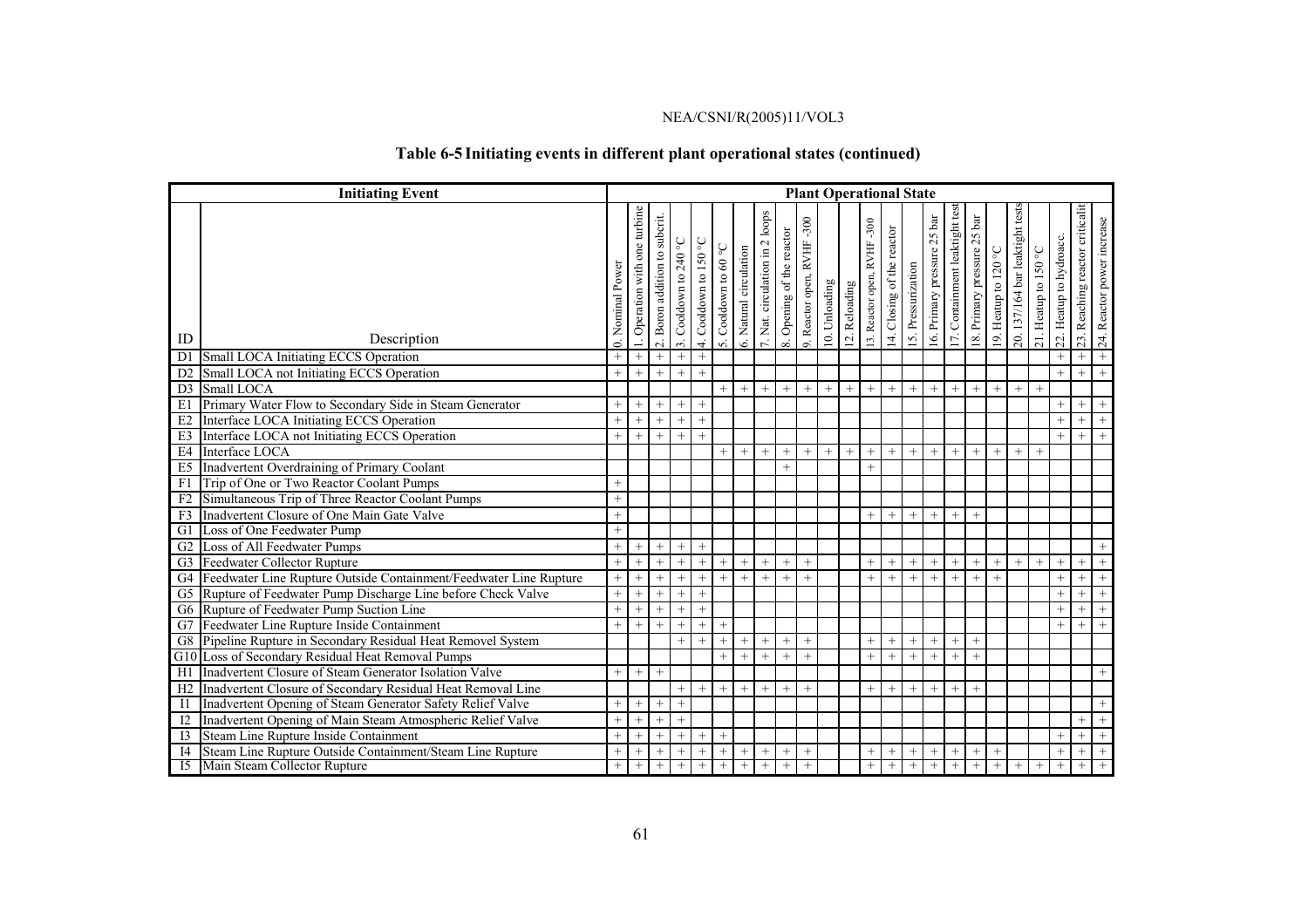## Table 6-5 Initiating events in different plant operational states (continued)

| Initiating Event | | Plant Operational State | | | | | | | | | | | | | | | | | | | | | | | |
|---|---|---|---|---|---|---|---|---|---|---|---|---|---|---|---|---|---|---|---|---|---|---|---|---|---|
| ID | Description | 0. Nominal Power | 1. Operation with one turbine | 2. Boron addition to subcrit. | 3. Cooldown to 240 °C | 4. Cooldown to 150 °C | 5. Cooldown to 60 °C | 6. Natural circulation | 7. Nat. circulation in 2 loops | 8. Opening of the reactor | 9. Reactor open, RVHF -300 | 10. Unloading | 12. Reloading | 13. Reactor open, RVHF -300 | 14. Closing of the reactor | 15. Pressurization | 16. Primary pressure 25 bar | 17. Containment leaktight test | 18. Primary pressure 25 bar | 19. Heatup to 120 °C | 20. 137/164 bar leaktight tests | 21. Heatup to 150 °C | 22. Heatup to hydroacc. | 23. Reaching reactor criticalit | 24. Reactor power increase |
| D1 | Small LOCA Initiating ECCS Operation | + | + | + | + | + | | | | | | | | | | | | | | | | | + | + | + |
| D2 | Small LOCA not Initiating ECCS Operation | + | + | + | + | + | | | | | | | | | | | | | | | | | + | + | + |
| D3 | Small LOCA | | | | | | + | + | + | + | + | + | + | + | + | + | + | + | + | + | + | + | | | |
| E1 | Primary Water Flow to Secondary Side in Steam Generator | + | + | + | + | + | | | | | | | | | | | | | | | | | + | + | + |
| E2 | Interface LOCA Initiating ECCS Operation | + | + | + | + | + | | | | | | | | | | | | | | | | | + | + | + |
| E3 | Interface LOCA not Initiating ECCS Operation | + | + | + | + | + | | | | | | | | | | | | | | | | | + | + | + |
| E4 | Interface LOCA | | | | | | + | + | + | + | + | + | + | + | + | + | + | + | + | + | + | + | | | |
| E5 | Inadvertent Overdraining of Primary Coolant | | | | | | | | | + | | | | + | | | | | | | | | | | |
| F1 | Trip of One or Two Reactor Coolant Pumps | + | | | | | | | | | | | | | | | | | | | | | | | |
| F2 | Simultaneous Trip of Three Reactor Coolant Pumps | + | | | | | | | | | | | | | | | | | | | | | | | |
| F3 | Inadvertent Closure of One Main Gate Valve | + | | | | | | | | | | | | + | + | + | + | + | + | | | | | | |
| G1 | Loss of One Feedwater Pump | + | | | | | | | | | | | | | | | | | | | | | | | |
| G2 | Loss of All Feedwater Pumps | + | + | + | + | + | | | | | | | | | | | | | | | | | | | + |
| G3 | Feedwater Collector Rupture | + | + | + | + | + | + | + | + | + | + | | | + | + | + | + | + | + | + | + | + | + | + | + |
| G4 | Feedwater Line Rupture Outside Containment/Feedwater Line Rupture | + | + | + | + | + | + | + | + | + | + | | | + | + | + | + | + | + | + | | | + | + | + |
| G5 | Rupture of Feedwater Pump Discharge Line before Check Valve | + | + | + | + | + | | | | | | | | | | | | | | | | | + | + | + |
| G6 | Rupture of Feedwater Pump Suction Line | + | + | + | + | + | | | | | | | | | | | | | | | | | + | + | + |
| G7 | Feedwater Line Rupture Inside Containment | + | + | + | + | + | + | | | | | | | | | | | | | | | | + | + | + |
| G8 | Pipeline Rupture in Secondary Residual Heat Removel System | | | | + | + | + | + | + | + | + | | | + | + | + | + | + | + | | | | | | |
| G10 | Loss of Secondary Residual Heat Removal Pumps | | | | | | + | + | + | + | + | | | + | + | + | + | + | + | | | | | | |
| H1 | Inadvertent Closure of Steam Generator Isolation Valve | + | + | + | | | | | | | | | | | | | | | | | | | | | + |
| H2 | Inadvertent Closure of Secondary Residual Heat Removal Line | | | | + | + | + | + | + | + | + | | | + | + | + | + | + | + | | | | | | |
| I1 | Inadvertent Opening of Steam Generator Safety Relief Valve | + | + | + | + | | | | | | | | | | | | | | | | | | | | + |
| I2 | Inadvertent Opening of Main Steam Atmospheric Relief Valve | + | + | + | + | | | | | | | | | | | | | | | | | | | + | + |
| I3 | Steam Line Rupture Inside Containment | + | + | + | + | + | + | | | | | | | | | | | | | | | | + | + | + |
| I4 | Steam Line Rupture Outside Containment/Steam Line Rupture | + | + | + | + | + | + | + | + | + | + | | | + | + | + | + | + | + | + | | | + | + | + |
| I5 | Main Steam Collector Rupture | + | + | + | + | + | + | + | + | + | + | | | + | + | + | + | + | + | + | + | + | + | + | + |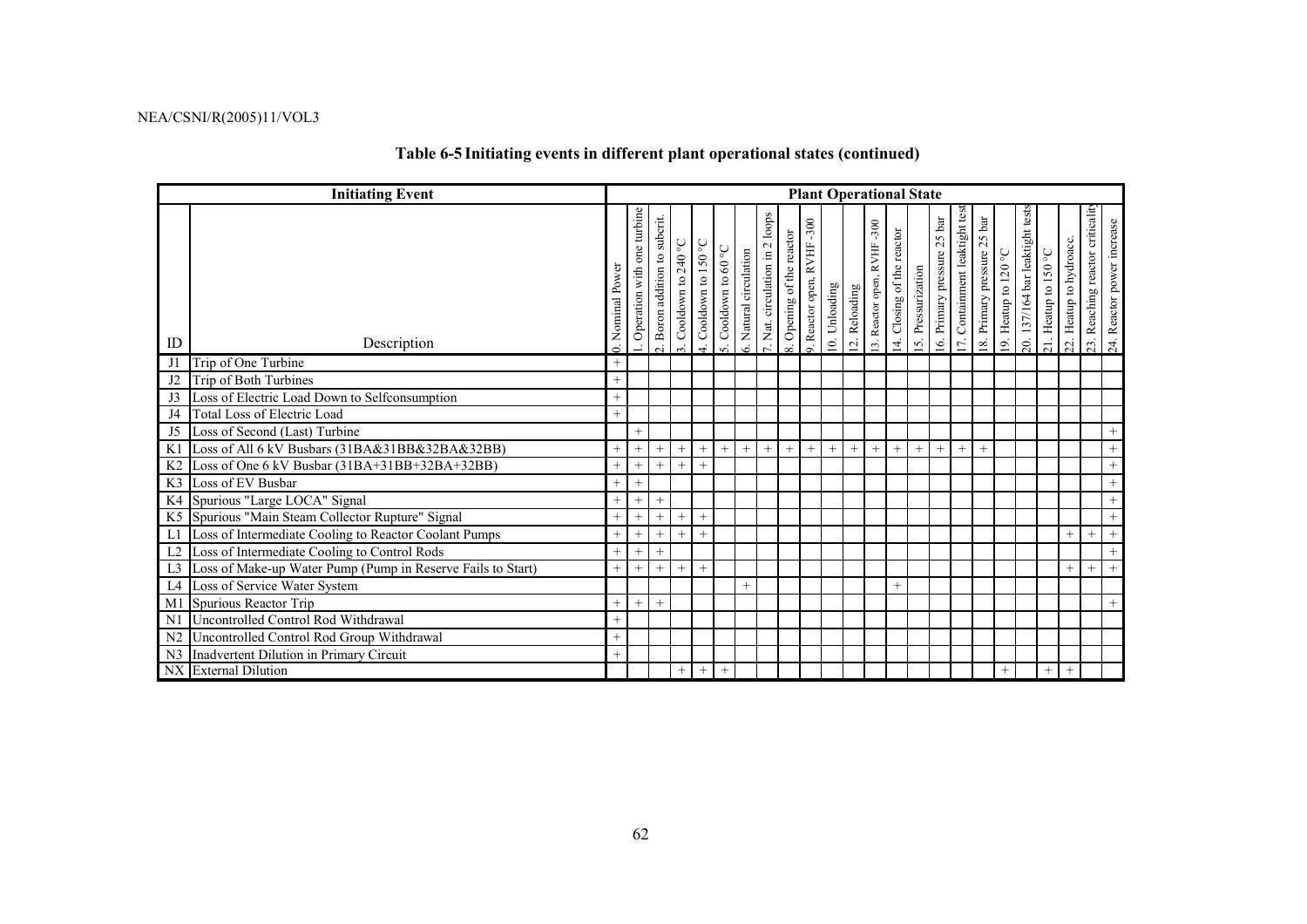# Table 6-5 Initiating events in different plant operational states (continued)

| Initiating Event | | Plant Operational State | | | | | | | | | | | | | | | | | | | | | | | | |
|---|---|---|---|---|---|---|---|---|---|---|---|---|---|---|---|---|---|---|---|---|---|---|---|---|---|---|
| ID | Description | 0. Nominal Power | 1. Operation with one turbine | 2. Boron addition to subcrit. | 3. Cooldown to 240 °C | 4. Cooldown to 150 °C | 5. Cooldown to 60 °C | 6. Natural circulation | 7. Nat. circulation in 2 loops | 8. Opening of the reactor | 9. Reactor open, RVHF -300 | 10. Unloading | 12. Reloading | 13. Reactor open, RVHF -300 | 14. Closing of the reactor | 15. Pressurization | 16. Primary pressure 25 bar | 17. Containment leaktight test | 18. Primary pressure 25 bar | 19. Heatup to 120 °C | 20. 137/164 bar leaktight tests | 21. Heatup to 150 °C | 22. Heatup to hydroacc. | 23. Reaching reactor criticality | 24. Reactor power increase |
| J1 | Trip of One Turbine | + | | | | | | | | | | | | | | | | | | | | | | | |
| J2 | Trip of Both Turbines | + | | | | | | | | | | | | | | | | | | | | | | | |
| J3 | Loss of Electric Load Down to Selfconsumption | + | | | | | | | | | | | | | | | | | | | | | | | |
| J4 | Total Loss of Electric Load | + | | | | | | | | | | | | | | | | | | | | | | | |
| J5 | Loss of Second (Last) Turbine | | + | | | | | | | | | | | | | | | | | | | | | | + |
| K1 | Loss of All 6 kV Busbars (31BA&31BB&32BA&32BB) | + | + | + | + | + | + | + | + | + | + | + | + | + | + | + | + | + | + | | | | | | + |
| K2 | Loss of One 6 kV Busbar (31BA+31BB+32BA+32BB) | + | + | + | + | + | | | | | | | | | | | | | | | | | | | + |
| K3 | Loss of EV Busbar | + | + | | | | | | | | | | | | | | | | | | | | | | + |
| K4 | Spurious "Large LOCA" Signal | + | + | + | | | | | | | | | | | | | | | | | | | | | + |
| K5 | Spurious "Main Steam Collector Rupture" Signal | + | + | + | + | + | | | | | | | | | | | | | | | | | | | + |
| L1 | Loss of Intermediate Cooling to Reactor Coolant Pumps | + | + | + | + | + | | | | | | | | | | | | | | | | | + | + | + |
| L2 | Loss of Intermediate Cooling to Control Rods | + | + | + | | | | | | | | | | | | | | | | | | | | | + |
| L3 | Loss of Make-up Water Pump (Pump in Reserve Fails to Start) | + | + | + | + | + | | | | | | | | | | | | | | | | | + | + | + |
| L4 | Loss of Service Water System | | | | | | | + | | | | | | | + | | | | | | | | | | |
| M1 | Spurious Reactor Trip | + | + | + | | | | | | | | | | | | | | | | | | | | | + |
| N1 | Uncontrolled Control Rod Withdrawal | + | | | | | | | | | | | | | | | | | | | | | | | |
| N2 | Uncontrolled Control Rod Group Withdrawal | + | | | | | | | | | | | | | | | | | | | | | | | |
| N3 | Inadvertent Dilution in Primary Circuit | + | | | | | | | | | | | | | | | | | | | | | | | |
| NX | External Dilution | | | | + | + | + | | | | | | | | | | | | | + | | + | + | | |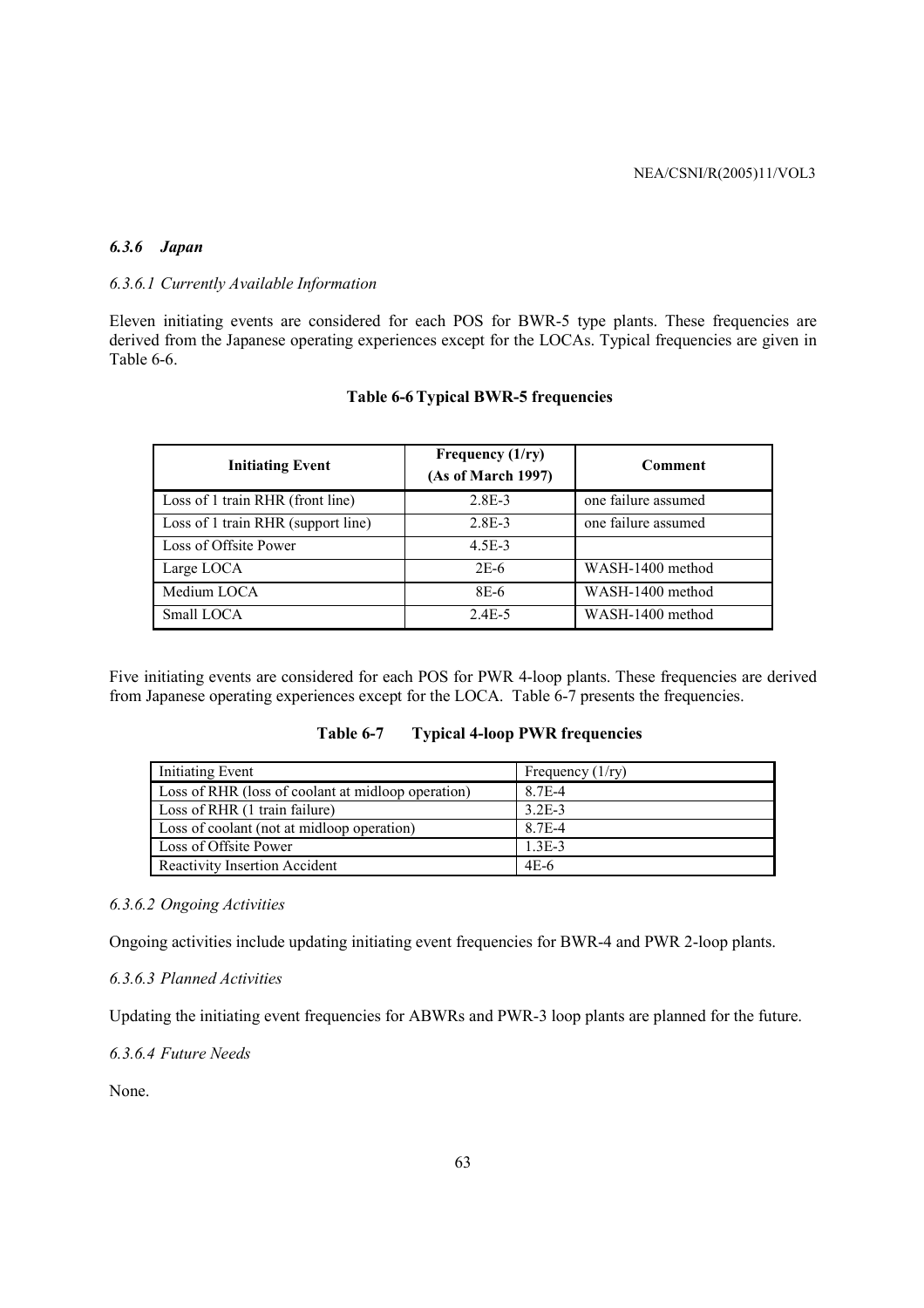### *6.3.6 Japan*

#### *6.3.6.1 Currently Available Information*

Eleven initiating events are considered for each POS for BWR-5 type plants. These frequencies are derived from the Japanese operating experiences except for the LOCAs. Typical frequencies are given in Table 6-6.

**Table 6-6 Typical BWR-5 frequencies**

| Initiating Event | Frequency (1/ry) (As of March 1997) | Comment |
|---|---|---|
| Loss of 1 train RHR (front line) | 2.8E-3 | one failure assumed |
| Loss of 1 train RHR (support line) | 2.8E-3 | one failure assumed |
| Loss of Offsite Power | 4.5E-3 | |
| Large LOCA | 2E-6 | WASH-1400 method |
| Medium LOCA | 8E-6 | WASH-1400 method |
| Small LOCA | 2.4E-5 | WASH-1400 method |

Five initiating events are considered for each POS for PWR 4-loop plants. These frequencies are derived from Japanese operating experiences except for the LOCA. Table 6-7 presents the frequencies.

**Table 6-7 Typical 4-loop PWR frequencies**

| Initiating Event | Frequency (1/ry) |
|---|---|
| Loss of RHR (loss of coolant at midloop operation) | 8.7E-4 |
| Loss of RHR (1 train failure) | 3.2E-3 |
| Loss of coolant (not at midloop operation) | 8.7E-4 |
| Loss of Offsite Power | 1.3E-3 |
| Reactivity Insertion Accident | 4E-6 |

#### *6.3.6.2 Ongoing Activities*

Ongoing activities include updating initiating event frequencies for BWR-4 and PWR 2-loop plants.

#### *6.3.6.3 Planned Activities*

Updating the initiating event frequencies for ABWRs and PWR-3 loop plants are planned for the future.

#### *6.3.6.4 Future Needs*

None.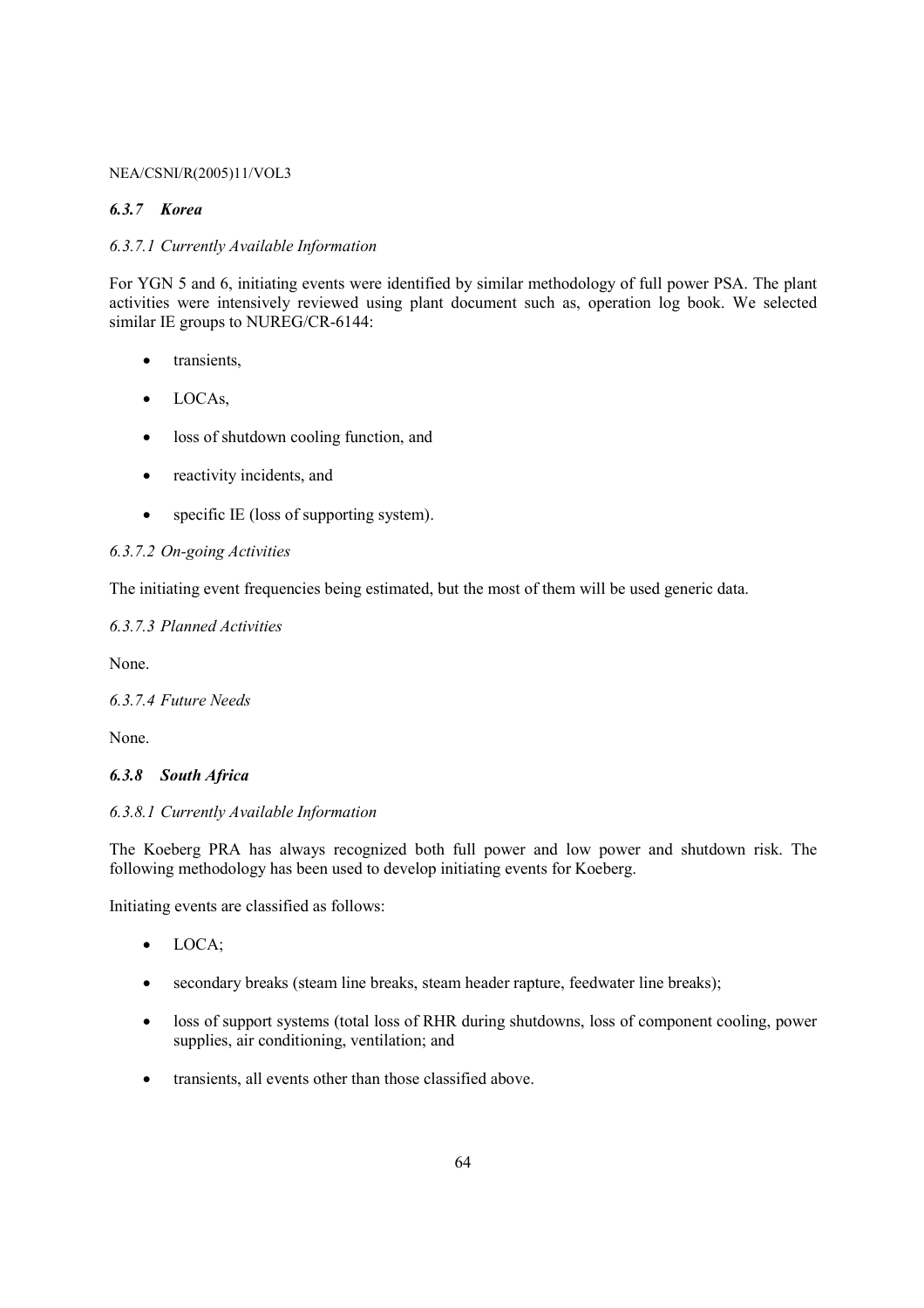### *6.3.7 Korea*

*6.3.7.1 Currently Available Information*

For YGN 5 and 6, initiating events were identified by similar methodology of full power PSA. The plant activities were intensively reviewed using plant document such as, operation log book. We selected similar IE groups to NUREG/CR-6144:

- transients,
- LOCAs,
- loss of shutdown cooling function, and
- reactivity incidents, and
- specific IE (loss of supporting system).

*6.3.7.2 On-going Activities*

The initiating event frequencies being estimated, but the most of them will be used generic data.

*6.3.7.3 Planned Activities*

None.

*6.3.7.4 Future Needs*

None.

### *6.3.8 South Africa*

*6.3.8.1 Currently Available Information*

The Koeberg PRA has always recognized both full power and low power and shutdown risk. The following methodology has been used to develop initiating events for Koeberg.

Initiating events are classified as follows:

- LOCA;
- secondary breaks (steam line breaks, steam header rapture, feedwater line breaks);
- loss of support systems (total loss of RHR during shutdowns, loss of component cooling, power supplies, air conditioning, ventilation; and
- transients, all events other than those classified above.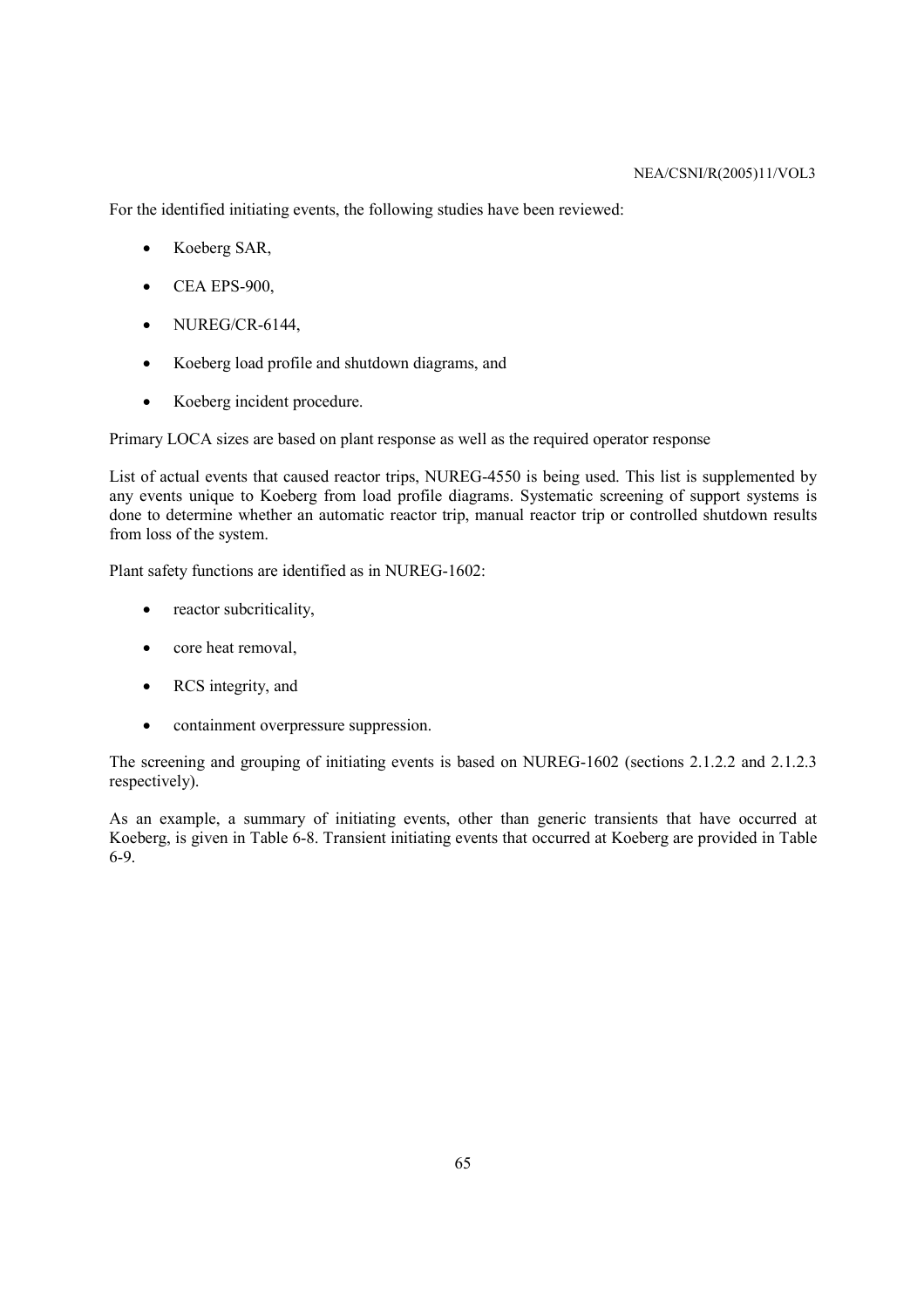For the identified initiating events, the following studies have been reviewed:

- Koeberg SAR,
- CEA EPS-900,
- NUREG/CR-6144,
- Koeberg load profile and shutdown diagrams, and
- Koeberg incident procedure.

Primary LOCA sizes are based on plant response as well as the required operator response

List of actual events that caused reactor trips, NUREG-4550 is being used. This list is supplemented by any events unique to Koeberg from load profile diagrams. Systematic screening of support systems is done to determine whether an automatic reactor trip, manual reactor trip or controlled shutdown results from loss of the system.

Plant safety functions are identified as in NUREG-1602:

- reactor subcriticality,
- core heat removal,
- RCS integrity, and
- containment overpressure suppression.

The screening and grouping of initiating events is based on NUREG-1602 (sections 2.1.2.2 and 2.1.2.3 respectively).

As an example, a summary of initiating events, other than generic transients that have occurred at Koeberg, is given in Table 6-8. Transient initiating events that occurred at Koeberg are provided in Table 6-9.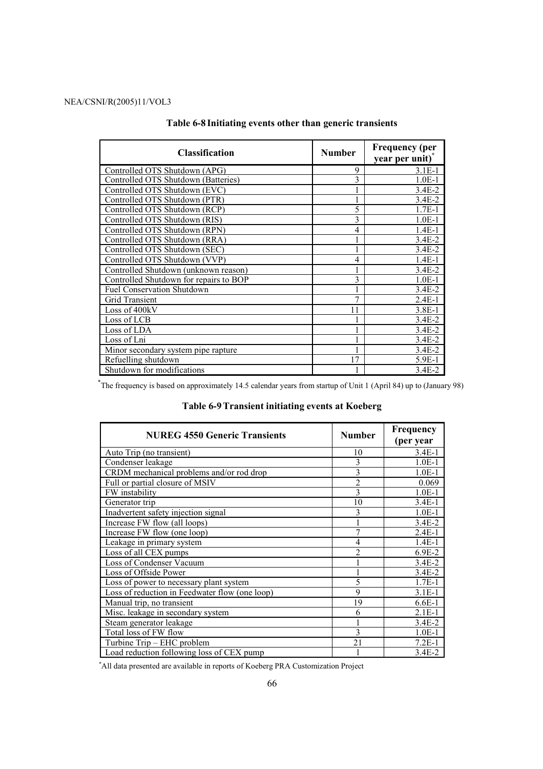## Table 6-8 Initiating events other than generic transients

| Classification | Number | Frequency (per year per unit)* |
|---|---|---|
| Controlled OTS Shutdown (APG) | 9 | 3.1E-1 |
| Controlled OTS Shutdown (Batteries) | 3 | 1.0E-1 |
| Controlled OTS Shutdown (EVC) | 1 | 3.4E-2 |
| Controlled OTS Shutdown (PTR) | 1 | 3.4E-2 |
| Controlled OTS Shutdown (RCP) | 5 | 1.7E-1 |
| Controlled OTS Shutdown (RIS) | 3 | 1.0E-1 |
| Controlled OTS Shutdown (RPN) | 4 | 1.4E-1 |
| Controlled OTS Shutdown (RRA) | 1 | 3.4E-2 |
| Controlled OTS Shutdown (SEC) | 1 | 3.4E-2 |
| Controlled OTS Shutdown (VVP) | 4 | 1.4E-1 |
| Controlled Shutdown (unknown reason) | 1 | 3.4E-2 |
| Controlled Shutdown for repairs to BOP | 3 | 1.0E-1 |
| Fuel Conservation Shutdown | 1 | 3.4E-2 |
| Grid Transient | 7 | 2.4E-1 |
| Loss of 400kV | 11 | 3.8E-1 |
| Loss of LCB | 1 | 3.4E-2 |
| Loss of LDA | 1 | 3.4E-2 |
| Loss of Lni | 1 | 3.4E-2 |
| Minor secondary system pipe rapture | 1 | 3.4E-2 |
| Refuelling shutdown | 17 | 5.9E-1 |
| Shutdown for modifications | 1 | 3.4E-2 |

*The frequency is based on approximately 14.5 calendar years from startup of Unit 1 (April 84) up to (January 98)

## Table 6-9 Transient initiating events at Koeberg

| NUREG 4550 Generic Transients | Number | Frequency (per year |
|---|---|---|
| Auto Trip (no transient) | 10 | 3.4E-1 |
| Condenser leakage | 3 | 1.0E-1 |
| CRDM mechanical problems and/or rod drop | 3 | 1.0E-1 |
| Full or partial closure of MSIV | 2 | 0.069 |
| FW instability | 3 | 1.0E-1 |
| Generator trip | 10 | 3.4E-1 |
| Inadvertent safety injection signal | 3 | 1.0E-1 |
| Increase FW flow (all loops) | 1 | 3.4E-2 |
| Increase FW flow (one loop) | 7 | 2.4E-1 |
| Leakage in primary system | 4 | 1.4E-1 |
| Loss of all CEX pumps | 2 | 6.9E-2 |
| Loss of Condenser Vacuum | 1 | 3.4E-2 |
| Loss of Offside Power | 1 | 3.4E-2 |
| Loss of power to necessary plant system | 5 | 1.7E-1 |
| Loss of reduction in Feedwater flow (one loop) | 9 | 3.1E-1 |
| Manual trip, no transient | 19 | 6.6E-1 |
| Misc. leakage in secondary system | 6 | 2.1E-1 |
| Steam generator leakage | 1 | 3.4E-2 |
| Total loss of FW flow | 3 | 1.0E-1 |
| Turbine Trip – EHC problem | 21 | 7.2E-1 |
| Load reduction following loss of CEX pump | 1 | 3.4E-2 |

*All data presented are available in reports of Koeberg PRA Customization Project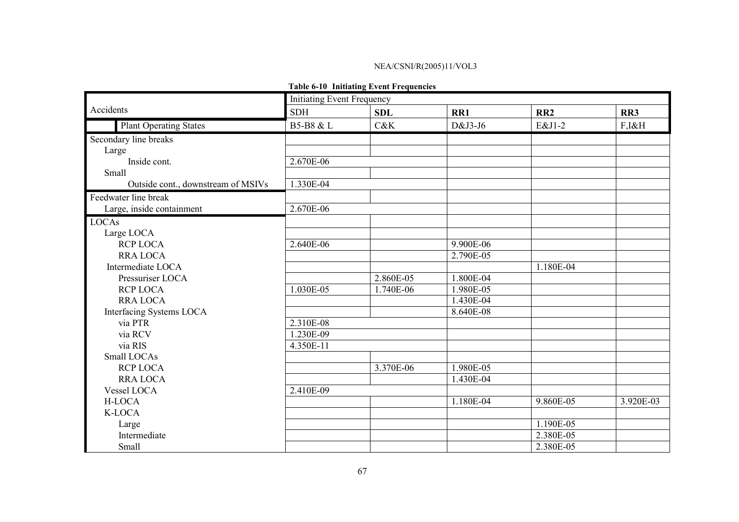**Table 6-10 Initiating Event Frequencies**

| Accidents | Initiating Event Frequency | | | | |
|---|---|---|---|---|---|
| | SDH | **SDL** | **RR1** | **RR2** | **RR3** |
| Plant Operating States | B5-B8 & L | C&K | D&J3-J6 | E&J1-2 | F,I&H |
| Secondary line breaks | | | | | |
| Large | | | | | |
| Inside cont. | 2.670E-06 | | | | |
| Small | | | | | |
| Outside cont., downstream of MSIVs | 1.330E-04 | | | | |
| Feedwater line break | | | | | |
| Large, inside containment | 2.670E-06 | | | | |
| LOCAs | | | | | |
| Large LOCA | | | | | |
| RCP LOCA | 2.640E-06 | | 9.900E-06 | | |
| RRA LOCA | | | 2.790E-05 | | |
| Intermediate LOCA | | | | 1.180E-04 | |
| Pressuriser LOCA | | 2.860E-05 | 1.800E-04 | | |
| RCP LOCA | 1.030E-05 | 1.740E-06 | 1.980E-05 | | |
| RRA LOCA | | | 1.430E-04 | | |
| Interfacing Systems LOCA | | | 8.640E-08 | | |
| via PTR | 2.310E-08 | | | | |
| via RCV | 1.230E-09 | | | | |
| via RIS | 4.350E-11 | | | | |
| Small LOCAs | | | | | |
| RCP LOCA | | 3.370E-06 | 1.980E-05 | | |
| RRA LOCA | | | 1.430E-04 | | |
| Vessel LOCA | 2.410E-09 | | | | |
| H-LOCA | | | 1.180E-04 | 9.860E-05 | 3.920E-03 |
| K-LOCA | | | | | |
| Large | | | | 1.190E-05 | |
| Intermediate | | | | 2.380E-05 | |
| Small | | | | 2.380E-05 | |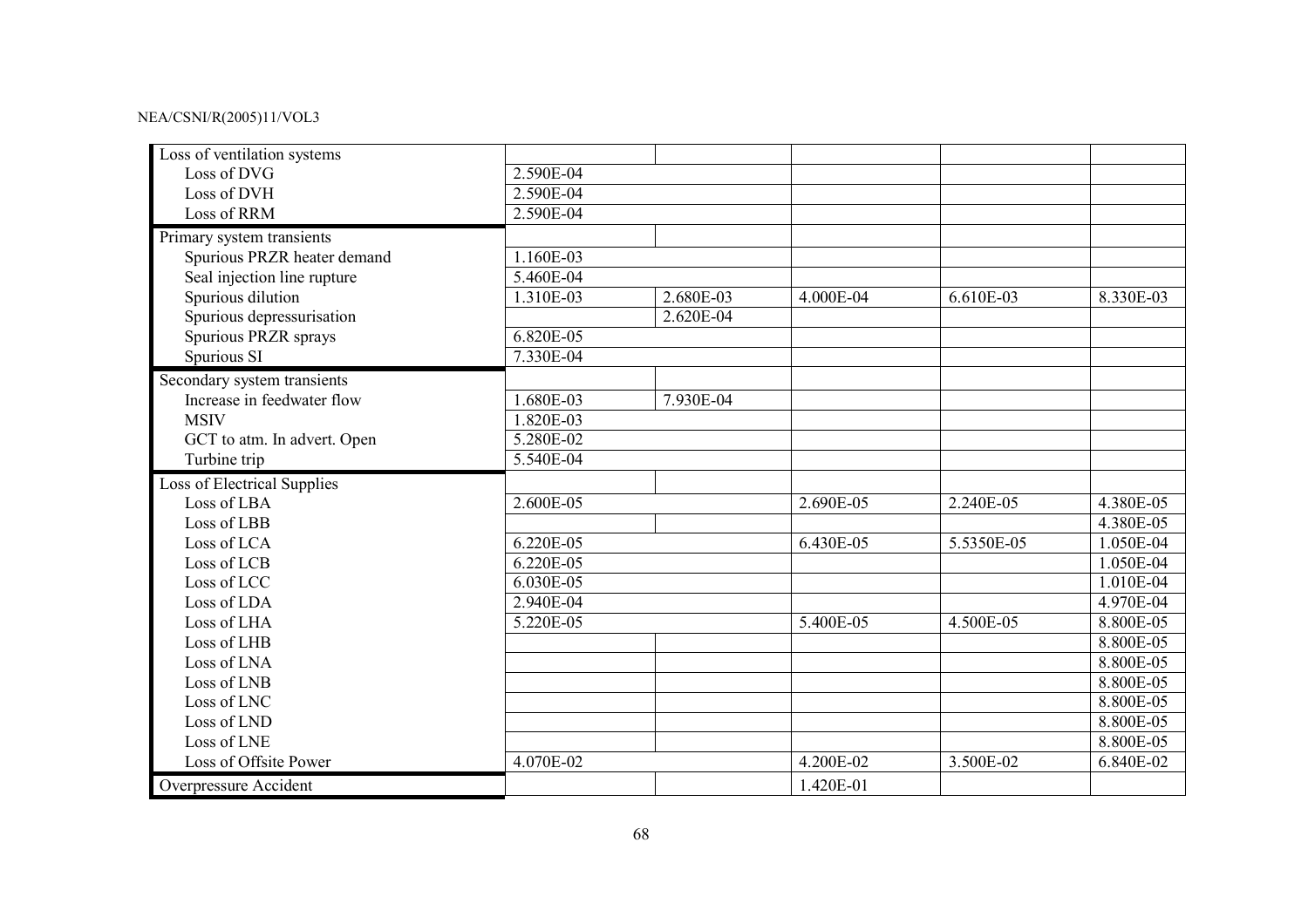| | | | | | |
|---|---|---|---|---|---|
| Loss of ventilation systems | | | | | |
| Loss of DVG | 2.590E-04 | | | | |
| Loss of DVH | 2.590E-04 | | | | |
| Loss of RRM | 2.590E-04 | | | | |
| Primary system transients | | | | | |
| Spurious PRZR heater demand | 1.160E-03 | | | | |
| Seal injection line rupture | 5.460E-04 | | | | |
| Spurious dilution | 1.310E-03 | 2.680E-03 | 4.000E-04 | 6.610E-03 | 8.330E-03 |
| Spurious depressurisation | | 2.620E-04 | | | |
| Spurious PRZR sprays | 6.820E-05 | | | | |
| Spurious SI | 7.330E-04 | | | | |
| Secondary system transients | | | | | |
| Increase in feedwater flow | 1.680E-03 | 7.930E-04 | | | |
| MSIV | 1.820E-03 | | | | |
| GCT to atm. In advert. Open | 5.280E-02 | | | | |
| Turbine trip | 5.540E-04 | | | | |
| Loss of Electrical Supplies | | | | | |
| Loss of LBA | 2.600E-05 | | 2.690E-05 | 2.240E-05 | 4.380E-05 |
| Loss of LBB | | | | | 4.380E-05 |
| Loss of LCA | 6.220E-05 | | 6.430E-05 | 5.5350E-05 | 1.050E-04 |
| Loss of LCB | 6.220E-05 | | | | 1.050E-04 |
| Loss of LCC | 6.030E-05 | | | | 1.010E-04 |
| Loss of LDA | 2.940E-04 | | | | 4.970E-04 |
| Loss of LHA | 5.220E-05 | | 5.400E-05 | 4.500E-05 | 8.800E-05 |
| Loss of LHB | | | | | 8.800E-05 |
| Loss of LNA | | | | | 8.800E-05 |
| Loss of LNB | | | | | 8.800E-05 |
| Loss of LNC | | | | | 8.800E-05 |
| Loss of LND | | | | | 8.800E-05 |
| Loss of LNE | | | | | 8.800E-05 |
| Loss of Offsite Power | 4.070E-02 | | 4.200E-02 | 3.500E-02 | 6.840E-02 |
| Overpressure Accident | | | 1.420E-01 | | |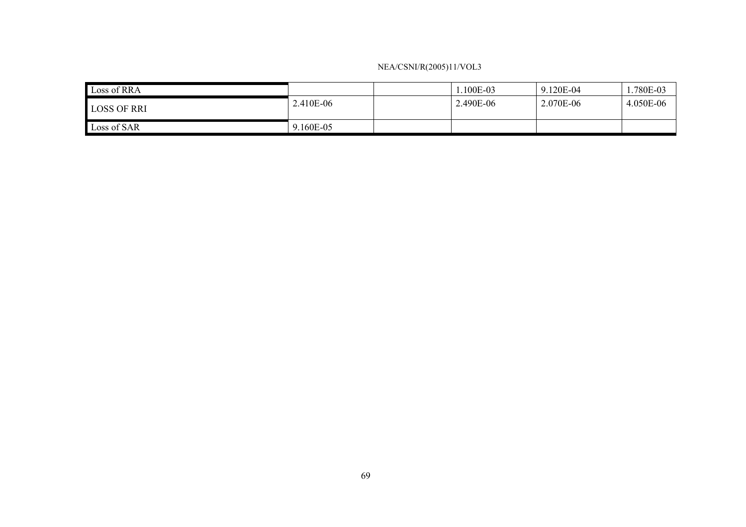| | | | | | |
|---|---|---|---|---|---|
| Loss of RRA | | | 1.100E-03 | 9.120E-04 | 1.780E-03 |
| LOSS OF RRI | 2.410E-06 | | 2.490E-06 | 2.070E-06 | 4.050E-06 |
| Loss of SAR | 9.160E-05 | | | | |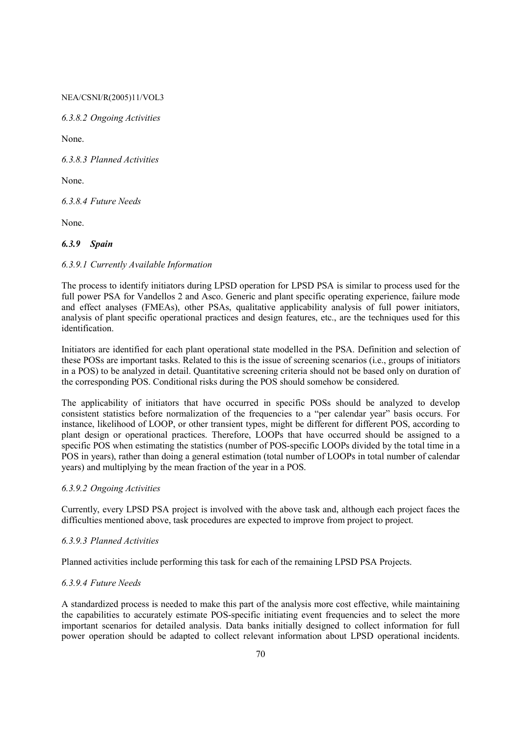*6.3.8.2 Ongoing Activities*

None.

*6.3.8.3 Planned Activities*

None.

*6.3.8.4 Future Needs*

None.

### *6.3.9 Spain*

*6.3.9.1 Currently Available Information*

The process to identify initiators during LPSD operation for LPSD PSA is similar to process used for the full power PSA for Vandellos 2 and Asco. Generic and plant specific operating experience, failure mode and effect analyses (FMEAs), other PSAs, qualitative applicability analysis of full power initiators, analysis of plant specific operational practices and design features, etc., are the techniques used for this identification.

Initiators are identified for each plant operational state modelled in the PSA. Definition and selection of these POSs are important tasks. Related to this is the issue of screening scenarios (i.e., groups of initiators in a POS) to be analyzed in detail. Quantitative screening criteria should not be based only on duration of the corresponding POS. Conditional risks during the POS should somehow be considered.

The applicability of initiators that have occurred in specific POSs should be analyzed to develop consistent statistics before normalization of the frequencies to a "per calendar year" basis occurs. For instance, likelihood of LOOP, or other transient types, might be different for different POS, according to plant design or operational practices. Therefore, LOOPs that have occurred should be assigned to a specific POS when estimating the statistics (number of POS-specific LOOPs divided by the total time in a POS in years), rather than doing a general estimation (total number of LOOPs in total number of calendar years) and multiplying by the mean fraction of the year in a POS.

*6.3.9.2 Ongoing Activities*

Currently, every LPSD PSA project is involved with the above task and, although each project faces the difficulties mentioned above, task procedures are expected to improve from project to project.

*6.3.9.3 Planned Activities*

Planned activities include performing this task for each of the remaining LPSD PSA Projects.

*6.3.9.4 Future Needs*

A standardized process is needed to make this part of the analysis more cost effective, while maintaining the capabilities to accurately estimate POS-specific initiating event frequencies and to select the more important scenarios for detailed analysis. Data banks initially designed to collect information for full power operation should be adapted to collect relevant information about LPSD operational incidents.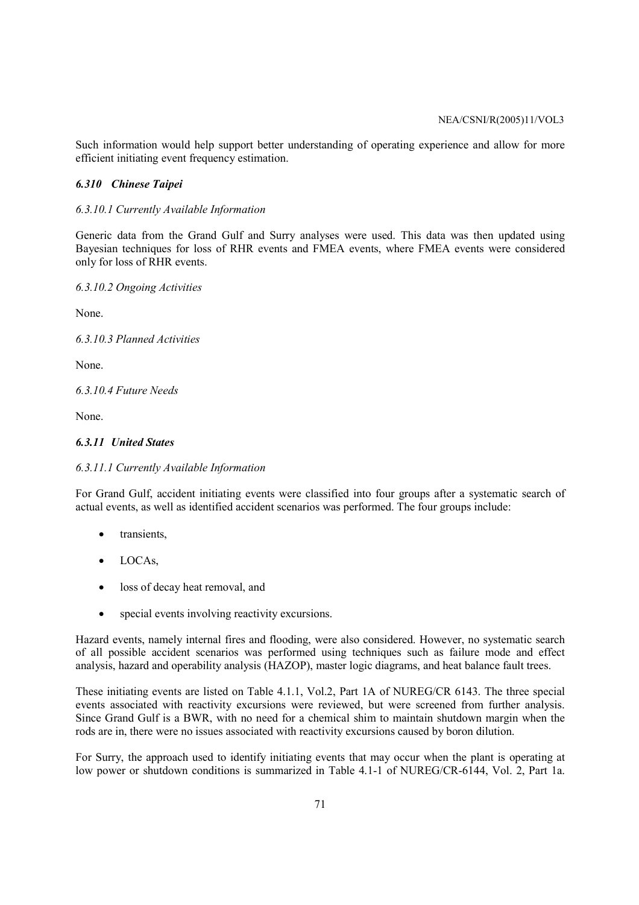Such information would help support better understanding of operating experience and allow for more efficient initiating event frequency estimation.

### *6.310 Chinese Taipei*

#### *6.3.10.1 Currently Available Information*

Generic data from the Grand Gulf and Surry analyses were used. This data was then updated using Bayesian techniques for loss of RHR events and FMEA events, where FMEA events were considered only for loss of RHR events.

#### *6.3.10.2 Ongoing Activities*

None.

#### *6.3.10.3 Planned Activities*

None.

#### *6.3.10.4 Future Needs*

None.

### *6.3.11 United States*

#### *6.3.11.1 Currently Available Information*

For Grand Gulf, accident initiating events were classified into four groups after a systematic search of actual events, as well as identified accident scenarios was performed. The four groups include:

- transients,
- LOCAs,
- loss of decay heat removal, and
- special events involving reactivity excursions.

Hazard events, namely internal fires and flooding, were also considered. However, no systematic search of all possible accident scenarios was performed using techniques such as failure mode and effect analysis, hazard and operability analysis (HAZOP), master logic diagrams, and heat balance fault trees.

These initiating events are listed on Table 4.1.1, Vol.2, Part 1A of NUREG/CR 6143. The three special events associated with reactivity excursions were reviewed, but were screened from further analysis. Since Grand Gulf is a BWR, with no need for a chemical shim to maintain shutdown margin when the rods are in, there were no issues associated with reactivity excursions caused by boron dilution.

For Surry, the approach used to identify initiating events that may occur when the plant is operating at low power or shutdown conditions is summarized in Table 4.1-1 of NUREG/CR-6144, Vol. 2, Part 1a.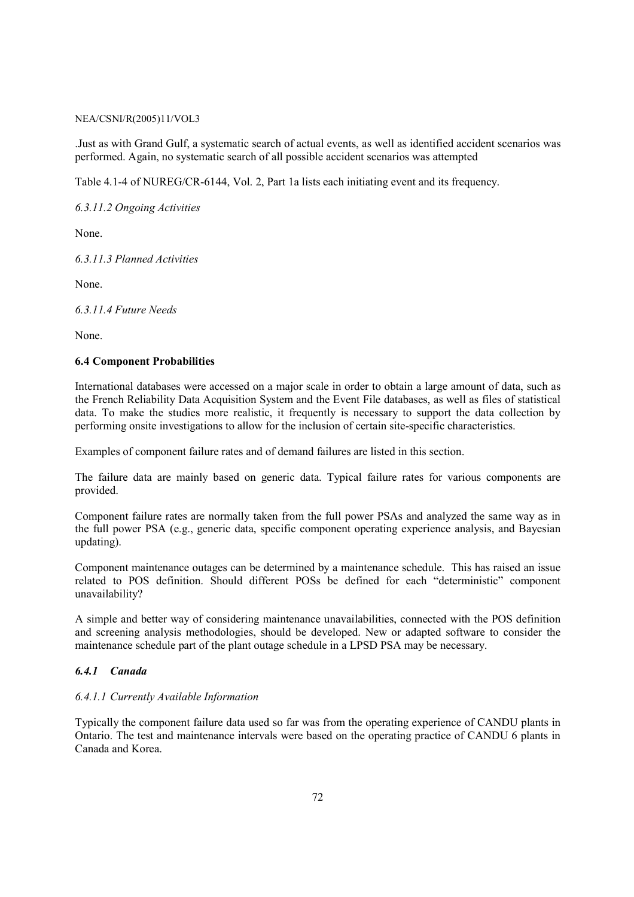.Just as with Grand Gulf, a systematic search of actual events, as well as identified accident scenarios was performed. Again, no systematic search of all possible accident scenarios was attempted

Table 4.1-4 of NUREG/CR-6144, Vol. 2, Part 1a lists each initiating event and its frequency.

*6.3.11.2 Ongoing Activities*

None.

*6.3.11.3 Planned Activities*

None.

*6.3.11.4 Future Needs*

None.

## 6.4 Component Probabilities

International databases were accessed on a major scale in order to obtain a large amount of data, such as the French Reliability Data Acquisition System and the Event File databases, as well as files of statistical data. To make the studies more realistic, it frequently is necessary to support the data collection by performing onsite investigations to allow for the inclusion of certain site-specific characteristics.

Examples of component failure rates and of demand failures are listed in this section.

The failure data are mainly based on generic data. Typical failure rates for various components are provided.

Component failure rates are normally taken from the full power PSAs and analyzed the same way as in the full power PSA (e.g., generic data, specific component operating experience analysis, and Bayesian updating).

Component maintenance outages can be determined by a maintenance schedule. This has raised an issue related to POS definition. Should different POSs be defined for each "deterministic" component unavailability?

A simple and better way of considering maintenance unavailabilities, connected with the POS definition and screening analysis methodologies, should be developed. New or adapted software to consider the maintenance schedule part of the plant outage schedule in a LPSD PSA may be necessary.

### *6.4.1 Canada*

*6.4.1.1 Currently Available Information*

Typically the component failure data used so far was from the operating experience of CANDU plants in Ontario. The test and maintenance intervals were based on the operating practice of CANDU 6 plants in Canada and Korea.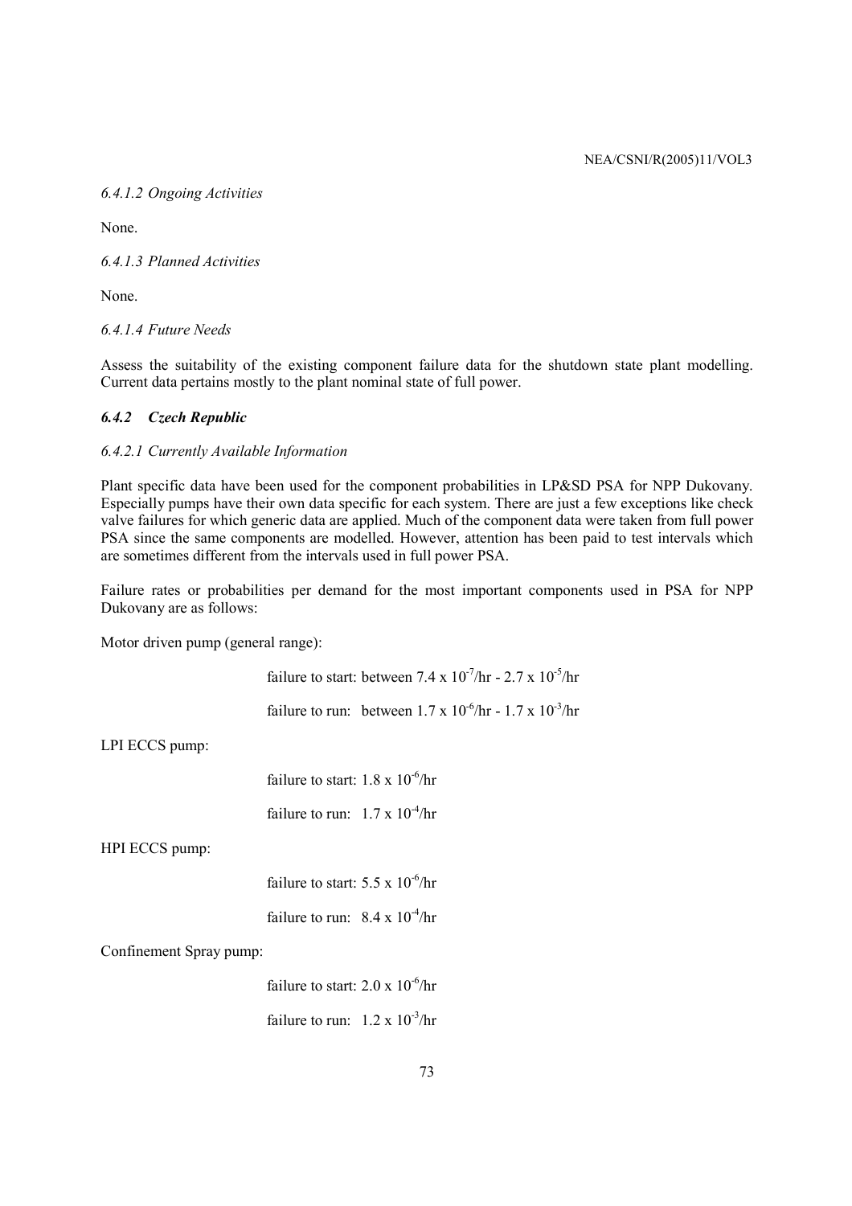*6.4.1.2 Ongoing Activities*

None.

*6.4.1.3 Planned Activities*

None.

*6.4.1.4 Future Needs*

Assess the suitability of the existing component failure data for the shutdown state plant modelling. Current data pertains mostly to the plant nominal state of full power.

### *6.4.2 Czech Republic*

*6.4.2.1 Currently Available Information*

Plant specific data have been used for the component probabilities in LP&SD PSA for NPP Dukovany. Especially pumps have their own data specific for each system. There are just a few exceptions like check valve failures for which generic data are applied. Much of the component data were taken from full power PSA since the same components are modelled. However, attention has been paid to test intervals which are sometimes different from the intervals used in full power PSA.

Failure rates or probabilities per demand for the most important components used in PSA for NPP Dukovany are as follows:

Motor driven pump (general range):

failure to start: between $7.4 \times 10^{-7}$/hr - $2.7 \times 10^{-5}$/hr

failure to run: between $1.7 \times 10^{-6}$/hr - $1.7 \times 10^{-3}$/hr

LPI ECCS pump:

failure to start: $1.8 \times 10^{-6}$/hr

failure to run: $1.7 \times 10^{-4}$/hr

HPI ECCS pump:

failure to start: $5.5 \times 10^{-6}$/hr

failure to run: $8.4 \times 10^{-4}$/hr

Confinement Spray pump:

failure to start: $2.0 \times 10^{-6}$/hr

failure to run: $1.2 \times 10^{-3}$/hr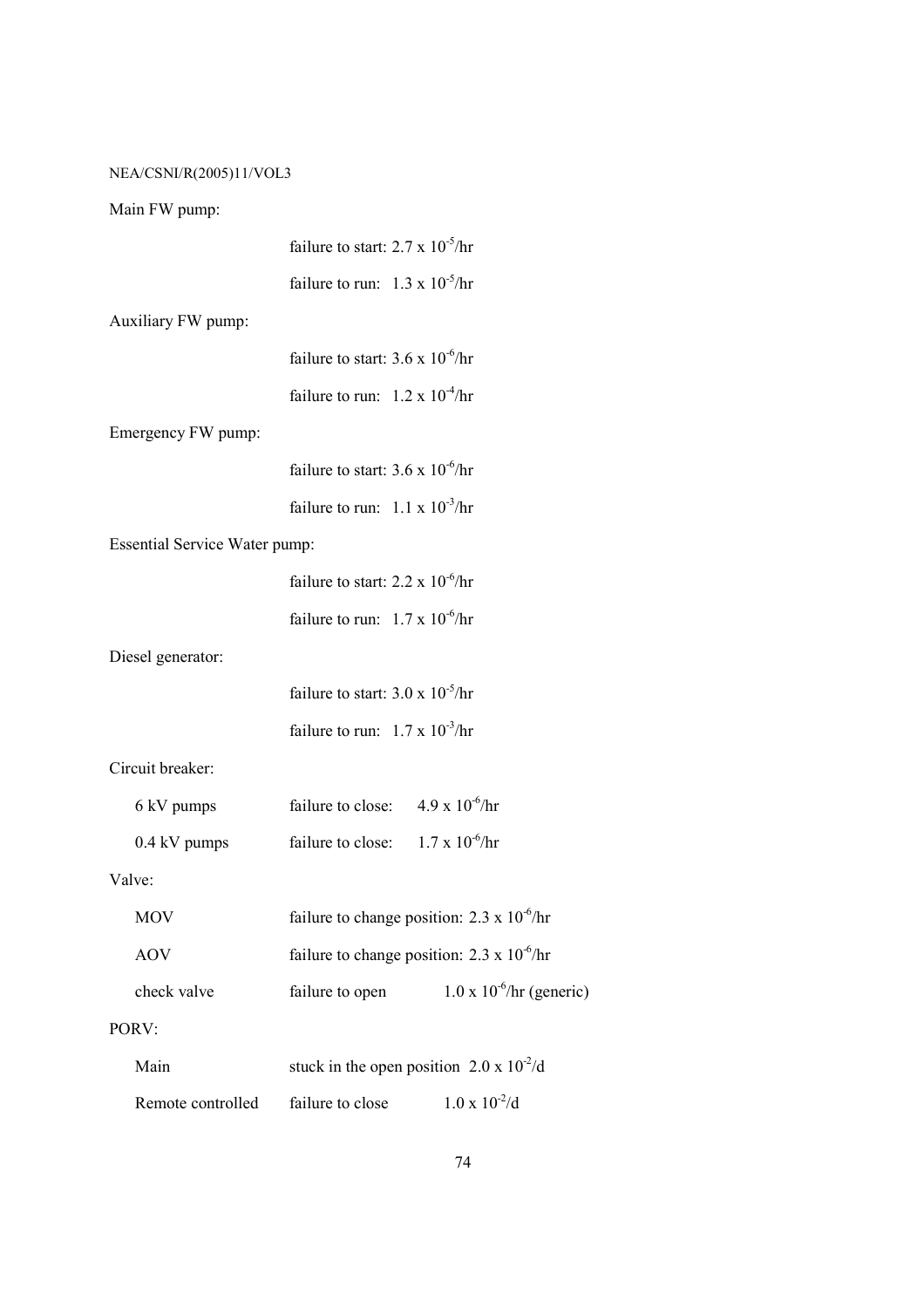Main FW pump:

failure to start: $2.7 \times 10^{-5}$/hr

failure to run: $1.3 \times 10^{-5}$/hr

Auxiliary FW pump:

failure to start: $3.6 \times 10^{-6}$/hr

failure to run: $1.2 \times 10^{-4}$/hr

Emergency FW pump:

failure to start: $3.6 \times 10^{-6}$/hr

failure to run: $1.1 \times 10^{-3}$/hr

Essential Service Water pump:

failure to start: $2.2 \times 10^{-6}$/hr

failure to run: $1.7 \times 10^{-6}$/hr

Diesel generator:

failure to start: $3.0 \times 10^{-5}$/hr

failure to run: $1.7 \times 10^{-3}$/hr

Circuit breaker:

| | | |
|---|---|---|
| 6 kV pumps | failure to close: | $4.9 \times 10^{-6}$/hr |
| 0.4 kV pumps | failure to close: | $1.7 \times 10^{-6}$/hr |

Valve:

| | | |
|---|---|---|
| MOV | failure to change position: $2.3 \times 10^{-6}$/hr | |
| AOV | failure to change position: $2.3 \times 10^{-6}$/hr | |
| check valve | failure to open | $1.0 \times 10^{-6}$/hr (generic) |

PORV:

| | | |
|---|---|---|
| Main | stuck in the open position $2.0 \times 10^{-2}$/d | |
| Remote controlled | failure to close | $1.0 \times 10^{-2}$/d |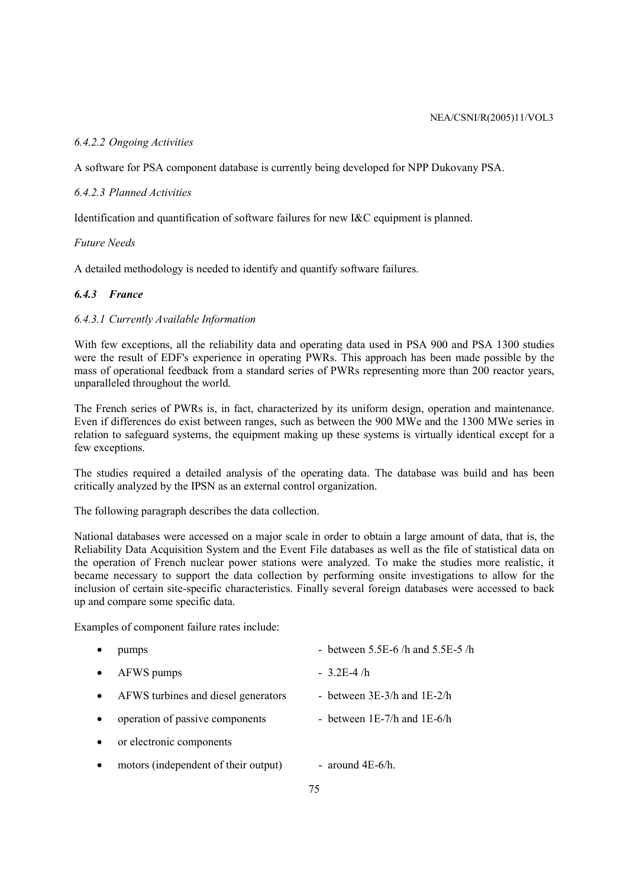*6.4.2.2 Ongoing Activities*

A software for PSA component database is currently being developed for NPP Dukovany PSA.

*6.4.2.3 Planned Activities*

Identification and quantification of software failures for new I&C equipment is planned.

*Future Needs*

A detailed methodology is needed to identify and quantify software failures.

### *6.4.3 France*

*6.4.3.1 Currently Available Information*

With few exceptions, all the reliability data and operating data used in PSA 900 and PSA 1300 studies were the result of EDF's experience in operating PWRs. This approach has been made possible by the mass of operational feedback from a standard series of PWRs representing more than 200 reactor years, unparalleled throughout the world.

The French series of PWRs is, in fact, characterized by its uniform design, operation and maintenance. Even if differences do exist between ranges, such as between the 900 MWe and the 1300 MWe series in relation to safeguard systems, the equipment making up these systems is virtually identical except for a few exceptions.

The studies required a detailed analysis of the operating data. The database was build and has been critically analyzed by the IPSN as an external control organization.

The following paragraph describes the data collection.

National databases were accessed on a major scale in order to obtain a large amount of data, that is, the Reliability Data Acquisition System and the Event File databases as well as the file of statistical data on the operation of French nuclear power stations were analyzed. To make the studies more realistic, it became necessary to support the data collection by performing onsite investigations to allow for the inclusion of certain site-specific characteristics. Finally several foreign databases were accessed to back up and compare some specific data.

Examples of component failure rates include:

- pumps - between 5.5E-6 /h and 5.5E-5 /h
- AFWS pumps - 3.2E-4 /h
- AFWS turbines and diesel generators - between 3E-3/h and 1E-2/h
- operation of passive components - between 1E-7/h and 1E-6/h
- or electronic components
- motors (independent of their output) - around 4E-6/h.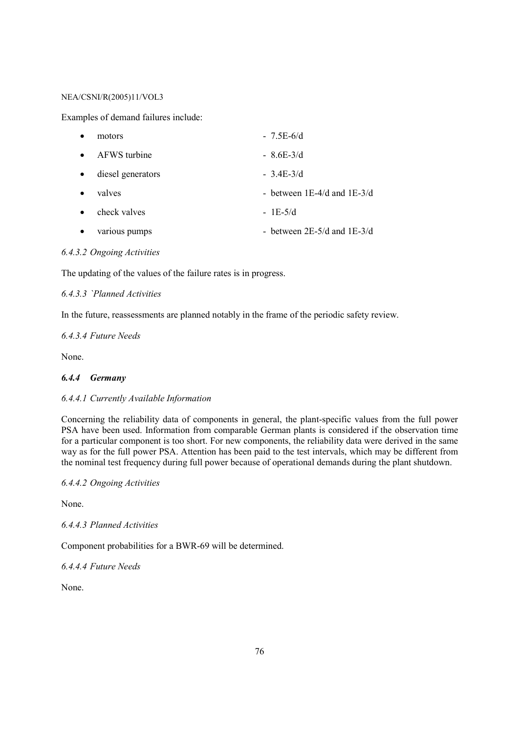Examples of demand failures include:

- motors - 7.5E-6/d
- AFWS turbine - 8.6E-3/d
- diesel generators - 3.4E-3/d
- valves - between 1E-4/d and 1E-3/d
- check valves - 1E-5/d
- various pumps - between 2E-5/d and 1E-3/d

*6.4.3.2 Ongoing Activities*

The updating of the values of the failure rates is in progress.

*6.4.3.3 `Planned Activities*

In the future, reassessments are planned notably in the frame of the periodic safety review.

*6.4.3.4 Future Needs*

None.

### *6.4.4 Germany*

*6.4.4.1 Currently Available Information*

Concerning the reliability data of components in general, the plant-specific values from the full power PSA have been used. Information from comparable German plants is considered if the observation time for a particular component is too short. For new components, the reliability data were derived in the same way as for the full power PSA. Attention has been paid to the test intervals, which may be different from the nominal test frequency during full power because of operational demands during the plant shutdown.

*6.4.4.2 Ongoing Activities*

None.

*6.4.4.3 Planned Activities*

Component probabilities for a BWR-69 will be determined.

*6.4.4.4 Future Needs*

None.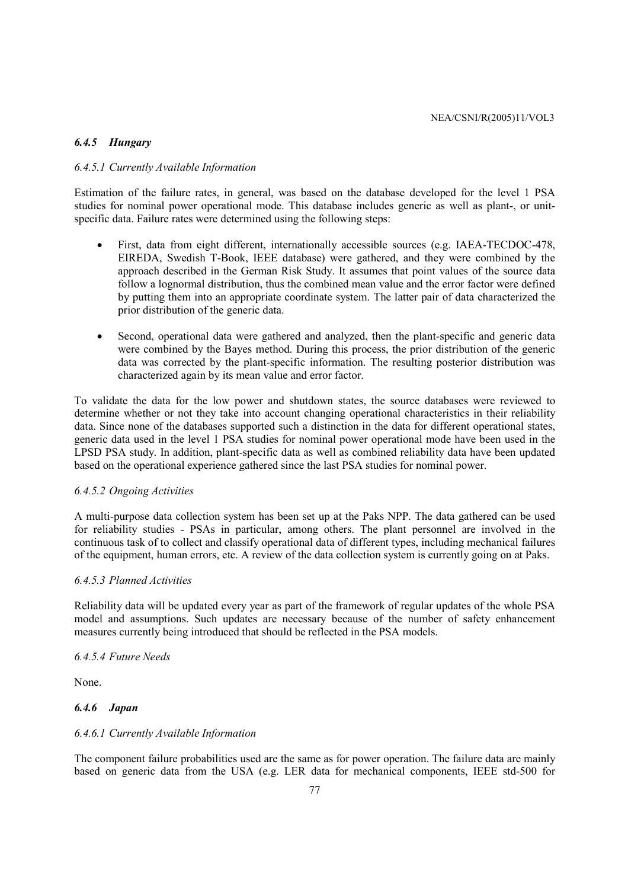### *6.4.5 Hungary*

#### *6.4.5.1 Currently Available Information*

Estimation of the failure rates, in general, was based on the database developed for the level 1 PSA studies for nominal power operational mode. This database includes generic as well as plant-, or unit-specific data. Failure rates were determined using the following steps:

- First, data from eight different, internationally accessible sources (e.g. IAEA-TECDOC-478, EIREDA, Swedish T-Book, IEEE database) were gathered, and they were combined by the approach described in the German Risk Study. It assumes that point values of the source data follow a lognormal distribution, thus the combined mean value and the error factor were defined by putting them into an appropriate coordinate system. The latter pair of data characterized the prior distribution of the generic data.

- Second, operational data were gathered and analyzed, then the plant-specific and generic data were combined by the Bayes method. During this process, the prior distribution of the generic data was corrected by the plant-specific information. The resulting posterior distribution was characterized again by its mean value and error factor.

To validate the data for the low power and shutdown states, the source databases were reviewed to determine whether or not they take into account changing operational characteristics in their reliability data. Since none of the databases supported such a distinction in the data for different operational states, generic data used in the level 1 PSA studies for nominal power operational mode have been used in the LPSD PSA study. In addition, plant-specific data as well as combined reliability data have been updated based on the operational experience gathered since the last PSA studies for nominal power.

#### *6.4.5.2 Ongoing Activities*

A multi-purpose data collection system has been set up at the Paks NPP. The data gathered can be used for reliability studies - PSAs in particular, among others. The plant personnel are involved in the continuous task of to collect and classify operational data of different types, including mechanical failures of the equipment, human errors, etc. A review of the data collection system is currently going on at Paks.

#### *6.4.5.3 Planned Activities*

Reliability data will be updated every year as part of the framework of regular updates of the whole PSA model and assumptions. Such updates are necessary because of the number of safety enhancement measures currently being introduced that should be reflected in the PSA models.

#### *6.4.5.4 Future Needs*

None.

### *6.4.6 Japan*

#### *6.4.6.1 Currently Available Information*

The component failure probabilities used are the same as for power operation. The failure data are mainly based on generic data from the USA (e.g. LER data for mechanical components, IEEE std-500 for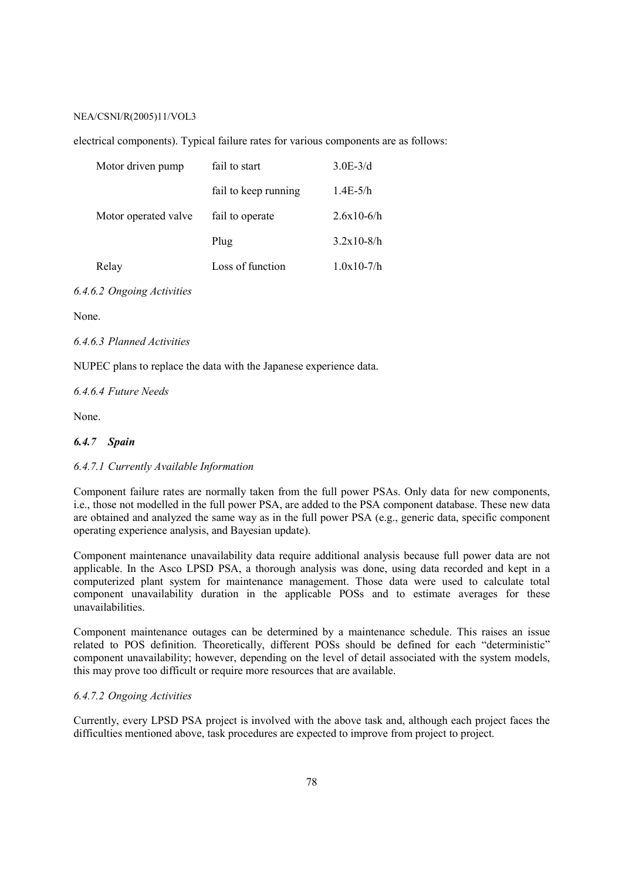electrical components). Typical failure rates for various components are as follows:

| | | |
|---|---|---|
| Motor driven pump | fail to start | 3.0E-3/d |
| | fail to keep running | 1.4E-5/h |
| Motor operated valve | fail to operate | 2.6x10-6/h |
| | Plug | 3.2x10-8/h |
| Relay | Loss of function | 1.0x10-7/h |

*6.4.6.2 Ongoing Activities*

None.

*6.4.6.3 Planned Activities*

NUPEC plans to replace the data with the Japanese experience data.

*6.4.6.4 Future Needs*

None.

### *6.4.7 Spain*

*6.4.7.1 Currently Available Information*

Component failure rates are normally taken from the full power PSAs. Only data for new components, i.e., those not modelled in the full power PSA, are added to the PSA component database. These new data are obtained and analyzed the same way as in the full power PSA (e.g., generic data, specific component operating experience analysis, and Bayesian update).

Component maintenance unavailability data require additional analysis because full power data are not applicable. In the Asco LPSD PSA, a thorough analysis was done, using data recorded and kept in a computerized plant system for maintenance management. Those data were used to calculate total component unavailability duration in the applicable POSs and to estimate averages for these unavailabilities.

Component maintenance outages can be determined by a maintenance schedule. This raises an issue related to POS definition. Theoretically, different POSs should be defined for each "deterministic" component unavailability; however, depending on the level of detail associated with the system models, this may prove too difficult or require more resources that are available.

*6.4.7.2 Ongoing Activities*

Currently, every LPSD PSA project is involved with the above task and, although each project faces the difficulties mentioned above, task procedures are expected to improve from project to project.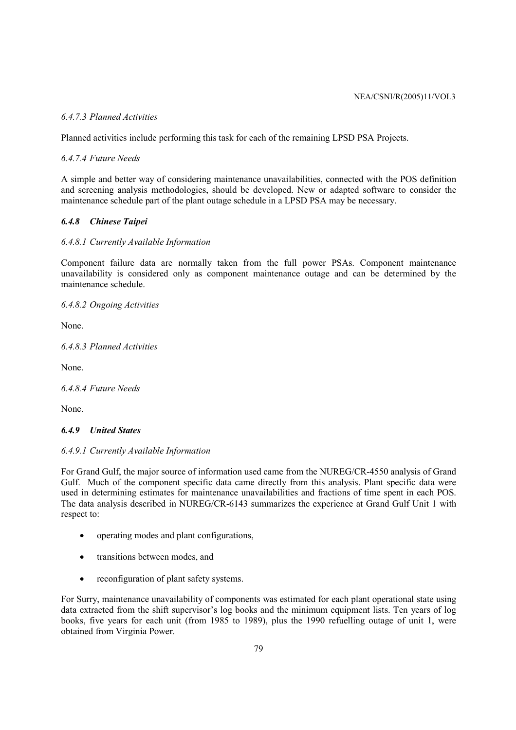*6.4.7.3 Planned Activities*

Planned activities include performing this task for each of the remaining LPSD PSA Projects.

*6.4.7.4 Future Needs*

A simple and better way of considering maintenance unavailabilities, connected with the POS definition and screening analysis methodologies, should be developed. New or adapted software to consider the maintenance schedule part of the plant outage schedule in a LPSD PSA may be necessary.

### *6.4.8 Chinese Taipei*

*6.4.8.1 Currently Available Information*

Component failure data are normally taken from the full power PSAs. Component maintenance unavailability is considered only as component maintenance outage and can be determined by the maintenance schedule.

*6.4.8.2 Ongoing Activities*

None.

*6.4.8.3 Planned Activities*

None.

*6.4.8.4 Future Needs*

None.

### *6.4.9 United States*

*6.4.9.1 Currently Available Information*

For Grand Gulf, the major source of information used came from the NUREG/CR-4550 analysis of Grand Gulf. Much of the component specific data came directly from this analysis. Plant specific data were used in determining estimates for maintenance unavailabilities and fractions of time spent in each POS. The data analysis described in NUREG/CR-6143 summarizes the experience at Grand Gulf Unit 1 with respect to:

- operating modes and plant configurations,
- transitions between modes, and
- reconfiguration of plant safety systems.

For Surry, maintenance unavailability of components was estimated for each plant operational state using data extracted from the shift supervisor's log books and the minimum equipment lists. Ten years of log books, five years for each unit (from 1985 to 1989), plus the 1990 refuelling outage of unit 1, were obtained from Virginia Power.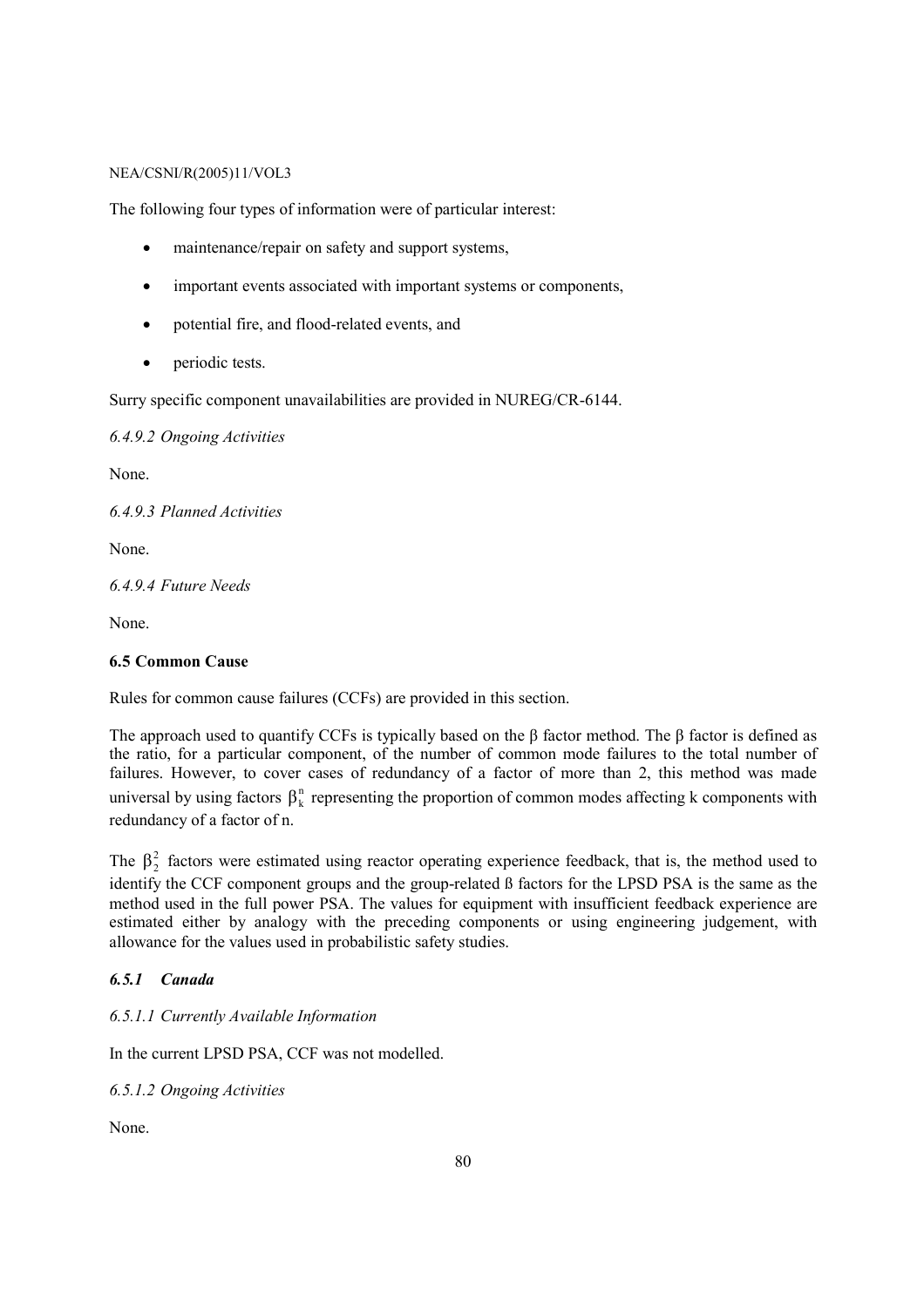The following four types of information were of particular interest:

- maintenance/repair on safety and support systems,
- important events associated with important systems or components,
- potential fire, and flood-related events, and
- periodic tests.

Surry specific component unavailabilities are provided in NUREG/CR-6144.

*6.4.9.2 Ongoing Activities*

None.

*6.4.9.3 Planned Activities*

None.

*6.4.9.4 Future Needs*

None.

### 6.5 Common Cause

Rules for common cause failures (CCFs) are provided in this section.

The approach used to quantify CCFs is typically based on the β factor method. The β factor is defined as the ratio, for a particular component, of the number of common mode failures to the total number of failures. However, to cover cases of redundancy of a factor of more than 2, this method was made universal by using factors $\beta_k^n$ representing the proportion of common modes affecting k components with redundancy of a factor of n.

The $\beta_2^2$ factors were estimated using reactor operating experience feedback, that is, the method used to identify the CCF component groups and the group-related ß factors for the LPSD PSA is the same as the method used in the full power PSA. The values for equipment with insufficient feedback experience are estimated either by analogy with the preceding components or using engineering judgement, with allowance for the values used in probabilistic safety studies.

#### *6.5.1 Canada*

*6.5.1.1 Currently Available Information*

In the current LPSD PSA, CCF was not modelled.

*6.5.1.2 Ongoing Activities*

None.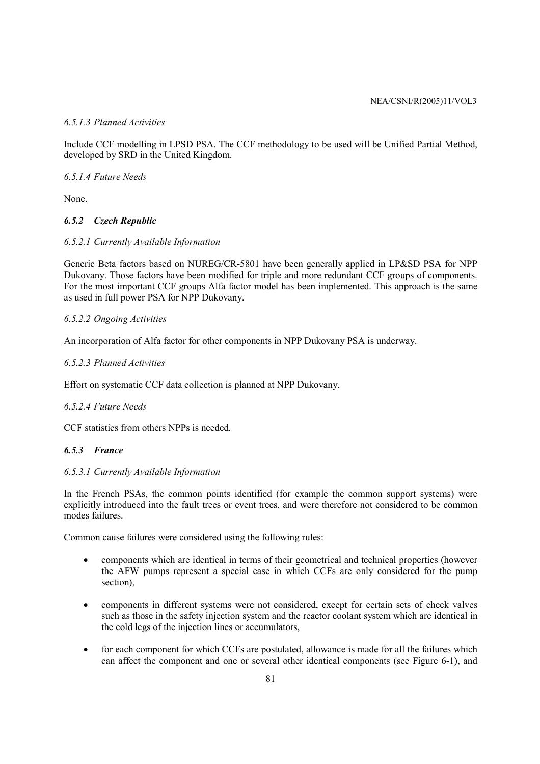*6.5.1.3 Planned Activities*

Include CCF modelling in LPSD PSA. The CCF methodology to be used will be Unified Partial Method, developed by SRD in the United Kingdom.

*6.5.1.4 Future Needs*

None.

### *6.5.2 Czech Republic*

*6.5.2.1 Currently Available Information*

Generic Beta factors based on NUREG/CR-5801 have been generally applied in LP&SD PSA for NPP Dukovany. Those factors have been modified for triple and more redundant CCF groups of components. For the most important CCF groups Alfa factor model has been implemented. This approach is the same as used in full power PSA for NPP Dukovany.

*6.5.2.2 Ongoing Activities*

An incorporation of Alfa factor for other components in NPP Dukovany PSA is underway.

*6.5.2.3 Planned Activities*

Effort on systematic CCF data collection is planned at NPP Dukovany.

*6.5.2.4 Future Needs*

CCF statistics from others NPPs is needed.

### *6.5.3 France*

*6.5.3.1 Currently Available Information*

In the French PSAs, the common points identified (for example the common support systems) were explicitly introduced into the fault trees or event trees, and were therefore not considered to be common modes failures.

Common cause failures were considered using the following rules:

- components which are identical in terms of their geometrical and technical properties (however the AFW pumps represent a special case in which CCFs are only considered for the pump section),
- components in different systems were not considered, except for certain sets of check valves such as those in the safety injection system and the reactor coolant system which are identical in the cold legs of the injection lines or accumulators,
- for each component for which CCFs are postulated, allowance is made for all the failures which can affect the component and one or several other identical components (see Figure 6-1), and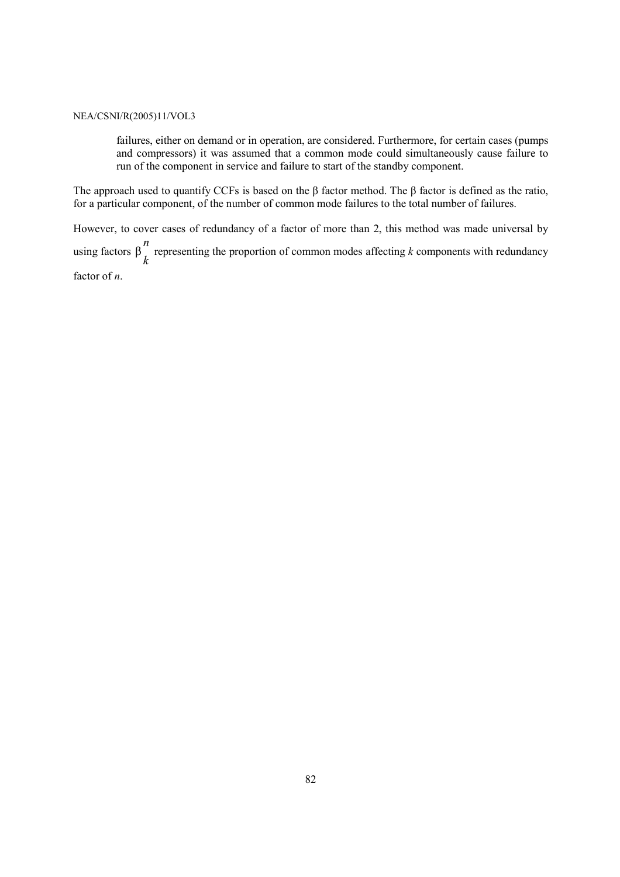failures, either on demand or in operation, are considered. Furthermore, for certain cases (pumps and compressors) it was assumed that a common mode could simultaneously cause failure to run of the component in service and failure to start of the standby component.

The approach used to quantify CCFs is based on the β factor method. The β factor is defined as the ratio, for a particular component, of the number of common mode failures to the total number of failures.

However, to cover cases of redundancy of a factor of more than 2, this method was made universal by using factors $\beta_k^n$ representing the proportion of common modes affecting *k* components with redundancy factor of *n*.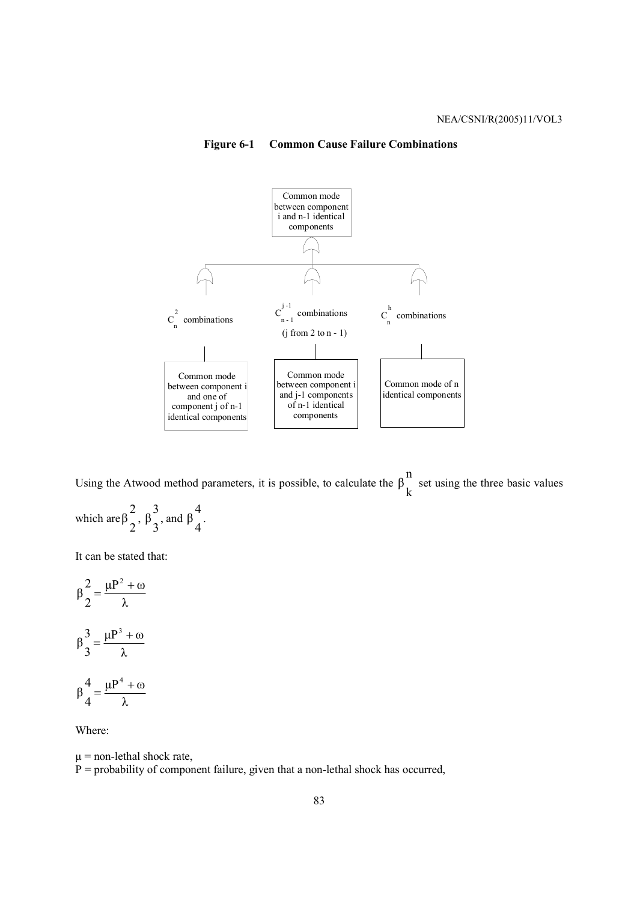**Figure 6-1 Common Cause Failure Combinations**

Common mode between component i and n-1 identical components

- $C_n^2$ combinations — Common mode between component i and one of component j of n-1 identical components
- $C_{n-1}^{j-1}$ combinations (j from 2 to n - 1) — Common mode between component i and j-1 components of n-1 identical components
- $C_n^h$ combinations — Common mode of n identical components

Using the Atwood method parameters, it is possible, to calculate the $\beta_k^n$ set using the three basic values which are $\beta_2^2$, $\beta_3^3$, and $\beta_4^4$.

It can be stated that:

$$\beta_2^2 = \frac{\mu P^2 + \omega}{\lambda}$$

$$\beta_3^3 = \frac{\mu P^3 + \omega}{\lambda}$$

$$\beta_4^4 = \frac{\mu P^4 + \omega}{\lambda}$$

Where:

$\mu$ = non-lethal shock rate,
P = probability of component failure, given that a non-lethal shock has occurred,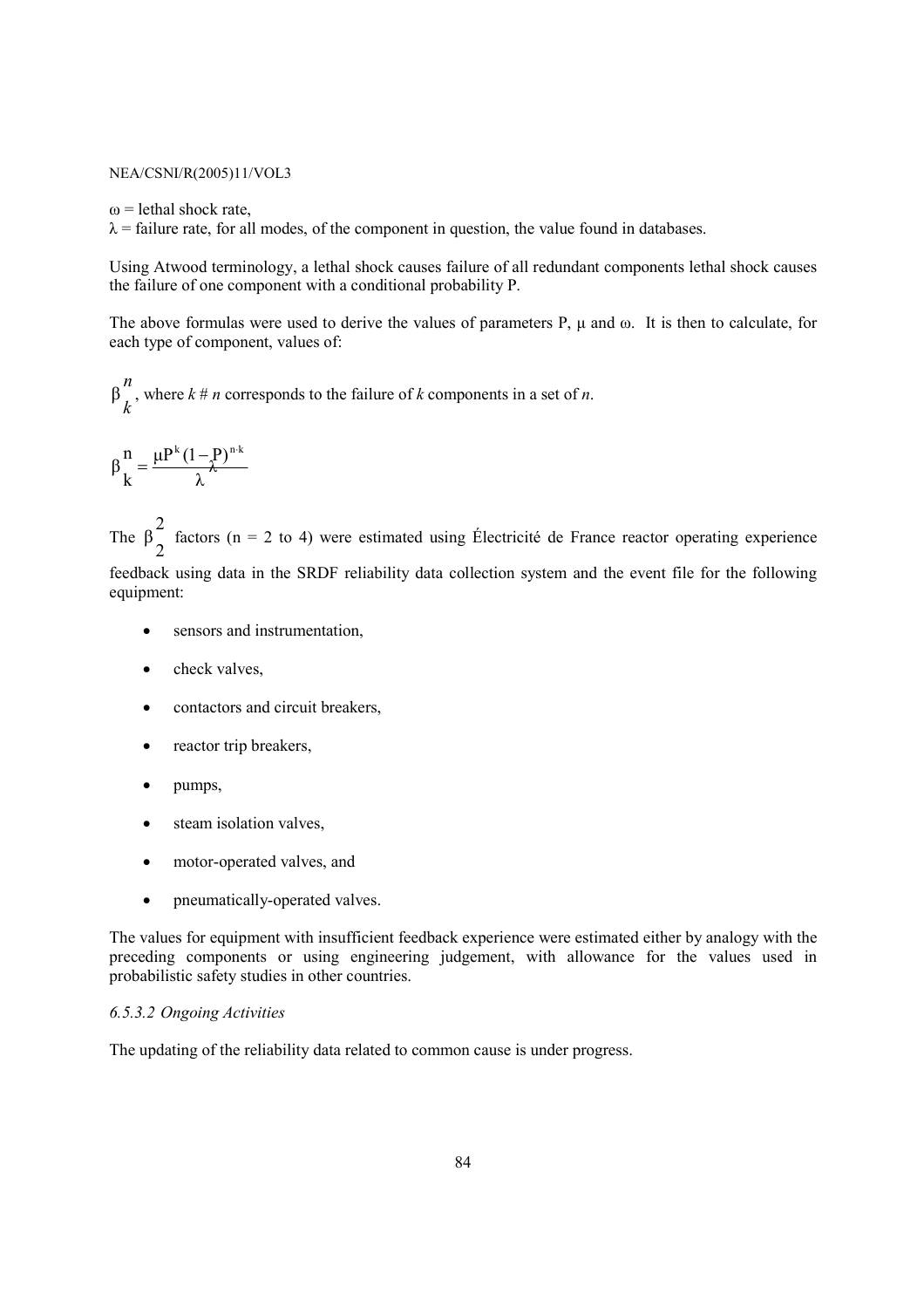$\omega$ = lethal shock rate,
$\lambda$ = failure rate, for all modes, of the component in question, the value found in databases.

Using Atwood terminology, a lethal shock causes failure of all redundant components lethal shock causes the failure of one component with a conditional probability P.

The above formulas were used to derive the values of parameters P, $\mu$ and $\omega$. It is then to calculate, for each type of component, values of:

$\beta_k^n$, where $k \# n$ corresponds to the failure of $k$ components in a set of $n$.

$$\beta_k^n = \frac{\mu P^k (1-P)^{n-k}}{\lambda}$$

The $\beta_2^2$ factors (n = 2 to 4) were estimated using Électricité de France reactor operating experience feedback using data in the SRDF reliability data collection system and the event file for the following equipment:

- sensors and instrumentation,
- check valves,
- contactors and circuit breakers,
- reactor trip breakers,
- pumps,
- steam isolation valves,
- motor-operated valves, and
- pneumatically-operated valves.

The values for equipment with insufficient feedback experience were estimated either by analogy with the preceding components or using engineering judgement, with allowance for the values used in probabilistic safety studies in other countries.

*6.5.3.2 Ongoing Activities*

The updating of the reliability data related to common cause is under progress.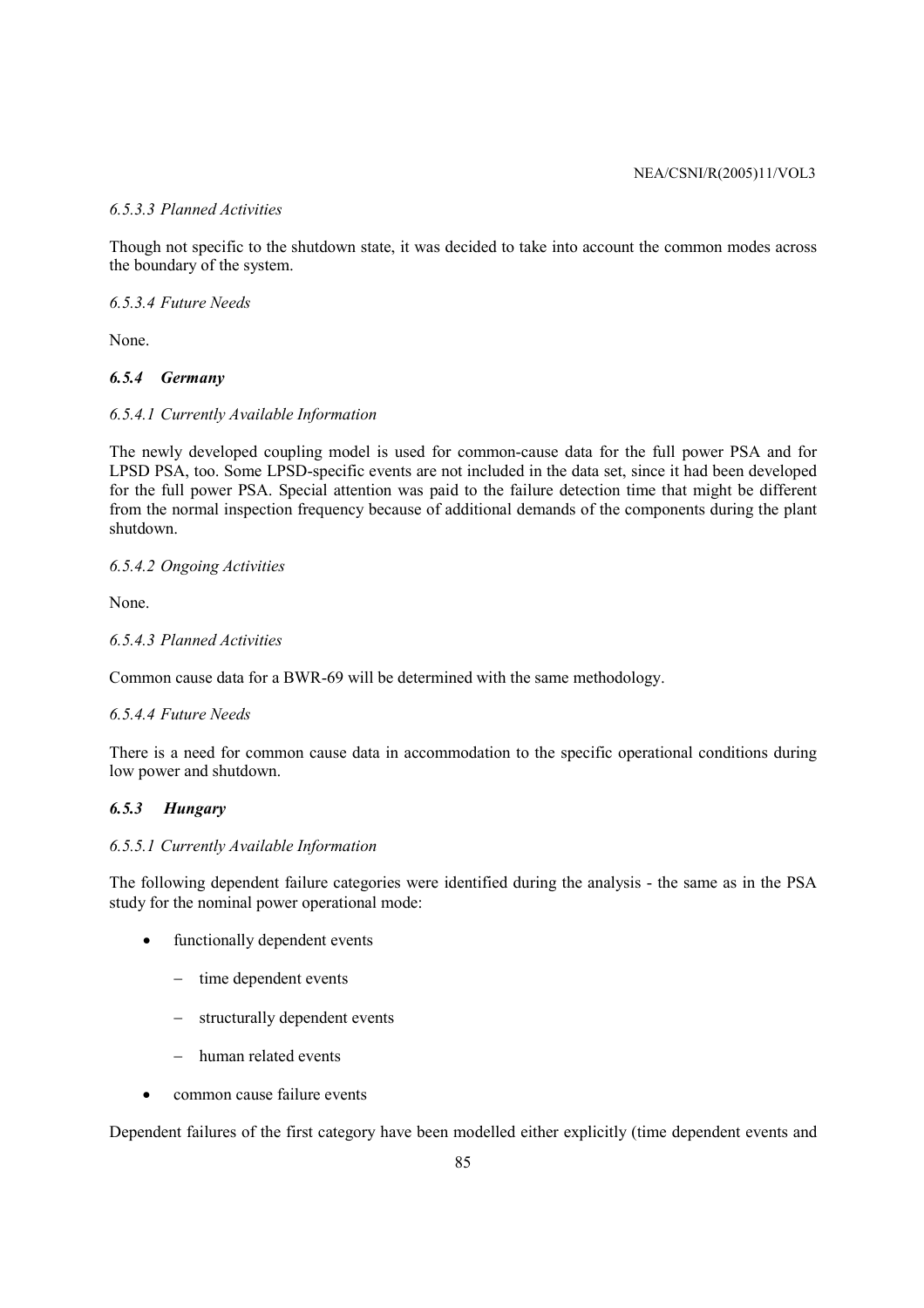*6.5.3.3 Planned Activities*

Though not specific to the shutdown state, it was decided to take into account the common modes across the boundary of the system.

*6.5.3.4 Future Needs*

None.

### *6.5.4 Germany*

*6.5.4.1 Currently Available Information*

The newly developed coupling model is used for common-cause data for the full power PSA and for LPSD PSA, too. Some LPSD-specific events are not included in the data set, since it had been developed for the full power PSA. Special attention was paid to the failure detection time that might be different from the normal inspection frequency because of additional demands of the components during the plant shutdown.

*6.5.4.2 Ongoing Activities*

None.

*6.5.4.3 Planned Activities*

Common cause data for a BWR-69 will be determined with the same methodology.

*6.5.4.4 Future Needs*

There is a need for common cause data in accommodation to the specific operational conditions during low power and shutdown.

### *6.5.3 Hungary*

*6.5.5.1 Currently Available Information*

The following dependent failure categories were identified during the analysis - the same as in the PSA study for the nominal power operational mode:

- functionally dependent events
  - time dependent events
  - structurally dependent events
  - human related events
- common cause failure events

Dependent failures of the first category have been modelled either explicitly (time dependent events and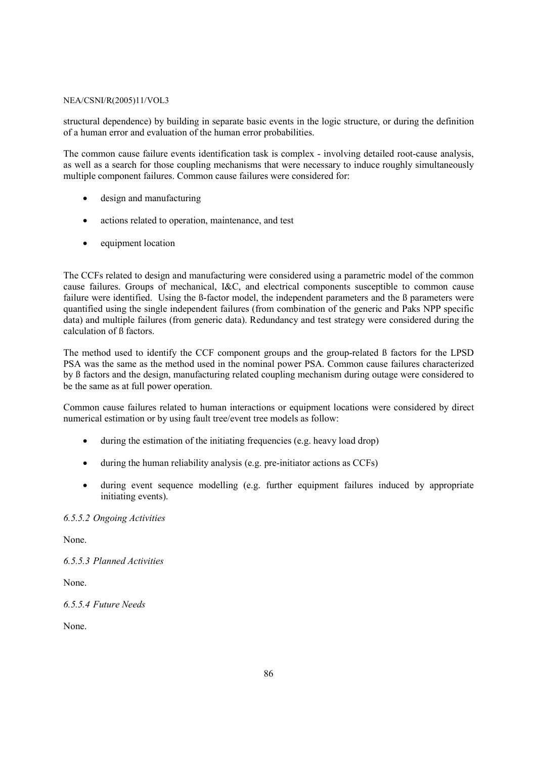structural dependence) by building in separate basic events in the logic structure, or during the definition of a human error and evaluation of the human error probabilities.

The common cause failure events identification task is complex - involving detailed root-cause analysis, as well as a search for those coupling mechanisms that were necessary to induce roughly simultaneously multiple component failures. Common cause failures were considered for:

- design and manufacturing
- actions related to operation, maintenance, and test
- equipment location

The CCFs related to design and manufacturing were considered using a parametric model of the common cause failures. Groups of mechanical, I&C, and electrical components susceptible to common cause failure were identified. Using the ß-factor model, the independent parameters and the ß parameters were quantified using the single independent failures (from combination of the generic and Paks NPP specific data) and multiple failures (from generic data). Redundancy and test strategy were considered during the calculation of ß factors.

The method used to identify the CCF component groups and the group-related ß factors for the LPSD PSA was the same as the method used in the nominal power PSA. Common cause failures characterized by ß factors and the design, manufacturing related coupling mechanism during outage were considered to be the same as at full power operation.

Common cause failures related to human interactions or equipment locations were considered by direct numerical estimation or by using fault tree/event tree models as follow:

- during the estimation of the initiating frequencies (e.g. heavy load drop)
- during the human reliability analysis (e.g. pre-initiator actions as CCFs)
- during event sequence modelling (e.g. further equipment failures induced by appropriate initiating events).

*6.5.5.2 Ongoing Activities*

None.

*6.5.5.3 Planned Activities*

None.

*6.5.5.4 Future Needs*

None.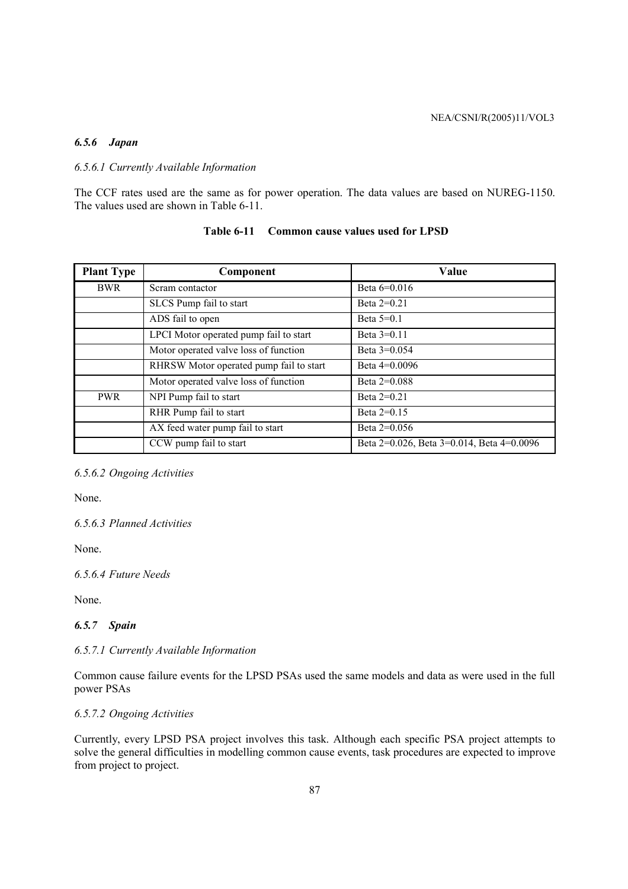### *6.5.6 Japan*

#### *6.5.6.1 Currently Available Information*

The CCF rates used are the same as for power operation. The data values are based on NUREG-1150. The values used are shown in Table 6-11.

**Table 6-11 Common cause values used for LPSD**

| Plant Type | Component | Value |
|---|---|---|
| BWR | Scram contactor | Beta 6=0.016 |
| | SLCS Pump fail to start | Beta 2=0.21 |
| | ADS fail to open | Beta 5=0.1 |
| | LPCI Motor operated pump fail to start | Beta 3=0.11 |
| | Motor operated valve loss of function | Beta 3=0.054 |
| | RHRSW Motor operated pump fail to start | Beta 4=0.0096 |
| | Motor operated valve loss of function | Beta 2=0.088 |
| PWR | NPI Pump fail to start | Beta 2=0.21 |
| | RHR Pump fail to start | Beta 2=0.15 |
| | AX feed water pump fail to start | Beta 2=0.056 |
| | CCW pump fail to start | Beta 2=0.026, Beta 3=0.014, Beta 4=0.0096 |

#### *6.5.6.2 Ongoing Activities*

None.

#### *6.5.6.3 Planned Activities*

None.

#### *6.5.6.4 Future Needs*

None.

### *6.5.7 Spain*

#### *6.5.7.1 Currently Available Information*

Common cause failure events for the LPSD PSAs used the same models and data as were used in the full power PSAs

#### *6.5.7.2 Ongoing Activities*

Currently, every LPSD PSA project involves this task. Although each specific PSA project attempts to solve the general difficulties in modelling common cause events, task procedures are expected to improve from project to project.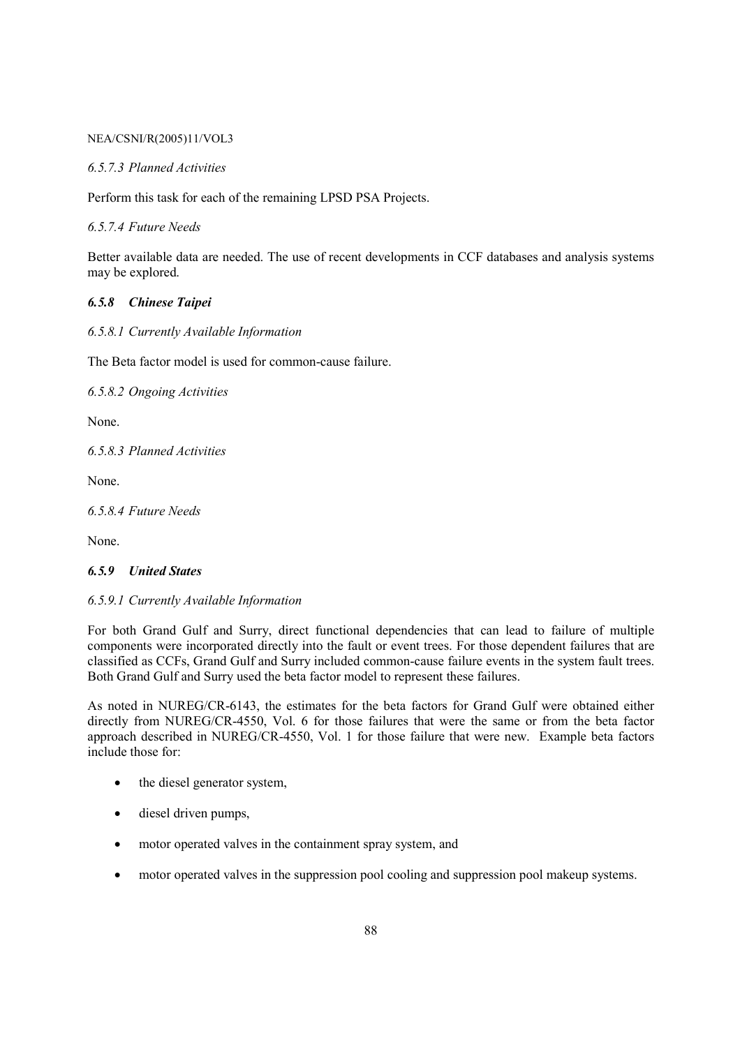#### *6.5.7.3 Planned Activities*

Perform this task for each of the remaining LPSD PSA Projects.

#### *6.5.7.4 Future Needs*

Better available data are needed. The use of recent developments in CCF databases and analysis systems may be explored.

### *6.5.8 Chinese Taipei*

#### *6.5.8.1 Currently Available Information*

The Beta factor model is used for common-cause failure.

#### *6.5.8.2 Ongoing Activities*

None.

#### *6.5.8.3 Planned Activities*

None.

#### *6.5.8.4 Future Needs*

None.

### *6.5.9 United States*

#### *6.5.9.1 Currently Available Information*

For both Grand Gulf and Surry, direct functional dependencies that can lead to failure of multiple components were incorporated directly into the fault or event trees. For those dependent failures that are classified as CCFs, Grand Gulf and Surry included common-cause failure events in the system fault trees. Both Grand Gulf and Surry used the beta factor model to represent these failures.

As noted in NUREG/CR-6143, the estimates for the beta factors for Grand Gulf were obtained either directly from NUREG/CR-4550, Vol. 6 for those failures that were the same or from the beta factor approach described in NUREG/CR-4550, Vol. 1 for those failure that were new. Example beta factors include those for:

- the diesel generator system,
- diesel driven pumps,
- motor operated valves in the containment spray system, and
- motor operated valves in the suppression pool cooling and suppression pool makeup systems.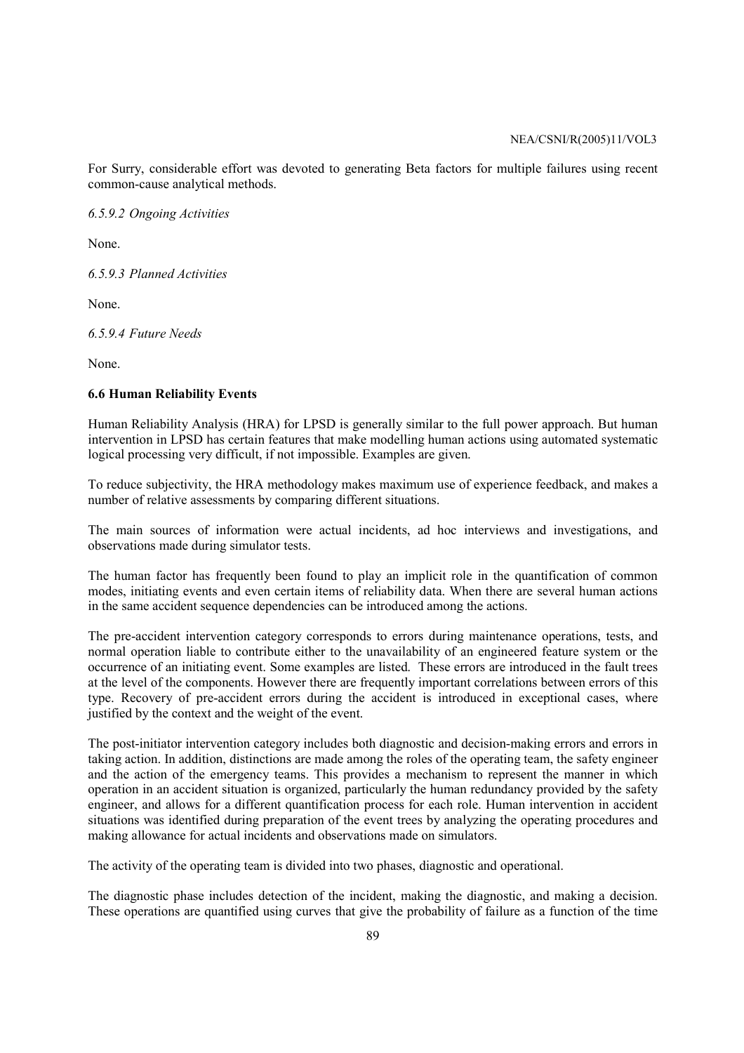For Surry, considerable effort was devoted to generating Beta factors for multiple failures using recent common-cause analytical methods.

*6.5.9.2 Ongoing Activities*

None.

*6.5.9.3 Planned Activities*

None.

*6.5.9.4 Future Needs*

None.

### 6.6 Human Reliability Events

Human Reliability Analysis (HRA) for LPSD is generally similar to the full power approach. But human intervention in LPSD has certain features that make modelling human actions using automated systematic logical processing very difficult, if not impossible. Examples are given.

To reduce subjectivity, the HRA methodology makes maximum use of experience feedback, and makes a number of relative assessments by comparing different situations.

The main sources of information were actual incidents, ad hoc interviews and investigations, and observations made during simulator tests.

The human factor has frequently been found to play an implicit role in the quantification of common modes, initiating events and even certain items of reliability data. When there are several human actions in the same accident sequence dependencies can be introduced among the actions.

The pre-accident intervention category corresponds to errors during maintenance operations, tests, and normal operation liable to contribute either to the unavailability of an engineered feature system or the occurrence of an initiating event. Some examples are listed. These errors are introduced in the fault trees at the level of the components. However there are frequently important correlations between errors of this type. Recovery of pre-accident errors during the accident is introduced in exceptional cases, where justified by the context and the weight of the event.

The post-initiator intervention category includes both diagnostic and decision-making errors and errors in taking action. In addition, distinctions are made among the roles of the operating team, the safety engineer and the action of the emergency teams. This provides a mechanism to represent the manner in which operation in an accident situation is organized, particularly the human redundancy provided by the safety engineer, and allows for a different quantification process for each role. Human intervention in accident situations was identified during preparation of the event trees by analyzing the operating procedures and making allowance for actual incidents and observations made on simulators.

The activity of the operating team is divided into two phases, diagnostic and operational.

The diagnostic phase includes detection of the incident, making the diagnostic, and making a decision. These operations are quantified using curves that give the probability of failure as a function of the time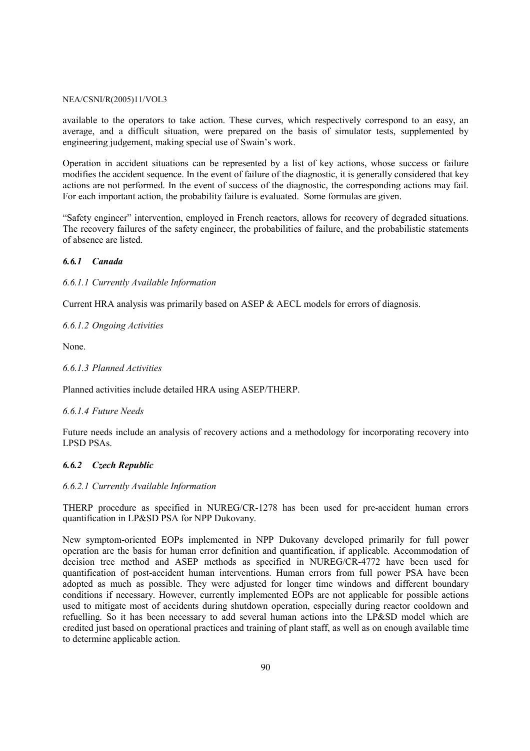available to the operators to take action. These curves, which respectively correspond to an easy, an average, and a difficult situation, were prepared on the basis of simulator tests, supplemented by engineering judgement, making special use of Swain's work.

Operation in accident situations can be represented by a list of key actions, whose success or failure modifies the accident sequence. In the event of failure of the diagnostic, it is generally considered that key actions are not performed. In the event of success of the diagnostic, the corresponding actions may fail. For each important action, the probability failure is evaluated. Some formulas are given.

"Safety engineer" intervention, employed in French reactors, allows for recovery of degraded situations. The recovery failures of the safety engineer, the probabilities of failure, and the probabilistic statements of absence are listed.

### *6.6.1 Canada*

#### *6.6.1.1 Currently Available Information*

Current HRA analysis was primarily based on ASEP & AECL models for errors of diagnosis.

#### *6.6.1.2 Ongoing Activities*

None.

#### *6.6.1.3 Planned Activities*

Planned activities include detailed HRA using ASEP/THERP.

#### *6.6.1.4 Future Needs*

Future needs include an analysis of recovery actions and a methodology for incorporating recovery into LPSD PSAs.

### *6.6.2 Czech Republic*

#### *6.6.2.1 Currently Available Information*

THERP procedure as specified in NUREG/CR-1278 has been used for pre-accident human errors quantification in LP&SD PSA for NPP Dukovany.

New symptom-oriented EOPs implemented in NPP Dukovany developed primarily for full power operation are the basis for human error definition and quantification, if applicable. Accommodation of decision tree method and ASEP methods as specified in NUREG/CR-4772 have been used for quantification of post-accident human interventions. Human errors from full power PSA have been adopted as much as possible. They were adjusted for longer time windows and different boundary conditions if necessary. However, currently implemented EOPs are not applicable for possible actions used to mitigate most of accidents during shutdown operation, especially during reactor cooldown and refuelling. So it has been necessary to add several human actions into the LP&SD model which are credited just based on operational practices and training of plant staff, as well as on enough available time to determine applicable action.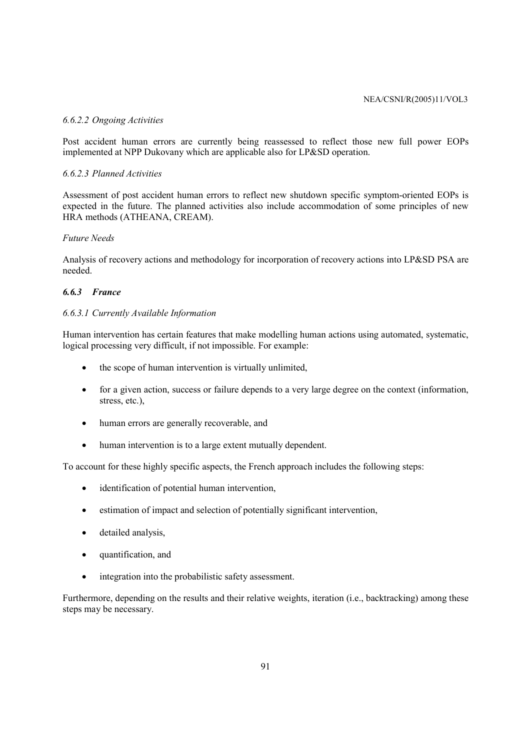*6.6.2.2 Ongoing Activities*

Post accident human errors are currently being reassessed to reflect those new full power EOPs implemented at NPP Dukovany which are applicable also for LP&SD operation.

*6.6.2.3 Planned Activities*

Assessment of post accident human errors to reflect new shutdown specific symptom-oriented EOPs is expected in the future. The planned activities also include accommodation of some principles of new HRA methods (ATHEANA, CREAM).

*Future Needs*

Analysis of recovery actions and methodology for incorporation of recovery actions into LP&SD PSA are needed.

### *6.6.3 France*

*6.6.3.1 Currently Available Information*

Human intervention has certain features that make modelling human actions using automated, systematic, logical processing very difficult, if not impossible. For example:

- the scope of human intervention is virtually unlimited,
- for a given action, success or failure depends to a very large degree on the context (information, stress, etc.),
- human errors are generally recoverable, and
- human intervention is to a large extent mutually dependent.

To account for these highly specific aspects, the French approach includes the following steps:

- identification of potential human intervention,
- estimation of impact and selection of potentially significant intervention,
- detailed analysis,
- quantification, and
- integration into the probabilistic safety assessment.

Furthermore, depending on the results and their relative weights, iteration (i.e., backtracking) among these steps may be necessary.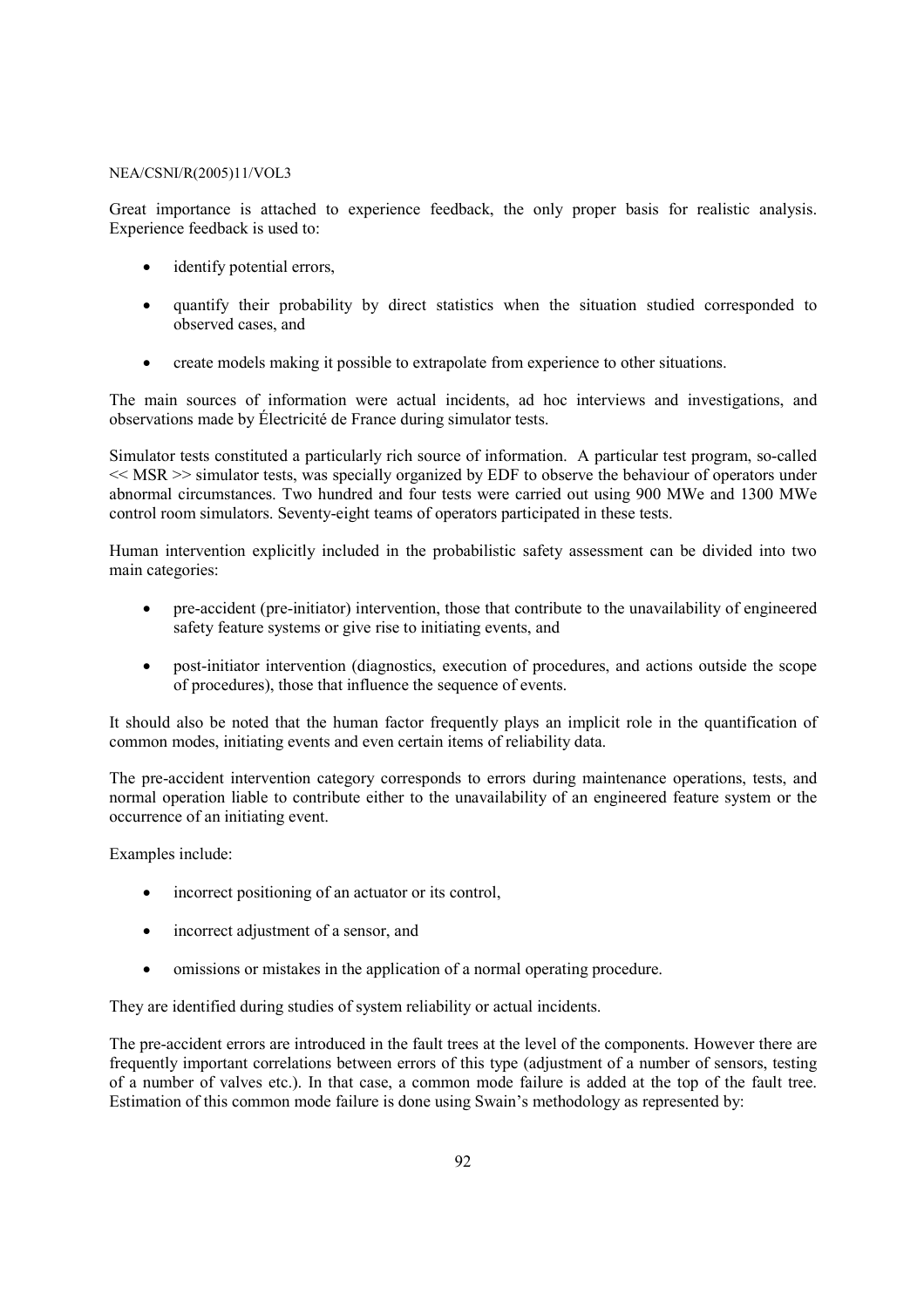Great importance is attached to experience feedback, the only proper basis for realistic analysis. Experience feedback is used to:

- identify potential errors,
- quantify their probability by direct statistics when the situation studied corresponded to observed cases, and
- create models making it possible to extrapolate from experience to other situations.

The main sources of information were actual incidents, ad hoc interviews and investigations, and observations made by Électricité de France during simulator tests.

Simulator tests constituted a particularly rich source of information. A particular test program, so-called << MSR >> simulator tests, was specially organized by EDF to observe the behaviour of operators under abnormal circumstances. Two hundred and four tests were carried out using 900 MWe and 1300 MWe control room simulators. Seventy-eight teams of operators participated in these tests.

Human intervention explicitly included in the probabilistic safety assessment can be divided into two main categories:

- pre-accident (pre-initiator) intervention, those that contribute to the unavailability of engineered safety feature systems or give rise to initiating events, and
- post-initiator intervention (diagnostics, execution of procedures, and actions outside the scope of procedures), those that influence the sequence of events.

It should also be noted that the human factor frequently plays an implicit role in the quantification of common modes, initiating events and even certain items of reliability data.

The pre-accident intervention category corresponds to errors during maintenance operations, tests, and normal operation liable to contribute either to the unavailability of an engineered feature system or the occurrence of an initiating event.

Examples include:

- incorrect positioning of an actuator or its control,
- incorrect adjustment of a sensor, and
- omissions or mistakes in the application of a normal operating procedure.

They are identified during studies of system reliability or actual incidents.

The pre-accident errors are introduced in the fault trees at the level of the components. However there are frequently important correlations between errors of this type (adjustment of a number of sensors, testing of a number of valves etc.). In that case, a common mode failure is added at the top of the fault tree. Estimation of this common mode failure is done using Swain's methodology as represented by: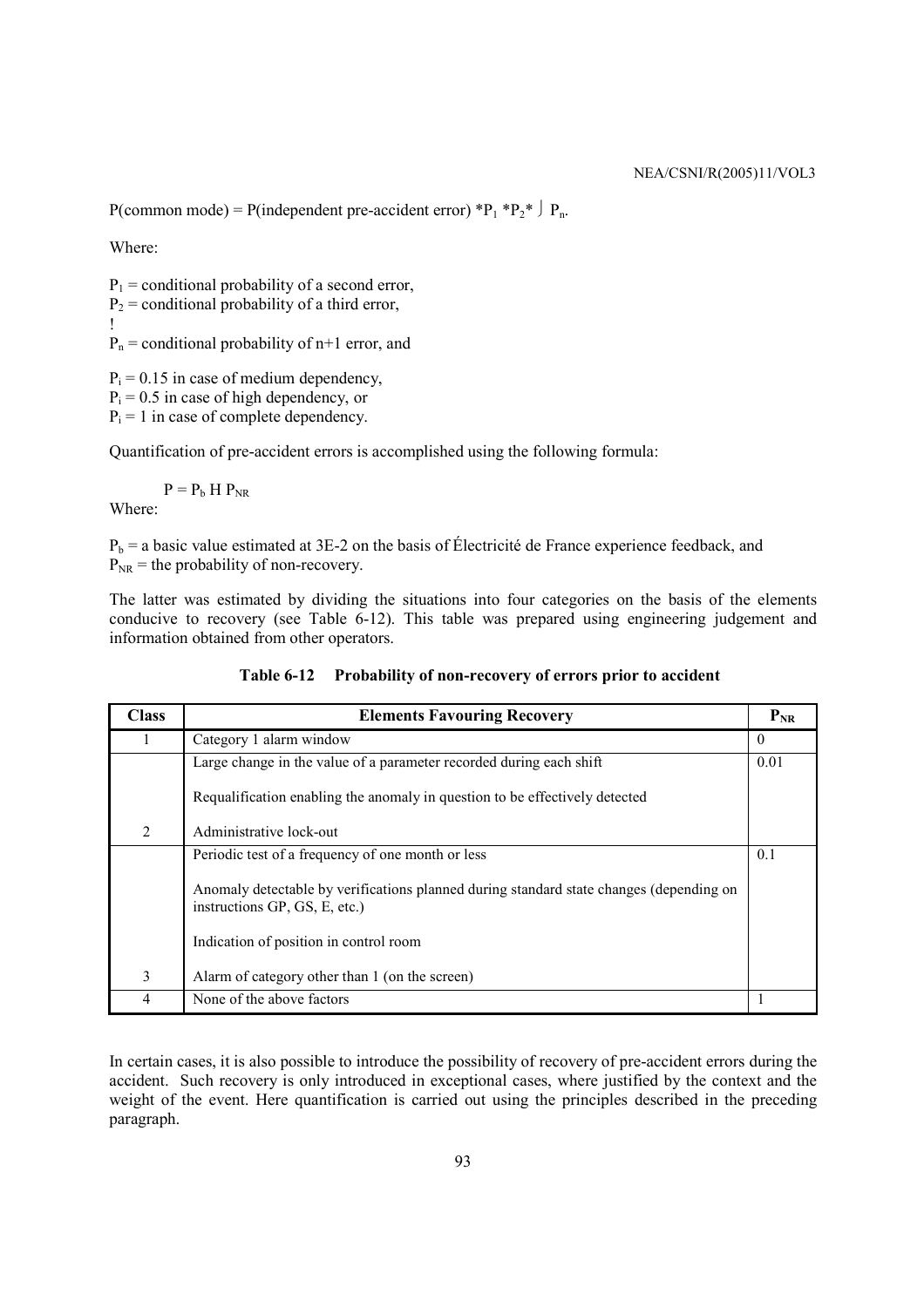P(common mode) = P(independent pre-accident error) $*P_1 *P_2* \ldots P_n$.

Where:

$P_1$ = conditional probability of a second error,
$P_2$ = conditional probability of a third error,
⋮
$P_n$ = conditional probability of n+1 error, and

$P_i$ = 0.15 in case of medium dependency,
$P_i$ = 0.5 in case of high dependency, or
$P_i$ = 1 in case of complete dependency.

Quantification of pre-accident errors is accomplished using the following formula:

$$P = P_b \times P_{NR}$$

Where:

$P_b$ = a basic value estimated at 3E-2 on the basis of Électricité de France experience feedback, and
$P_{NR}$ = the probability of non-recovery.

The latter was estimated by dividing the situations into four categories on the basis of the elements conducive to recovery (see Table 6-12). This table was prepared using engineering judgement and information obtained from other operators.

**Table 6-12 Probability of non-recovery of errors prior to accident**

| Class | Elements Favouring Recovery | $P_{NR}$ |
|---|---|---|
| 1 | Category 1 alarm window | 0 |
| 2 | Large change in the value of a parameter recorded during each shift<br><br>Requalification enabling the anomaly in question to be effectively detected<br><br>Administrative lock-out | 0.01 |
| 3 | Periodic test of a frequency of one month or less<br><br>Anomaly detectable by verifications planned during standard state changes (depending on instructions GP, GS, E, etc.)<br><br>Indication of position in control room<br><br>Alarm of category other than 1 (on the screen) | 0.1 |
| 4 | None of the above factors | 1 |

In certain cases, it is also possible to introduce the possibility of recovery of pre-accident errors during the accident. Such recovery is only introduced in exceptional cases, where justified by the context and the weight of the event. Here quantification is carried out using the principles described in the preceding paragraph.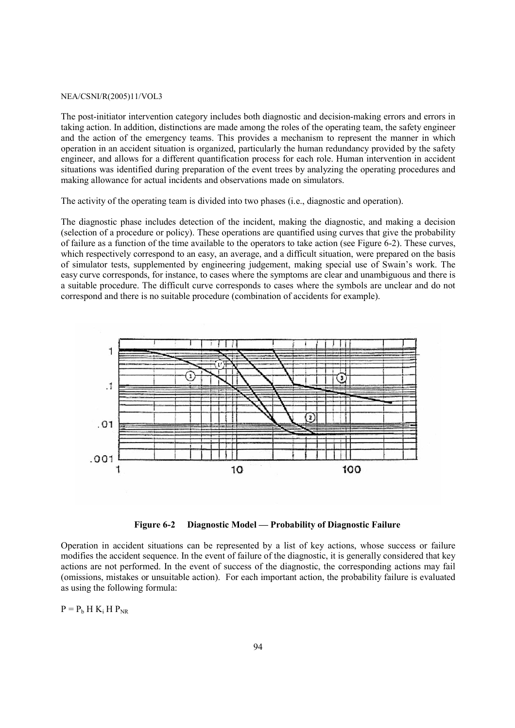The post-initiator intervention category includes both diagnostic and decision-making errors and errors in taking action. In addition, distinctions are made among the roles of the operating team, the safety engineer and the action of the emergency teams. This provides a mechanism to represent the manner in which operation in an accident situation is organized, particularly the human redundancy provided by the safety engineer, and allows for a different quantification process for each role. Human intervention in accident situations was identified during preparation of the event trees by analyzing the operating procedures and making allowance for actual incidents and observations made on simulators.

The activity of the operating team is divided into two phases (i.e., diagnostic and operation).

The diagnostic phase includes detection of the incident, making the diagnostic, and making a decision (selection of a procedure or policy). These operations are quantified using curves that give the probability of failure as a function of the time available to the operators to take action (see Figure 6-2). These curves, which respectively correspond to an easy, an average, and a difficult situation, were prepared on the basis of simulator tests, supplemented by engineering judgement, making special use of Swain's work. The easy curve corresponds, for instance, to cases where the symptoms are clear and unambiguous and there is a suitable procedure. The difficult curve corresponds to cases where the symbols are unclear and do not correspond and there is no suitable procedure (combination of accidents for example).

**Figure 6-2 Diagnostic Model — Probability of Diagnostic Failure**

Operation in accident situations can be represented by a list of key actions, whose success or failure modifies the accident sequence. In the event of failure of the diagnostic, it is generally considered that key actions are not performed. In the event of success of the diagnostic, the corresponding actions may fail (omissions, mistakes or unsuitable action). For each important action, the probability failure is evaluated as using the following formula:

$P = P_b \text{ H } K_i \text{ H } P_{NR}$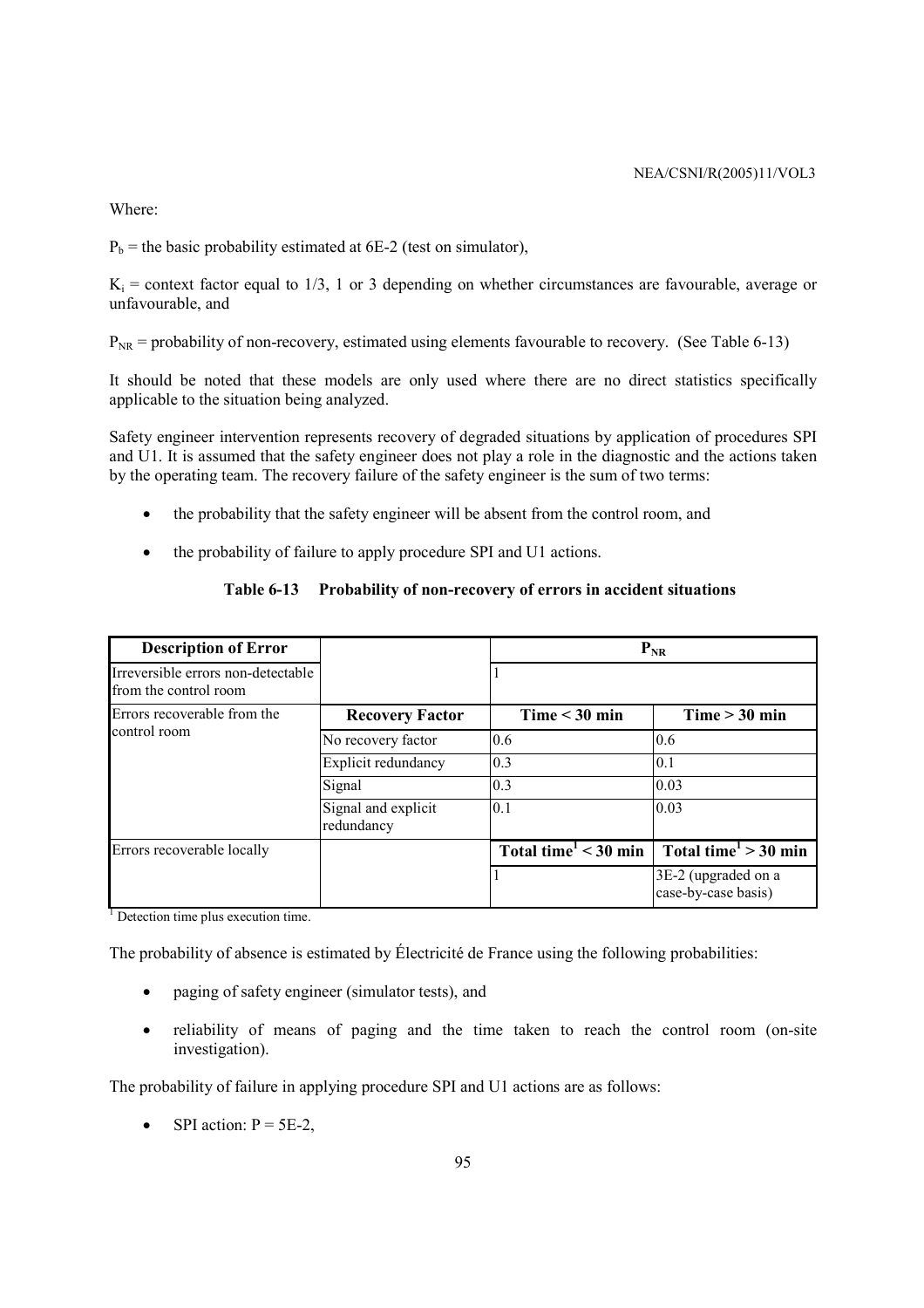Where:

$P_b$ = the basic probability estimated at 6E-2 (test on simulator),

$K_i$ = context factor equal to 1/3, 1 or 3 depending on whether circumstances are favourable, average or unfavourable, and

$P_{NR}$ = probability of non-recovery, estimated using elements favourable to recovery. (See Table 6-13)

It should be noted that these models are only used where there are no direct statistics specifically applicable to the situation being analyzed.

Safety engineer intervention represents recovery of degraded situations by application of procedures SPI and U1. It is assumed that the safety engineer does not play a role in the diagnostic and the actions taken by the operating team. The recovery failure of the safety engineer is the sum of two terms:

- the probability that the safety engineer will be absent from the control room, and
- the probability of failure to apply procedure SPI and U1 actions.

**Table 6-13 Probability of non-recovery of errors in accident situations**

| **Description of Error** | | $P_{NR}$ | |
|---|---|---|---|
| Irreversible errors non-detectable from the control room | | 1 | |
| Errors recoverable from the control room | **Recovery Factor** | **Time < 30 min** | **Time > 30 min** |
| | No recovery factor | 0.6 | 0.6 |
| | Explicit redundancy | 0.3 | 0.1 |
| | Signal | 0.3 | 0.03 |
| | Signal and explicit redundancy | 0.1 | 0.03 |
| Errors recoverable locally | | **Total time[1] < 30 min** | **Total time[1] > 30 min** |
| | | 1 | 3E-2 (upgraded on a case-by-case basis) |

[1] Detection time plus execution time.

The probability of absence is estimated by Électricité de France using the following probabilities:

- paging of safety engineer (simulator tests), and
- reliability of means of paging and the time taken to reach the control room (on-site investigation).

The probability of failure in applying procedure SPI and U1 actions are as follows:

- SPI action: P = 5E-2,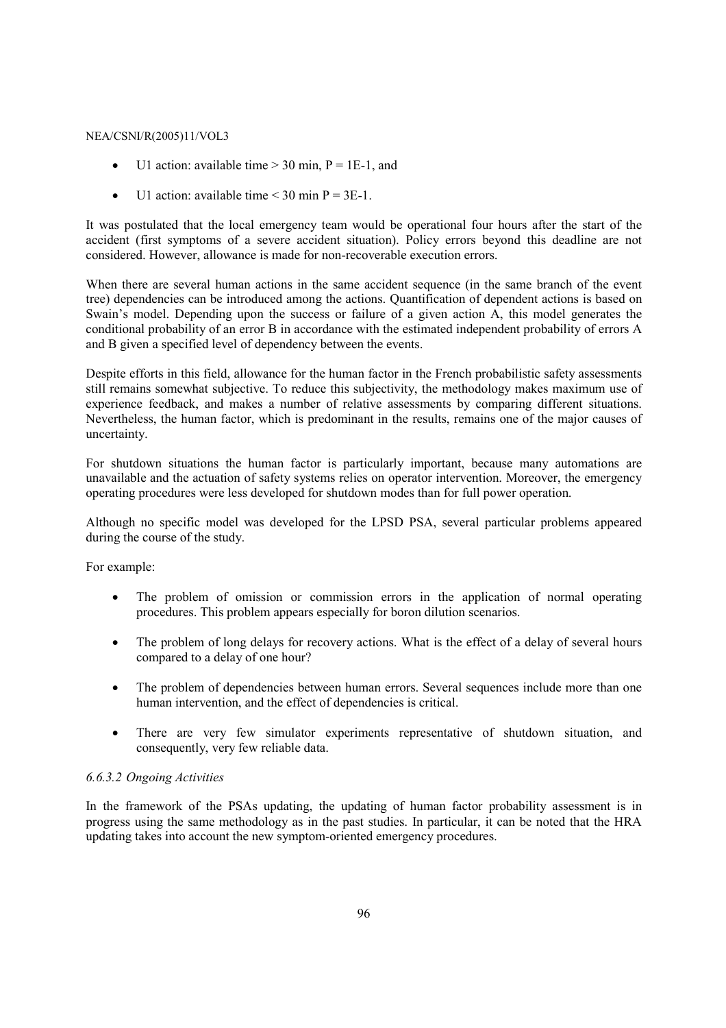- U1 action: available time > 30 min, P = 1E-1, and
- U1 action: available time < 30 min P = 3E-1.

It was postulated that the local emergency team would be operational four hours after the start of the accident (first symptoms of a severe accident situation). Policy errors beyond this deadline are not considered. However, allowance is made for non-recoverable execution errors.

When there are several human actions in the same accident sequence (in the same branch of the event tree) dependencies can be introduced among the actions. Quantification of dependent actions is based on Swain's model. Depending upon the success or failure of a given action A, this model generates the conditional probability of an error B in accordance with the estimated independent probability of errors A and B given a specified level of dependency between the events.

Despite efforts in this field, allowance for the human factor in the French probabilistic safety assessments still remains somewhat subjective. To reduce this subjectivity, the methodology makes maximum use of experience feedback, and makes a number of relative assessments by comparing different situations. Nevertheless, the human factor, which is predominant in the results, remains one of the major causes of uncertainty.

For shutdown situations the human factor is particularly important, because many automations are unavailable and the actuation of safety systems relies on operator intervention. Moreover, the emergency operating procedures were less developed for shutdown modes than for full power operation.

Although no specific model was developed for the LPSD PSA, several particular problems appeared during the course of the study.

For example:

- The problem of omission or commission errors in the application of normal operating procedures. This problem appears especially for boron dilution scenarios.
- The problem of long delays for recovery actions. What is the effect of a delay of several hours compared to a delay of one hour?
- The problem of dependencies between human errors. Several sequences include more than one human intervention, and the effect of dependencies is critical.
- There are very few simulator experiments representative of shutdown situation, and consequently, very few reliable data.

*6.6.3.2 Ongoing Activities*

In the framework of the PSAs updating, the updating of human factor probability assessment is in progress using the same methodology as in the past studies. In particular, it can be noted that the HRA updating takes into account the new symptom-oriented emergency procedures.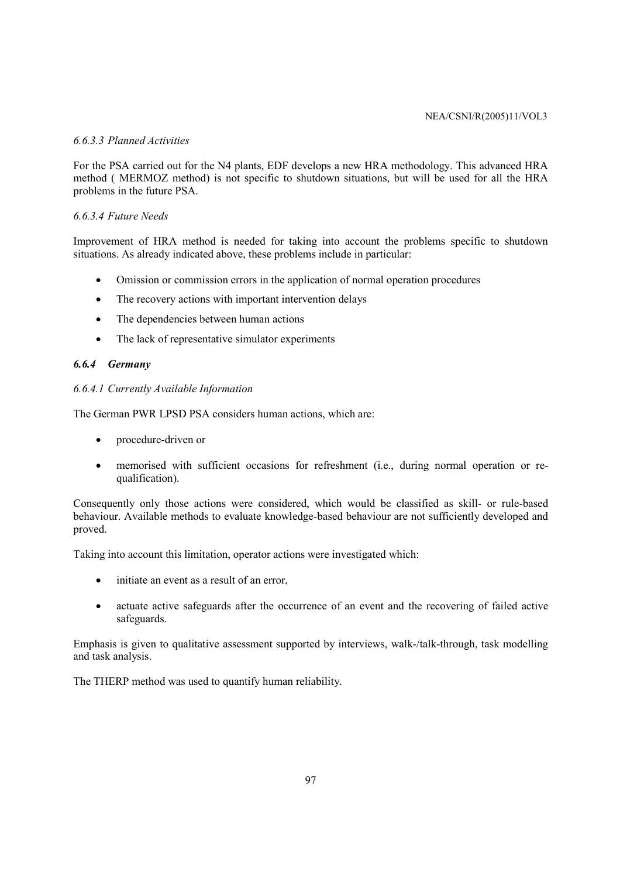*6.6.3.3 Planned Activities*

For the PSA carried out for the N4 plants, EDF develops a new HRA methodology. This advanced HRA method ( MERMOZ method) is not specific to shutdown situations, but will be used for all the HRA problems in the future PSA.

*6.6.3.4 Future Needs*

Improvement of HRA method is needed for taking into account the problems specific to shutdown situations. As already indicated above, these problems include in particular:

- Omission or commission errors in the application of normal operation procedures
- The recovery actions with important intervention delays
- The dependencies between human actions
- The lack of representative simulator experiments

### *6.6.4 Germany*

*6.6.4.1 Currently Available Information*

The German PWR LPSD PSA considers human actions, which are:

- procedure-driven or
- memorised with sufficient occasions for refreshment (i.e., during normal operation or re-qualification).

Consequently only those actions were considered, which would be classified as skill- or rule-based behaviour. Available methods to evaluate knowledge-based behaviour are not sufficiently developed and proved.

Taking into account this limitation, operator actions were investigated which:

- initiate an event as a result of an error,
- actuate active safeguards after the occurrence of an event and the recovering of failed active safeguards.

Emphasis is given to qualitative assessment supported by interviews, walk-/talk-through, task modelling and task analysis.

The THERP method was used to quantify human reliability.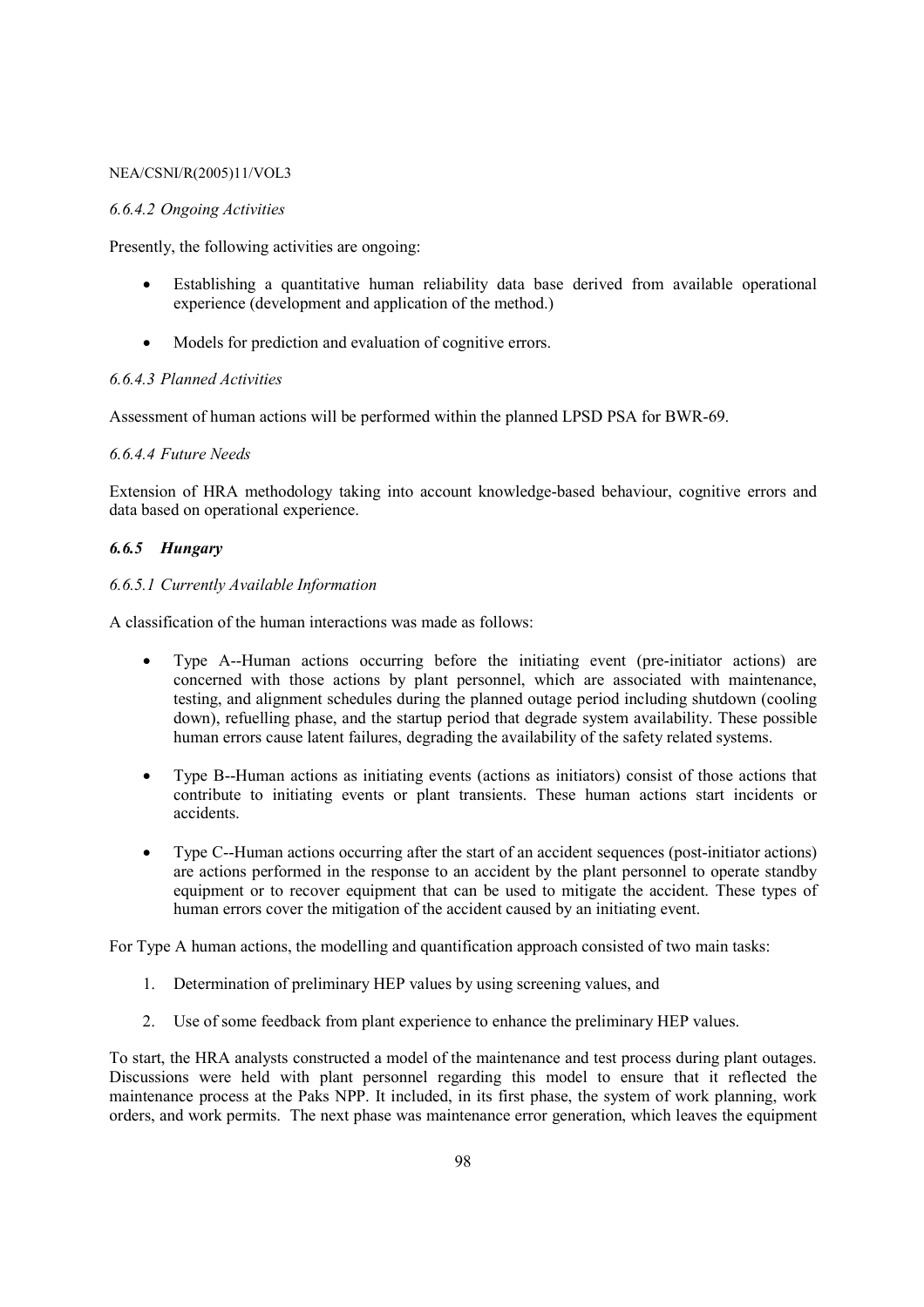*6.6.4.2 Ongoing Activities*

Presently, the following activities are ongoing:

- Establishing a quantitative human reliability data base derived from available operational experience (development and application of the method.)
- Models for prediction and evaluation of cognitive errors.

*6.6.4.3 Planned Activities*

Assessment of human actions will be performed within the planned LPSD PSA for BWR-69.

*6.6.4.4 Future Needs*

Extension of HRA methodology taking into account knowledge-based behaviour, cognitive errors and data based on operational experience.

### *6.6.5 Hungary*

*6.6.5.1 Currently Available Information*

A classification of the human interactions was made as follows:

- Type A--Human actions occurring before the initiating event (pre-initiator actions) are concerned with those actions by plant personnel, which are associated with maintenance, testing, and alignment schedules during the planned outage period including shutdown (cooling down), refuelling phase, and the startup period that degrade system availability. These possible human errors cause latent failures, degrading the availability of the safety related systems.
- Type B--Human actions as initiating events (actions as initiators) consist of those actions that contribute to initiating events or plant transients. These human actions start incidents or accidents.
- Type C--Human actions occurring after the start of an accident sequences (post-initiator actions) are actions performed in the response to an accident by the plant personnel to operate standby equipment or to recover equipment that can be used to mitigate the accident. These types of human errors cover the mitigation of the accident caused by an initiating event.

For Type A human actions, the modelling and quantification approach consisted of two main tasks:

1. Determination of preliminary HEP values by using screening values, and
2. Use of some feedback from plant experience to enhance the preliminary HEP values.

To start, the HRA analysts constructed a model of the maintenance and test process during plant outages. Discussions were held with plant personnel regarding this model to ensure that it reflected the maintenance process at the Paks NPP. It included, in its first phase, the system of work planning, work orders, and work permits. The next phase was maintenance error generation, which leaves the equipment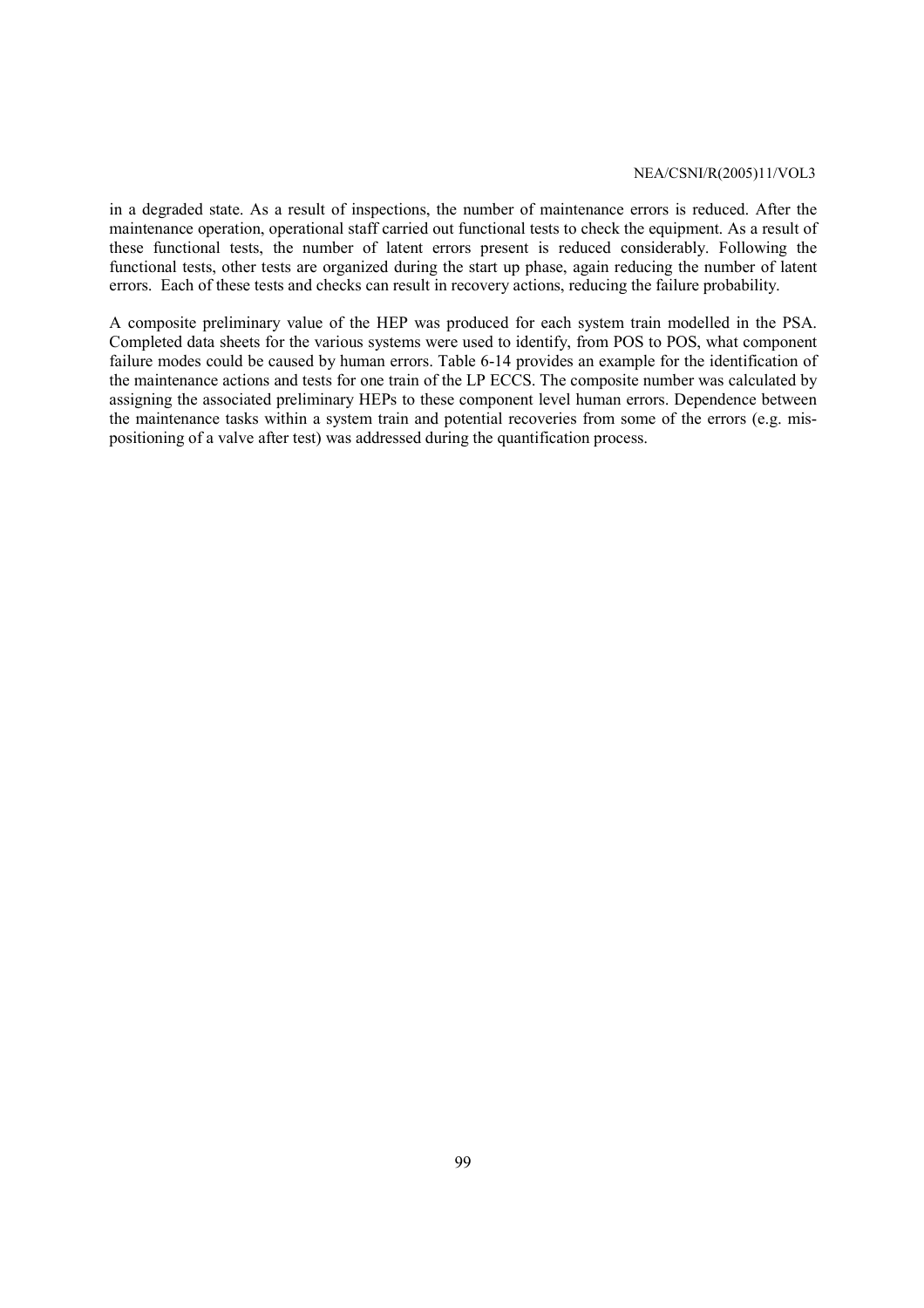in a degraded state. As a result of inspections, the number of maintenance errors is reduced. After the maintenance operation, operational staff carried out functional tests to check the equipment. As a result of these functional tests, the number of latent errors present is reduced considerably. Following the functional tests, other tests are organized during the start up phase, again reducing the number of latent errors. Each of these tests and checks can result in recovery actions, reducing the failure probability.

A composite preliminary value of the HEP was produced for each system train modelled in the PSA. Completed data sheets for the various systems were used to identify, from POS to POS, what component failure modes could be caused by human errors. Table 6-14 provides an example for the identification of the maintenance actions and tests for one train of the LP ECCS. The composite number was calculated by assigning the associated preliminary HEPs to these component level human errors. Dependence between the maintenance tasks within a system train and potential recoveries from some of the errors (e.g. mis-positioning of a valve after test) was addressed during the quantification process.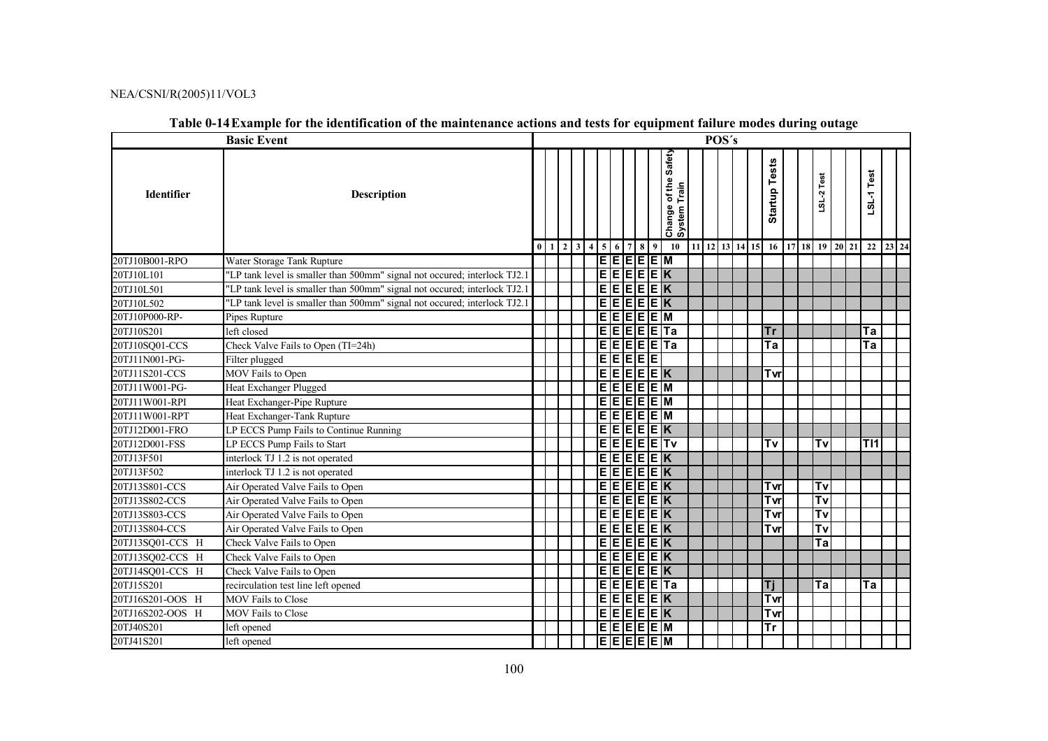**Table 0-14 Example for the identification of the maintenance actions and tests for equipment failure modes during outage**

| Basic Event | | POS´s | | | | | | | | | | | | | | | | | | | | | | | | |
|---|---|---|---|---|---|---|---|---|---|---|---|---|---|---|---|---|---|---|---|---|---|---|---|---|---|---|
| Identifier | Description | | | | | | | | | | | Change of the Safety System Train | | | | | | Startup Tests | | | LSL-2 Test | | | LSL-1 Test | | |
| | | 0 | 1 | 2 | 3 | 4 | 5 | 6 | 7 | 8 | 9 | 10 | 11 | 12 | 13 | 14 | 15 | 16 | 17 | 18 | 19 | 20 | 21 | 22 | 23 | 24 |
| 20TJ10B001-RPO | Water Storage Tank Rupture | | | | | | E | E | E | E | E | M | | | | | | | | | | | | | | |
| 20TJ10L101 | "LP tank level is smaller than 500mm" signal not occured; interlock TJ2.1 | | | | | | E | E | E | E | E | K | | | | | | | | | | | | | | |
| 20TJ10L501 | "LP tank level is smaller than 500mm" signal not occured; interlock TJ2.1 | | | | | | E | E | E | E | E | K | | | | | | | | | | | | | | |
| 20TJ10L502 | "LP tank level is smaller than 500mm" signal not occured; interlock TJ2.1 | | | | | | E | E | E | E | E | K | | | | | | | | | | | | | | |
| 20TJ10P000-RP- | Pipes Rupture | | | | | | E | E | E | E | E | M | | | | | | | | | | | | | | |
| 20TJ10S201 | left closed | | | | | | E | E | E | E | E | Ta | | | | | | Tr | | | | | | Ta | | |
| 20TJ10SQ01-CCS | Check Valve Fails to Open (TI=24h) | | | | | | E | E | E | E | E | Ta | | | | | | Ta | | | | | | Ta | | |
| 20TJ11N001-PG- | Filter plugged | | | | | | E | E | E | E | E | | | | | | | | | | | | | | | |
| 20TJ11S201-CCS | MOV Fails to Open | | | | | | E | E | E | E | E | K | | | | | | Tvr | | | | | | | | |
| 20TJ11W001-PG- | Heat Exchanger Plugged | | | | | | E | E | E | E | E | M | | | | | | | | | | | | | | |
| 20TJ11W001-RPI | Heat Exchanger-Pipe Rupture | | | | | | E | E | E | E | E | M | | | | | | | | | | | | | | |
| 20TJ11W001-RPT | Heat Exchanger-Tank Rupture | | | | | | E | E | E | E | E | M | | | | | | | | | | | | | | |
| 20TJ12D001-FRO | LP ECCS Pump Fails to Continue Running | | | | | | E | E | E | E | E | K | | | | | | | | | | | | | | |
| 20TJ12D001-FSS | LP ECCS Pump Fails to Start | | | | | | E | E | E | E | E | Tv | | | | | | Tv | | | Tv | | | Tl1 | | |
| 20TJ13F501 | interlock TJ 1.2 is not operated | | | | | | E | E | E | E | E | K | | | | | | | | | | | | | | |
| 20TJ13F502 | interlock TJ 1.2 is not operated | | | | | | E | E | E | E | E | K | | | | | | | | | | | | | | |
| 20TJ13S801-CCS | Air Operated Valve Fails to Open | | | | | | E | E | E | E | E | K | | | | | | Tvr | | | Tv | | | | | |
| 20TJ13S802-CCS | Air Operated Valve Fails to Open | | | | | | E | E | E | E | E | K | | | | | | Tvr | | | Tv | | | | | |
| 20TJ13S803-CCS | Air Operated Valve Fails to Open | | | | | | E | E | E | E | E | K | | | | | | Tvr | | | Tv | | | | | |
| 20TJ13S804-CCS | Air Operated Valve Fails to Open | | | | | | E | E | E | E | E | K | | | | | | Tvr | | | Tv | | | | | |
| 20TJ13SQ01-CCS H | Check Valve Fails to Open | | | | | | E | E | E | E | E | K | | | | | | | | | Ta | | | | | |
| 20TJ13SQ02-CCS H | Check Valve Fails to Open | | | | | | E | E | E | E | E | K | | | | | | | | | | | | | | |
| 20TJ14SQ01-CCS H | Check Valve Fails to Open | | | | | | E | E | E | E | E | K | | | | | | | | | | | | | | |
| 20TJ15S201 | recirculation test line left opened | | | | | | E | E | E | E | E | Ta | | | | | | Tj | | | Ta | | | Ta | | |
| 20TJ16S201-OOS H | MOV Fails to Close | | | | | | E | E | E | E | E | K | | | | | | Tvr | | | | | | | | |
| 20TJ16S202-OOS H | MOV Fails to Close | | | | | | E | E | E | E | E | K | | | | | | Tvr | | | | | | | | |
| 20TJ40S201 | left opened | | | | | | E | E | E | E | E | M | | | | | | Tr | | | | | | | | |
| 20TJ41S201 | left opened | | | | | | E | E | E | E | E | M | | | | | | | | | | | | | | |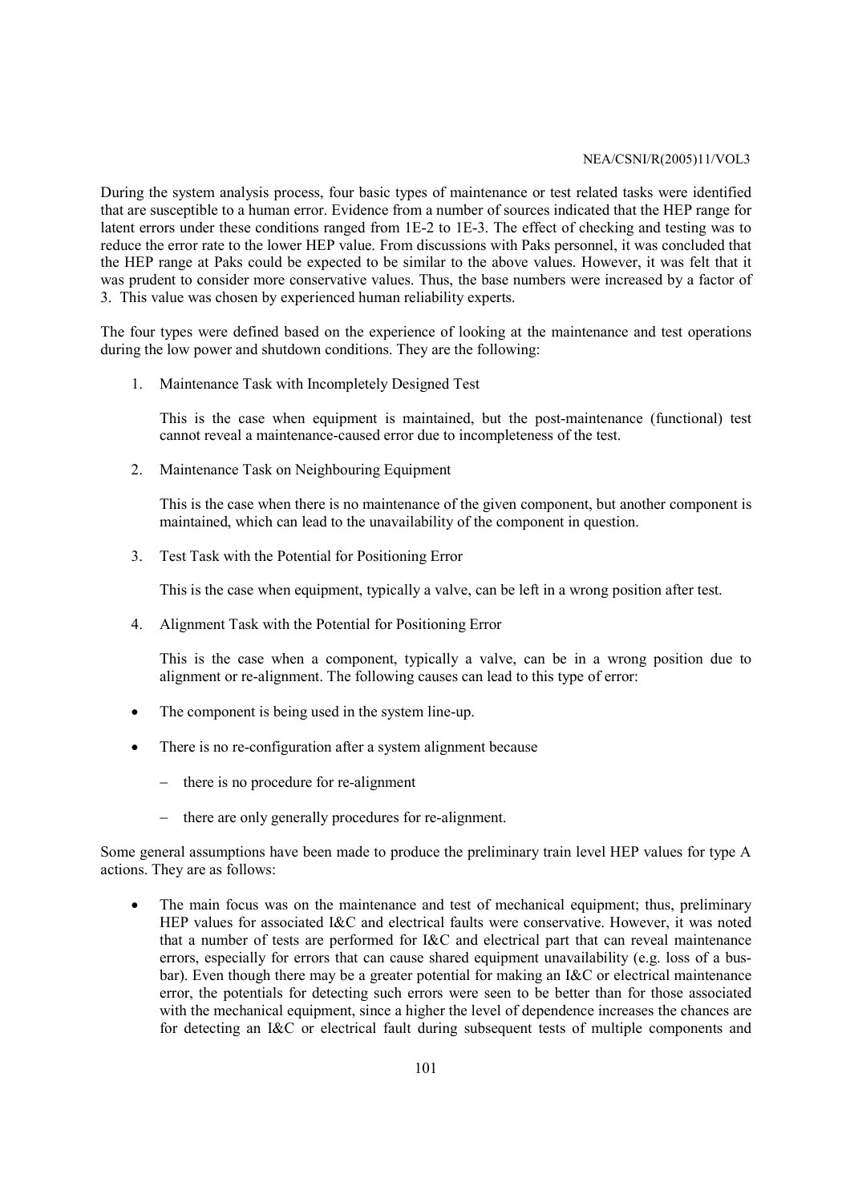During the system analysis process, four basic types of maintenance or test related tasks were identified that are susceptible to a human error. Evidence from a number of sources indicated that the HEP range for latent errors under these conditions ranged from 1E-2 to 1E-3. The effect of checking and testing was to reduce the error rate to the lower HEP value. From discussions with Paks personnel, it was concluded that the HEP range at Paks could be expected to be similar to the above values. However, it was felt that it was prudent to consider more conservative values. Thus, the base numbers were increased by a factor of 3. This value was chosen by experienced human reliability experts.

The four types were defined based on the experience of looking at the maintenance and test operations during the low power and shutdown conditions. They are the following:

1. Maintenance Task with Incompletely Designed Test

   This is the case when equipment is maintained, but the post-maintenance (functional) test cannot reveal a maintenance-caused error due to incompleteness of the test.

2. Maintenance Task on Neighbouring Equipment

   This is the case when there is no maintenance of the given component, but another component is maintained, which can lead to the unavailability of the component in question.

3. Test Task with the Potential for Positioning Error

   This is the case when equipment, typically a valve, can be left in a wrong position after test.

4. Alignment Task with the Potential for Positioning Error

   This is the case when a component, typically a valve, can be in a wrong position due to alignment or re-alignment. The following causes can lead to this type of error:

- The component is being used in the system line-up.
- There is no re-configuration after a system alignment because
  - there is no procedure for re-alignment
  - there are only generally procedures for re-alignment.

Some general assumptions have been made to produce the preliminary train level HEP values for type A actions. They are as follows:

- The main focus was on the maintenance and test of mechanical equipment; thus, preliminary HEP values for associated I&C and electrical faults were conservative. However, it was noted that a number of tests are performed for I&C and electrical part that can reveal maintenance errors, especially for errors that can cause shared equipment unavailability (e.g. loss of a bus-bar). Even though there may be a greater potential for making an I&C or electrical maintenance error, the potentials for detecting such errors were seen to be better than for those associated with the mechanical equipment, since a higher the level of dependence increases the chances are for detecting an I&C or electrical fault during subsequent tests of multiple components and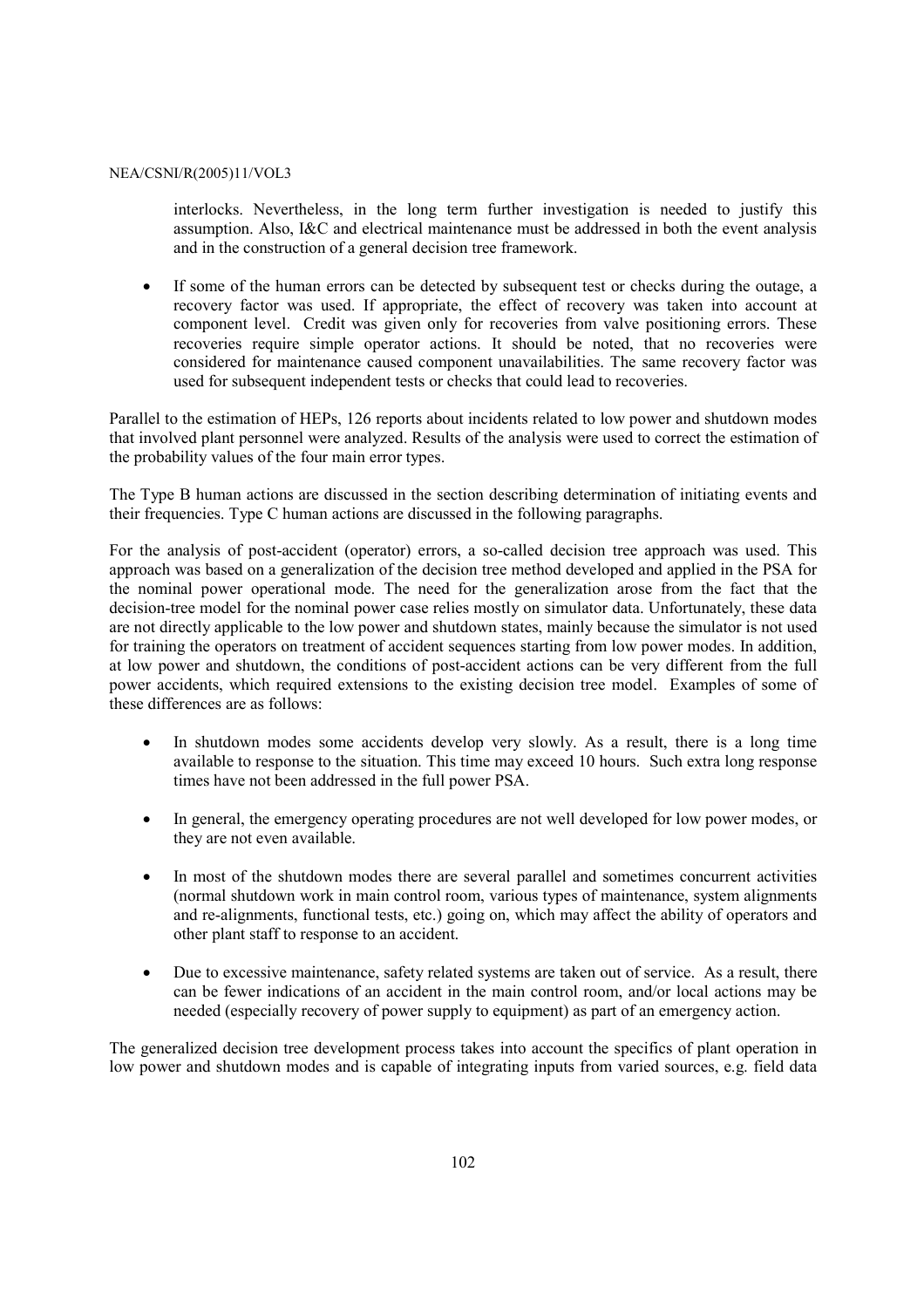interlocks. Nevertheless, in the long term further investigation is needed to justify this assumption. Also, I&C and electrical maintenance must be addressed in both the event analysis and in the construction of a general decision tree framework.

- If some of the human errors can be detected by subsequent test or checks during the outage, a recovery factor was used. If appropriate, the effect of recovery was taken into account at component level. Credit was given only for recoveries from valve positioning errors. These recoveries require simple operator actions. It should be noted, that no recoveries were considered for maintenance caused component unavailabilities. The same recovery factor was used for subsequent independent tests or checks that could lead to recoveries.

Parallel to the estimation of HEPs, 126 reports about incidents related to low power and shutdown modes that involved plant personnel were analyzed. Results of the analysis were used to correct the estimation of the probability values of the four main error types.

The Type B human actions are discussed in the section describing determination of initiating events and their frequencies. Type C human actions are discussed in the following paragraphs.

For the analysis of post-accident (operator) errors, a so-called decision tree approach was used. This approach was based on a generalization of the decision tree method developed and applied in the PSA for the nominal power operational mode. The need for the generalization arose from the fact that the decision-tree model for the nominal power case relies mostly on simulator data. Unfortunately, these data are not directly applicable to the low power and shutdown states, mainly because the simulator is not used for training the operators on treatment of accident sequences starting from low power modes. In addition, at low power and shutdown, the conditions of post-accident actions can be very different from the full power accidents, which required extensions to the existing decision tree model. Examples of some of these differences are as follows:

- In shutdown modes some accidents develop very slowly. As a result, there is a long time available to response to the situation. This time may exceed 10 hours. Such extra long response times have not been addressed in the full power PSA.
- In general, the emergency operating procedures are not well developed for low power modes, or they are not even available.
- In most of the shutdown modes there are several parallel and sometimes concurrent activities (normal shutdown work in main control room, various types of maintenance, system alignments and re-alignments, functional tests, etc.) going on, which may affect the ability of operators and other plant staff to response to an accident.
- Due to excessive maintenance, safety related systems are taken out of service. As a result, there can be fewer indications of an accident in the main control room, and/or local actions may be needed (especially recovery of power supply to equipment) as part of an emergency action.

The generalized decision tree development process takes into account the specifics of plant operation in low power and shutdown modes and is capable of integrating inputs from varied sources, e.g. field data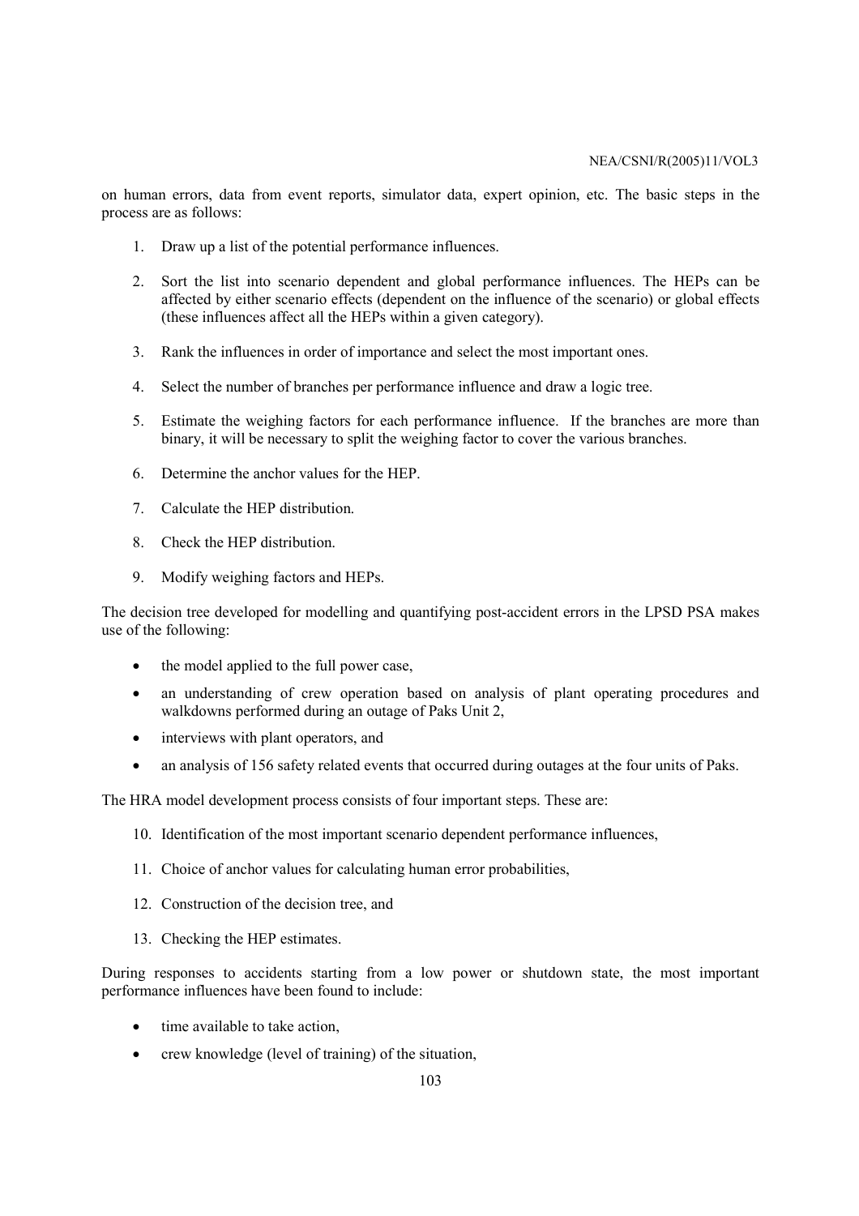on human errors, data from event reports, simulator data, expert opinion, etc. The basic steps in the process are as follows:

1. Draw up a list of the potential performance influences.
2. Sort the list into scenario dependent and global performance influences. The HEPs can be affected by either scenario effects (dependent on the influence of the scenario) or global effects (these influences affect all the HEPs within a given category).
3. Rank the influences in order of importance and select the most important ones.
4. Select the number of branches per performance influence and draw a logic tree.
5. Estimate the weighing factors for each performance influence. If the branches are more than binary, it will be necessary to split the weighing factor to cover the various branches.
6. Determine the anchor values for the HEP.
7. Calculate the HEP distribution.
8. Check the HEP distribution.
9. Modify weighing factors and HEPs.

The decision tree developed for modelling and quantifying post-accident errors in the LPSD PSA makes use of the following:

- the model applied to the full power case,
- an understanding of crew operation based on analysis of plant operating procedures and walkdowns performed during an outage of Paks Unit 2,
- interviews with plant operators, and
- an analysis of 156 safety related events that occurred during outages at the four units of Paks.

The HRA model development process consists of four important steps. These are:

10. Identification of the most important scenario dependent performance influences,
11. Choice of anchor values for calculating human error probabilities,
12. Construction of the decision tree, and
13. Checking the HEP estimates.

During responses to accidents starting from a low power or shutdown state, the most important performance influences have been found to include:

- time available to take action,
- crew knowledge (level of training) of the situation,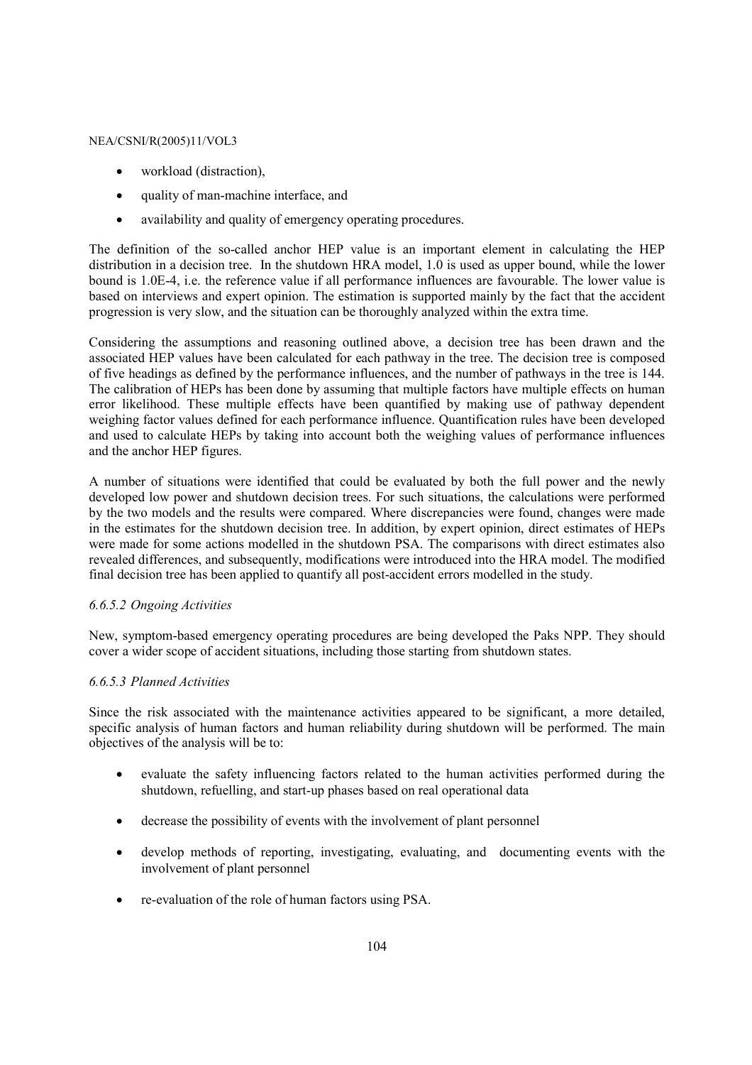- workload (distraction),
- quality of man-machine interface, and
- availability and quality of emergency operating procedures.

The definition of the so-called anchor HEP value is an important element in calculating the HEP distribution in a decision tree. In the shutdown HRA model, 1.0 is used as upper bound, while the lower bound is 1.0E-4, i.e. the reference value if all performance influences are favourable. The lower value is based on interviews and expert opinion. The estimation is supported mainly by the fact that the accident progression is very slow, and the situation can be thoroughly analyzed within the extra time.

Considering the assumptions and reasoning outlined above, a decision tree has been drawn and the associated HEP values have been calculated for each pathway in the tree. The decision tree is composed of five headings as defined by the performance influences, and the number of pathways in the tree is 144. The calibration of HEPs has been done by assuming that multiple factors have multiple effects on human error likelihood. These multiple effects have been quantified by making use of pathway dependent weighing factor values defined for each performance influence. Quantification rules have been developed and used to calculate HEPs by taking into account both the weighing values of performance influences and the anchor HEP figures.

A number of situations were identified that could be evaluated by both the full power and the newly developed low power and shutdown decision trees. For such situations, the calculations were performed by the two models and the results were compared. Where discrepancies were found, changes were made in the estimates for the shutdown decision tree. In addition, by expert opinion, direct estimates of HEPs were made for some actions modelled in the shutdown PSA. The comparisons with direct estimates also revealed differences, and subsequently, modifications were introduced into the HRA model. The modified final decision tree has been applied to quantify all post-accident errors modelled in the study.

#### *6.6.5.2 Ongoing Activities*

New, symptom-based emergency operating procedures are being developed the Paks NPP. They should cover a wider scope of accident situations, including those starting from shutdown states.

#### *6.6.5.3 Planned Activities*

Since the risk associated with the maintenance activities appeared to be significant, a more detailed, specific analysis of human factors and human reliability during shutdown will be performed. The main objectives of the analysis will be to:

- evaluate the safety influencing factors related to the human activities performed during the shutdown, refuelling, and start-up phases based on real operational data
- decrease the possibility of events with the involvement of plant personnel
- develop methods of reporting, investigating, evaluating, and documenting events with the involvement of plant personnel
- re-evaluation of the role of human factors using PSA.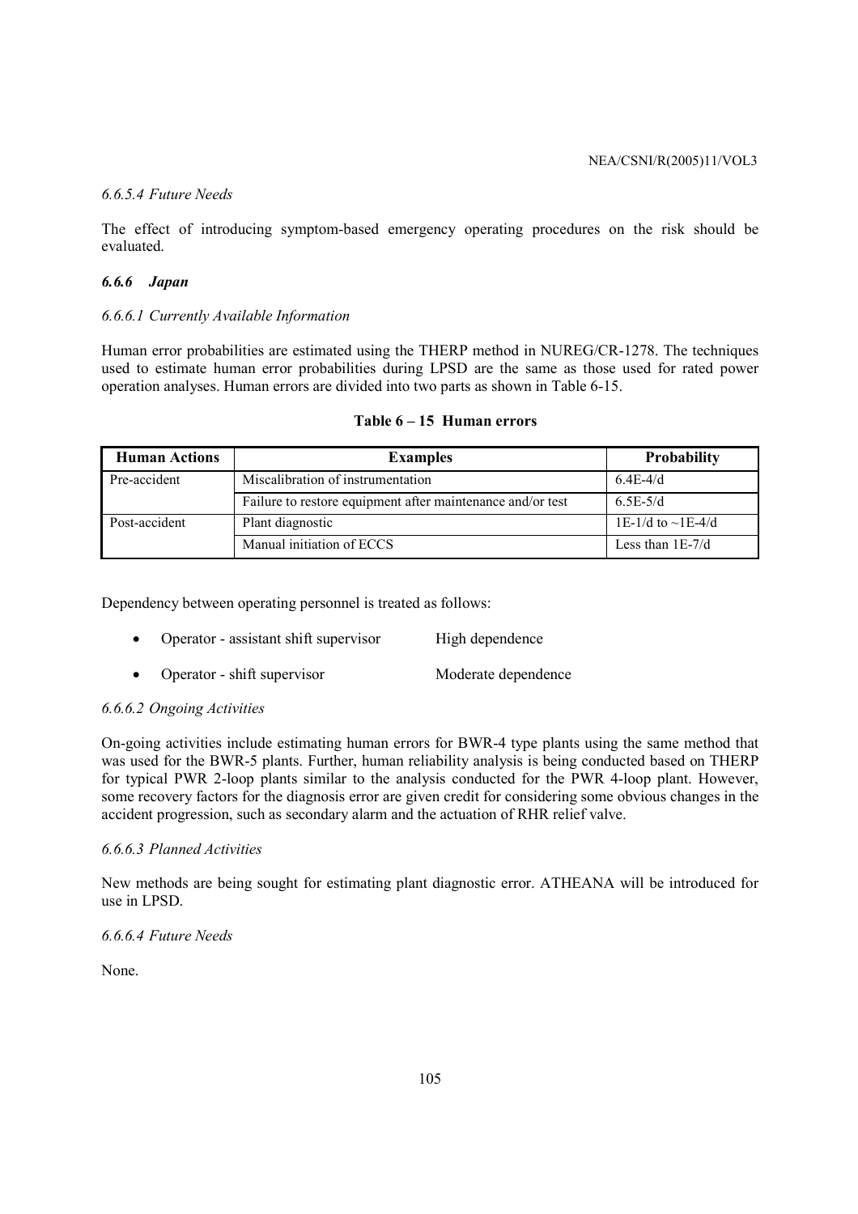*6.6.5.4 Future Needs*

The effect of introducing symptom-based emergency operating procedures on the risk should be evaluated.

### *6.6.6 Japan*

*6.6.6.1 Currently Available Information*

Human error probabilities are estimated using the THERP method in NUREG/CR-1278. The techniques used to estimate human error probabilities during LPSD are the same as those used for rated power operation analyses. Human errors are divided into two parts as shown in Table 6-15.

**Table 6 – 15 Human errors**

| Human Actions | Examples | Probability |
|---|---|---|
| Pre-accident | Miscalibration of instrumentation | 6.4E-4/d |
| | Failure to restore equipment after maintenance and/or test | 6.5E-5/d |
| Post-accident | Plant diagnostic | 1E-1/d to ~1E-4/d |
| | Manual initiation of ECCS | Less than 1E-7/d |

Dependency between operating personnel is treated as follows:

- Operator - assistant shift supervisor    High dependence
- Operator - shift supervisor    Moderate dependence

*6.6.6.2 Ongoing Activities*

On-going activities include estimating human errors for BWR-4 type plants using the same method that was used for the BWR-5 plants. Further, human reliability analysis is being conducted based on THERP for typical PWR 2-loop plants similar to the analysis conducted for the PWR 4-loop plant. However, some recovery factors for the diagnosis error are given credit for considering some obvious changes in the accident progression, such as secondary alarm and the actuation of RHR relief valve.

*6.6.6.3 Planned Activities*

New methods are being sought for estimating plant diagnostic error. ATHEANA will be introduced for use in LPSD.

*6.6.6.4 Future Needs*

None.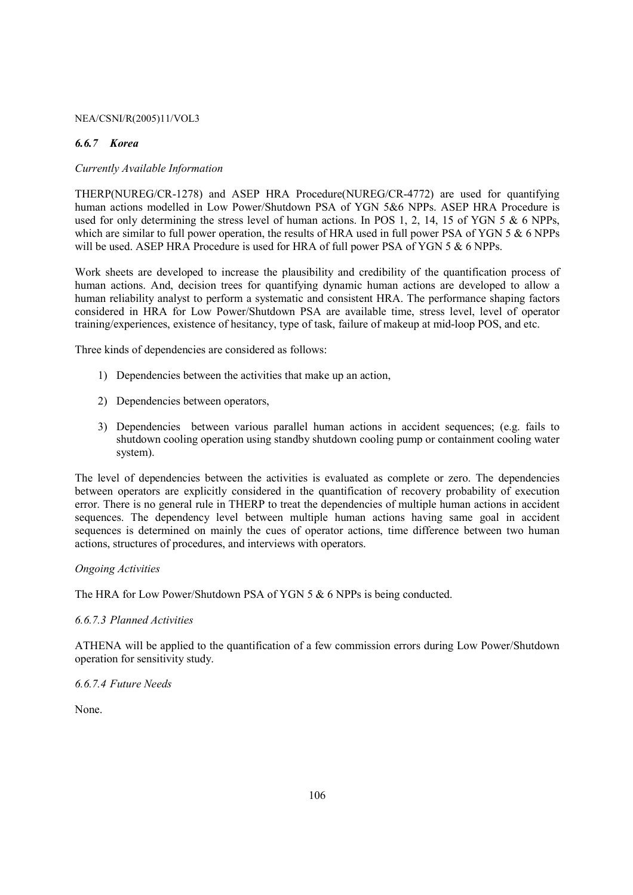### *6.6.7 Korea*

*Currently Available Information*

THERP(NUREG/CR-1278) and ASEP HRA Procedure(NUREG/CR-4772) are used for quantifying human actions modelled in Low Power/Shutdown PSA of YGN 5&6 NPPs. ASEP HRA Procedure is used for only determining the stress level of human actions. In POS 1, 2, 14, 15 of YGN 5 & 6 NPPs, which are similar to full power operation, the results of HRA used in full power PSA of YGN 5 & 6 NPPs will be used. ASEP HRA Procedure is used for HRA of full power PSA of YGN 5 & 6 NPPs.

Work sheets are developed to increase the plausibility and credibility of the quantification process of human actions. And, decision trees for quantifying dynamic human actions are developed to allow a human reliability analyst to perform a systematic and consistent HRA. The performance shaping factors considered in HRA for Low Power/Shutdown PSA are available time, stress level, level of operator training/experiences, existence of hesitancy, type of task, failure of makeup at mid-loop POS, and etc.

Three kinds of dependencies are considered as follows:

1) Dependencies between the activities that make up an action,
2) Dependencies between operators,
3) Dependencies between various parallel human actions in accident sequences; (e.g. fails to shutdown cooling operation using standby shutdown cooling pump or containment cooling water system).

The level of dependencies between the activities is evaluated as complete or zero. The dependencies between operators are explicitly considered in the quantification of recovery probability of execution error. There is no general rule in THERP to treat the dependencies of multiple human actions in accident sequences. The dependency level between multiple human actions having same goal in accident sequences is determined on mainly the cues of operator actions, time difference between two human actions, structures of procedures, and interviews with operators.

*Ongoing Activities*

The HRA for Low Power/Shutdown PSA of YGN 5 & 6 NPPs is being conducted.

*6.6.7.3 Planned Activities*

ATHENA will be applied to the quantification of a few commission errors during Low Power/Shutdown operation for sensitivity study.

*6.6.7.4 Future Needs*

None.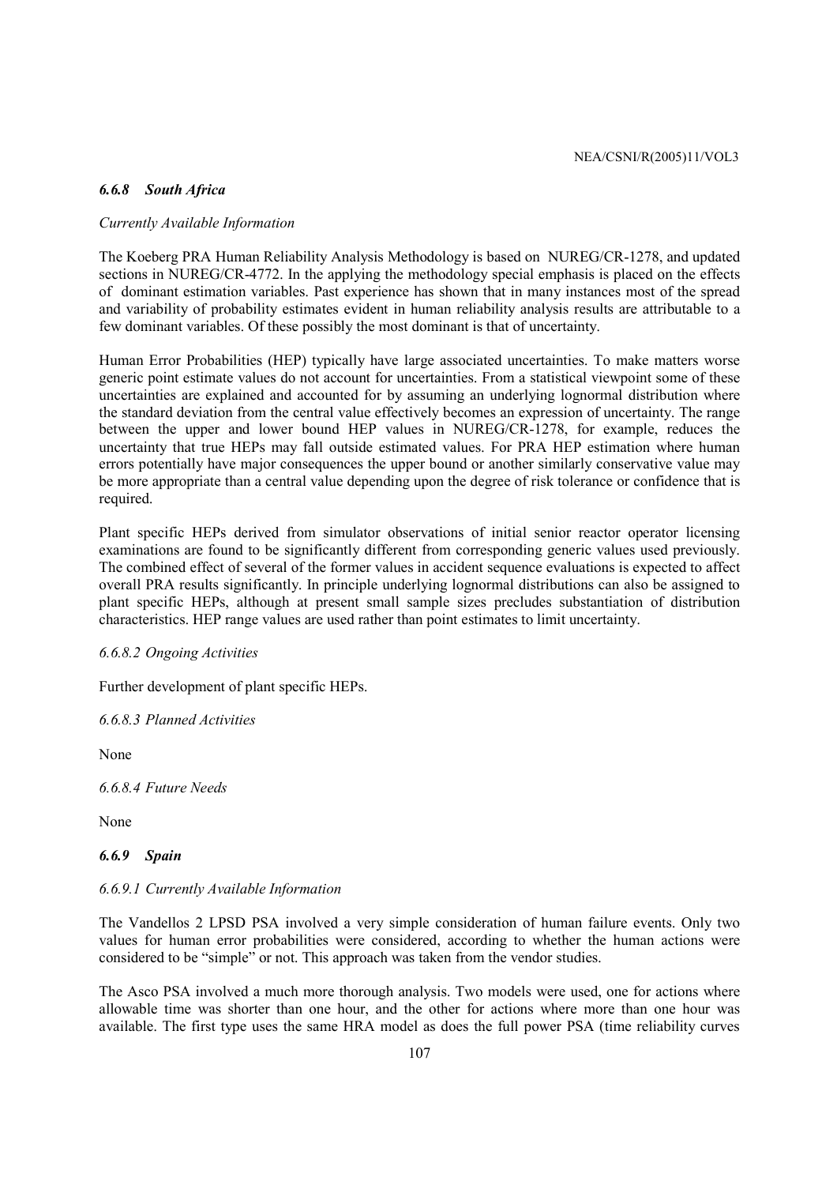### *6.6.8 South Africa*

*Currently Available Information*

The Koeberg PRA Human Reliability Analysis Methodology is based on NUREG/CR-1278, and updated sections in NUREG/CR-4772. In the applying the methodology special emphasis is placed on the effects of dominant estimation variables. Past experience has shown that in many instances most of the spread and variability of probability estimates evident in human reliability analysis results are attributable to a few dominant variables. Of these possibly the most dominant is that of uncertainty.

Human Error Probabilities (HEP) typically have large associated uncertainties. To make matters worse generic point estimate values do not account for uncertainties. From a statistical viewpoint some of these uncertainties are explained and accounted for by assuming an underlying lognormal distribution where the standard deviation from the central value effectively becomes an expression of uncertainty. The range between the upper and lower bound HEP values in NUREG/CR-1278, for example, reduces the uncertainty that true HEPs may fall outside estimated values. For PRA HEP estimation where human errors potentially have major consequences the upper bound or another similarly conservative value may be more appropriate than a central value depending upon the degree of risk tolerance or confidence that is required.

Plant specific HEPs derived from simulator observations of initial senior reactor operator licensing examinations are found to be significantly different from corresponding generic values used previously. The combined effect of several of the former values in accident sequence evaluations is expected to affect overall PRA results significantly. In principle underlying lognormal distributions can also be assigned to plant specific HEPs, although at present small sample sizes precludes substantiation of distribution characteristics. HEP range values are used rather than point estimates to limit uncertainty.

*6.6.8.2 Ongoing Activities*

Further development of plant specific HEPs.

*6.6.8.3 Planned Activities*

None

*6.6.8.4 Future Needs*

None

### *6.6.9 Spain*

*6.6.9.1 Currently Available Information*

The Vandellos 2 LPSD PSA involved a very simple consideration of human failure events. Only two values for human error probabilities were considered, according to whether the human actions were considered to be "simple" or not. This approach was taken from the vendor studies.

The Asco PSA involved a much more thorough analysis. Two models were used, one for actions where allowable time was shorter than one hour, and the other for actions where more than one hour was available. The first type uses the same HRA model as does the full power PSA (time reliability curves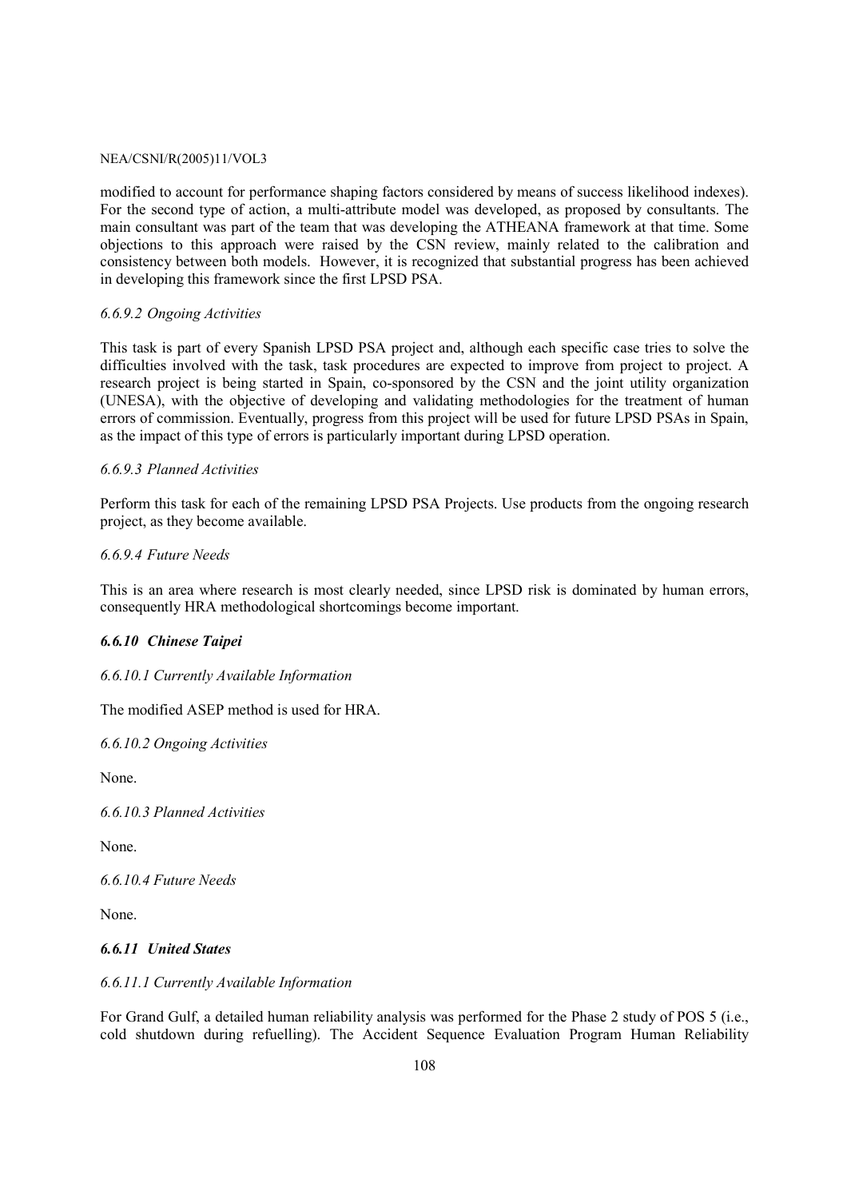modified to account for performance shaping factors considered by means of success likelihood indexes). For the second type of action, a multi-attribute model was developed, as proposed by consultants. The main consultant was part of the team that was developing the ATHEANA framework at that time. Some objections to this approach were raised by the CSN review, mainly related to the calibration and consistency between both models. However, it is recognized that substantial progress has been achieved in developing this framework since the first LPSD PSA.

*6.6.9.2 Ongoing Activities*

This task is part of every Spanish LPSD PSA project and, although each specific case tries to solve the difficulties involved with the task, task procedures are expected to improve from project to project. A research project is being started in Spain, co-sponsored by the CSN and the joint utility organization (UNESA), with the objective of developing and validating methodologies for the treatment of human errors of commission. Eventually, progress from this project will be used for future LPSD PSAs in Spain, as the impact of this type of errors is particularly important during LPSD operation.

*6.6.9.3 Planned Activities*

Perform this task for each of the remaining LPSD PSA Projects. Use products from the ongoing research project, as they become available.

*6.6.9.4 Future Needs*

This is an area where research is most clearly needed, since LPSD risk is dominated by human errors, consequently HRA methodological shortcomings become important.

### *6.6.10 Chinese Taipei*

*6.6.10.1 Currently Available Information*

The modified ASEP method is used for HRA.

*6.6.10.2 Ongoing Activities*

None.

*6.6.10.3 Planned Activities*

None.

*6.6.10.4 Future Needs*

None.

### *6.6.11 United States*

*6.6.11.1 Currently Available Information*

For Grand Gulf, a detailed human reliability analysis was performed for the Phase 2 study of POS 5 (i.e., cold shutdown during refuelling). The Accident Sequence Evaluation Program Human Reliability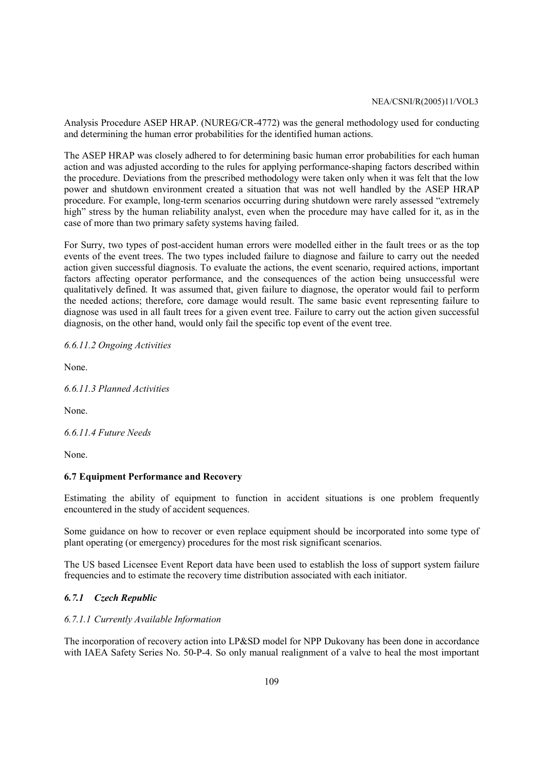Analysis Procedure ASEP HRAP. (NUREG/CR-4772) was the general methodology used for conducting and determining the human error probabilities for the identified human actions.

The ASEP HRAP was closely adhered to for determining basic human error probabilities for each human action and was adjusted according to the rules for applying performance-shaping factors described within the procedure. Deviations from the prescribed methodology were taken only when it was felt that the low power and shutdown environment created a situation that was not well handled by the ASEP HRAP procedure. For example, long-term scenarios occurring during shutdown were rarely assessed "extremely high" stress by the human reliability analyst, even when the procedure may have called for it, as in the case of more than two primary safety systems having failed.

For Surry, two types of post-accident human errors were modelled either in the fault trees or as the top events of the event trees. The two types included failure to diagnose and failure to carry out the needed action given successful diagnosis. To evaluate the actions, the event scenario, required actions, important factors affecting operator performance, and the consequences of the action being unsuccessful were qualitatively defined. It was assumed that, given failure to diagnose, the operator would fail to perform the needed actions; therefore, core damage would result. The same basic event representing failure to diagnose was used in all fault trees for a given event tree. Failure to carry out the action given successful diagnosis, on the other hand, would only fail the specific top event of the event tree.

*6.6.11.2 Ongoing Activities*

None.

*6.6.11.3 Planned Activities*

None.

*6.6.11.4 Future Needs*

None.

## 6.7 Equipment Performance and Recovery

Estimating the ability of equipment to function in accident situations is one problem frequently encountered in the study of accident sequences.

Some guidance on how to recover or even replace equipment should be incorporated into some type of plant operating (or emergency) procedures for the most risk significant scenarios.

The US based Licensee Event Report data have been used to establish the loss of support system failure frequencies and to estimate the recovery time distribution associated with each initiator.

### *6.7.1 Czech Republic*

*6.7.1.1 Currently Available Information*

The incorporation of recovery action into LP&SD model for NPP Dukovany has been done in accordance with IAEA Safety Series No. 50-P-4. So only manual realignment of a valve to heal the most important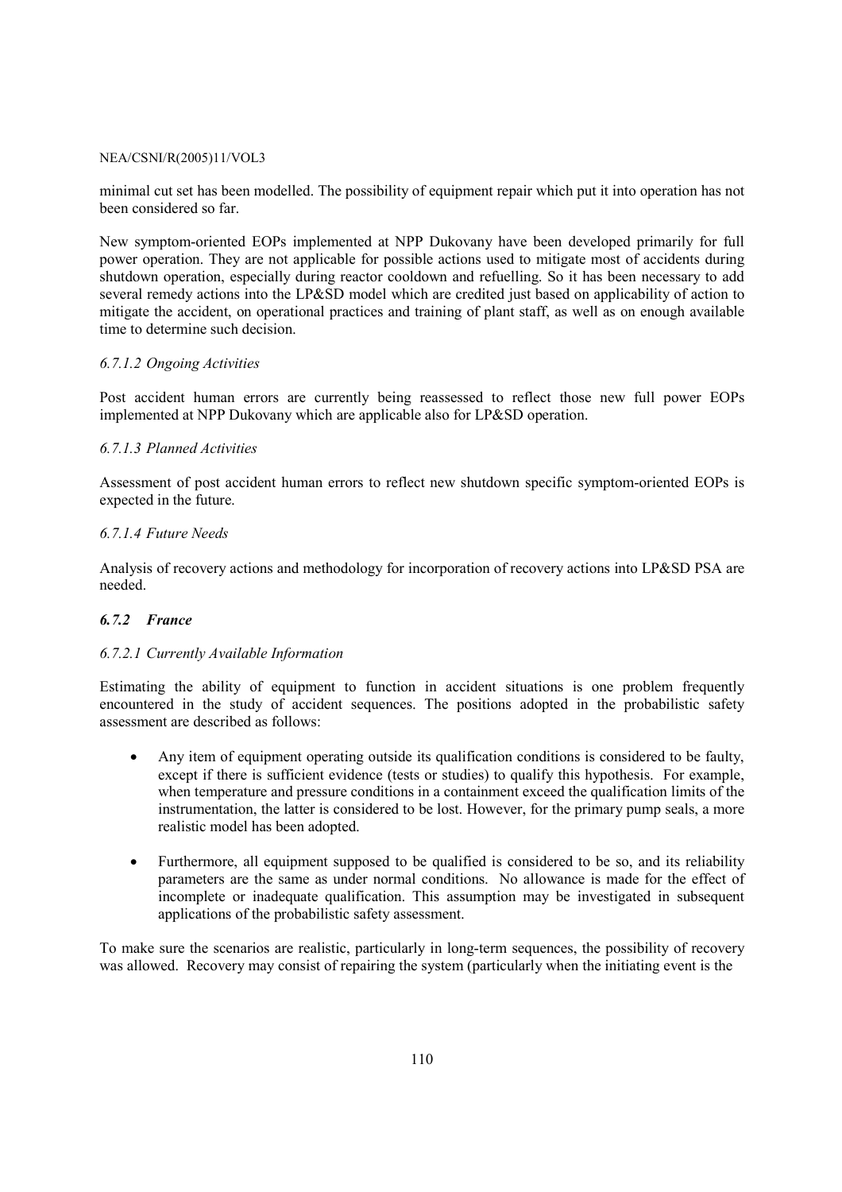minimal cut set has been modelled. The possibility of equipment repair which put it into operation has not been considered so far.

New symptom-oriented EOPs implemented at NPP Dukovany have been developed primarily for full power operation. They are not applicable for possible actions used to mitigate most of accidents during shutdown operation, especially during reactor cooldown and refuelling. So it has been necessary to add several remedy actions into the LP&SD model which are credited just based on applicability of action to mitigate the accident, on operational practices and training of plant staff, as well as on enough available time to determine such decision.

#### *6.7.1.2 Ongoing Activities*

Post accident human errors are currently being reassessed to reflect those new full power EOPs implemented at NPP Dukovany which are applicable also for LP&SD operation.

#### *6.7.1.3 Planned Activities*

Assessment of post accident human errors to reflect new shutdown specific symptom-oriented EOPs is expected in the future.

#### *6.7.1.4 Future Needs*

Analysis of recovery actions and methodology for incorporation of recovery actions into LP&SD PSA are needed.

### *6.7.2 France*

#### *6.7.2.1 Currently Available Information*

Estimating the ability of equipment to function in accident situations is one problem frequently encountered in the study of accident sequences. The positions adopted in the probabilistic safety assessment are described as follows:

- Any item of equipment operating outside its qualification conditions is considered to be faulty, except if there is sufficient evidence (tests or studies) to qualify this hypothesis. For example, when temperature and pressure conditions in a containment exceed the qualification limits of the instrumentation, the latter is considered to be lost. However, for the primary pump seals, a more realistic model has been adopted.

- Furthermore, all equipment supposed to be qualified is considered to be so, and its reliability parameters are the same as under normal conditions. No allowance is made for the effect of incomplete or inadequate qualification. This assumption may be investigated in subsequent applications of the probabilistic safety assessment.

To make sure the scenarios are realistic, particularly in long-term sequences, the possibility of recovery was allowed. Recovery may consist of repairing the system (particularly when the initiating event is the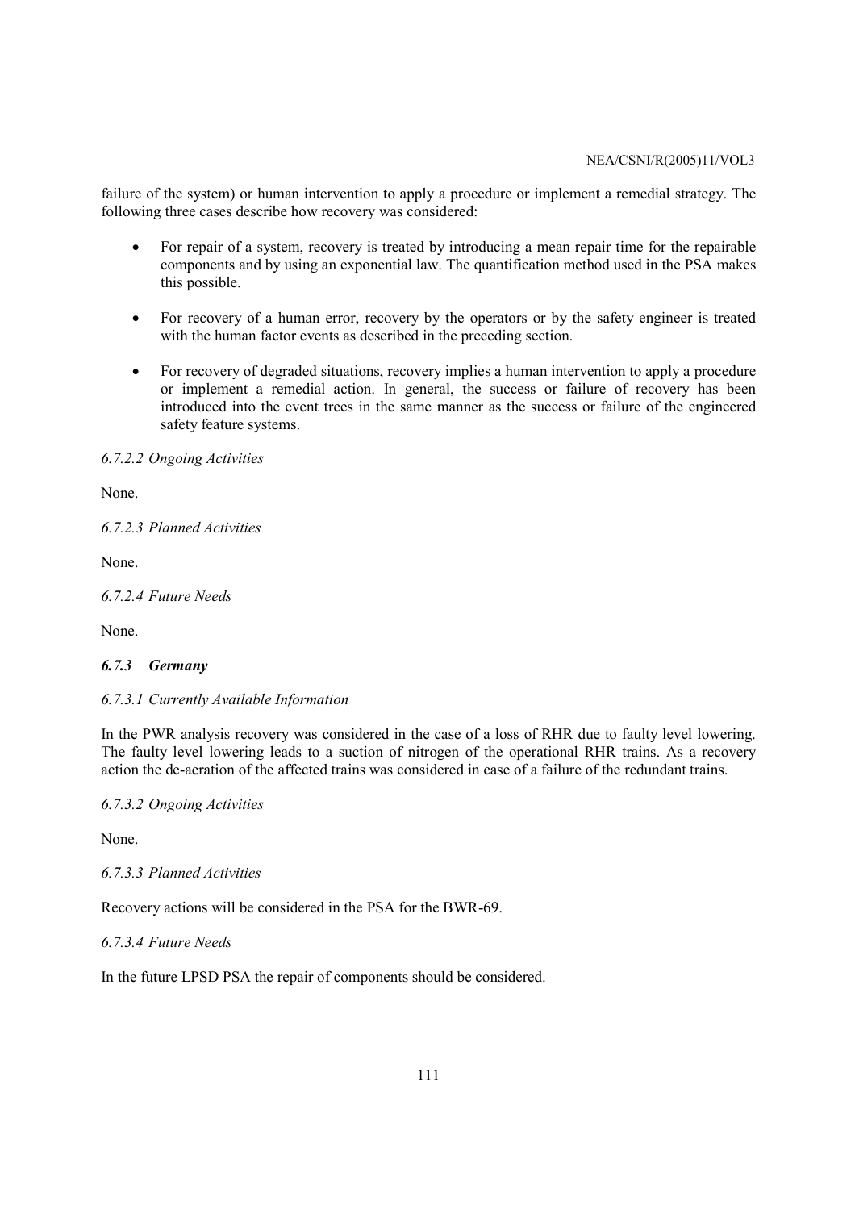failure of the system) or human intervention to apply a procedure or implement a remedial strategy. The following three cases describe how recovery was considered:

- For repair of a system, recovery is treated by introducing a mean repair time for the repairable components and by using an exponential law. The quantification method used in the PSA makes this possible.
- For recovery of a human error, recovery by the operators or by the safety engineer is treated with the human factor events as described in the preceding section.
- For recovery of degraded situations, recovery implies a human intervention to apply a procedure or implement a remedial action. In general, the success or failure of recovery has been introduced into the event trees in the same manner as the success or failure of the engineered safety feature systems.

*6.7.2.2 Ongoing Activities*

None.

*6.7.2.3 Planned Activities*

None.

*6.7.2.4 Future Needs*

None.

### *6.7.3 Germany*

*6.7.3.1 Currently Available Information*

In the PWR analysis recovery was considered in the case of a loss of RHR due to faulty level lowering. The faulty level lowering leads to a suction of nitrogen of the operational RHR trains. As a recovery action the de-aeration of the affected trains was considered in case of a failure of the redundant trains.

*6.7.3.2 Ongoing Activities*

None.

*6.7.3.3 Planned Activities*

Recovery actions will be considered in the PSA for the BWR-69.

*6.7.3.4 Future Needs*

In the future LPSD PSA the repair of components should be considered.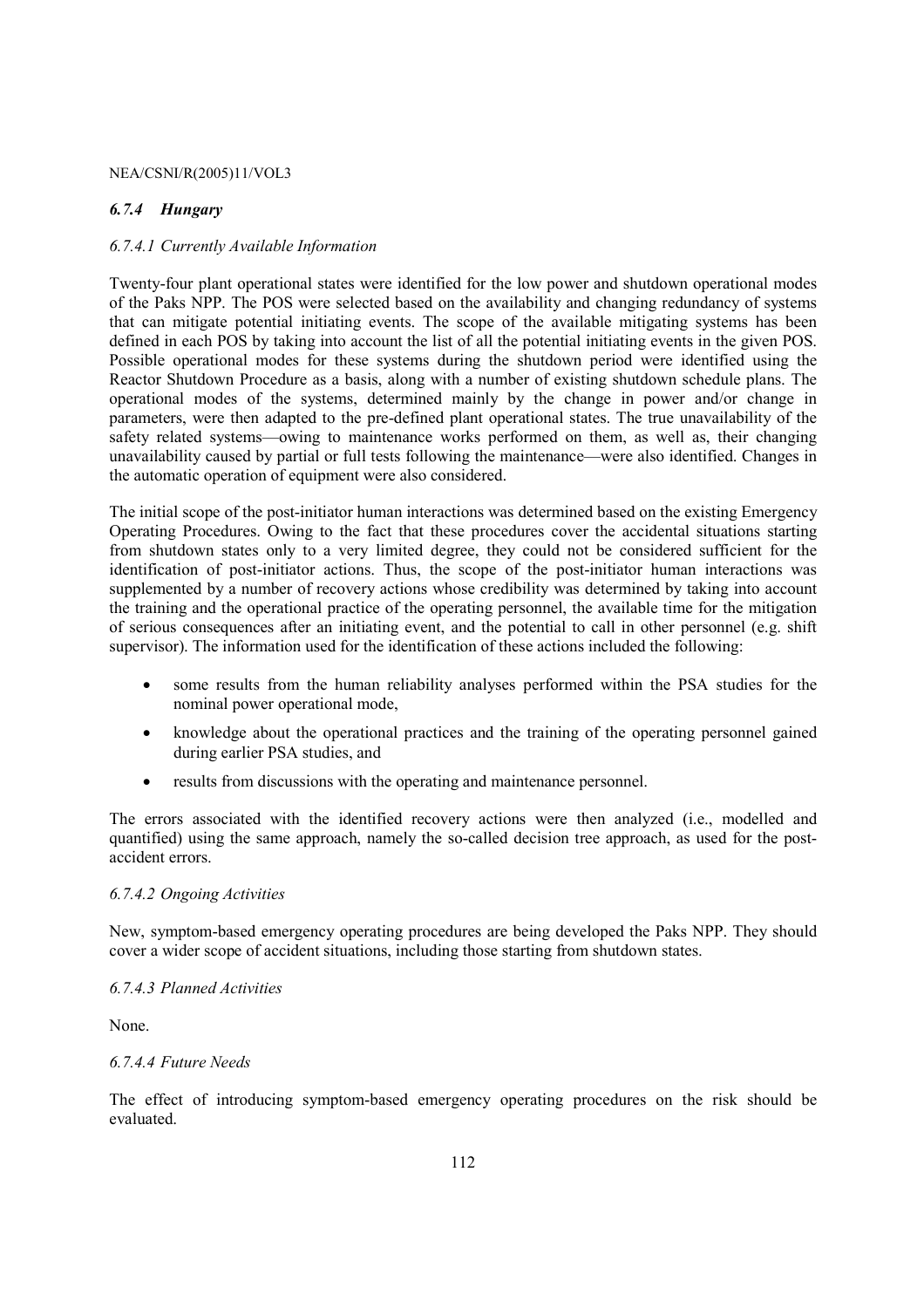### *6.7.4 Hungary*

#### *6.7.4.1 Currently Available Information*

Twenty-four plant operational states were identified for the low power and shutdown operational modes of the Paks NPP. The POS were selected based on the availability and changing redundancy of systems that can mitigate potential initiating events. The scope of the available mitigating systems has been defined in each POS by taking into account the list of all the potential initiating events in the given POS. Possible operational modes for these systems during the shutdown period were identified using the Reactor Shutdown Procedure as a basis, along with a number of existing shutdown schedule plans. The operational modes of the systems, determined mainly by the change in power and/or change in parameters, were then adapted to the pre-defined plant operational states. The true unavailability of the safety related systems—owing to maintenance works performed on them, as well as, their changing unavailability caused by partial or full tests following the maintenance—were also identified. Changes in the automatic operation of equipment were also considered.

The initial scope of the post-initiator human interactions was determined based on the existing Emergency Operating Procedures. Owing to the fact that these procedures cover the accidental situations starting from shutdown states only to a very limited degree, they could not be considered sufficient for the identification of post-initiator actions. Thus, the scope of the post-initiator human interactions was supplemented by a number of recovery actions whose credibility was determined by taking into account the training and the operational practice of the operating personnel, the available time for the mitigation of serious consequences after an initiating event, and the potential to call in other personnel (e.g. shift supervisor). The information used for the identification of these actions included the following:

- some results from the human reliability analyses performed within the PSA studies for the nominal power operational mode,
- knowledge about the operational practices and the training of the operating personnel gained during earlier PSA studies, and
- results from discussions with the operating and maintenance personnel.

The errors associated with the identified recovery actions were then analyzed (i.e., modelled and quantified) using the same approach, namely the so-called decision tree approach, as used for the post-accident errors.

#### *6.7.4.2 Ongoing Activities*

New, symptom-based emergency operating procedures are being developed the Paks NPP. They should cover a wider scope of accident situations, including those starting from shutdown states.

#### *6.7.4.3 Planned Activities*

None.

#### *6.7.4.4 Future Needs*

The effect of introducing symptom-based emergency operating procedures on the risk should be evaluated.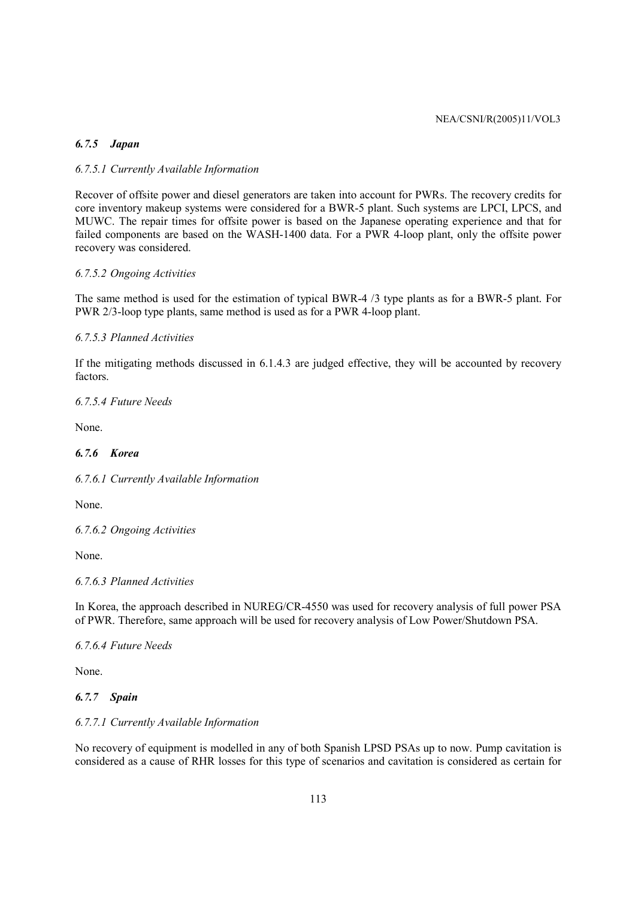### *6.7.5 Japan*

*6.7.5.1 Currently Available Information*

Recover of offsite power and diesel generators are taken into account for PWRs. The recovery credits for core inventory makeup systems were considered for a BWR-5 plant. Such systems are LPCI, LPCS, and MUWC. The repair times for offsite power is based on the Japanese operating experience and that for failed components are based on the WASH-1400 data. For a PWR 4-loop plant, only the offsite power recovery was considered.

*6.7.5.2 Ongoing Activities*

The same method is used for the estimation of typical BWR-4 /3 type plants as for a BWR-5 plant. For PWR 2/3-loop type plants, same method is used as for a PWR 4-loop plant.

*6.7.5.3 Planned Activities*

If the mitigating methods discussed in 6.1.4.3 are judged effective, they will be accounted by recovery factors.

*6.7.5.4 Future Needs*

None.

### *6.7.6 Korea*

*6.7.6.1 Currently Available Information*

None.

*6.7.6.2 Ongoing Activities*

None.

*6.7.6.3 Planned Activities*

In Korea, the approach described in NUREG/CR-4550 was used for recovery analysis of full power PSA of PWR. Therefore, same approach will be used for recovery analysis of Low Power/Shutdown PSA.

*6.7.6.4 Future Needs*

None.

### *6.7.7 Spain*

*6.7.7.1 Currently Available Information*

No recovery of equipment is modelled in any of both Spanish LPSD PSAs up to now. Pump cavitation is considered as a cause of RHR losses for this type of scenarios and cavitation is considered as certain for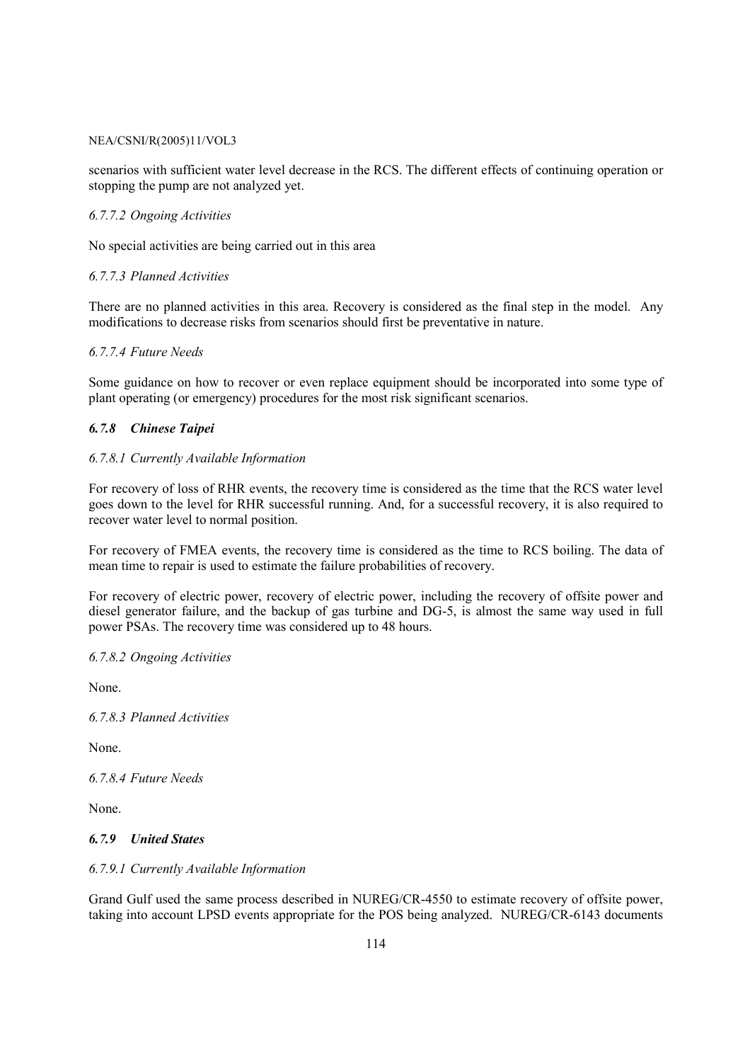scenarios with sufficient water level decrease in the RCS. The different effects of continuing operation or stopping the pump are not analyzed yet.

#### *6.7.7.2 Ongoing Activities*

No special activities are being carried out in this area

#### *6.7.7.3 Planned Activities*

There are no planned activities in this area. Recovery is considered as the final step in the model. Any modifications to decrease risks from scenarios should first be preventative in nature.

#### *6.7.7.4 Future Needs*

Some guidance on how to recover or even replace equipment should be incorporated into some type of plant operating (or emergency) procedures for the most risk significant scenarios.

### *6.7.8 Chinese Taipei*

#### *6.7.8.1 Currently Available Information*

For recovery of loss of RHR events, the recovery time is considered as the time that the RCS water level goes down to the level for RHR successful running. And, for a successful recovery, it is also required to recover water level to normal position.

For recovery of FMEA events, the recovery time is considered as the time to RCS boiling. The data of mean time to repair is used to estimate the failure probabilities of recovery.

For recovery of electric power, recovery of electric power, including the recovery of offsite power and diesel generator failure, and the backup of gas turbine and DG-5, is almost the same way used in full power PSAs. The recovery time was considered up to 48 hours.

#### *6.7.8.2 Ongoing Activities*

None.

#### *6.7.8.3 Planned Activities*

None.

#### *6.7.8.4 Future Needs*

None.

### *6.7.9 United States*

#### *6.7.9.1 Currently Available Information*

Grand Gulf used the same process described in NUREG/CR-4550 to estimate recovery of offsite power, taking into account LPSD events appropriate for the POS being analyzed. NUREG/CR-6143 documents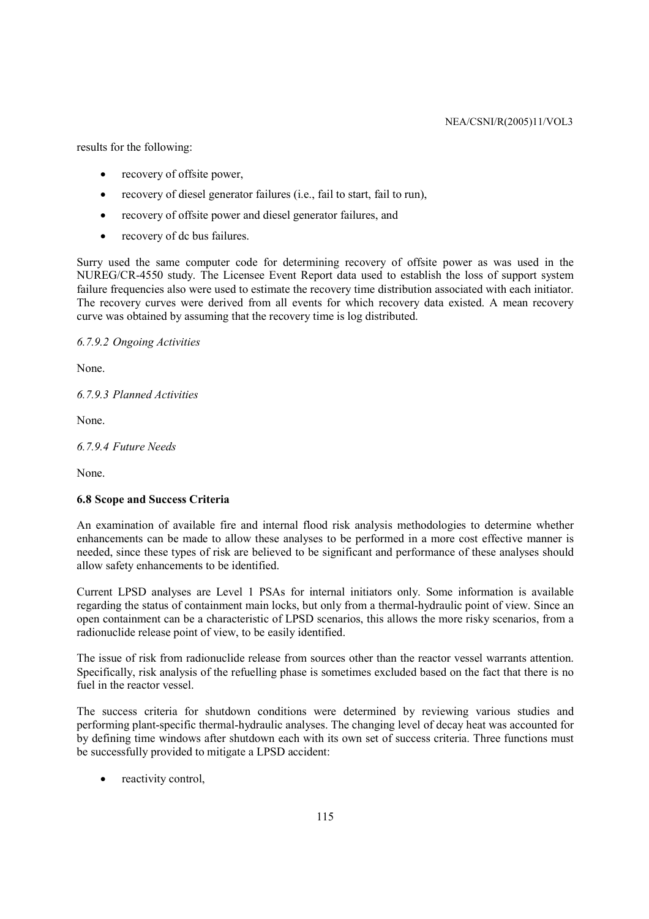results for the following:

- recovery of offsite power,
- recovery of diesel generator failures (i.e., fail to start, fail to run),
- recovery of offsite power and diesel generator failures, and
- recovery of dc bus failures.

Surry used the same computer code for determining recovery of offsite power as was used in the NUREG/CR-4550 study. The Licensee Event Report data used to establish the loss of support system failure frequencies also were used to estimate the recovery time distribution associated with each initiator. The recovery curves were derived from all events for which recovery data existed. A mean recovery curve was obtained by assuming that the recovery time is log distributed.

*6.7.9.2 Ongoing Activities*

None.

*6.7.9.3 Planned Activities*

None.

*6.7.9.4 Future Needs*

None.

**6.8 Scope and Success Criteria**

An examination of available fire and internal flood risk analysis methodologies to determine whether enhancements can be made to allow these analyses to be performed in a more cost effective manner is needed, since these types of risk are believed to be significant and performance of these analyses should allow safety enhancements to be identified.

Current LPSD analyses are Level 1 PSAs for internal initiators only. Some information is available regarding the status of containment main locks, but only from a thermal-hydraulic point of view. Since an open containment can be a characteristic of LPSD scenarios, this allows the more risky scenarios, from a radionuclide release point of view, to be easily identified.

The issue of risk from radionuclide release from sources other than the reactor vessel warrants attention. Specifically, risk analysis of the refuelling phase is sometimes excluded based on the fact that there is no fuel in the reactor vessel.

The success criteria for shutdown conditions were determined by reviewing various studies and performing plant-specific thermal-hydraulic analyses. The changing level of decay heat was accounted for by defining time windows after shutdown each with its own set of success criteria. Three functions must be successfully provided to mitigate a LPSD accident:

- reactivity control,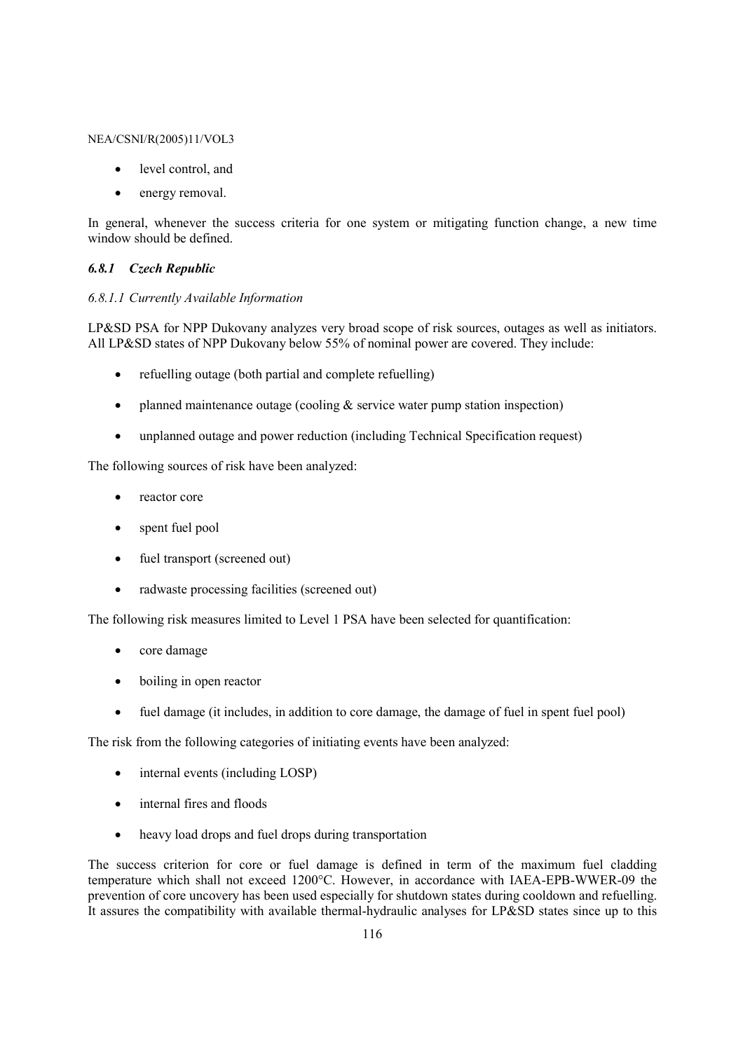- level control, and
- energy removal.

In general, whenever the success criteria for one system or mitigating function change, a new time window should be defined.

### *6.8.1 Czech Republic*

#### *6.8.1.1 Currently Available Information*

LP&SD PSA for NPP Dukovany analyzes very broad scope of risk sources, outages as well as initiators. All LP&SD states of NPP Dukovany below 55% of nominal power are covered. They include:

- refuelling outage (both partial and complete refuelling)
- planned maintenance outage (cooling & service water pump station inspection)
- unplanned outage and power reduction (including Technical Specification request)

The following sources of risk have been analyzed:

- reactor core
- spent fuel pool
- fuel transport (screened out)
- radwaste processing facilities (screened out)

The following risk measures limited to Level 1 PSA have been selected for quantification:

- core damage
- boiling in open reactor
- fuel damage (it includes, in addition to core damage, the damage of fuel in spent fuel pool)

The risk from the following categories of initiating events have been analyzed:

- internal events (including LOSP)
- internal fires and floods
- heavy load drops and fuel drops during transportation

The success criterion for core or fuel damage is defined in term of the maximum fuel cladding temperature which shall not exceed 1200°C. However, in accordance with IAEA-EPB-WWER-09 the prevention of core uncovery has been used especially for shutdown states during cooldown and refuelling. It assures the compatibility with available thermal-hydraulic analyses for LP&SD states since up to this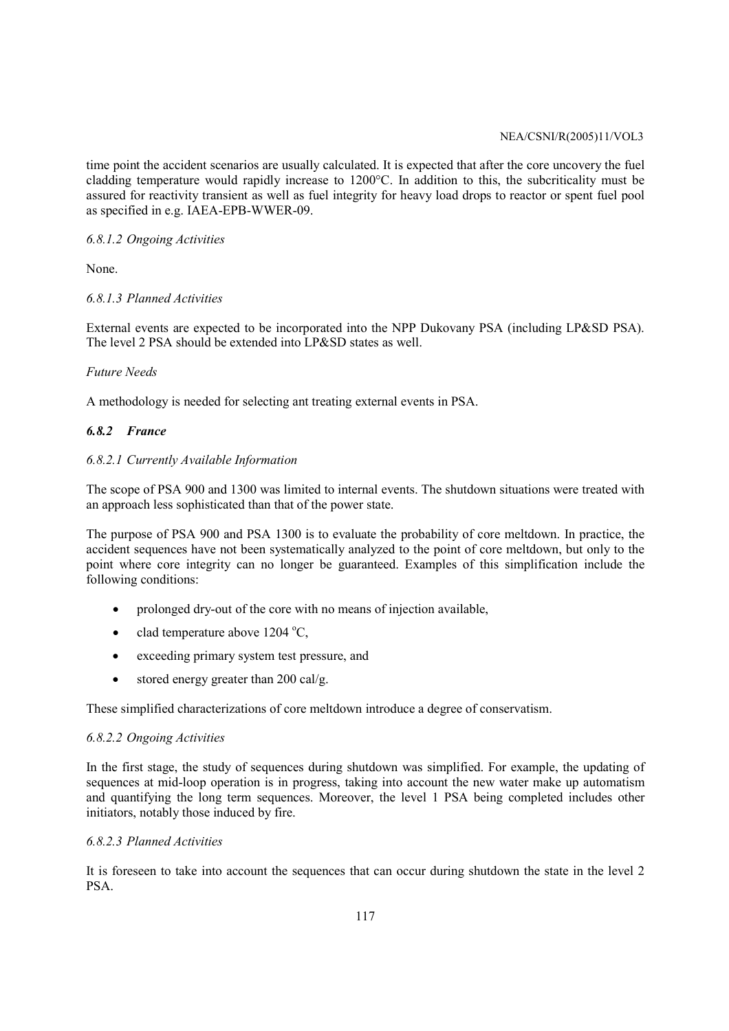time point the accident scenarios are usually calculated. It is expected that after the core uncovery the fuel cladding temperature would rapidly increase to 1200°C. In addition to this, the subcriticality must be assured for reactivity transient as well as fuel integrity for heavy load drops to reactor or spent fuel pool as specified in e.g. IAEA-EPB-WWER-09.

*6.8.1.2 Ongoing Activities*

None.

*6.8.1.3 Planned Activities*

External events are expected to be incorporated into the NPP Dukovany PSA (including LP&SD PSA). The level 2 PSA should be extended into LP&SD states as well.

*Future Needs*

A methodology is needed for selecting ant treating external events in PSA.

### *6.8.2 France*

*6.8.2.1 Currently Available Information*

The scope of PSA 900 and 1300 was limited to internal events. The shutdown situations were treated with an approach less sophisticated than that of the power state.

The purpose of PSA 900 and PSA 1300 is to evaluate the probability of core meltdown. In practice, the accident sequences have not been systematically analyzed to the point of core meltdown, but only to the point where core integrity can no longer be guaranteed. Examples of this simplification include the following conditions:

- prolonged dry-out of the core with no means of injection available,
- clad temperature above 1204 °C,
- exceeding primary system test pressure, and
- stored energy greater than 200 cal/g.

These simplified characterizations of core meltdown introduce a degree of conservatism.

*6.8.2.2 Ongoing Activities*

In the first stage, the study of sequences during shutdown was simplified. For example, the updating of sequences at mid-loop operation is in progress, taking into account the new water make up automatism and quantifying the long term sequences. Moreover, the level 1 PSA being completed includes other initiators, notably those induced by fire.

*6.8.2.3 Planned Activities*

It is foreseen to take into account the sequences that can occur during shutdown the state in the level 2 PSA.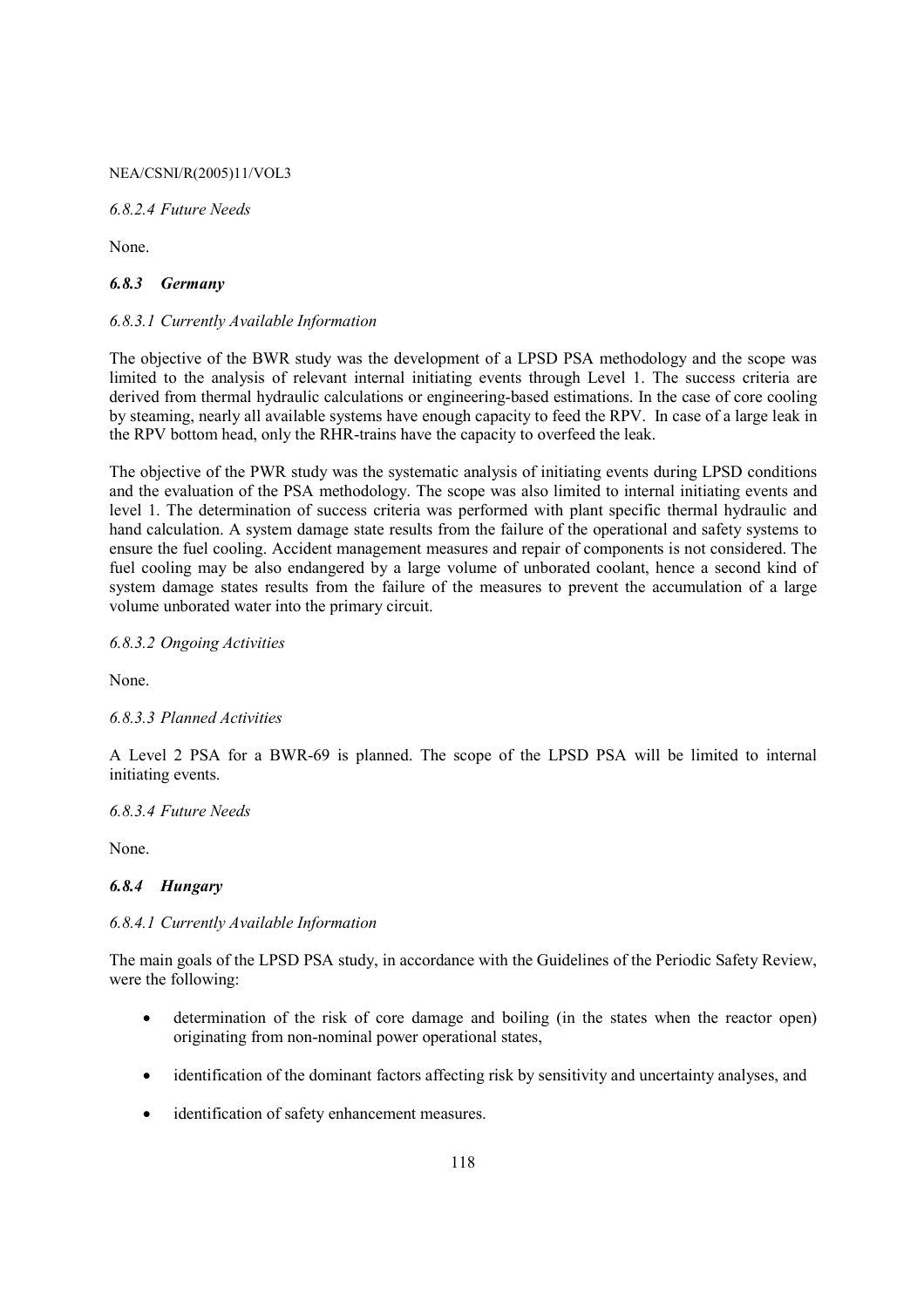*6.8.2.4 Future Needs*

None.

### *6.8.3 Germany*

*6.8.3.1 Currently Available Information*

The objective of the BWR study was the development of a LPSD PSA methodology and the scope was limited to the analysis of relevant internal initiating events through Level 1. The success criteria are derived from thermal hydraulic calculations or engineering-based estimations. In the case of core cooling by steaming, nearly all available systems have enough capacity to feed the RPV. In case of a large leak in the RPV bottom head, only the RHR-trains have the capacity to overfeed the leak.

The objective of the PWR study was the systematic analysis of initiating events during LPSD conditions and the evaluation of the PSA methodology. The scope was also limited to internal initiating events and level 1. The determination of success criteria was performed with plant specific thermal hydraulic and hand calculation. A system damage state results from the failure of the operational and safety systems to ensure the fuel cooling. Accident management measures and repair of components is not considered. The fuel cooling may be also endangered by a large volume of unborated coolant, hence a second kind of system damage states results from the failure of the measures to prevent the accumulation of a large volume unborated water into the primary circuit.

*6.8.3.2 Ongoing Activities*

None.

*6.8.3.3 Planned Activities*

A Level 2 PSA for a BWR-69 is planned. The scope of the LPSD PSA will be limited to internal initiating events.

*6.8.3.4 Future Needs*

None.

### *6.8.4 Hungary*

*6.8.4.1 Currently Available Information*

The main goals of the LPSD PSA study, in accordance with the Guidelines of the Periodic Safety Review, were the following:

- determination of the risk of core damage and boiling (in the states when the reactor open) originating from non-nominal power operational states,
- identification of the dominant factors affecting risk by sensitivity and uncertainty analyses, and
- identification of safety enhancement measures.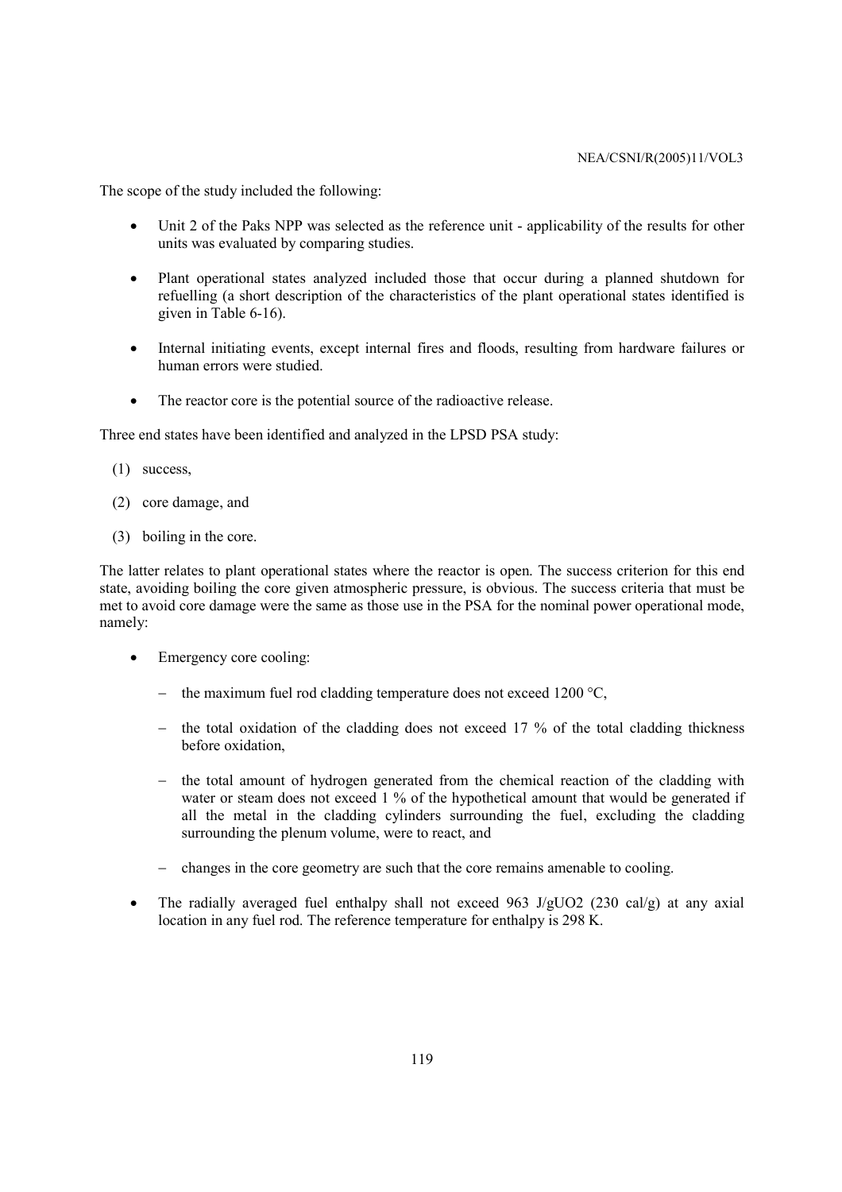The scope of the study included the following:

- Unit 2 of the Paks NPP was selected as the reference unit - applicability of the results for other units was evaluated by comparing studies.
- Plant operational states analyzed included those that occur during a planned shutdown for refuelling (a short description of the characteristics of the plant operational states identified is given in Table 6-16).
- Internal initiating events, except internal fires and floods, resulting from hardware failures or human errors were studied.
- The reactor core is the potential source of the radioactive release.

Three end states have been identified and analyzed in the LPSD PSA study:

(1) success,

(2) core damage, and

(3) boiling in the core.

The latter relates to plant operational states where the reactor is open. The success criterion for this end state, avoiding boiling the core given atmospheric pressure, is obvious. The success criteria that must be met to avoid core damage were the same as those use in the PSA for the nominal power operational mode, namely:

- Emergency core cooling:
  - the maximum fuel rod cladding temperature does not exceed 1200 °C,
  - the total oxidation of the cladding does not exceed 17 % of the total cladding thickness before oxidation,
  - the total amount of hydrogen generated from the chemical reaction of the cladding with water or steam does not exceed 1 % of the hypothetical amount that would be generated if all the metal in the cladding cylinders surrounding the fuel, excluding the cladding surrounding the plenum volume, were to react, and
  - changes in the core geometry are such that the core remains amenable to cooling.
- The radially averaged fuel enthalpy shall not exceed 963 J/g$UO_2$ (230 cal/g) at any axial location in any fuel rod. The reference temperature for enthalpy is 298 K.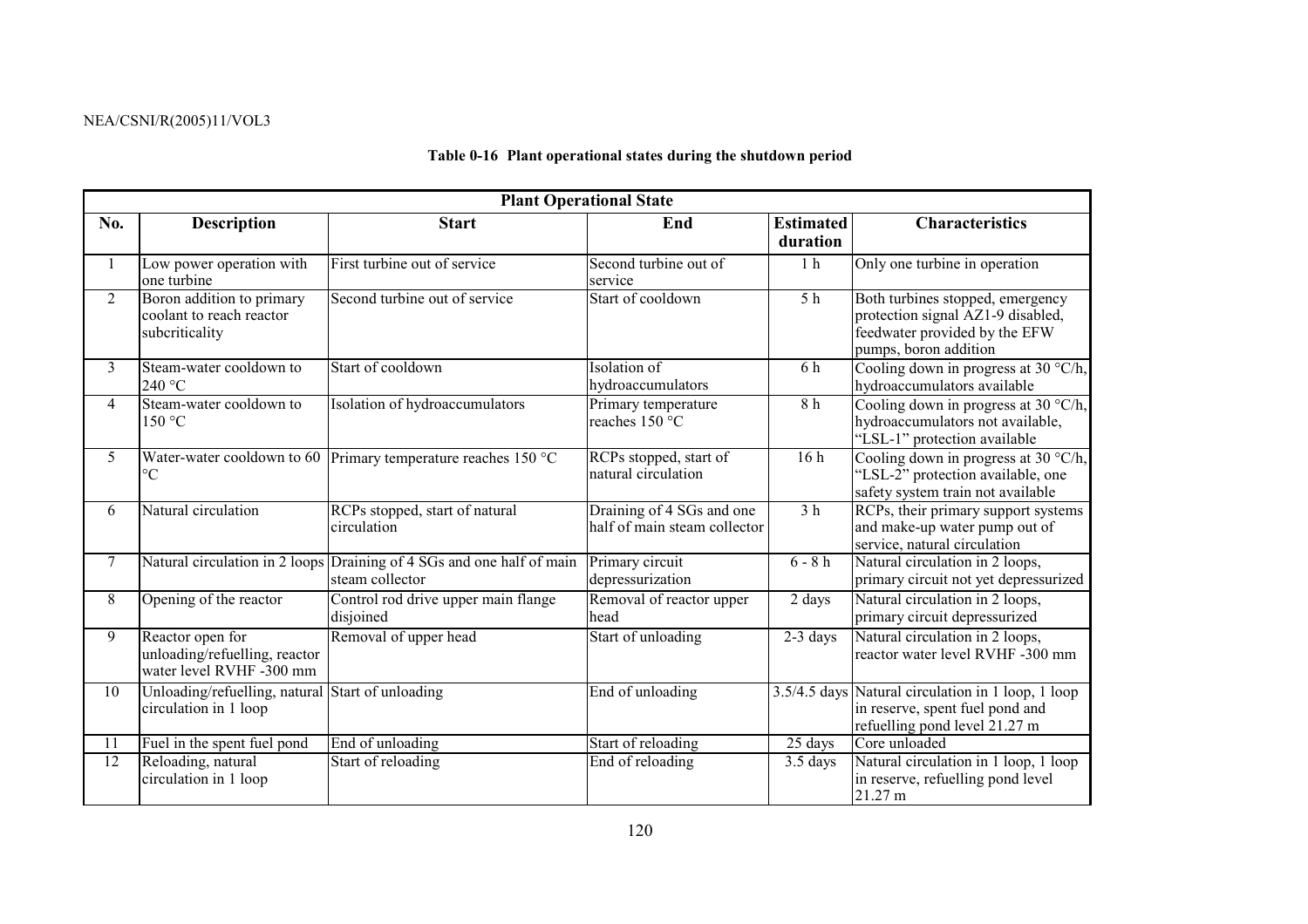**Table 0-16 Plant operational states during the shutdown period**

| Plant Operational State | | | | | |
|---|---|---|---|---|---|
| **No.** | **Description** | **Start** | **End** | **Estimated duration** | **Characteristics** |
| 1 | Low power operation with one turbine | First turbine out of service | Second turbine out of service | 1 h | Only one turbine in operation |
| 2 | Boron addition to primary coolant to reach reactor subcriticality | Second turbine out of service | Start of cooldown | 5 h | Both turbines stopped, emergency protection signal AZ1-9 disabled, feedwater provided by the EFW pumps, boron addition |
| 3 | Steam-water cooldown to 240 °C | Start of cooldown | Isolation of hydroaccumulators | 6 h | Cooling down in progress at 30 °C/h, hydroaccumulators available |
| 4 | Steam-water cooldown to 150 °C | Isolation of hydroaccumulators | Primary temperature reaches 150 °C | 8 h | Cooling down in progress at 30 °C/h, hydroaccumulators not available, "LSL-1" protection available |
| 5 | Water-water cooldown to 60 °C | Primary temperature reaches 150 °C | RCPs stopped, start of natural circulation | 16 h | Cooling down in progress at 30 °C/h, "LSL-2" protection available, one safety system train not available |
| 6 | Natural circulation | RCPs stopped, start of natural circulation | Draining of 4 SGs and one half of main steam collector | 3 h | RCPs, their primary support systems and make-up water pump out of service, natural circulation |
| 7 | Natural circulation in 2 loops | Draining of 4 SGs and one half of main steam collector | Primary circuit depressurization | 6 - 8 h | Natural circulation in 2 loops, primary circuit not yet depressurized |
| 8 | Opening of the reactor | Control rod drive upper main flange disjoined | Removal of reactor upper head | 2 days | Natural circulation in 2 loops, primary circuit depressurized |
| 9 | Reactor open for unloading/refuelling, reactor water level RVHF -300 mm | Removal of upper head | Start of unloading | 2-3 days | Natural circulation in 2 loops, reactor water level RVHF -300 mm |
| 10 | Unloading/refuelling, natural circulation in 1 loop | Start of unloading | End of unloading | 3.5/4.5 days | Natural circulation in 1 loop, 1 loop in reserve, spent fuel pond and refuelling pond level 21.27 m |
| 11 | Fuel in the spent fuel pond | End of unloading | Start of reloading | 25 days | Core unloaded |
| 12 | Reloading, natural circulation in 1 loop | Start of reloading | End of reloading | 3.5 days | Natural circulation in 1 loop, 1 loop in reserve, refuelling pond level 21.27 m |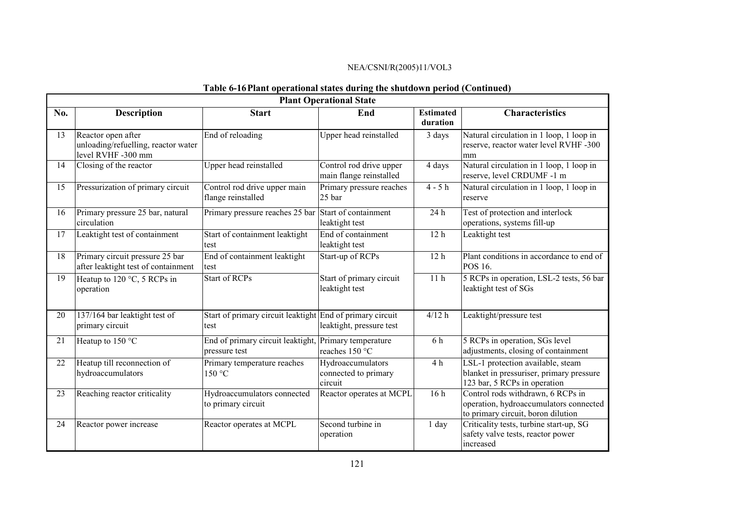**Table 6-16 Plant operational states during the shutdown period (Continued)**

| Plant Operational State | | | | | |
|---|---|---|---|---|---|
| **No.** | **Description** | **Start** | **End** | **Estimated duration** | **Characteristics** |
| 13 | Reactor open after unloading/refuelling, reactor water level RVHF -300 mm | End of reloading | Upper head reinstalled | 3 days | Natural circulation in 1 loop, 1 loop in reserve, reactor water level RVHF -300 mm |
| 14 | Closing of the reactor | Upper head reinstalled | Control rod drive upper main flange reinstalled | 4 days | Natural circulation in 1 loop, 1 loop in reserve, level CRDUMF -1 m |
| 15 | Pressurization of primary circuit | Control rod drive upper main flange reinstalled | Primary pressure reaches 25 bar | 4 - 5 h | Natural circulation in 1 loop, 1 loop in reserve |
| 16 | Primary pressure 25 bar, natural circulation | Primary pressure reaches 25 bar | Start of containment leaktight test | 24 h | Test of protection and interlock operations, systems fill-up |
| 17 | Leaktight test of containment | Start of containment leaktight test | End of containment leaktight test | 12 h | Leaktight test |
| 18 | Primary circuit pressure 25 bar after leaktight test of containment | End of containment leaktight test | Start-up of RCPs | 12 h | Plant conditions in accordance to end of POS 16. |
| 19 | Heatup to 120 °C, 5 RCPs in operation | Start of RCPs | Start of primary circuit leaktight test | 11 h | 5 RCPs in operation, LSL-2 tests, 56 bar leaktight test of SGs |
| 20 | 137/164 bar leaktight test of primary circuit | Start of primary circuit leaktight test | End of primary circuit leaktight, pressure test | 4/12 h | Leaktight/pressure test |
| 21 | Heatup to 150 °C | End of primary circuit leaktight, pressure test | Primary temperature reaches 150 °C | 6 h | 5 RCPs in operation, SGs level adjustments, closing of containment |
| 22 | Heatup till reconnection of hydroaccumulators | Primary temperature reaches 150 °C | Hydroaccumulators connected to primary circuit | 4 h | LSL-1 protection available, steam blanket in pressuriser, primary pressure 123 bar, 5 RCPs in operation |
| 23 | Reaching reactor criticality | Hydroaccumulators connected to primary circuit | Reactor operates at MCPL | 16 h | Control rods withdrawn, 6 RCPs in operation, hydroaccumulators connected to primary circuit, boron dilution |
| 24 | Reactor power increase | Reactor operates at MCPL | Second turbine in operation | 1 day | Criticality tests, turbine start-up, SG safety valve tests, reactor power increased |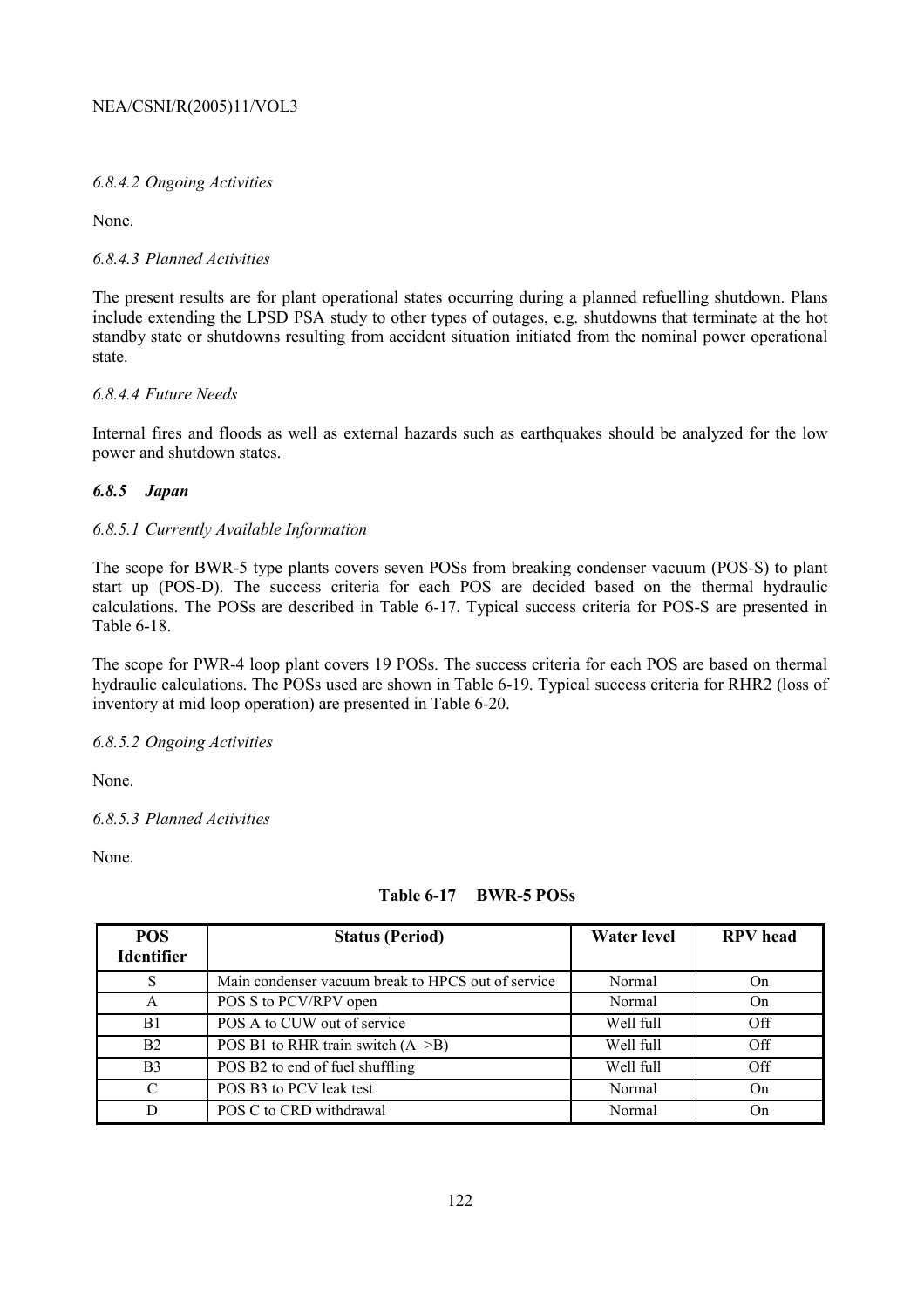*6.8.4.2 Ongoing Activities*

None.

*6.8.4.3 Planned Activities*

The present results are for plant operational states occurring during a planned refuelling shutdown. Plans include extending the LPSD PSA study to other types of outages, e.g. shutdowns that terminate at the hot standby state or shutdowns resulting from accident situation initiated from the nominal power operational state.

*6.8.4.4 Future Needs*

Internal fires and floods as well as external hazards such as earthquakes should be analyzed for the low power and shutdown states.

### *6.8.5 Japan*

*6.8.5.1 Currently Available Information*

The scope for BWR-5 type plants covers seven POSs from breaking condenser vacuum (POS-S) to plant start up (POS-D). The success criteria for each POS are decided based on the thermal hydraulic calculations. The POSs are described in Table 6-17. Typical success criteria for POS-S are presented in Table 6-18.

The scope for PWR-4 loop plant covers 19 POSs. The success criteria for each POS are based on thermal hydraulic calculations. The POSs used are shown in Table 6-19. Typical success criteria for RHR2 (loss of inventory at mid loop operation) are presented in Table 6-20.

*6.8.5.2 Ongoing Activities*

None.

*6.8.5.3 Planned Activities*

None.

**Table 6-17 BWR-5 POSs**

| POS Identifier | Status (Period) | Water level | RPV head |
|---|---|---|---|
| S | Main condenser vacuum break to HPCS out of service | Normal | On |
| A | POS S to PCV/RPV open | Normal | On |
| B1 | POS A to CUW out of service | Well full | Off |
| B2 | POS B1 to RHR train switch (A–>B) | Well full | Off |
| B3 | POS B2 to end of fuel shuffling | Well full | Off |
| C | POS B3 to PCV leak test | Normal | On |
| D | POS C to CRD withdrawal | Normal | On |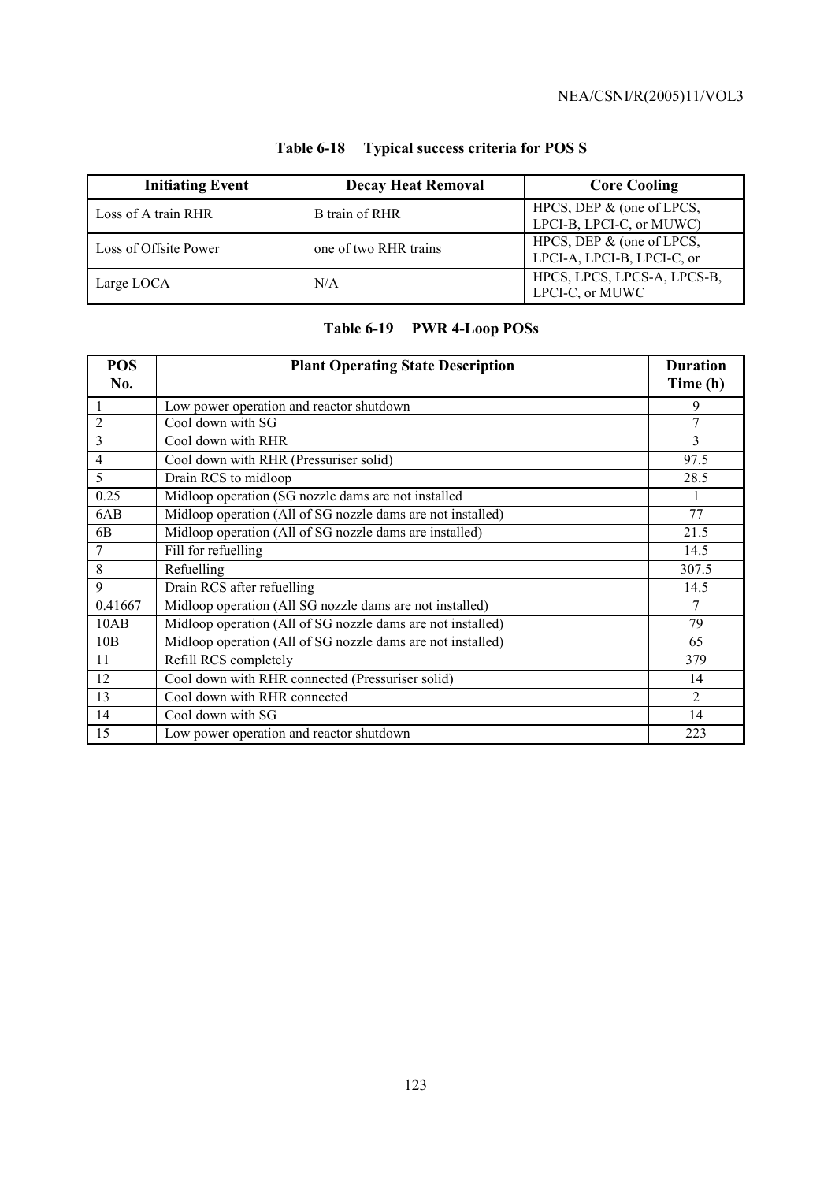**Table 6-18 Typical success criteria for POS S**

| Initiating Event | Decay Heat Removal | Core Cooling |
|---|---|---|
| Loss of A train RHR | B train of RHR | HPCS, DEP & (one of LPCS, LPCI-B, LPCI-C, or MUWC) |
| Loss of Offsite Power | one of two RHR trains | HPCS, DEP & (one of LPCS, LPCI-A, LPCI-B, LPCI-C, or |
| Large LOCA | N/A | HPCS, LPCS, LPCS-A, LPCS-B, LPCI-C, or MUWC |

**Table 6-19 PWR 4-Loop POSs**

| POS No. | Plant Operating State Description | Duration Time (h) |
|---|---|---|
| 1 | Low power operation and reactor shutdown | 9 |
| 2 | Cool down with SG | 7 |
| 3 | Cool down with RHR | 3 |
| 4 | Cool down with RHR (Pressuriser solid) | 97.5 |
| 5 | Drain RCS to midloop | 28.5 |
| 0.25 | Midloop operation (SG nozzle dams are not installed | 1 |
| 6AB | Midloop operation (All of SG nozzle dams are not installed) | 77 |
| 6B | Midloop operation (All of SG nozzle dams are installed) | 21.5 |
| 7 | Fill for refuelling | 14.5 |
| 8 | Refuelling | 307.5 |
| 9 | Drain RCS after refuelling | 14.5 |
| 0.41667 | Midloop operation (All SG nozzle dams are not installed) | 7 |
| 10AB | Midloop operation (All of SG nozzle dams are not installed) | 79 |
| 10B | Midloop operation (All of SG nozzle dams are not installed) | 65 |
| 11 | Refill RCS completely | 379 |
| 12 | Cool down with RHR connected (Pressuriser solid) | 14 |
| 13 | Cool down with RHR connected | 2 |
| 14 | Cool down with SG | 14 |
| 15 | Low power operation and reactor shutdown | 223 |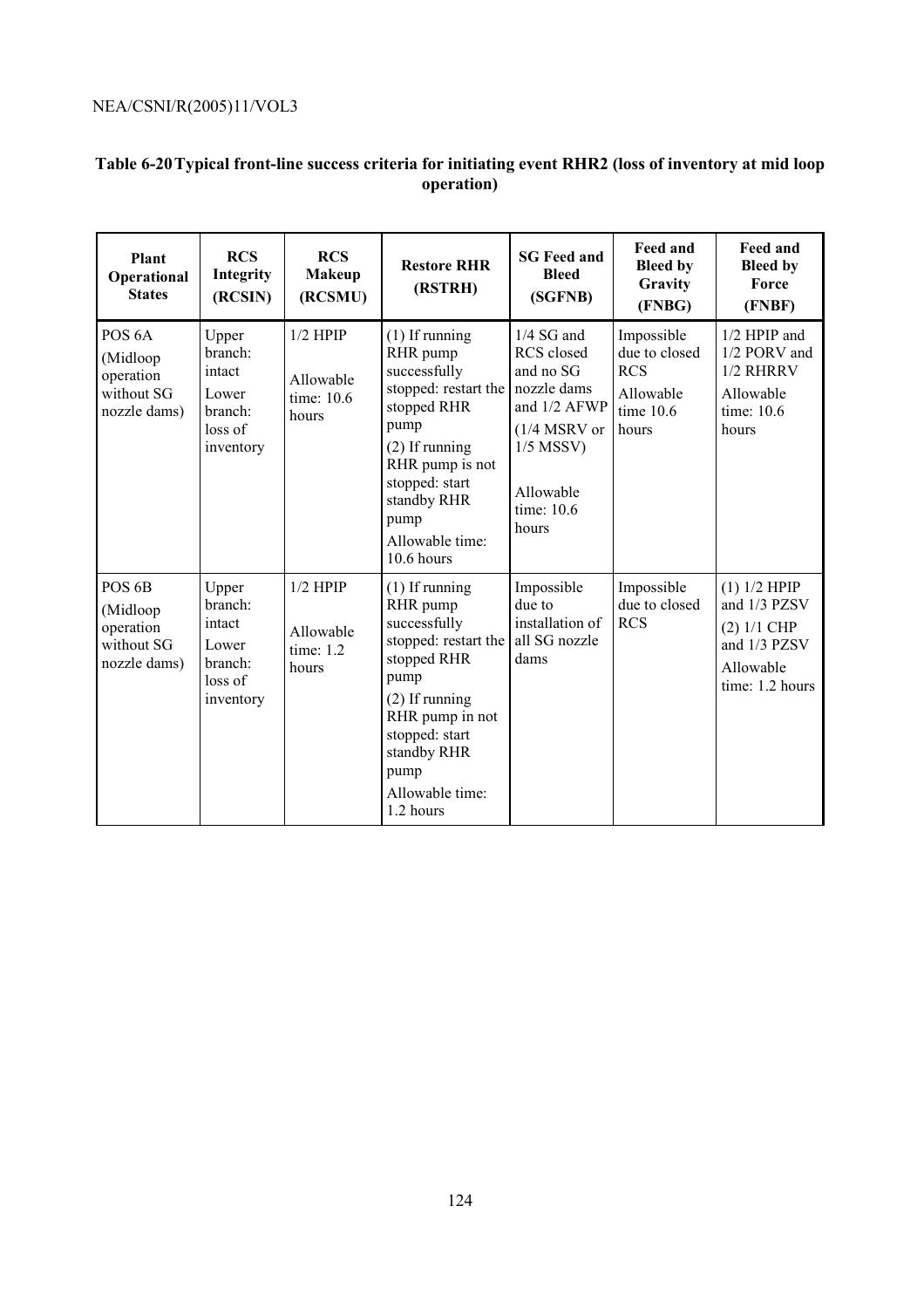**Table 6-20 Typical front-line success criteria for initiating event RHR2 (loss of inventory at mid loop operation)**

| Plant Operational States | RCS Integrity (RCSIN) | RCS Makeup (RCSMU) | Restore RHR (RSTRH) | SG Feed and Bleed (SGFNB) | Feed and Bleed by Gravity (FNBG) | Feed and Bleed by Force (FNBF) |
|---|---|---|---|---|---|---|
| POS 6A (Midloop operation without SG nozzle dams) | Upper branch: intact Lower branch: loss of inventory | 1/2 HPIP Allowable time: 10.6 hours | (1) If running RHR pump successfully stopped: restart the stopped RHR pump (2) If running RHR pump is not stopped: start standby RHR pump Allowable time: 10.6 hours | 1/4 SG and RCS closed and no SG nozzle dams and 1/2 AFWP (1/4 MSRV or 1/5 MSSV) Allowable time: 10.6 hours | Impossible due to closed RCS Allowable time 10.6 hours | 1/2 HPIP and 1/2 PORV and 1/2 RHRRV Allowable time: 10.6 hours |
| POS 6B (Midloop operation without SG nozzle dams) | Upper branch: intact Lower branch: loss of inventory | 1/2 HPIP Allowable time: 1.2 hours | (1) If running RHR pump successfully stopped: restart the stopped RHR pump (2) If running RHR pump in not stopped: start standby RHR pump Allowable time: 1.2 hours | Impossible due to installation of all SG nozzle dams | Impossible due to closed RCS | (1) 1/2 HPIP and 1/3 PZSV (2) 1/1 CHP and 1/3 PZSV Allowable time: 1.2 hours |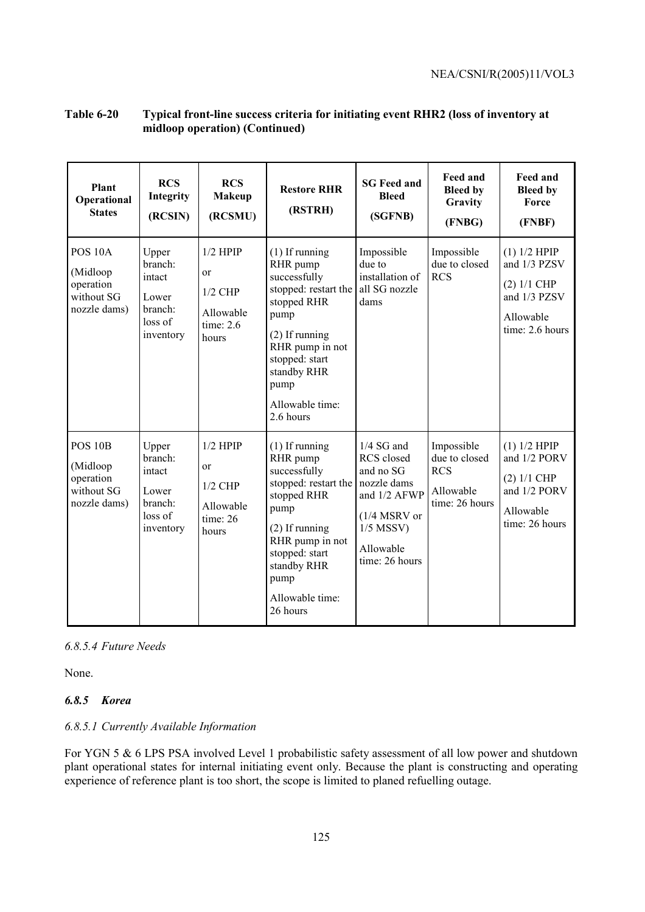**Table 6-20 Typical front-line success criteria for initiating event RHR2 (loss of inventory at midloop operation) (Continued)**

| Plant Operational States | RCS Integrity (RCSIN) | RCS Makeup (RCSMU) | Restore RHR (RSTRH) | SG Feed and Bleed (SGFNB) | Feed and Bleed by Gravity (FNBG) | Feed and Bleed by Force (FNBF) |
|---|---|---|---|---|---|---|
| POS 10A (Midloop operation without SG nozzle dams) | Upper branch: intact Lower branch: loss of inventory | 1/2 HPIP or 1/2 CHP Allowable time: 2.6 hours | (1) If running RHR pump successfully stopped: restart the stopped RHR pump (2) If running RHR pump in not stopped: start standby RHR pump Allowable time: 2.6 hours | Impossible due to installation of all SG nozzle dams | Impossible due to closed RCS | (1) 1/2 HPIP and 1/3 PZSV (2) 1/1 CHP and 1/3 PZSV Allowable time: 2.6 hours |
| POS 10B (Midloop operation without SG nozzle dams) | Upper branch: intact Lower branch: loss of inventory | 1/2 HPIP or 1/2 CHP Allowable time: 26 hours | (1) If running RHR pump successfully stopped: restart the stopped RHR pump (2) If running RHR pump in not stopped: start standby RHR pump Allowable time: 26 hours | 1/4 SG and RCS closed and no SG nozzle dams and 1/2 AFWP (1/4 MSRV or 1/5 MSSV) Allowable time: 26 hours | Impossible due to closed RCS Allowable time: 26 hours | (1) 1/2 HPIP and 1/2 PORV (2) 1/1 CHP and 1/2 PORV Allowable time: 26 hours |

*6.8.5.4 Future Needs*

None.

### *6.8.5 Korea*

*6.8.5.1 Currently Available Information*

For YGN 5 & 6 LPS PSA involved Level 1 probabilistic safety assessment of all low power and shutdown plant operational states for internal initiating event only. Because the plant is constructing and operating experience of reference plant is too short, the scope is limited to planed refuelling outage.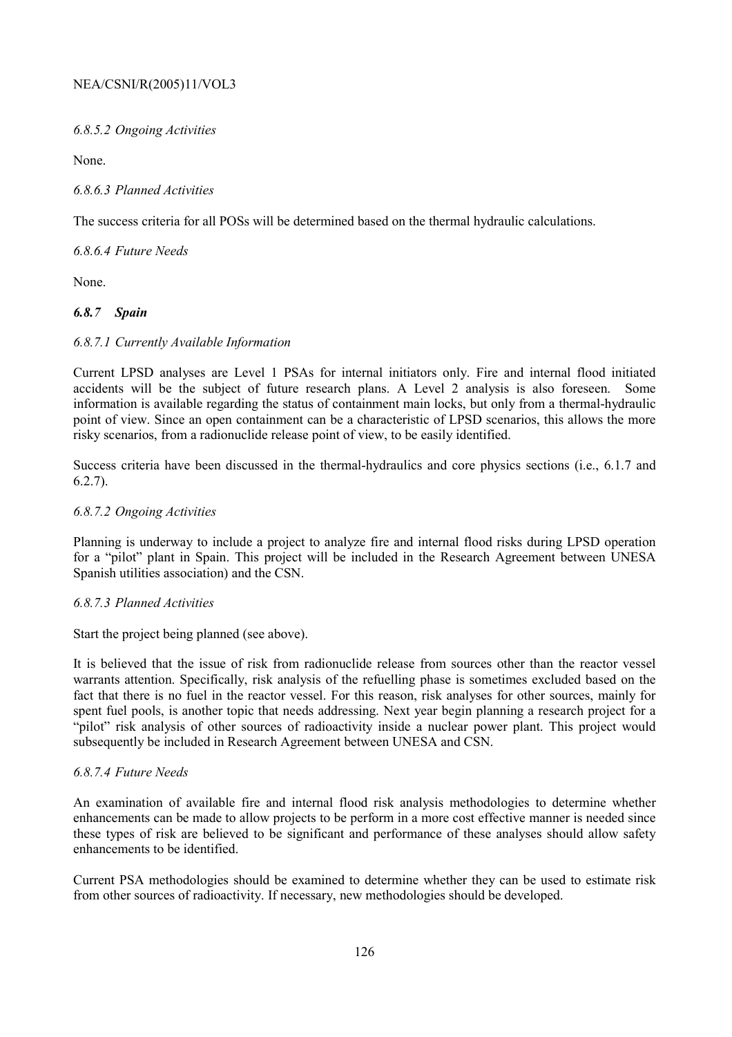*6.8.5.2 Ongoing Activities*

None.

*6.8.6.3 Planned Activities*

The success criteria for all POSs will be determined based on the thermal hydraulic calculations.

*6.8.6.4 Future Needs*

None.

### *6.8.7 Spain*

*6.8.7.1 Currently Available Information*

Current LPSD analyses are Level 1 PSAs for internal initiators only. Fire and internal flood initiated accidents will be the subject of future research plans. A Level 2 analysis is also foreseen. Some information is available regarding the status of containment main locks, but only from a thermal-hydraulic point of view. Since an open containment can be a characteristic of LPSD scenarios, this allows the more risky scenarios, from a radionuclide release point of view, to be easily identified.

Success criteria have been discussed in the thermal-hydraulics and core physics sections (i.e., 6.1.7 and 6.2.7).

*6.8.7.2 Ongoing Activities*

Planning is underway to include a project to analyze fire and internal flood risks during LPSD operation for a "pilot" plant in Spain. This project will be included in the Research Agreement between UNESA Spanish utilities association) and the CSN.

*6.8.7.3 Planned Activities*

Start the project being planned (see above).

It is believed that the issue of risk from radionuclide release from sources other than the reactor vessel warrants attention. Specifically, risk analysis of the refuelling phase is sometimes excluded based on the fact that there is no fuel in the reactor vessel. For this reason, risk analyses for other sources, mainly for spent fuel pools, is another topic that needs addressing. Next year begin planning a research project for a "pilot" risk analysis of other sources of radioactivity inside a nuclear power plant. This project would subsequently be included in Research Agreement between UNESA and CSN.

*6.8.7.4 Future Needs*

An examination of available fire and internal flood risk analysis methodologies to determine whether enhancements can be made to allow projects to be perform in a more cost effective manner is needed since these types of risk are believed to be significant and performance of these analyses should allow safety enhancements to be identified.

Current PSA methodologies should be examined to determine whether they can be used to estimate risk from other sources of radioactivity. If necessary, new methodologies should be developed.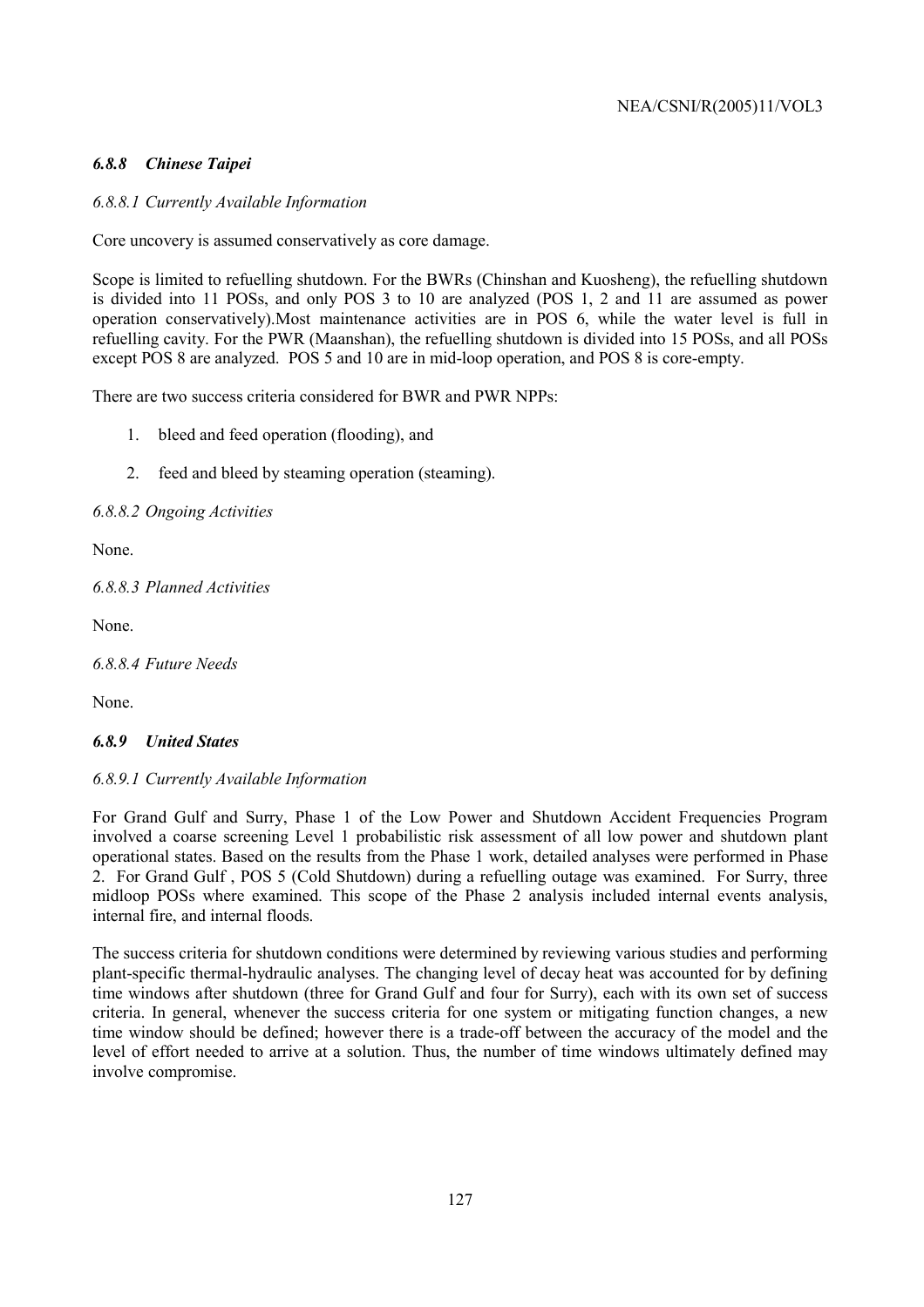### *6.8.8 Chinese Taipei*

*6.8.8.1 Currently Available Information*

Core uncovery is assumed conservatively as core damage.

Scope is limited to refuelling shutdown. For the BWRs (Chinshan and Kuosheng), the refuelling shutdown is divided into 11 POSs, and only POS 3 to 10 are analyzed (POS 1, 2 and 11 are assumed as power operation conservatively).Most maintenance activities are in POS 6, while the water level is full in refuelling cavity. For the PWR (Maanshan), the refuelling shutdown is divided into 15 POSs, and all POSs except POS 8 are analyzed. POS 5 and 10 are in mid-loop operation, and POS 8 is core-empty.

There are two success criteria considered for BWR and PWR NPPs:

1. bleed and feed operation (flooding), and
2. feed and bleed by steaming operation (steaming).

*6.8.8.2 Ongoing Activities*

None.

*6.8.8.3 Planned Activities*

None.

*6.8.8.4 Future Needs*

None.

### *6.8.9 United States*

*6.8.9.1 Currently Available Information*

For Grand Gulf and Surry, Phase 1 of the Low Power and Shutdown Accident Frequencies Program involved a coarse screening Level 1 probabilistic risk assessment of all low power and shutdown plant operational states. Based on the results from the Phase 1 work, detailed analyses were performed in Phase 2. For Grand Gulf , POS 5 (Cold Shutdown) during a refuelling outage was examined. For Surry, three midloop POSs where examined. This scope of the Phase 2 analysis included internal events analysis, internal fire, and internal floods.

The success criteria for shutdown conditions were determined by reviewing various studies and performing plant-specific thermal-hydraulic analyses. The changing level of decay heat was accounted for by defining time windows after shutdown (three for Grand Gulf and four for Surry), each with its own set of success criteria. In general, whenever the success criteria for one system or mitigating function changes, a new time window should be defined; however there is a trade-off between the accuracy of the model and the level of effort needed to arrive at a solution. Thus, the number of time windows ultimately defined may involve compromise.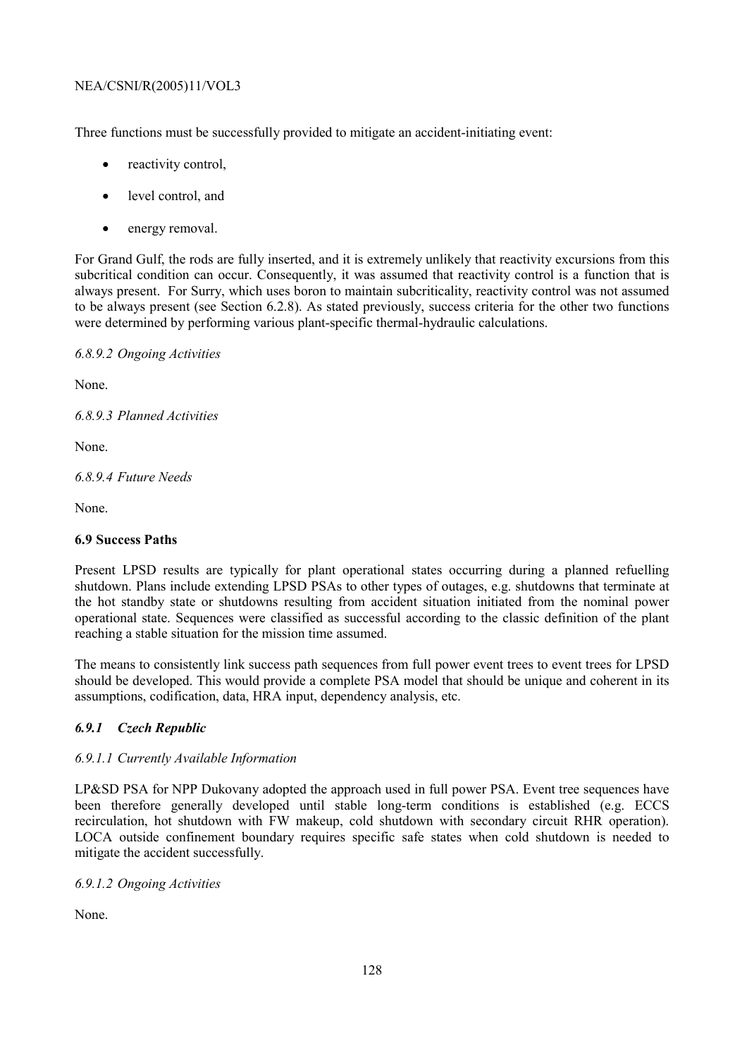Three functions must be successfully provided to mitigate an accident-initiating event:

- reactivity control,
- level control, and
- energy removal.

For Grand Gulf, the rods are fully inserted, and it is extremely unlikely that reactivity excursions from this subcritical condition can occur. Consequently, it was assumed that reactivity control is a function that is always present. For Surry, which uses boron to maintain subcriticality, reactivity control was not assumed to be always present (see Section 6.2.8). As stated previously, success criteria for the other two functions were determined by performing various plant-specific thermal-hydraulic calculations.

*6.8.9.2 Ongoing Activities*

None.

*6.8.9.3 Planned Activities*

None.

*6.8.9.4 Future Needs*

None.

**6.9 Success Paths**

Present LPSD results are typically for plant operational states occurring during a planned refuelling shutdown. Plans include extending LPSD PSAs to other types of outages, e.g. shutdowns that terminate at the hot standby state or shutdowns resulting from accident situation initiated from the nominal power operational state. Sequences were classified as successful according to the classic definition of the plant reaching a stable situation for the mission time assumed.

The means to consistently link success path sequences from full power event trees to event trees for LPSD should be developed. This would provide a complete PSA model that should be unique and coherent in its assumptions, codification, data, HRA input, dependency analysis, etc.

***6.9.1 Czech Republic***

*6.9.1.1 Currently Available Information*

LP&SD PSA for NPP Dukovany adopted the approach used in full power PSA. Event tree sequences have been therefore generally developed until stable long-term conditions is established (e.g. ECCS recirculation, hot shutdown with FW makeup, cold shutdown with secondary circuit RHR operation). LOCA outside confinement boundary requires specific safe states when cold shutdown is needed to mitigate the accident successfully.

*6.9.1.2 Ongoing Activities*

None.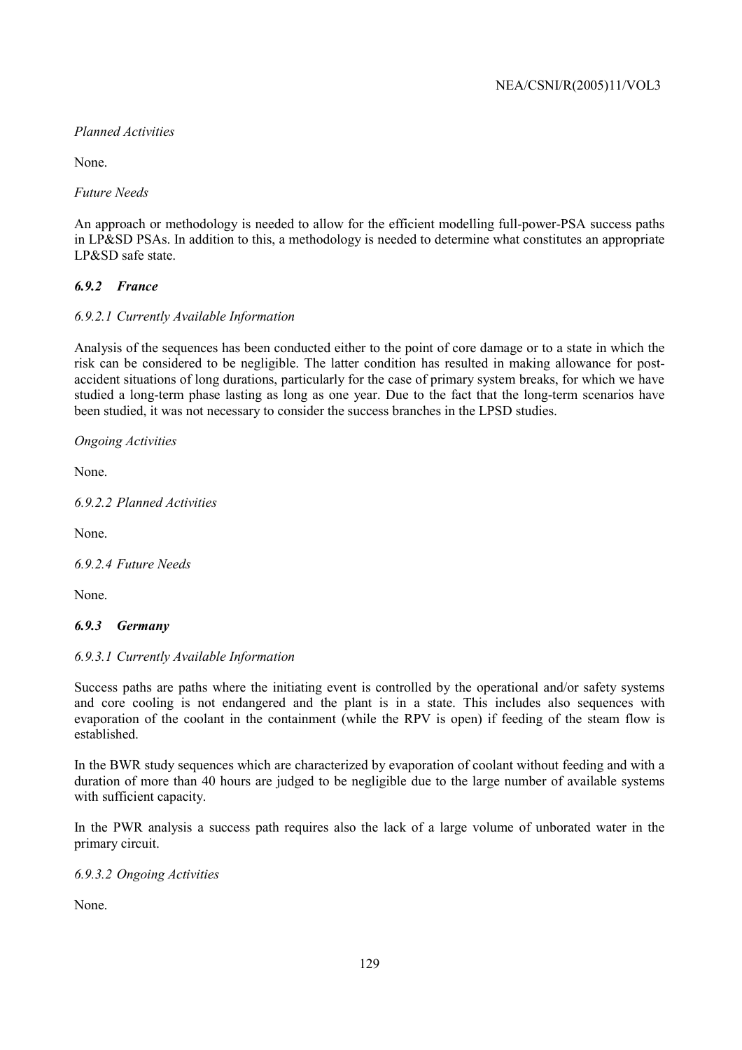*Planned Activities*

None.

*Future Needs*

An approach or methodology is needed to allow for the efficient modelling full-power-PSA success paths in LP&SD PSAs. In addition to this, a methodology is needed to determine what constitutes an appropriate LP&SD safe state.

### *6.9.2 France*

*6.9.2.1 Currently Available Information*

Analysis of the sequences has been conducted either to the point of core damage or to a state in which the risk can be considered to be negligible. The latter condition has resulted in making allowance for post-accident situations of long durations, particularly for the case of primary system breaks, for which we have studied a long-term phase lasting as long as one year. Due to the fact that the long-term scenarios have been studied, it was not necessary to consider the success branches in the LPSD studies.

*Ongoing Activities*

None.

*6.9.2.2 Planned Activities*

None.

*6.9.2.4 Future Needs*

None.

### *6.9.3 Germany*

*6.9.3.1 Currently Available Information*

Success paths are paths where the initiating event is controlled by the operational and/or safety systems and core cooling is not endangered and the plant is in a state. This includes also sequences with evaporation of the coolant in the containment (while the RPV is open) if feeding of the steam flow is established.

In the BWR study sequences which are characterized by evaporation of coolant without feeding and with a duration of more than 40 hours are judged to be negligible due to the large number of available systems with sufficient capacity.

In the PWR analysis a success path requires also the lack of a large volume of unborated water in the primary circuit.

*6.9.3.2 Ongoing Activities*

None.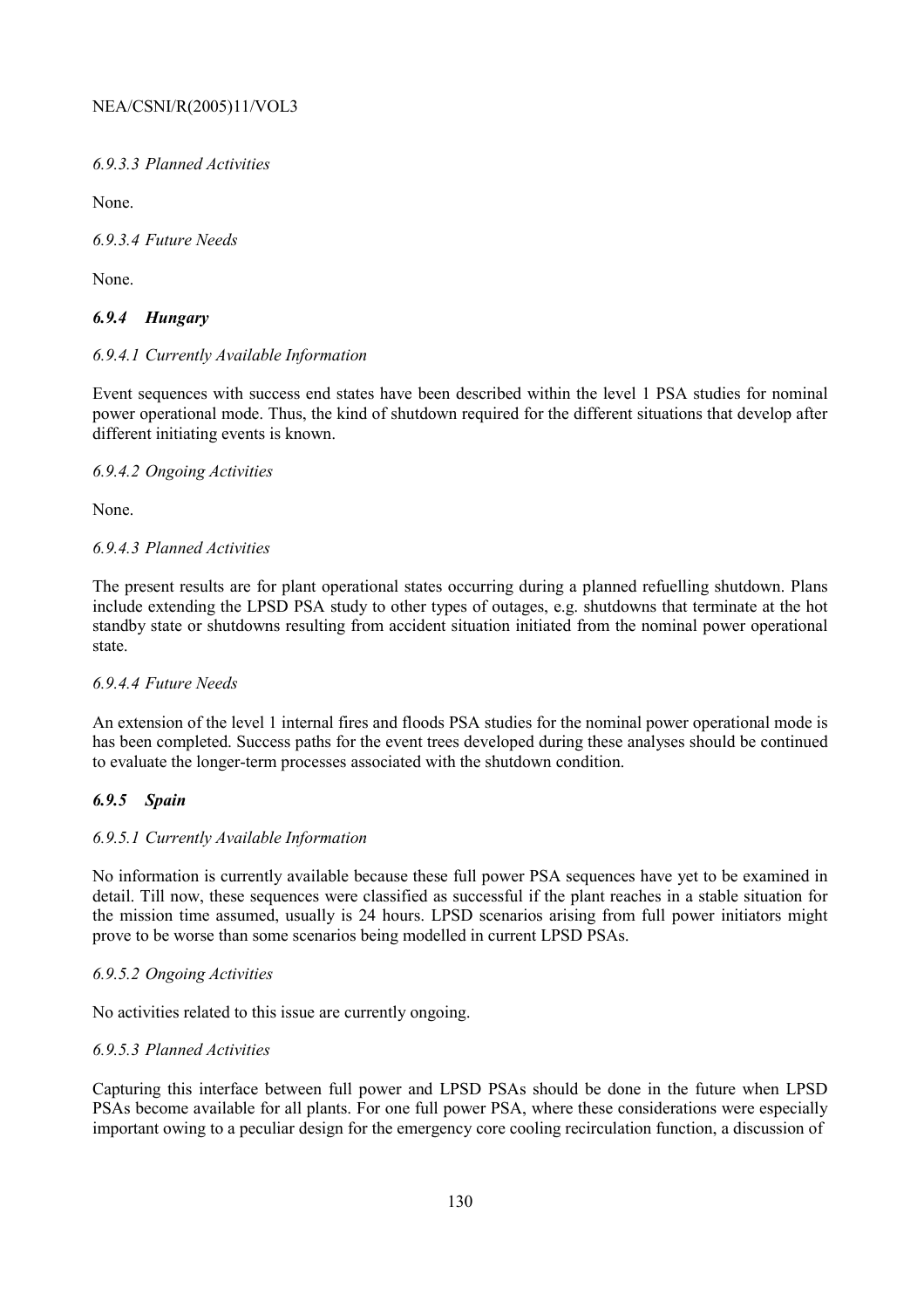*6.9.3.3 Planned Activities*

None.

*6.9.3.4 Future Needs*

None.

### *6.9.4 Hungary*

*6.9.4.1 Currently Available Information*

Event sequences with success end states have been described within the level 1 PSA studies for nominal power operational mode. Thus, the kind of shutdown required for the different situations that develop after different initiating events is known.

*6.9.4.2 Ongoing Activities*

None.

*6.9.4.3 Planned Activities*

The present results are for plant operational states occurring during a planned refuelling shutdown. Plans include extending the LPSD PSA study to other types of outages, e.g. shutdowns that terminate at the hot standby state or shutdowns resulting from accident situation initiated from the nominal power operational state.

*6.9.4.4 Future Needs*

An extension of the level 1 internal fires and floods PSA studies for the nominal power operational mode is has been completed. Success paths for the event trees developed during these analyses should be continued to evaluate the longer-term processes associated with the shutdown condition.

### *6.9.5 Spain*

*6.9.5.1 Currently Available Information*

No information is currently available because these full power PSA sequences have yet to be examined in detail. Till now, these sequences were classified as successful if the plant reaches in a stable situation for the mission time assumed, usually is 24 hours. LPSD scenarios arising from full power initiators might prove to be worse than some scenarios being modelled in current LPSD PSAs.

*6.9.5.2 Ongoing Activities*

No activities related to this issue are currently ongoing.

*6.9.5.3 Planned Activities*

Capturing this interface between full power and LPSD PSAs should be done in the future when LPSD PSAs become available for all plants. For one full power PSA, where these considerations were especially important owing to a peculiar design for the emergency core cooling recirculation function, a discussion of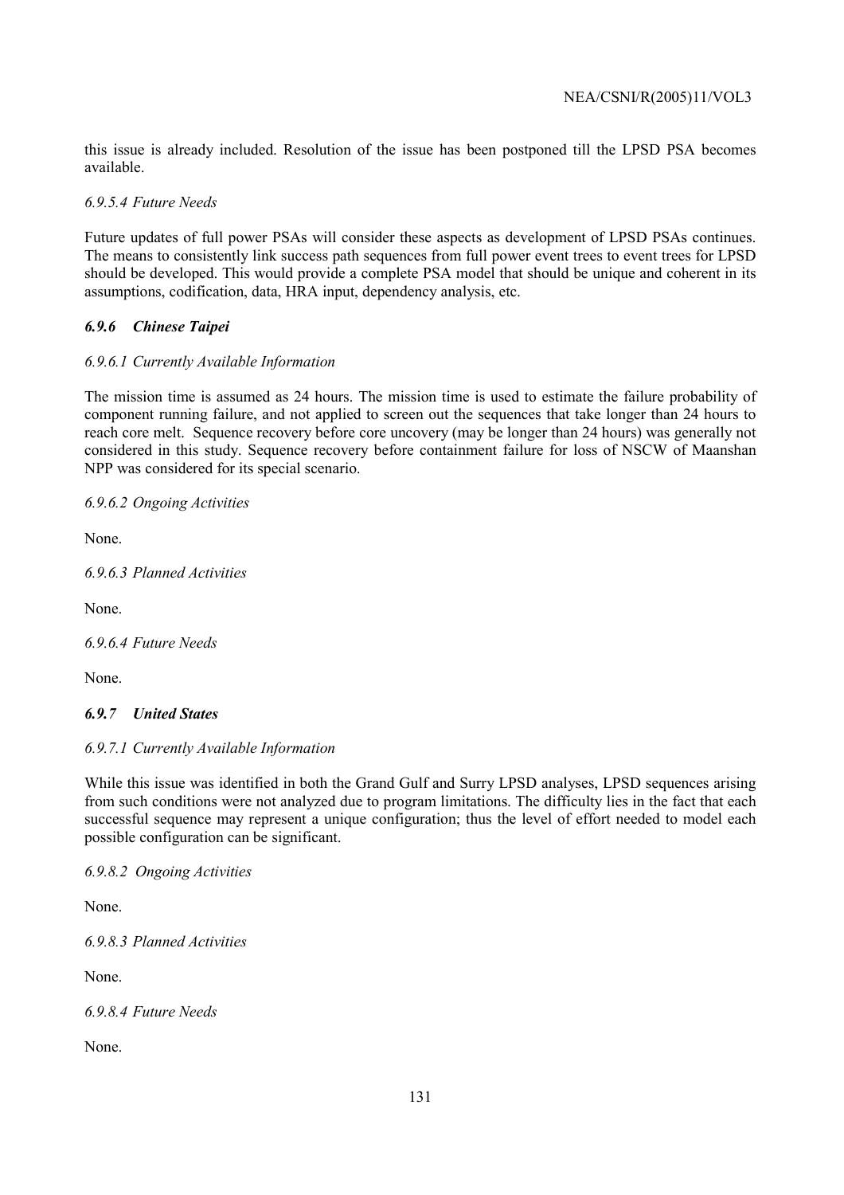this issue is already included. Resolution of the issue has been postponed till the LPSD PSA becomes available.

*6.9.5.4 Future Needs*

Future updates of full power PSAs will consider these aspects as development of LPSD PSAs continues. The means to consistently link success path sequences from full power event trees to event trees for LPSD should be developed. This would provide a complete PSA model that should be unique and coherent in its assumptions, codification, data, HRA input, dependency analysis, etc.

### *6.9.6 Chinese Taipei*

*6.9.6.1 Currently Available Information*

The mission time is assumed as 24 hours. The mission time is used to estimate the failure probability of component running failure, and not applied to screen out the sequences that take longer than 24 hours to reach core melt. Sequence recovery before core uncovery (may be longer than 24 hours) was generally not considered in this study. Sequence recovery before containment failure for loss of NSCW of Maanshan NPP was considered for its special scenario.

*6.9.6.2 Ongoing Activities*

None.

*6.9.6.3 Planned Activities*

None.

*6.9.6.4 Future Needs*

None.

### *6.9.7 United States*

*6.9.7.1 Currently Available Information*

While this issue was identified in both the Grand Gulf and Surry LPSD analyses, LPSD sequences arising from such conditions were not analyzed due to program limitations. The difficulty lies in the fact that each successful sequence may represent a unique configuration; thus the level of effort needed to model each possible configuration can be significant.

*6.9.8.2 Ongoing Activities*

None.

*6.9.8.3 Planned Activities*

None.

*6.9.8.4 Future Needs*

None.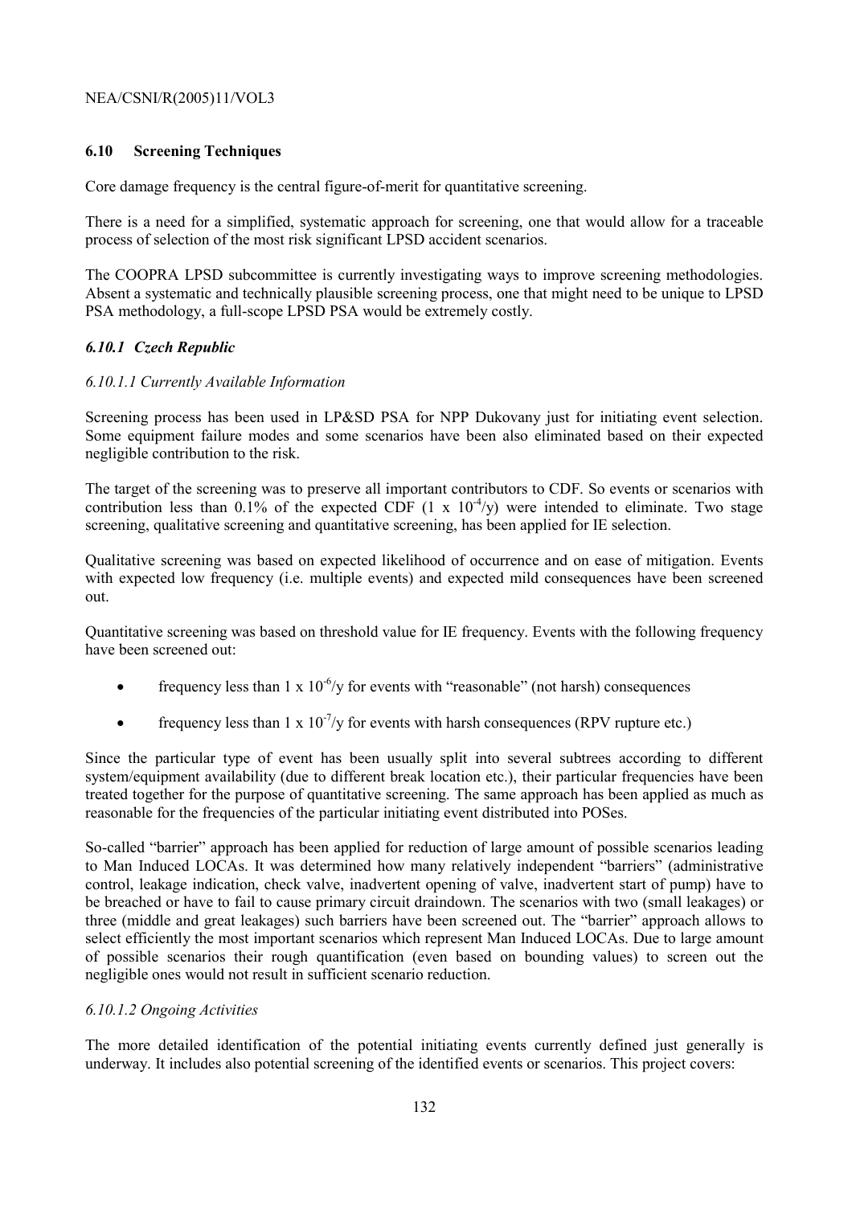## 6.10 Screening Techniques

Core damage frequency is the central figure-of-merit for quantitative screening.

There is a need for a simplified, systematic approach for screening, one that would allow for a traceable process of selection of the most risk significant LPSD accident scenarios.

The COOPRA LPSD subcommittee is currently investigating ways to improve screening methodologies. Absent a systematic and technically plausible screening process, one that might need to be unique to LPSD PSA methodology, a full-scope LPSD PSA would be extremely costly.

### *6.10.1 Czech Republic*

#### *6.10.1.1 Currently Available Information*

Screening process has been used in LP&SD PSA for NPP Dukovany just for initiating event selection. Some equipment failure modes and some scenarios have been also eliminated based on their expected negligible contribution to the risk.

The target of the screening was to preserve all important contributors to CDF. So events or scenarios with contribution less than 0.1% of the expected CDF ($1 \times 10^{-4}$/y) were intended to eliminate. Two stage screening, qualitative screening and quantitative screening, has been applied for IE selection.

Qualitative screening was based on expected likelihood of occurrence and on ease of mitigation. Events with expected low frequency (i.e. multiple events) and expected mild consequences have been screened out.

Quantitative screening was based on threshold value for IE frequency. Events with the following frequency have been screened out:

- frequency less than $1 \times 10^{-6}$/y for events with "reasonable" (not harsh) consequences
- frequency less than $1 \times 10^{-7}$/y for events with harsh consequences (RPV rupture etc.)

Since the particular type of event has been usually split into several subtrees according to different system/equipment availability (due to different break location etc.), their particular frequencies have been treated together for the purpose of quantitative screening. The same approach has been applied as much as reasonable for the frequencies of the particular initiating event distributed into POSes.

So-called "barrier" approach has been applied for reduction of large amount of possible scenarios leading to Man Induced LOCAs. It was determined how many relatively independent "barriers" (administrative control, leakage indication, check valve, inadvertent opening of valve, inadvertent start of pump) have to be breached or have to fail to cause primary circuit draindown. The scenarios with two (small leakages) or three (middle and great leakages) such barriers have been screened out. The "barrier" approach allows to select efficiently the most important scenarios which represent Man Induced LOCAs. Due to large amount of possible scenarios their rough quantification (even based on bounding values) to screen out the negligible ones would not result in sufficient scenario reduction.

#### *6.10.1.2 Ongoing Activities*

The more detailed identification of the potential initiating events currently defined just generally is underway. It includes also potential screening of the identified events or scenarios. This project covers: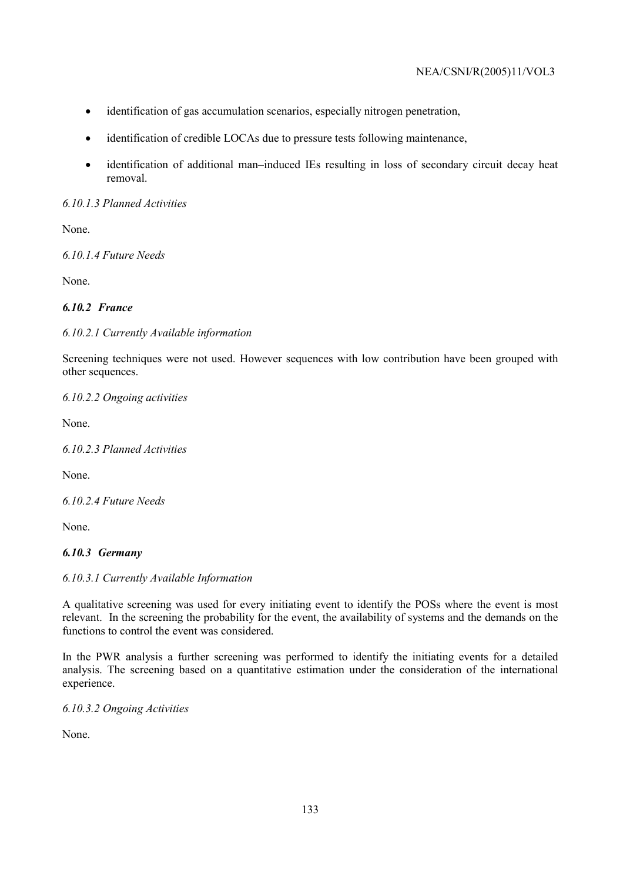- identification of gas accumulation scenarios, especially nitrogen penetration,
- identification of credible LOCAs due to pressure tests following maintenance,
- identification of additional man–induced IEs resulting in loss of secondary circuit decay heat removal.

*6.10.1.3 Planned Activities*

None.

*6.10.1.4 Future Needs*

None.

### *6.10.2 France*

*6.10.2.1 Currently Available information*

Screening techniques were not used. However sequences with low contribution have been grouped with other sequences.

*6.10.2.2 Ongoing activities*

None.

*6.10.2.3 Planned Activities*

None.

*6.10.2.4 Future Needs*

None.

### *6.10.3 Germany*

*6.10.3.1 Currently Available Information*

A qualitative screening was used for every initiating event to identify the POSs where the event is most relevant. In the screening the probability for the event, the availability of systems and the demands on the functions to control the event was considered.

In the PWR analysis a further screening was performed to identify the initiating events for a detailed analysis. The screening based on a quantitative estimation under the consideration of the international experience.

*6.10.3.2 Ongoing Activities*

None.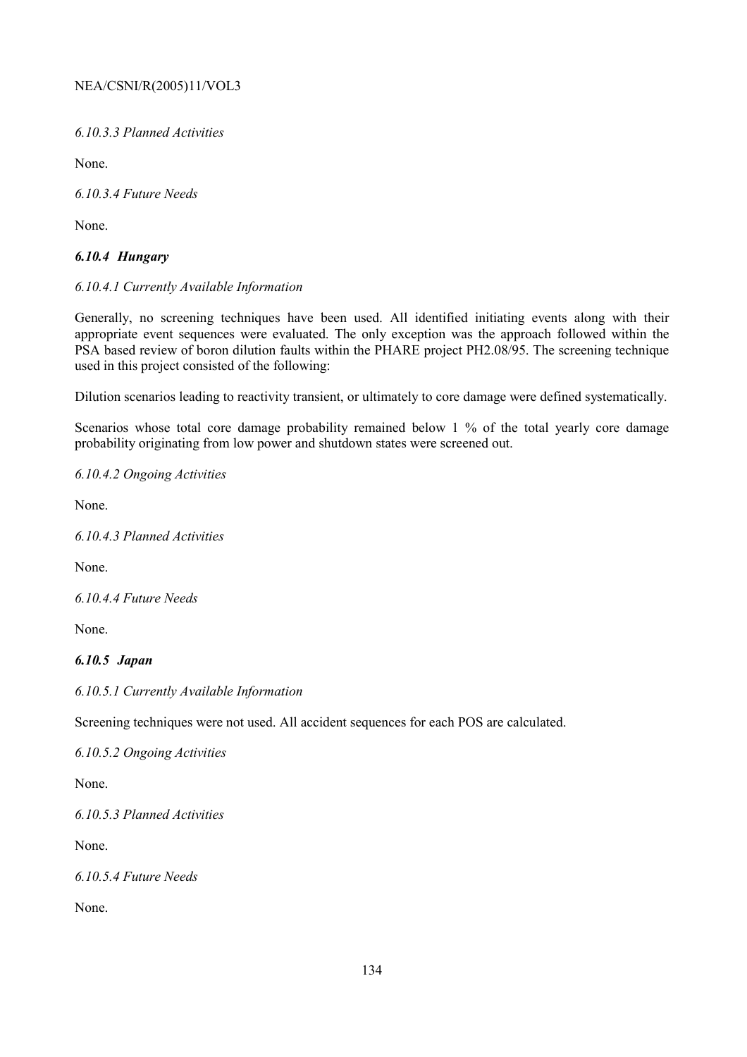*6.10.3.3 Planned Activities*

None.

*6.10.3.4 Future Needs*

None.

### *6.10.4 Hungary*

*6.10.4.1 Currently Available Information*

Generally, no screening techniques have been used. All identified initiating events along with their appropriate event sequences were evaluated. The only exception was the approach followed within the PSA based review of boron dilution faults within the PHARE project PH2.08/95. The screening technique used in this project consisted of the following:

Dilution scenarios leading to reactivity transient, or ultimately to core damage were defined systematically.

Scenarios whose total core damage probability remained below 1 % of the total yearly core damage probability originating from low power and shutdown states were screened out.

*6.10.4.2 Ongoing Activities*

None.

*6.10.4.3 Planned Activities*

None.

*6.10.4.4 Future Needs*

None.

### *6.10.5 Japan*

*6.10.5.1 Currently Available Information*

Screening techniques were not used. All accident sequences for each POS are calculated.

*6.10.5.2 Ongoing Activities*

None.

*6.10.5.3 Planned Activities*

None.

*6.10.5.4 Future Needs*

None.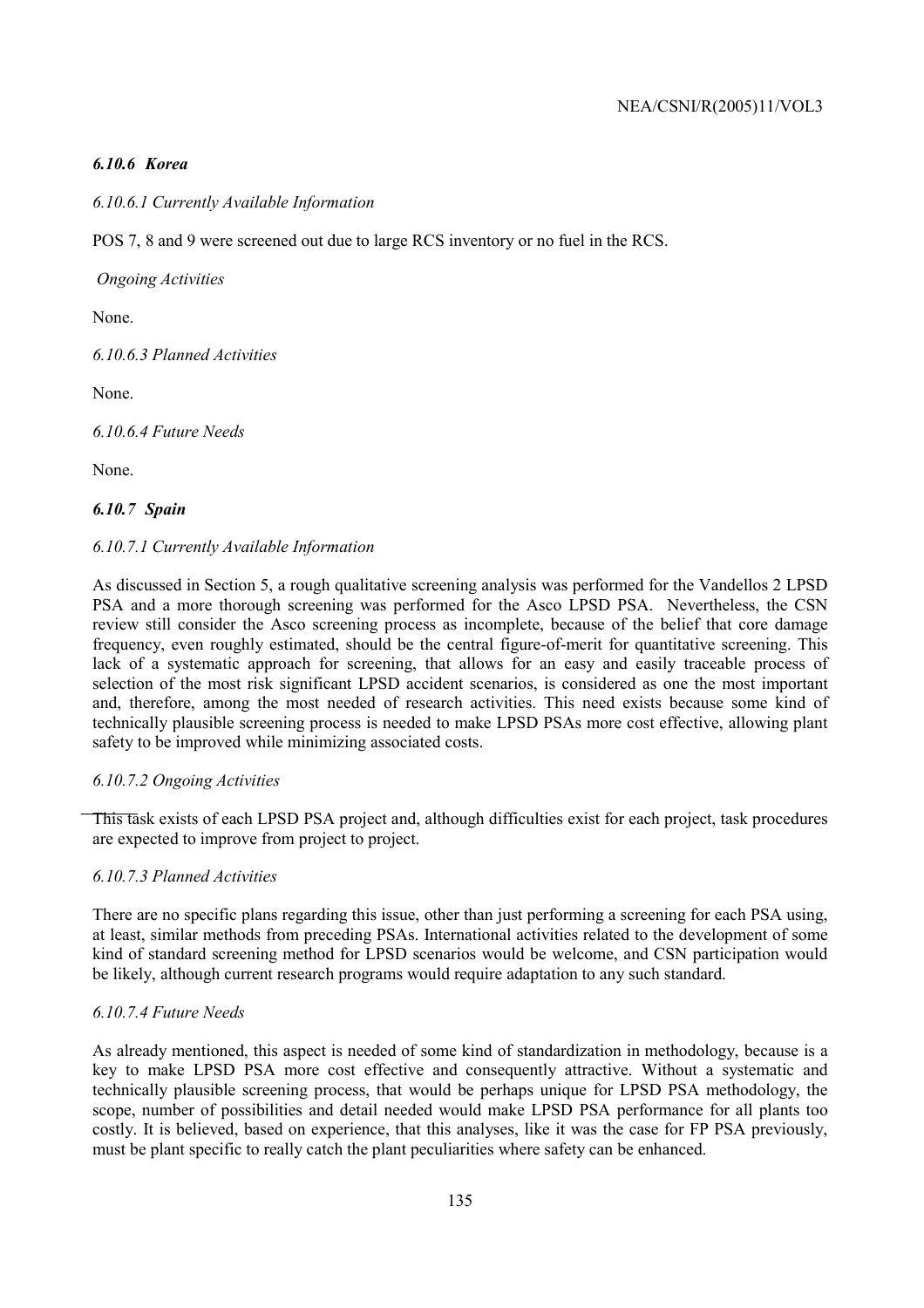### *6.10.6 Korea*

*6.10.6.1 Currently Available Information*

POS 7, 8 and 9 were screened out due to large RCS inventory or no fuel in the RCS.

*Ongoing Activities*

None.

*6.10.6.3 Planned Activities*

None.

*6.10.6.4 Future Needs*

None.

### *6.10.7 Spain*

*6.10.7.1 Currently Available Information*

As discussed in Section 5, a rough qualitative screening analysis was performed for the Vandellos 2 LPSD PSA and a more thorough screening was performed for the Asco LPSD PSA. Nevertheless, the CSN review still consider the Asco screening process as incomplete, because of the belief that core damage frequency, even roughly estimated, should be the central figure-of-merit for quantitative screening. This lack of a systematic approach for screening, that allows for an easy and easily traceable process of selection of the most risk significant LPSD accident scenarios, is considered as one the most important and, therefore, among the most needed of research activities. This need exists because some kind of technically plausible screening process is needed to make LPSD PSAs more cost effective, allowing plant safety to be improved while minimizing associated costs.

*6.10.7.2 Ongoing Activities*

This task exists of each LPSD PSA project and, although difficulties exist for each project, task procedures are expected to improve from project to project.

*6.10.7.3 Planned Activities*

There are no specific plans regarding this issue, other than just performing a screening for each PSA using, at least, similar methods from preceding PSAs. International activities related to the development of some kind of standard screening method for LPSD scenarios would be welcome, and CSN participation would be likely, although current research programs would require adaptation to any such standard.

*6.10.7.4 Future Needs*

As already mentioned, this aspect is needed of some kind of standardization in methodology, because is a key to make LPSD PSA more cost effective and consequently attractive. Without a systematic and technically plausible screening process, that would be perhaps unique for LPSD PSA methodology, the scope, number of possibilities and detail needed would make LPSD PSA performance for all plants too costly. It is believed, based on experience, that this analyses, like it was the case for FP PSA previously, must be plant specific to really catch the plant peculiarities where safety can be enhanced.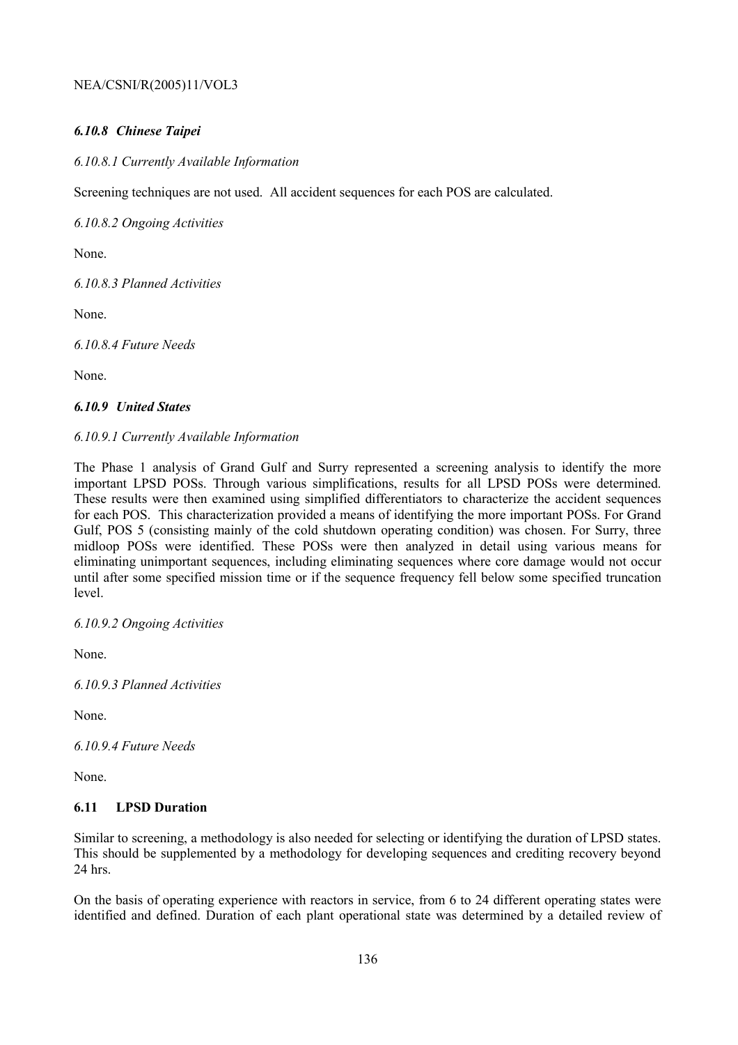### *6.10.8 Chinese Taipei*

*6.10.8.1 Currently Available Information*

Screening techniques are not used. All accident sequences for each POS are calculated.

*6.10.8.2 Ongoing Activities*

None.

*6.10.8.3 Planned Activities*

None.

*6.10.8.4 Future Needs*

None.

### *6.10.9 United States*

*6.10.9.1 Currently Available Information*

The Phase 1 analysis of Grand Gulf and Surry represented a screening analysis to identify the more important LPSD POSs. Through various simplifications, results for all LPSD POSs were determined. These results were then examined using simplified differentiators to characterize the accident sequences for each POS. This characterization provided a means of identifying the more important POSs. For Grand Gulf, POS 5 (consisting mainly of the cold shutdown operating condition) was chosen. For Surry, three midloop POSs were identified. These POSs were then analyzed in detail using various means for eliminating unimportant sequences, including eliminating sequences where core damage would not occur until after some specified mission time or if the sequence frequency fell below some specified truncation level.

*6.10.9.2 Ongoing Activities*

None.

*6.10.9.3 Planned Activities*

None.

*6.10.9.4 Future Needs*

None.

## 6.11 LPSD Duration

Similar to screening, a methodology is also needed for selecting or identifying the duration of LPSD states. This should be supplemented by a methodology for developing sequences and crediting recovery beyond 24 hrs.

On the basis of operating experience with reactors in service, from 6 to 24 different operating states were identified and defined. Duration of each plant operational state was determined by a detailed review of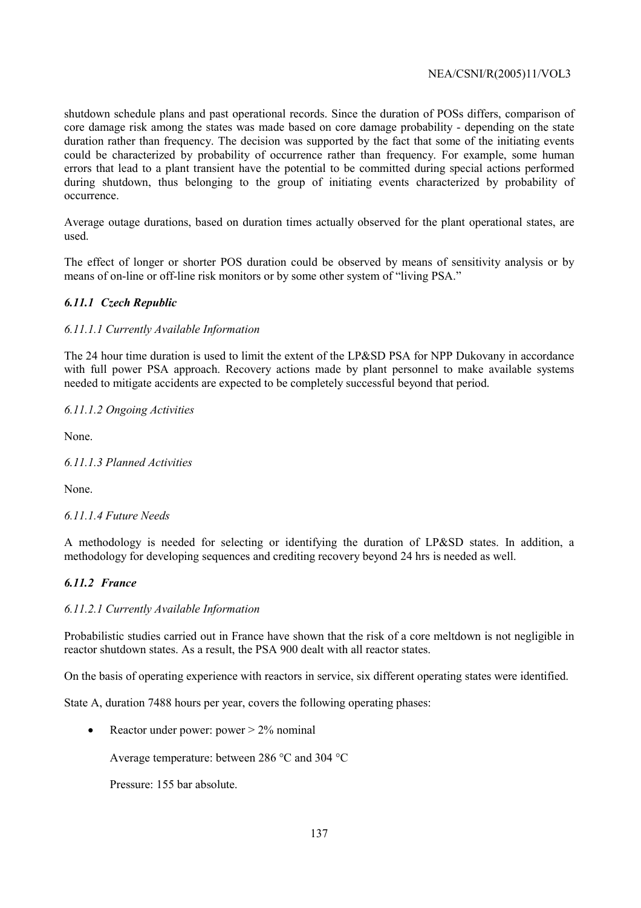shutdown schedule plans and past operational records. Since the duration of POSs differs, comparison of core damage risk among the states was made based on core damage probability - depending on the state duration rather than frequency. The decision was supported by the fact that some of the initiating events could be characterized by probability of occurrence rather than frequency. For example, some human errors that lead to a plant transient have the potential to be committed during special actions performed during shutdown, thus belonging to the group of initiating events characterized by probability of occurrence.

Average outage durations, based on duration times actually observed for the plant operational states, are used.

The effect of longer or shorter POS duration could be observed by means of sensitivity analysis or by means of on-line or off-line risk monitors or by some other system of "living PSA."

### *6.11.1 Czech Republic*

#### *6.11.1.1 Currently Available Information*

The 24 hour time duration is used to limit the extent of the LP&SD PSA for NPP Dukovany in accordance with full power PSA approach. Recovery actions made by plant personnel to make available systems needed to mitigate accidents are expected to be completely successful beyond that period.

#### *6.11.1.2 Ongoing Activities*

None.

#### *6.11.1.3 Planned Activities*

None.

#### *6.11.1.4 Future Needs*

A methodology is needed for selecting or identifying the duration of LP&SD states. In addition, a methodology for developing sequences and crediting recovery beyond 24 hrs is needed as well.

### *6.11.2 France*

#### *6.11.2.1 Currently Available Information*

Probabilistic studies carried out in France have shown that the risk of a core meltdown is not negligible in reactor shutdown states. As a result, the PSA 900 dealt with all reactor states.

On the basis of operating experience with reactors in service, six different operating states were identified.

State A, duration 7488 hours per year, covers the following operating phases:

- Reactor under power: power > 2% nominal

  Average temperature: between 286 °C and 304 °C

  Pressure: 155 bar absolute.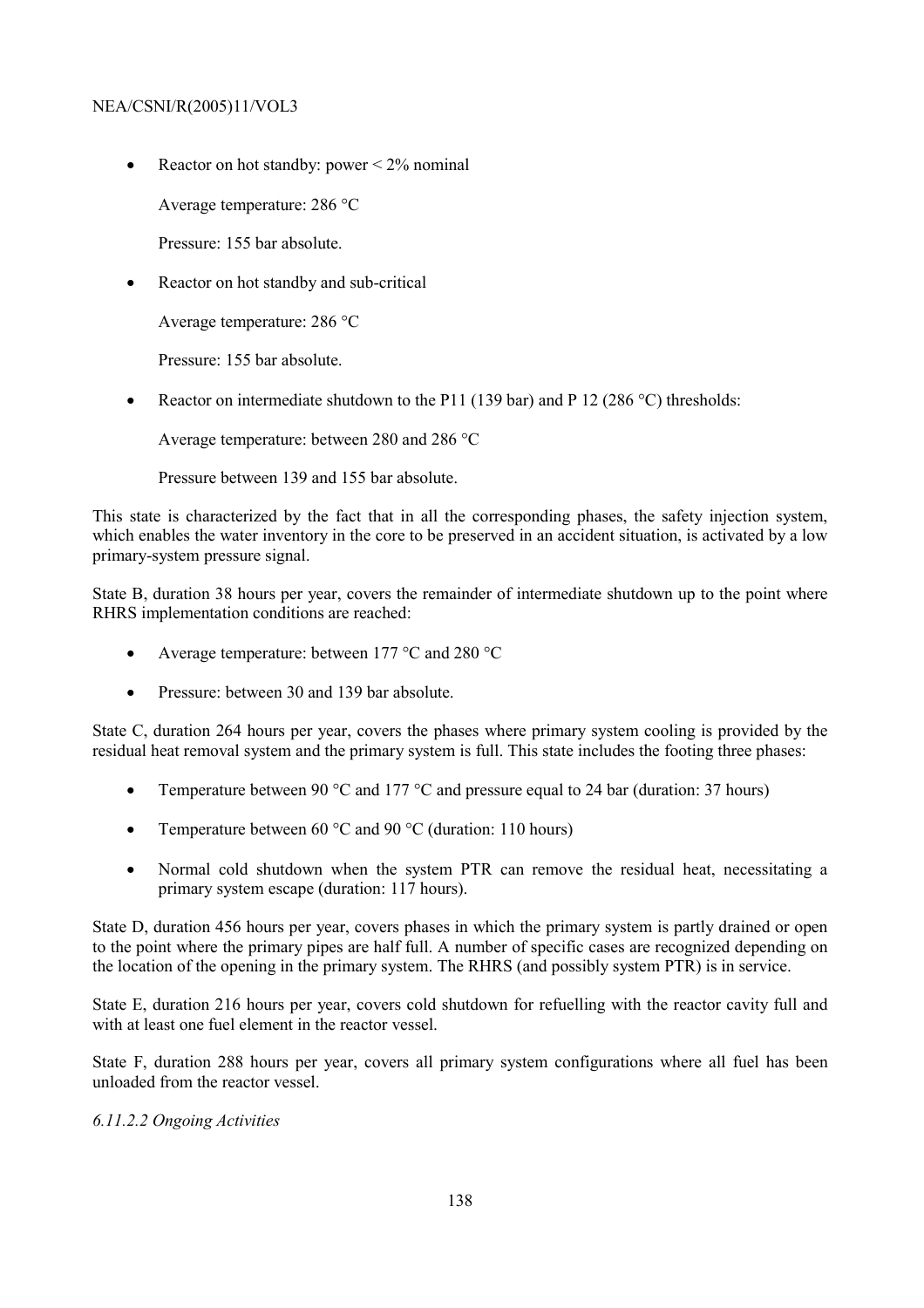- Reactor on hot standby: power < 2% nominal

  Average temperature: 286 °C

  Pressure: 155 bar absolute.

- Reactor on hot standby and sub-critical

  Average temperature: 286 °C

  Pressure: 155 bar absolute.

- Reactor on intermediate shutdown to the P11 (139 bar) and P 12 (286 °C) thresholds:

  Average temperature: between 280 and 286 °C

  Pressure between 139 and 155 bar absolute.

This state is characterized by the fact that in all the corresponding phases, the safety injection system, which enables the water inventory in the core to be preserved in an accident situation, is activated by a low primary-system pressure signal.

State B, duration 38 hours per year, covers the remainder of intermediate shutdown up to the point where RHRS implementation conditions are reached:

- Average temperature: between 177 °C and 280 °C
- Pressure: between 30 and 139 bar absolute.

State C, duration 264 hours per year, covers the phases where primary system cooling is provided by the residual heat removal system and the primary system is full. This state includes the footing three phases:

- Temperature between 90 °C and 177 °C and pressure equal to 24 bar (duration: 37 hours)
- Temperature between 60 °C and 90 °C (duration: 110 hours)
- Normal cold shutdown when the system PTR can remove the residual heat, necessitating a primary system escape (duration: 117 hours).

State D, duration 456 hours per year, covers phases in which the primary system is partly drained or open to the point where the primary pipes are half full. A number of specific cases are recognized depending on the location of the opening in the primary system. The RHRS (and possibly system PTR) is in service.

State E, duration 216 hours per year, covers cold shutdown for refuelling with the reactor cavity full and with at least one fuel element in the reactor vessel.

State F, duration 288 hours per year, covers all primary system configurations where all fuel has been unloaded from the reactor vessel.

*6.11.2.2 Ongoing Activities*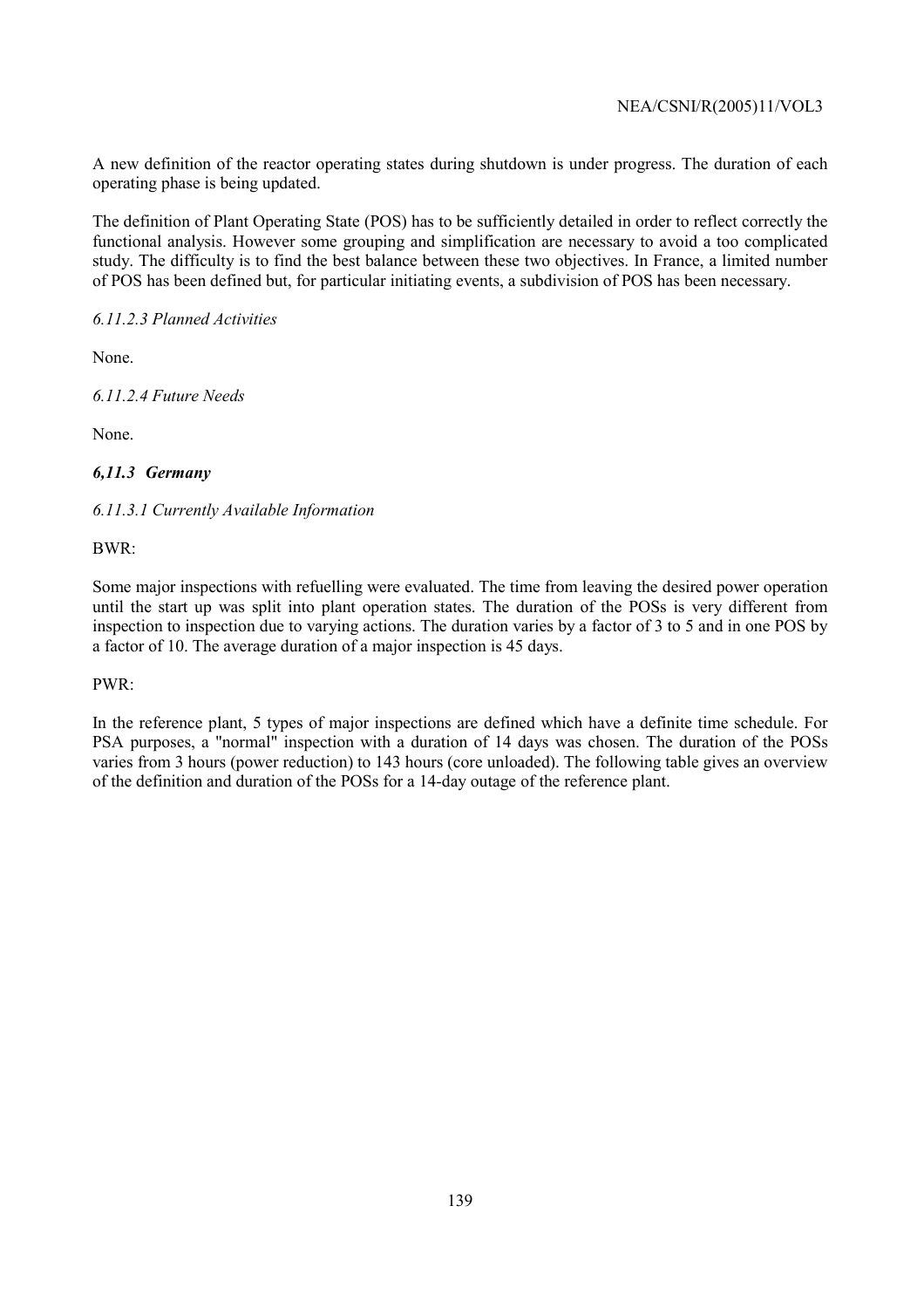A new definition of the reactor operating states during shutdown is under progress. The duration of each operating phase is being updated.

The definition of Plant Operating State (POS) has to be sufficiently detailed in order to reflect correctly the functional analysis. However some grouping and simplification are necessary to avoid a too complicated study. The difficulty is to find the best balance between these two objectives. In France, a limited number of POS has been defined but, for particular initiating events, a subdivision of POS has been necessary.

*6.11.2.3 Planned Activities*

None.

*6.11.2.4 Future Needs*

None.

### *6,11.3 Germany*

*6.11.3.1 Currently Available Information*

BWR:

Some major inspections with refuelling were evaluated. The time from leaving the desired power operation until the start up was split into plant operation states. The duration of the POSs is very different from inspection to inspection due to varying actions. The duration varies by a factor of 3 to 5 and in one POS by a factor of 10. The average duration of a major inspection is 45 days.

PWR:

In the reference plant, 5 types of major inspections are defined which have a definite time schedule. For PSA purposes, a "normal" inspection with a duration of 14 days was chosen. The duration of the POSs varies from 3 hours (power reduction) to 143 hours (core unloaded). The following table gives an overview of the definition and duration of the POSs for a 14-day outage of the reference plant.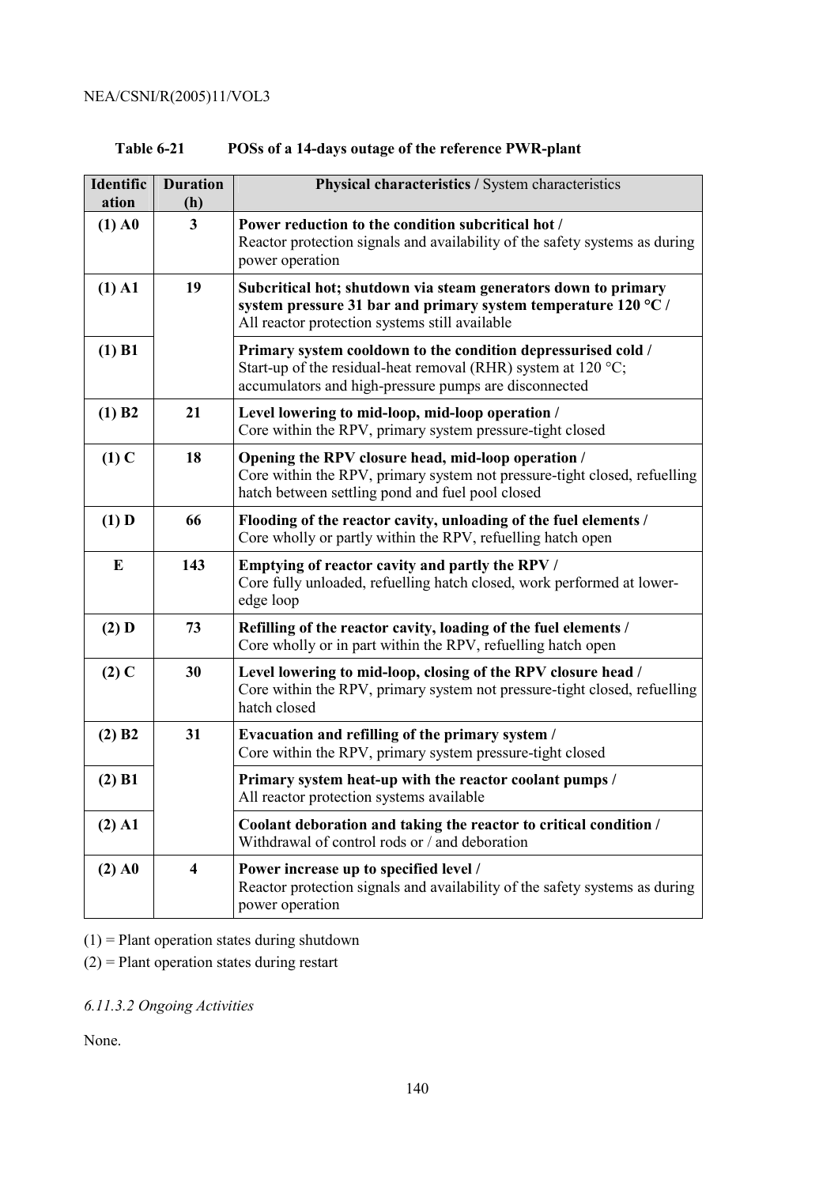**Table 6-21 POSs of a 14-days outage of the reference PWR-plant**

| Identification | Duration (h) | **Physical characteristics /** System characteristics |
|---|---|---|
| **(1) A0** | **3** | **Power reduction to the condition subcritical hot /** Reactor protection signals and availability of the safety systems as during power operation |
| **(1) A1** | **19** | **Subcritical hot; shutdown via steam generators down to primary system pressure 31 bar and primary system temperature 120 °C /** All reactor protection systems still available |
| **(1) B1** | | **Primary system cooldown to the condition depressurised cold /** Start-up of the residual-heat removal (RHR) system at 120 °C; accumulators and high-pressure pumps are disconnected |
| **(1) B2** | **21** | **Level lowering to mid-loop, mid-loop operation /** Core within the RPV, primary system pressure-tight closed |
| **(1) C** | **18** | **Opening the RPV closure head, mid-loop operation /** Core within the RPV, primary system not pressure-tight closed, refuelling hatch between settling pond and fuel pool closed |
| **(1) D** | **66** | **Flooding of the reactor cavity, unloading of the fuel elements /** Core wholly or partly within the RPV, refuelling hatch open |
| **E** | **143** | **Emptying of reactor cavity and partly the RPV /** Core fully unloaded, refuelling hatch closed, work performed at lower-edge loop |
| **(2) D** | **73** | **Refilling of the reactor cavity, loading of the fuel elements /** Core wholly or in part within the RPV, refuelling hatch open |
| **(2) C** | **30** | **Level lowering to mid-loop, closing of the RPV closure head /** Core within the RPV, primary system not pressure-tight closed, refuelling hatch closed |
| **(2) B2** | **31** | **Evacuation and refilling of the primary system /** Core within the RPV, primary system pressure-tight closed |
| **(2) B1** | | **Primary system heat-up with the reactor coolant pumps /** All reactor protection systems available |
| **(2) A1** | | **Coolant deboration and taking the reactor to critical condition /** Withdrawal of control rods or / and deboration |
| **(2) A0** | **4** | **Power increase up to specified level /** Reactor protection signals and availability of the safety systems as during power operation |

(1) = Plant operation states during shutdown

(2) = Plant operation states during restart

*6.11.3.2 Ongoing Activities*

None.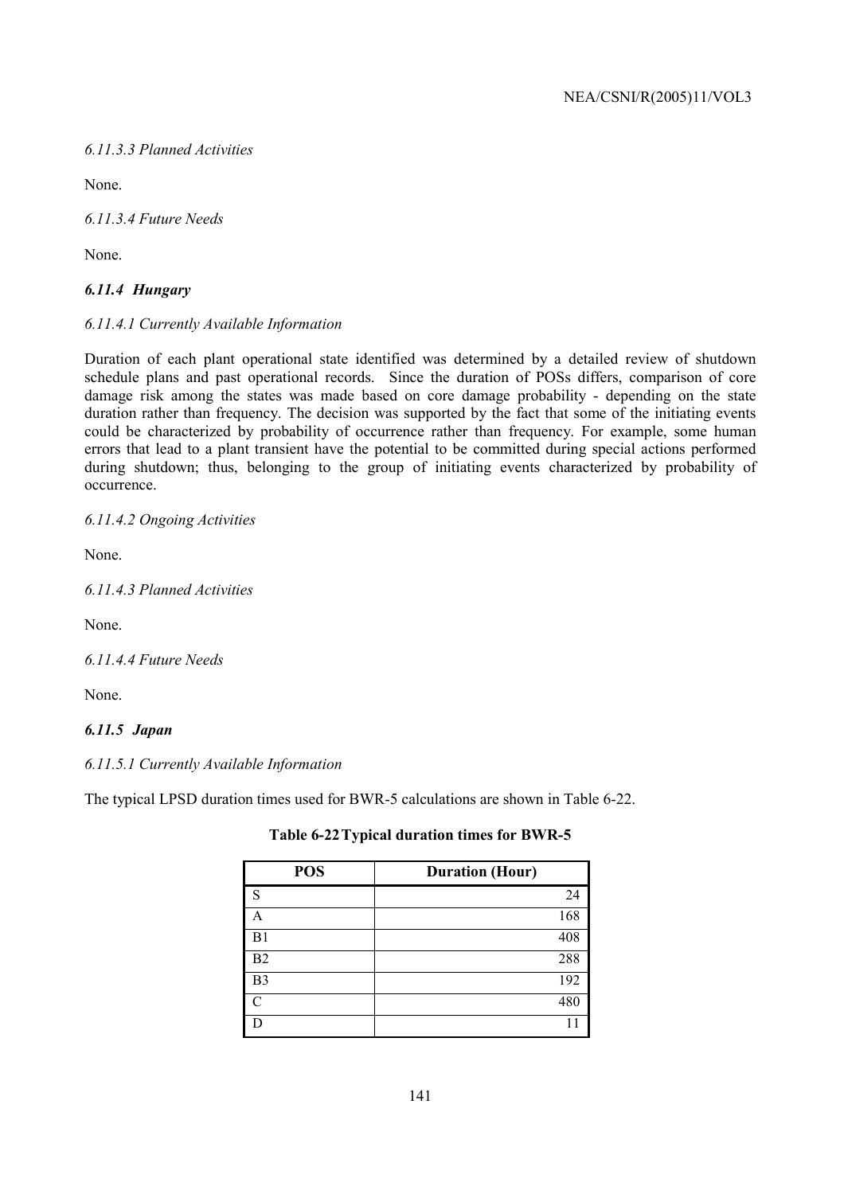*6.11.3.3 Planned Activities*

None.

*6.11.3.4 Future Needs*

None.

### *6.11.4 Hungary*

*6.11.4.1 Currently Available Information*

Duration of each plant operational state identified was determined by a detailed review of shutdown schedule plans and past operational records. Since the duration of POSs differs, comparison of core damage risk among the states was made based on core damage probability - depending on the state duration rather than frequency. The decision was supported by the fact that some of the initiating events could be characterized by probability of occurrence rather than frequency. For example, some human errors that lead to a plant transient have the potential to be committed during special actions performed during shutdown; thus, belonging to the group of initiating events characterized by probability of occurrence.

*6.11.4.2 Ongoing Activities*

None.

*6.11.4.3 Planned Activities*

None.

*6.11.4.4 Future Needs*

None.

### *6.11.5 Japan*

*6.11.5.1 Currently Available Information*

The typical LPSD duration times used for BWR-5 calculations are shown in Table 6-22.

**Table 6-22 Typical duration times for BWR-5**

| POS | Duration (Hour) |
|---|---:|
| S | 24 |
| A | 168 |
| B1 | 408 |
| B2 | 288 |
| B3 | 192 |
| C | 480 |
| D | 11 |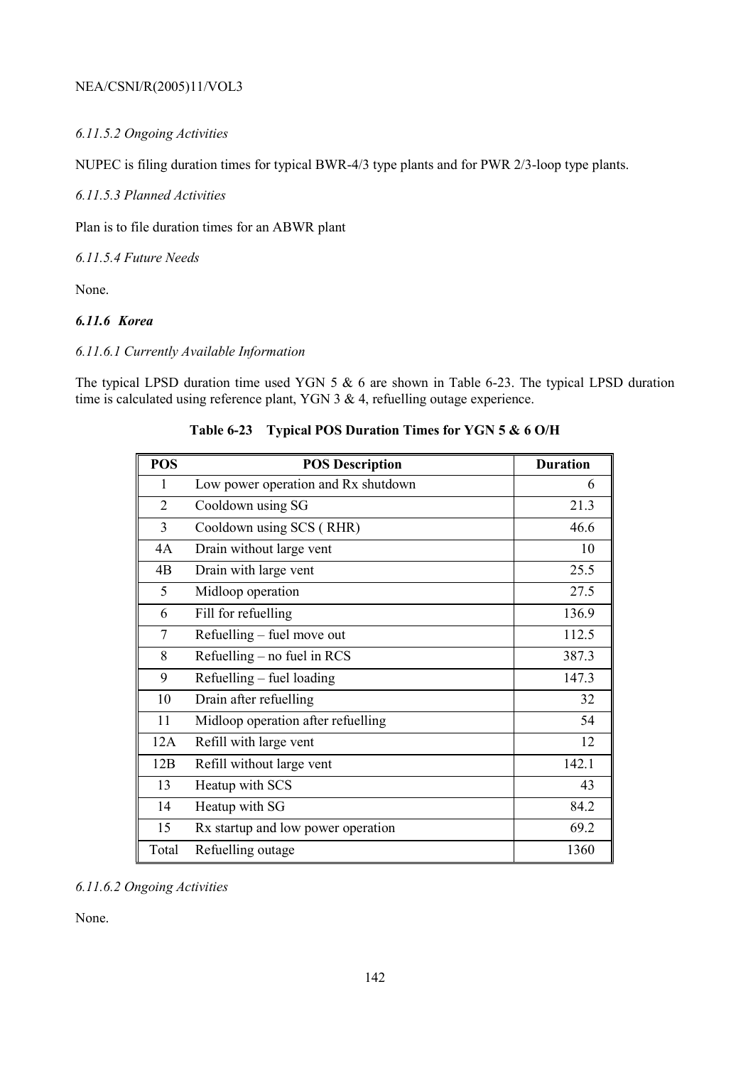*6.11.5.2 Ongoing Activities*

NUPEC is filing duration times for typical BWR-4/3 type plants and for PWR 2/3-loop type plants.

*6.11.5.3 Planned Activities*

Plan is to file duration times for an ABWR plant

*6.11.5.4 Future Needs*

None.

### *6.11.6 Korea*

*6.11.6.1 Currently Available Information*

The typical LPSD duration time used YGN 5 & 6 are shown in Table 6-23. The typical LPSD duration time is calculated using reference plant, YGN 3 & 4, refuelling outage experience.

**Table 6-23 Typical POS Duration Times for YGN 5 & 6 O/H**

| POS | POS Description | Duration |
|---|---|---|
| 1 | Low power operation and Rx shutdown | 6 |
| 2 | Cooldown using SG | 21.3 |
| 3 | Cooldown using SCS ( RHR) | 46.6 |
| 4A | Drain without large vent | 10 |
| 4B | Drain with large vent | 25.5 |
| 5 | Midloop operation | 27.5 |
| 6 | Fill for refuelling | 136.9 |
| 7 | Refuelling – fuel move out | 112.5 |
| 8 | Refuelling – no fuel in RCS | 387.3 |
| 9 | Refuelling – fuel loading | 147.3 |
| 10 | Drain after refuelling | 32 |
| 11 | Midloop operation after refuelling | 54 |
| 12A | Refill with large vent | 12 |
| 12B | Refill without large vent | 142.1 |
| 13 | Heatup with SCS | 43 |
| 14 | Heatup with SG | 84.2 |
| 15 | Rx startup and low power operation | 69.2 |
| Total | Refuelling outage | 1360 |

*6.11.6.2 Ongoing Activities*

None.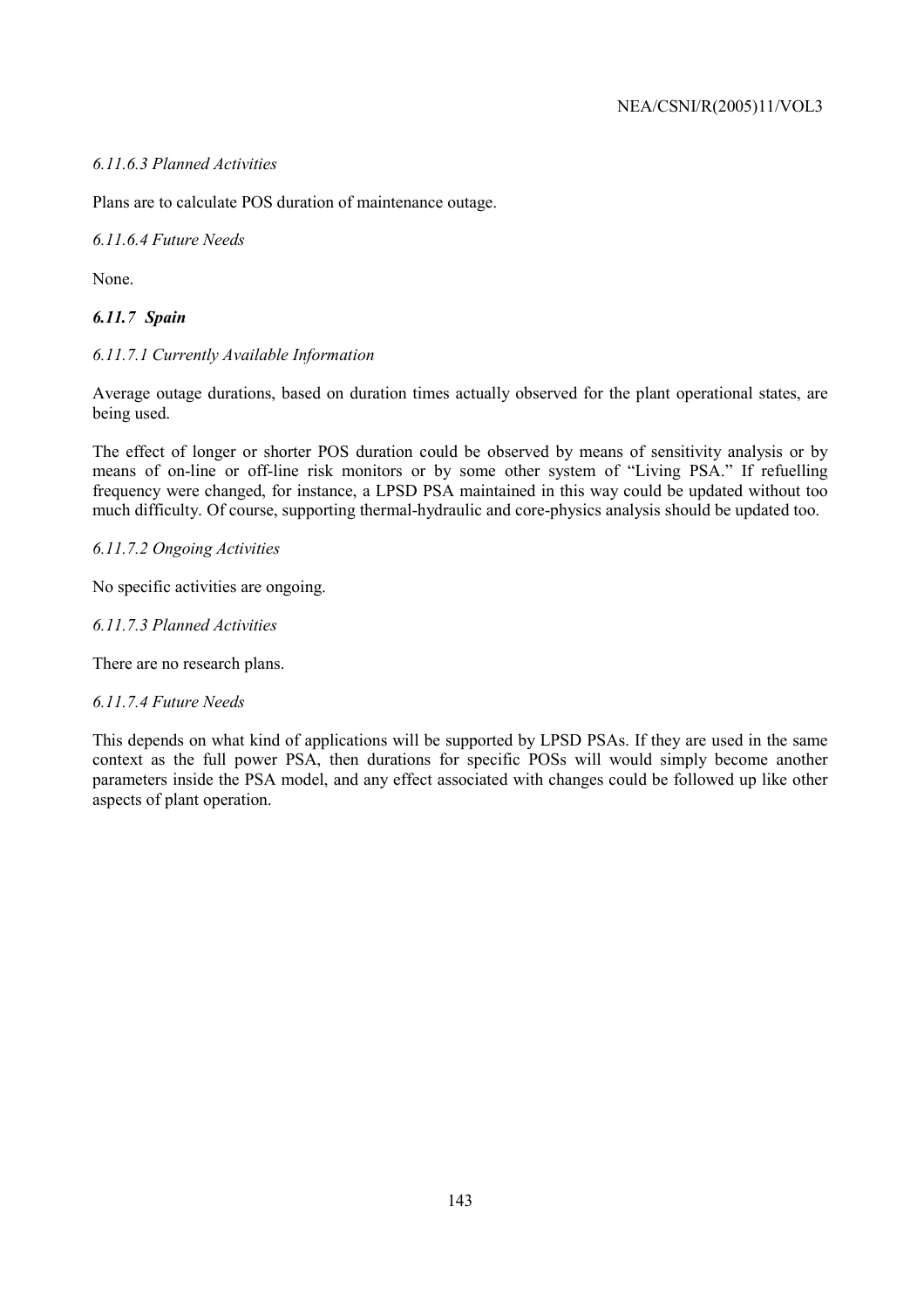*6.11.6.3 Planned Activities*

Plans are to calculate POS duration of maintenance outage.

*6.11.6.4 Future Needs*

None.

### *6.11.7 Spain*

*6.11.7.1 Currently Available Information*

Average outage durations, based on duration times actually observed for the plant operational states, are being used.

The effect of longer or shorter POS duration could be observed by means of sensitivity analysis or by means of on-line or off-line risk monitors or by some other system of "Living PSA." If refuelling frequency were changed, for instance, a LPSD PSA maintained in this way could be updated without too much difficulty. Of course, supporting thermal-hydraulic and core-physics analysis should be updated too.

*6.11.7.2 Ongoing Activities*

No specific activities are ongoing.

*6.11.7.3 Planned Activities*

There are no research plans.

*6.11.7.4 Future Needs*

This depends on what kind of applications will be supported by LPSD PSAs. If they are used in the same context as the full power PSA, then durations for specific POSs will would simply become another parameters inside the PSA model, and any effect associated with changes could be followed up like other aspects of plant operation.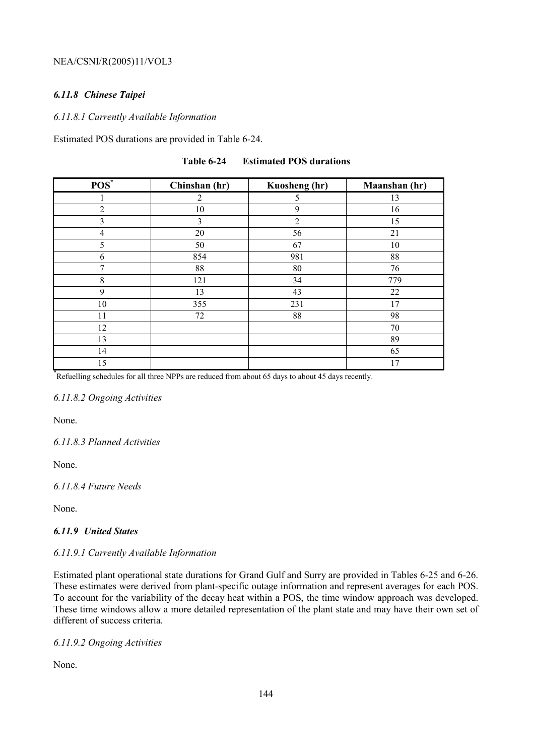### *6.11.8 Chinese Taipei*

*6.11.8.1 Currently Available Information*

Estimated POS durations are provided in Table 6-24.

**Table 6-24 Estimated POS durations**

| POS* | Chinshan (hr) | Kuosheng (hr) | Maanshan (hr) |
|---|---|---|---|
| 1 | 2 | 5 | 13 |
| 2 | 10 | 9 | 16 |
| 3 | 3 | 2 | 15 |
| 4 | 20 | 56 | 21 |
| 5 | 50 | 67 | 10 |
| 6 | 854 | 981 | 88 |
| 7 | 88 | 80 | 76 |
| 8 | 121 | 34 | 779 |
| 9 | 13 | 43 | 22 |
| 10 | 355 | 231 | 17 |
| 11 | 72 | 88 | 98 |
| 12 | | | 70 |
| 13 | | | 89 |
| 14 | | | 65 |
| 15 | | | 17 |

* Refuelling schedules for all three NPPs are reduced from about 65 days to about 45 days recently.

*6.11.8.2 Ongoing Activities*

None.

*6.11.8.3 Planned Activities*

None.

*6.11.8.4 Future Needs*

None.

### *6.11.9 United States*

*6.11.9.1 Currently Available Information*

Estimated plant operational state durations for Grand Gulf and Surry are provided in Tables 6-25 and 6-26. These estimates were derived from plant-specific outage information and represent averages for each POS. To account for the variability of the decay heat within a POS, the time window approach was developed. These time windows allow a more detailed representation of the plant state and may have their own set of different of success criteria.

*6.11.9.2 Ongoing Activities*

None.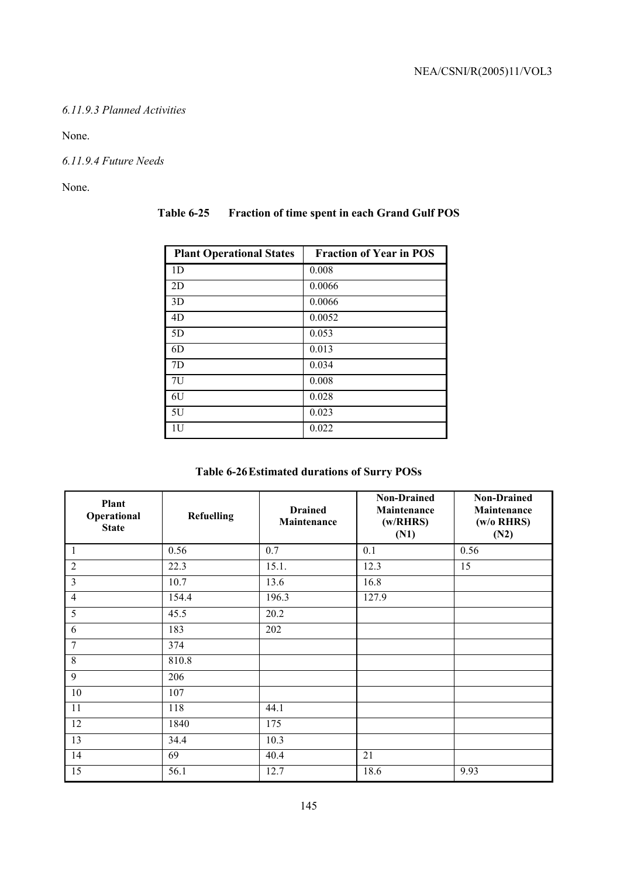*6.11.9.3 Planned Activities*

None.

*6.11.9.4 Future Needs*

None.

**Table 6-25 Fraction of time spent in each Grand Gulf POS**

| Plant Operational States | Fraction of Year in POS |
|---|---|
| 1D | 0.008 |
| 2D | 0.0066 |
| 3D | 0.0066 |
| 4D | 0.0052 |
| 5D | 0.053 |
| 6D | 0.013 |
| 7D | 0.034 |
| 7U | 0.008 |
| 6U | 0.028 |
| 5U | 0.023 |
| 1U | 0.022 |

**Table 6-26 Estimated durations of Surry POSs**

| Plant Operational State | Refuelling | Drained Maintenance | Non-Drained Maintenance (w/RHRS) (N1) | Non-Drained Maintenance (w/o RHRS) (N2) |
|---|---|---|---|---|
| 1 | 0.56 | 0.7 | 0.1 | 0.56 |
| 2 | 22.3 | 15.1. | 12.3 | 15 |
| 3 | 10.7 | 13.6 | 16.8 | |
| 4 | 154.4 | 196.3 | 127.9 | |
| 5 | 45.5 | 20.2 | | |
| 6 | 183 | 202 | | |
| 7 | 374 | | | |
| 8 | 810.8 | | | |
| 9 | 206 | | | |
| 10 | 107 | | | |
| 11 | 118 | 44.1 | | |
| 12 | 1840 | 175 | | |
| 13 | 34.4 | 10.3 | | |
| 14 | 69 | 40.4 | 21 | |
| 15 | 56.1 | 12.7 | 18.6 | 9.93 |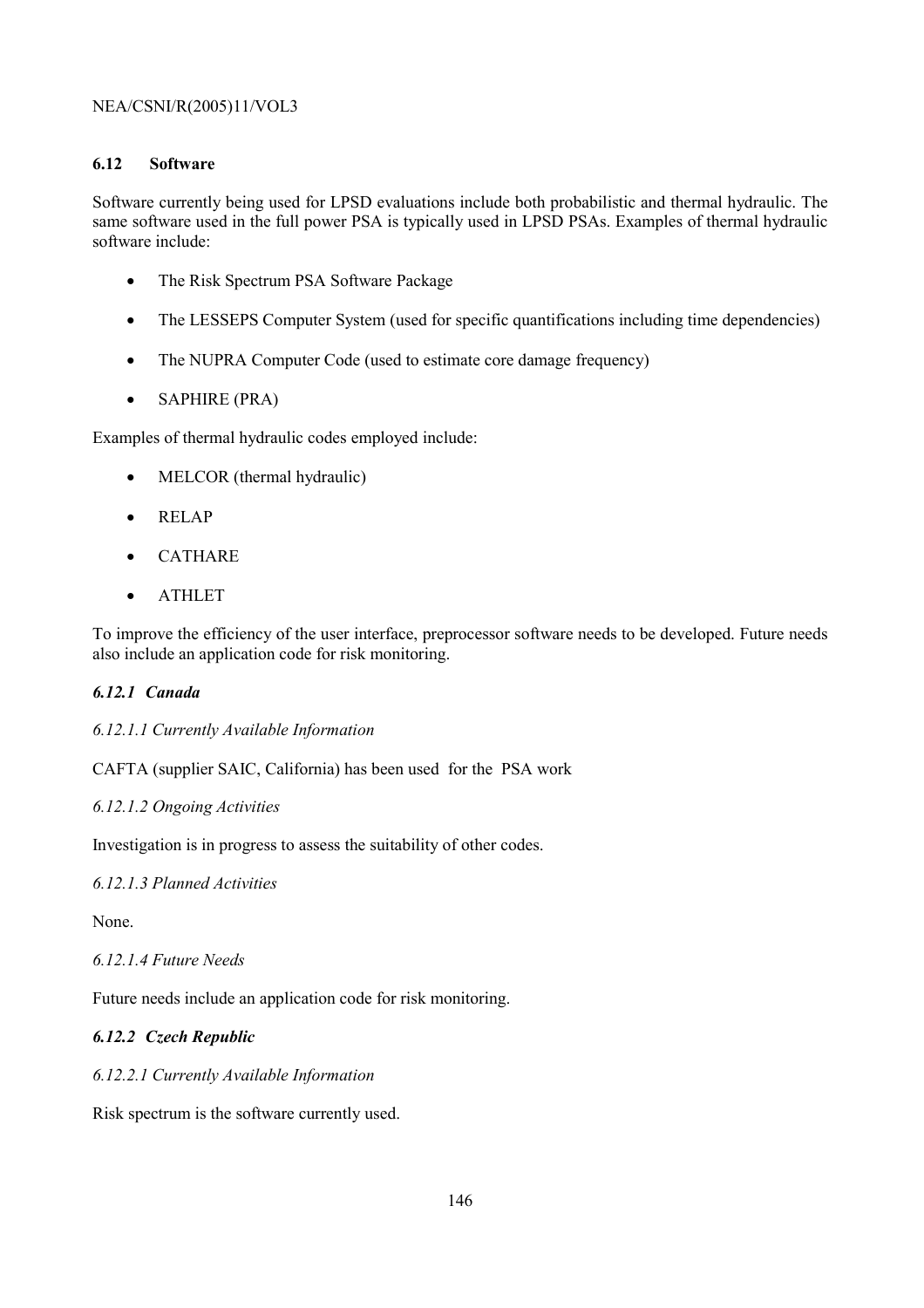## 6.12 Software

Software currently being used for LPSD evaluations include both probabilistic and thermal hydraulic. The same software used in the full power PSA is typically used in LPSD PSAs. Examples of thermal hydraulic software include:

- The Risk Spectrum PSA Software Package
- The LESSEPS Computer System (used for specific quantifications including time dependencies)
- The NUPRA Computer Code (used to estimate core damage frequency)
- SAPHIRE (PRA)

Examples of thermal hydraulic codes employed include:

- MELCOR (thermal hydraulic)
- RELAP
- CATHARE
- ATHLET

To improve the efficiency of the user interface, preprocessor software needs to be developed. Future needs also include an application code for risk monitoring.

### *6.12.1 Canada*

*6.12.1.1 Currently Available Information*

CAFTA (supplier SAIC, California) has been used for the PSA work

*6.12.1.2 Ongoing Activities*

Investigation is in progress to assess the suitability of other codes.

*6.12.1.3 Planned Activities*

None.

*6.12.1.4 Future Needs*

Future needs include an application code for risk monitoring.

### *6.12.2 Czech Republic*

*6.12.2.1 Currently Available Information*

Risk spectrum is the software currently used.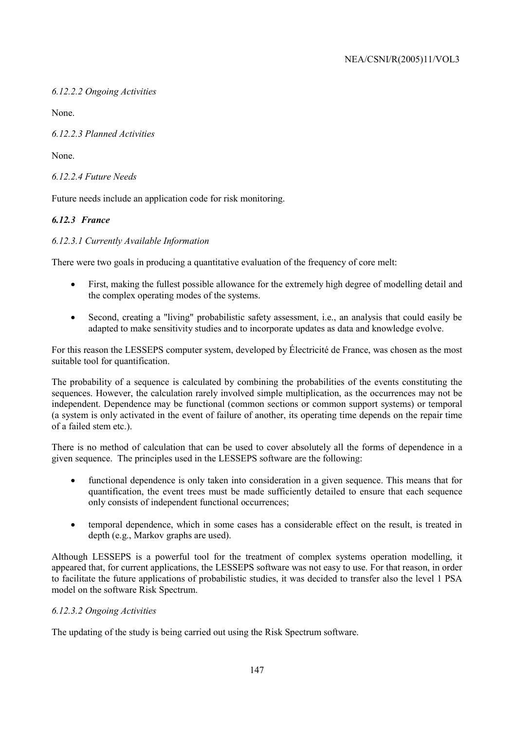*6.12.2.2 Ongoing Activities*

None.

*6.12.2.3 Planned Activities*

None.

*6.12.2.4 Future Needs*

Future needs include an application code for risk monitoring.

### *6.12.3 France*

*6.12.3.1 Currently Available Information*

There were two goals in producing a quantitative evaluation of the frequency of core melt:

- First, making the fullest possible allowance for the extremely high degree of modelling detail and the complex operating modes of the systems.
- Second, creating a "living" probabilistic safety assessment, i.e., an analysis that could easily be adapted to make sensitivity studies and to incorporate updates as data and knowledge evolve.

For this reason the LESSEPS computer system, developed by Électricité de France, was chosen as the most suitable tool for quantification.

The probability of a sequence is calculated by combining the probabilities of the events constituting the sequences. However, the calculation rarely involved simple multiplication, as the occurrences may not be independent. Dependence may be functional (common sections or common support systems) or temporal (a system is only activated in the event of failure of another, its operating time depends on the repair time of a failed stem etc.).

There is no method of calculation that can be used to cover absolutely all the forms of dependence in a given sequence. The principles used in the LESSEPS software are the following:

- functional dependence is only taken into consideration in a given sequence. This means that for quantification, the event trees must be made sufficiently detailed to ensure that each sequence only consists of independent functional occurrences;
- temporal dependence, which in some cases has a considerable effect on the result, is treated in depth (e.g., Markov graphs are used).

Although LESSEPS is a powerful tool for the treatment of complex systems operation modelling, it appeared that, for current applications, the LESSEPS software was not easy to use. For that reason, in order to facilitate the future applications of probabilistic studies, it was decided to transfer also the level 1 PSA model on the software Risk Spectrum.

*6.12.3.2 Ongoing Activities*

The updating of the study is being carried out using the Risk Spectrum software.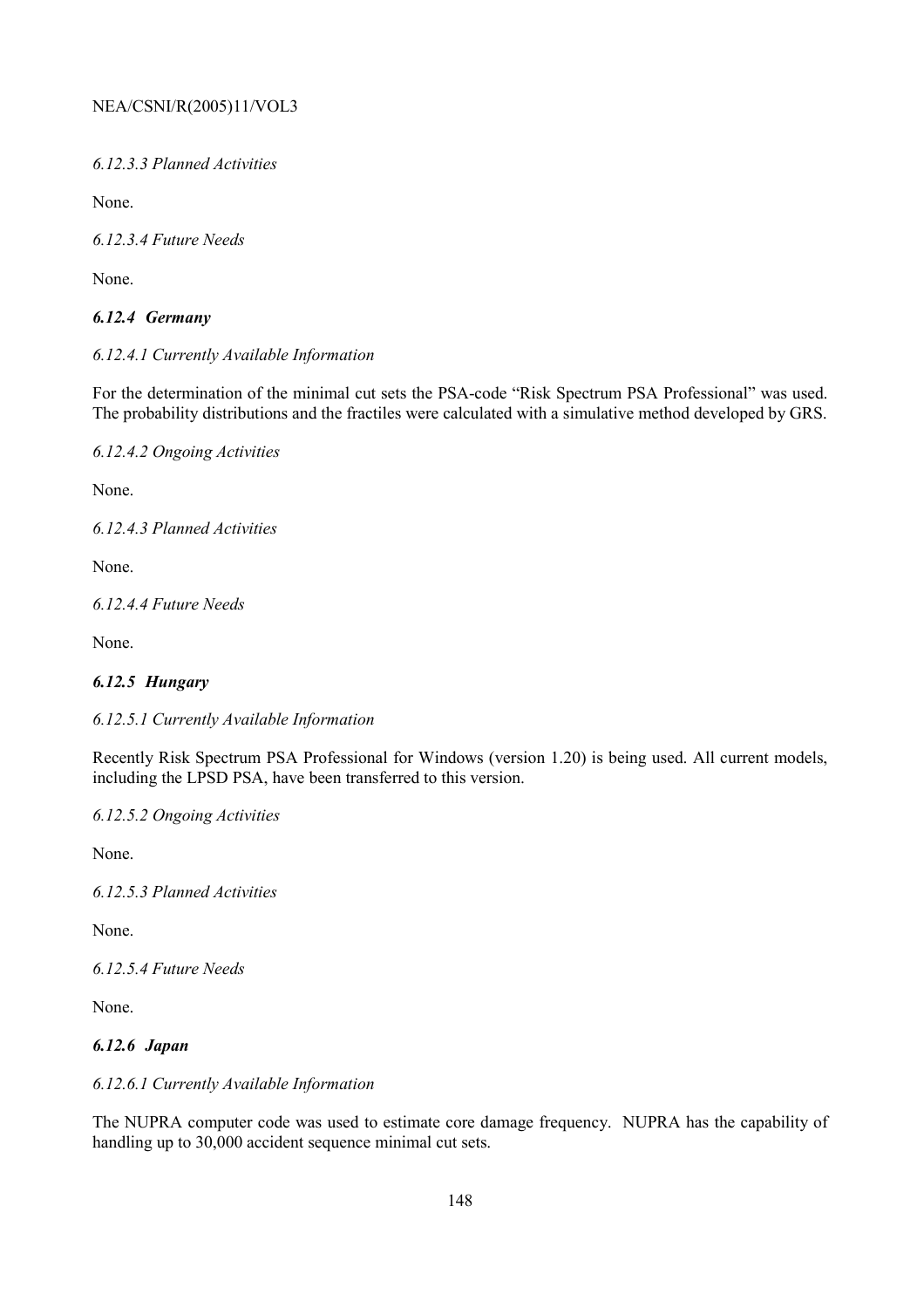*6.12.3.3 Planned Activities*

None.

*6.12.3.4 Future Needs*

None.

### *6.12.4 Germany*

*6.12.4.1 Currently Available Information*

For the determination of the minimal cut sets the PSA-code "Risk Spectrum PSA Professional" was used. The probability distributions and the fractiles were calculated with a simulative method developed by GRS.

*6.12.4.2 Ongoing Activities*

None.

*6.12.4.3 Planned Activities*

None.

*6.12.4.4 Future Needs*

None.

### *6.12.5 Hungary*

*6.12.5.1 Currently Available Information*

Recently Risk Spectrum PSA Professional for Windows (version 1.20) is being used. All current models, including the LPSD PSA, have been transferred to this version.

*6.12.5.2 Ongoing Activities*

None.

*6.12.5.3 Planned Activities*

None.

*6.12.5.4 Future Needs*

None.

### *6.12.6 Japan*

*6.12.6.1 Currently Available Information*

The NUPRA computer code was used to estimate core damage frequency. NUPRA has the capability of handling up to 30,000 accident sequence minimal cut sets.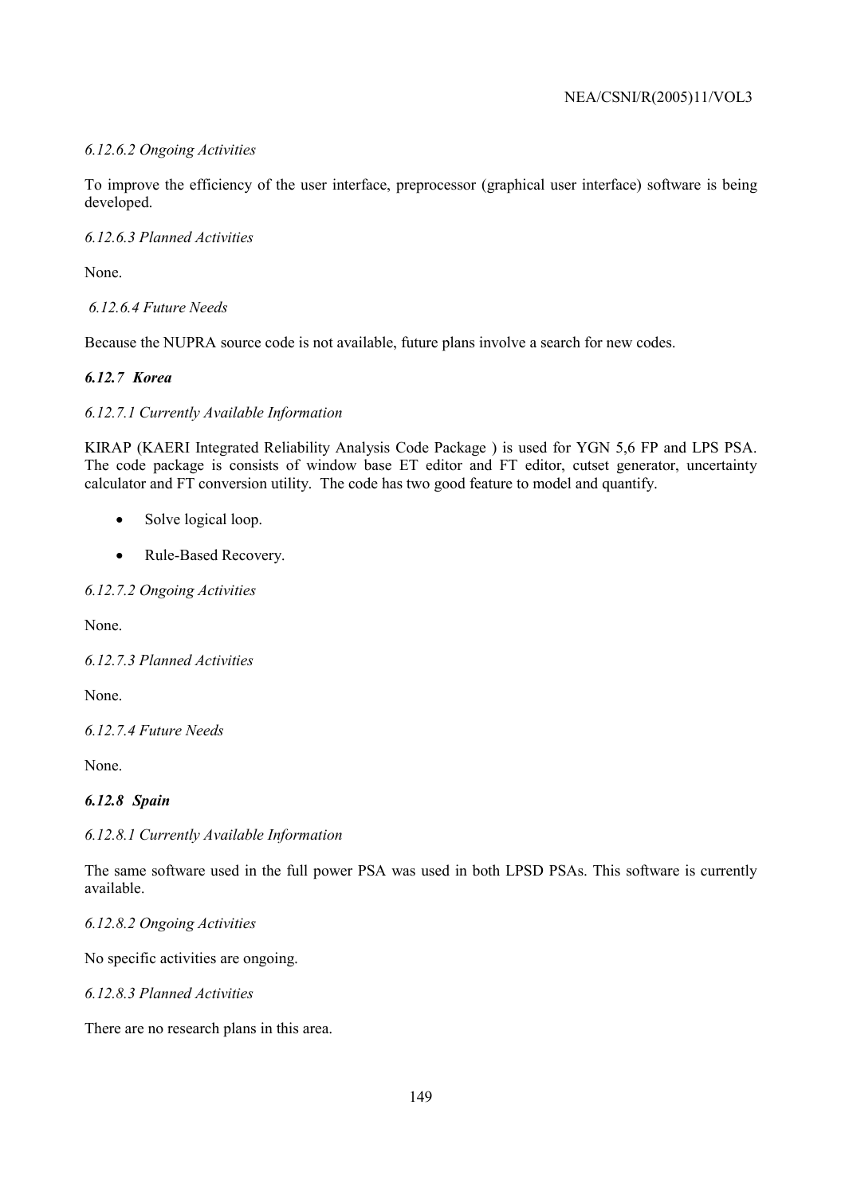*6.12.6.2 Ongoing Activities*

To improve the efficiency of the user interface, preprocessor (graphical user interface) software is being developed.

*6.12.6.3 Planned Activities*

None.

*6.12.6.4 Future Needs*

Because the NUPRA source code is not available, future plans involve a search for new codes.

### *6.12.7 Korea*

*6.12.7.1 Currently Available Information*

KIRAP (KAERI Integrated Reliability Analysis Code Package ) is used for YGN 5,6 FP and LPS PSA. The code package is consists of window base ET editor and FT editor, cutset generator, uncertainty calculator and FT conversion utility. The code has two good feature to model and quantify.

- Solve logical loop.
- Rule-Based Recovery.

*6.12.7.2 Ongoing Activities*

None.

*6.12.7.3 Planned Activities*

None.

*6.12.7.4 Future Needs*

None.

### *6.12.8 Spain*

*6.12.8.1 Currently Available Information*

The same software used in the full power PSA was used in both LPSD PSAs. This software is currently available.

*6.12.8.2 Ongoing Activities*

No specific activities are ongoing.

*6.12.8.3 Planned Activities*

There are no research plans in this area.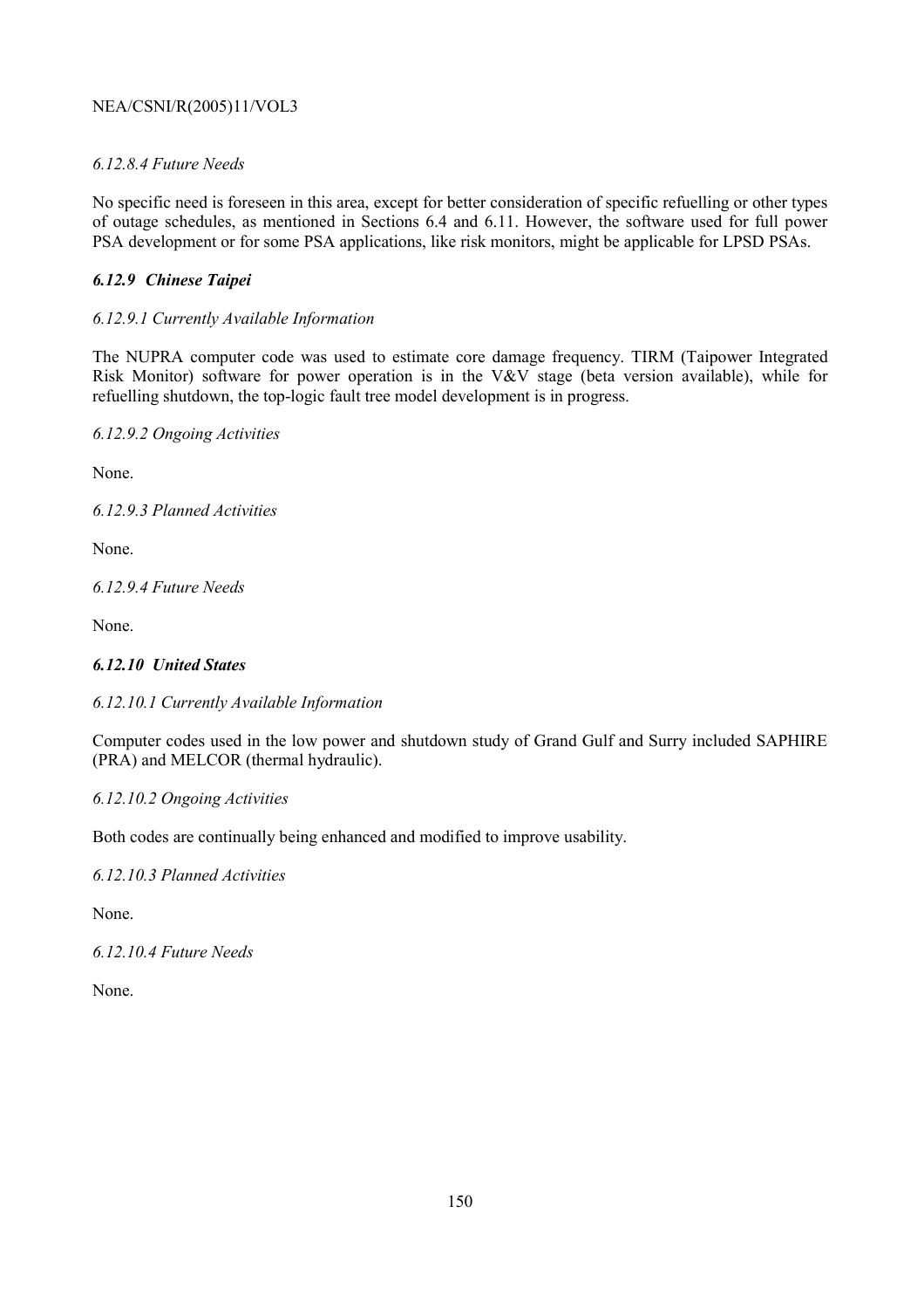*6.12.8.4 Future Needs*

No specific need is foreseen in this area, except for better consideration of specific refuelling or other types of outage schedules, as mentioned in Sections 6.4 and 6.11. However, the software used for full power PSA development or for some PSA applications, like risk monitors, might be applicable for LPSD PSAs.

### *6.12.9 Chinese Taipei*

*6.12.9.1 Currently Available Information*

The NUPRA computer code was used to estimate core damage frequency. TIRM (Taipower Integrated Risk Monitor) software for power operation is in the V&V stage (beta version available), while for refuelling shutdown, the top-logic fault tree model development is in progress.

*6.12.9.2 Ongoing Activities*

None.

*6.12.9.3 Planned Activities*

None.

*6.12.9.4 Future Needs*

None.

### *6.12.10 United States*

*6.12.10.1 Currently Available Information*

Computer codes used in the low power and shutdown study of Grand Gulf and Surry included SAPHIRE (PRA) and MELCOR (thermal hydraulic).

*6.12.10.2 Ongoing Activities*

Both codes are continually being enhanced and modified to improve usability.

*6.12.10.3 Planned Activities*

None.

*6.12.10.4 Future Needs*

None.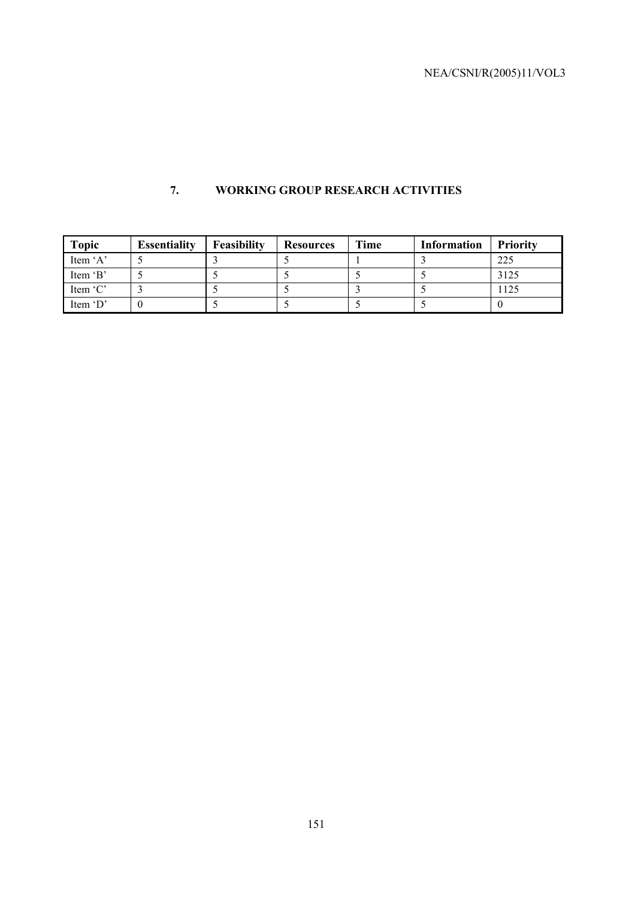## 7. WORKING GROUP RESEARCH ACTIVITIES

| Topic | Essentiality | Feasibility | Resources | Time | Information | Priority |
|---|---|---|---|---|---|---|
| Item 'A' | 5 | 3 | 5 | 1 | 3 | 225 |
| Item 'B' | 5 | 5 | 5 | 5 | 5 | 3125 |
| Item 'C' | 3 | 5 | 5 | 3 | 5 | 1125 |
| Item 'D' | 0 | 5 | 5 | 5 | 5 | 0 |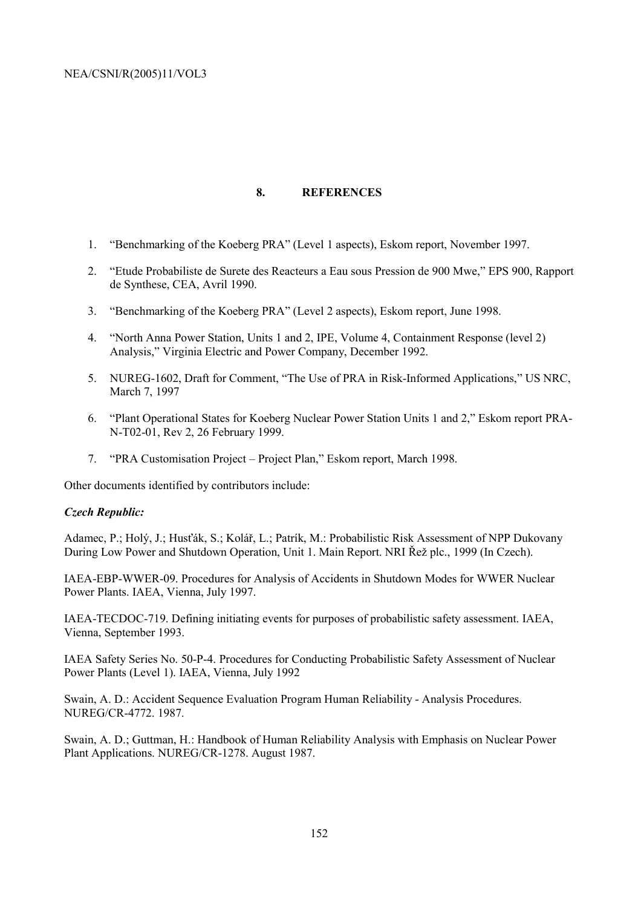## 8. REFERENCES

1. "Benchmarking of the Koeberg PRA" (Level 1 aspects), Eskom report, November 1997.

2. "Etude Probabiliste de Surete des Reacteurs a Eau sous Pression de 900 Mwe," EPS 900, Rapport de Synthese, CEA, Avril 1990.

3. "Benchmarking of the Koeberg PRA" (Level 2 aspects), Eskom report, June 1998.

4. "North Anna Power Station, Units 1 and 2, IPE, Volume 4, Containment Response (level 2) Analysis," Virginia Electric and Power Company, December 1992.

5. NUREG-1602, Draft for Comment, "The Use of PRA in Risk-Informed Applications," US NRC, March 7, 1997

6. "Plant Operational States for Koeberg Nuclear Power Station Units 1 and 2," Eskom report PRA-N-T02-01, Rev 2, 26 February 1999.

7. "PRA Customisation Project – Project Plan," Eskom report, March 1998.

Other documents identified by contributors include:

***Czech Republic:***

Adamec, P.; Holý, J.; Husťák, S.; Kolář, L.; Patrík, M.: Probabilistic Risk Assessment of NPP Dukovany During Low Power and Shutdown Operation, Unit 1. Main Report. NRI Řež plc., 1999 (In Czech).

IAEA-EBP-WWER-09. Procedures for Analysis of Accidents in Shutdown Modes for WWER Nuclear Power Plants. IAEA, Vienna, July 1997.

IAEA-TECDOC-719. Defining initiating events for purposes of probabilistic safety assessment. IAEA, Vienna, September 1993.

IAEA Safety Series No. 50-P-4. Procedures for Conducting Probabilistic Safety Assessment of Nuclear Power Plants (Level 1). IAEA, Vienna, July 1992

Swain, A. D.: Accident Sequence Evaluation Program Human Reliability - Analysis Procedures. NUREG/CR-4772. 1987.

Swain, A. D.; Guttman, H.: Handbook of Human Reliability Analysis with Emphasis on Nuclear Power Plant Applications. NUREG/CR-1278. August 1987.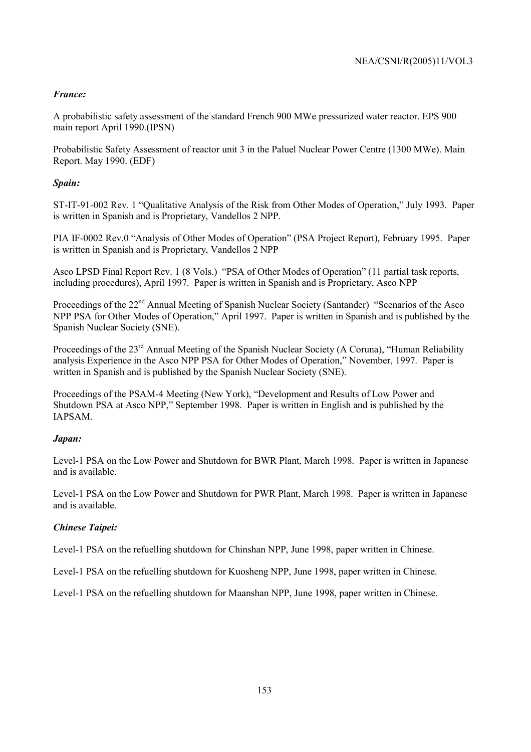***France:***

A probabilistic safety assessment of the standard French 900 MWe pressurized water reactor. EPS 900 main report April 1990.(IPSN)

Probabilistic Safety Assessment of reactor unit 3 in the Paluel Nuclear Power Centre (1300 MWe). Main Report. May 1990. (EDF)

***Spain:***

ST-IT-91-002 Rev. 1 "Qualitative Analysis of the Risk from Other Modes of Operation," July 1993. Paper is written in Spanish and is Proprietary, Vandellos 2 NPP.

PIA IF-0002 Rev.0 "Analysis of Other Modes of Operation" (PSA Project Report), February 1995. Paper is written in Spanish and is Proprietary, Vandellos 2 NPP

Asco LPSD Final Report Rev. 1 (8 Vols.) "PSA of Other Modes of Operation" (11 partial task reports, including procedures), April 1997. Paper is written in Spanish and is Proprietary, Asco NPP

Proceedings of the 22nd Annual Meeting of Spanish Nuclear Society (Santander) "Scenarios of the Asco NPP PSA for Other Modes of Operation," April 1997. Paper is written in Spanish and is published by the Spanish Nuclear Society (SNE).

Proceedings of the 23rd Annual Meeting of the Spanish Nuclear Society (A Coruna), "Human Reliability analysis Experience in the Asco NPP PSA for Other Modes of Operation," November, 1997. Paper is written in Spanish and is published by the Spanish Nuclear Society (SNE).

Proceedings of the PSAM-4 Meeting (New York), "Development and Results of Low Power and Shutdown PSA at Asco NPP," September 1998. Paper is written in English and is published by the IAPSAM.

***Japan:***

Level-1 PSA on the Low Power and Shutdown for BWR Plant, March 1998. Paper is written in Japanese and is available.

Level-1 PSA on the Low Power and Shutdown for PWR Plant, March 1998. Paper is written in Japanese and is available.

***Chinese Taipei:***

Level-1 PSA on the refuelling shutdown for Chinshan NPP, June 1998, paper written in Chinese.

Level-1 PSA on the refuelling shutdown for Kuosheng NPP, June 1998, paper written in Chinese.

Level-1 PSA on the refuelling shutdown for Maanshan NPP, June 1998, paper written in Chinese.